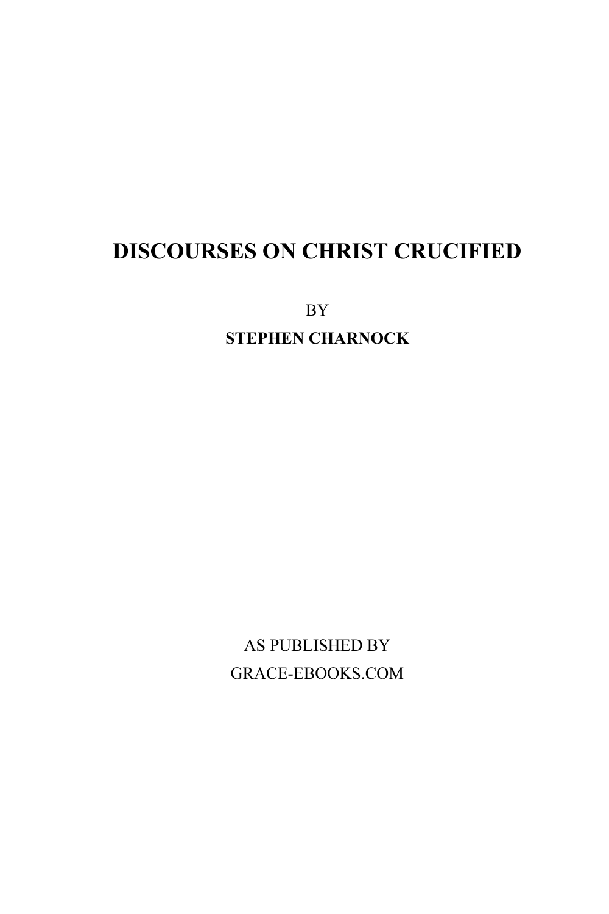# DISCOURSES ON CHRIST CRUCIFIED

BY

**STEPHEN CHARNOCK**

AS PUBLISHED BY

GRACE-EBOOKS.COM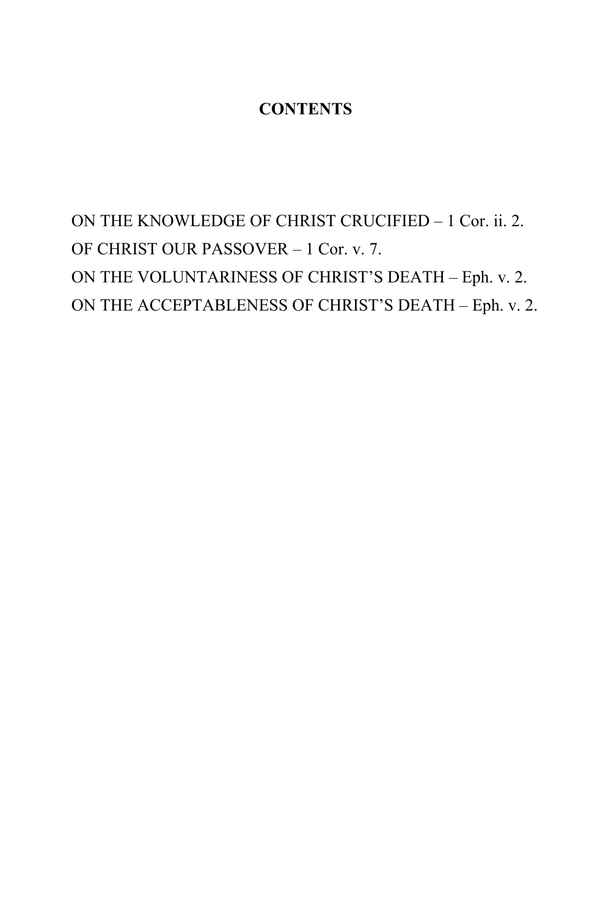## CONTENTS

ON THE KNOWLEDGE OF CHRIST CRUCIFIED – 1 Cor. ii. 2.

OF CHRIST OUR PASSOVER – 1 Cor. v. 7.

ON THE VOLUNTARINESS OF CHRIST'S DEATH – Eph. v. 2.

ON THE ACCEPTABLENESS OF CHRIST'S DEATH – Eph. v. 2.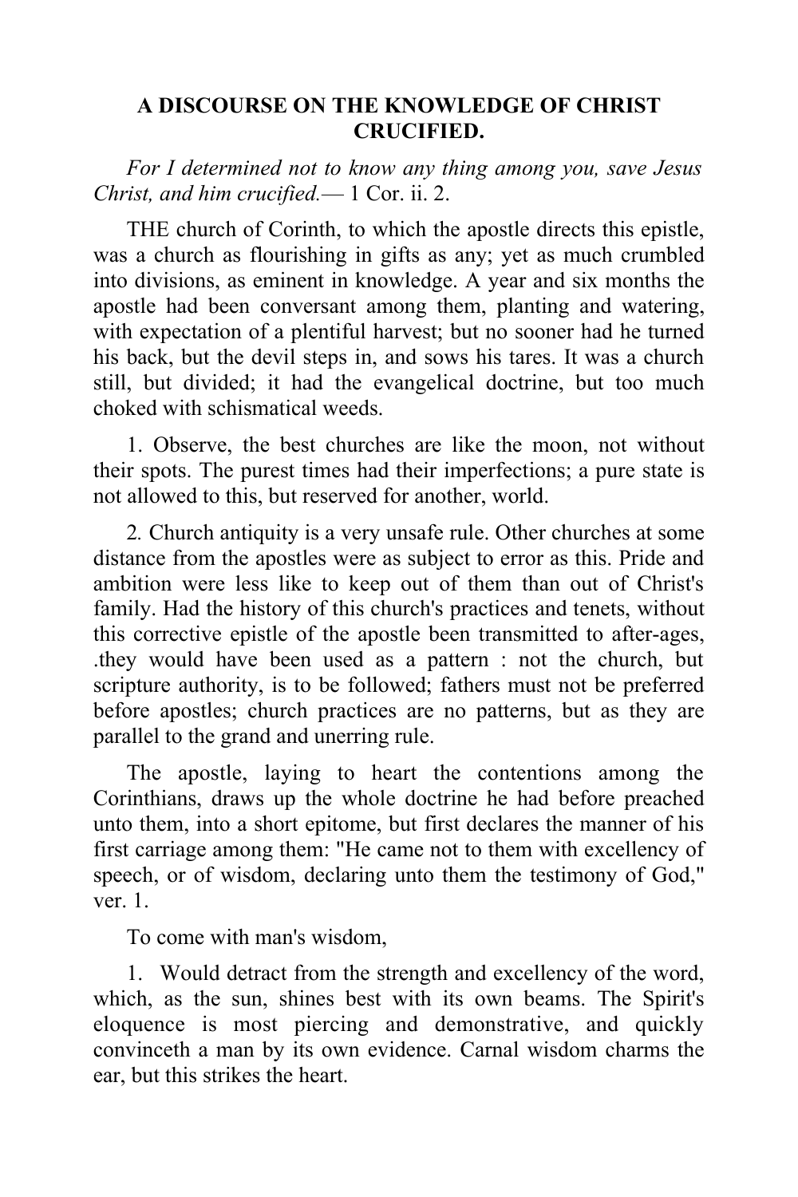## A DISCOURSE ON THE KNOWLEDGE OF CHRIST CRUCIFIED.

*For I determined not to know any thing among you, save Jesus Christ, and him crucified.*— 1 Cor. ii. 2.

THE church of Corinth, to which the apostle directs this epistle, was a church as flourishing in gifts as any; yet as much crumbled into divisions, as eminent in knowledge. A year and six months the apostle had been conversant among them, planting and watering, with expectation of a plentiful harvest; but no sooner had he turned his back, but the devil steps in, and sows his tares. It was a church still, but divided; it had the evangelical doctrine, but too much choked with schismatical weeds.

1. Observe, the best churches are like the moon, not without their spots. The purest times had their imperfections; a pure state is not allowed to this, but reserved for another, world.

2. Church antiquity is a very unsafe rule. Other churches at some distance from the apostles were as subject to error as this. Pride and ambition were less like to keep out of them than out of Christ's family. Had the history of this church's practices and tenets, without this corrective epistle of the apostle been transmitted to after-ages, .they would have been used as a pattern : not the church, but scripture authority, is to be followed; fathers must not be preferred before apostles; church practices are no patterns, but as they are parallel to the grand and unerring rule.

The apostle, laying to heart the contentions among the Corinthians, draws up the whole doctrine he had before preached unto them, into a short epitome, but first declares the manner of his first carriage among them: "He came not to them with excellency of speech, or of wisdom, declaring unto them the testimony of God," ver. 1.

To come with man's wisdom,

1. Would detract from the strength and excellency of the word, which, as the sun, shines best with its own beams. The Spirit's eloquence is most piercing and demonstrative, and quickly convinceth a man by its own evidence. Carnal wisdom charms the ear, but this strikes the heart.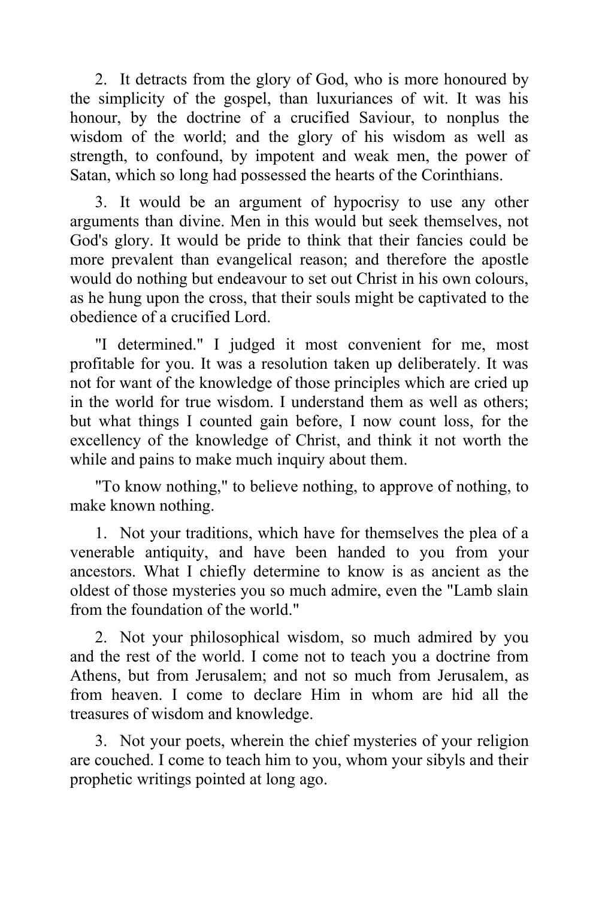2. It detracts from the glory of God, who is more honoured by the simplicity of the gospel, than luxuriances of wit. It was his honour, by the doctrine of a crucified Saviour, to nonplus the wisdom of the world; and the glory of his wisdom as well as strength, to confound, by impotent and weak men, the power of Satan, which so long had possessed the hearts of the Corinthians.

3. It would be an argument of hypocrisy to use any other arguments than divine. Men in this would but seek themselves, not God's glory. It would be pride to think that their fancies could be more prevalent than evangelical reason; and therefore the apostle would do nothing but endeavour to set out Christ in his own colours, as he hung upon the cross, that their souls might be captivated to the obedience of a crucified Lord.

"I determined." I judged it most convenient for me, most profitable for you. It was a resolution taken up deliberately. It was not for want of the knowledge of those principles which are cried up in the world for true wisdom. I understand them as well as others; but what things I counted gain before, I now count loss, for the excellency of the knowledge of Christ, and think it not worth the while and pains to make much inquiry about them.

"To know nothing," to believe nothing, to approve of nothing, to make known nothing.

1. Not your traditions, which have for themselves the plea of a venerable antiquity, and have been handed to you from your ancestors. What I chiefly determine to know is as ancient as the oldest of those mysteries you so much admire, even the "Lamb slain from the foundation of the world."

2. Not your philosophical wisdom, so much admired by you and the rest of the world. I come not to teach you a doctrine from Athens, but from Jerusalem; and not so much from Jerusalem, as from heaven. I come to declare Him in whom are hid all the treasures of wisdom and knowledge.

3. Not your poets, wherein the chief mysteries of your religion are couched. I come to teach him to you, whom your sibyls and their prophetic writings pointed at long ago.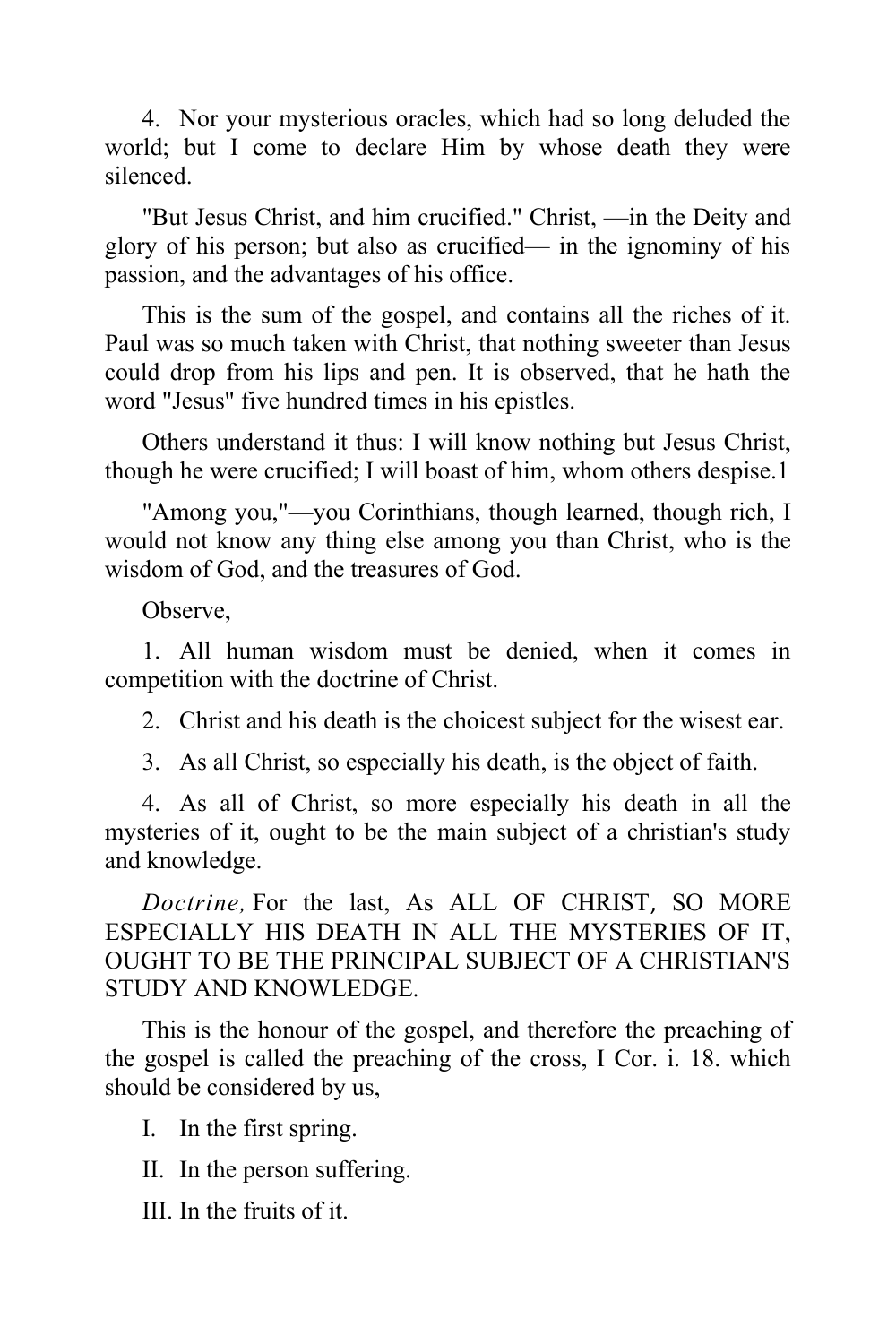4. Nor your mysterious oracles, which had so long deluded the world; but I come to declare Him by whose death they were silenced.

"But Jesus Christ, and him crucified." Christ, —in the Deity and glory of his person; but also as crucified— in the ignominy of his passion, and the advantages of his office.

This is the sum of the gospel, and contains all the riches of it. Paul was so much taken with Christ, that nothing sweeter than Jesus could drop from his lips and pen. It is observed, that he hath the word "Jesus" five hundred times in his epistles.

Others understand it thus: I will know nothing but Jesus Christ, though he were crucified; I will boast of him, whom others despise.1

"Among you,"—you Corinthians, though learned, though rich, I would not know any thing else among you than Christ, who is the wisdom of God, and the treasures of God.

Observe,

1. All human wisdom must be denied, when it comes in competition with the doctrine of Christ.
2. Christ and his death is the choicest subject for the wisest ear.
3. As all Christ, so especially his death, is the object of faith.
4. As all of Christ, so more especially his death in all the mysteries of it, ought to be the main subject of a christian's study and knowledge.

*Doctrine,* For the last, As ALL OF CHRIST, SO MORE ESPECIALLY HIS DEATH IN ALL THE MYSTERIES OF IT, OUGHT TO BE THE PRINCIPAL SUBJECT OF A CHRISTIAN'S STUDY AND KNOWLEDGE.

This is the honour of the gospel, and therefore the preaching of the gospel is called the preaching of the cross, I Cor. i. 18. which should be considered by us,

I. In the first spring.

II. In the person suffering.

III. In the fruits of it.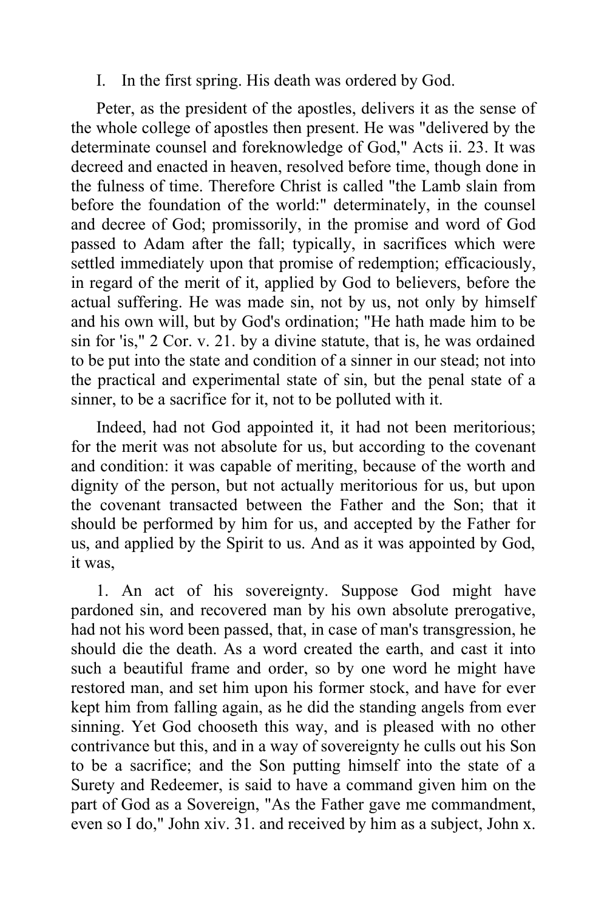I. In the first spring. His death was ordered by God.

Peter, as the president of the apostles, delivers it as the sense of the whole college of apostles then present. He was "delivered by the determinate counsel and foreknowledge of God," Acts ii. 23. It was decreed and enacted in heaven, resolved before time, though done in the fulness of time. Therefore Christ is called "the Lamb slain from before the foundation of the world:" determinately, in the counsel and decree of God; promissorily, in the promise and word of God passed to Adam after the fall; typically, in sacrifices which were settled immediately upon that promise of redemption; efficaciously, in regard of the merit of it, applied by God to believers, before the actual suffering. He was made sin, not by us, not only by himself and his own will, but by God's ordination; "He hath made him to be sin for 'is," 2 Cor. v. 21. by a divine statute, that is, he was ordained to be put into the state and condition of a sinner in our stead; not into the practical and experimental state of sin, but the penal state of a sinner, to be a sacrifice for it, not to be polluted with it.

Indeed, had not God appointed it, it had not been meritorious; for the merit was not absolute for us, but according to the covenant and condition: it was capable of meriting, because of the worth and dignity of the person, but not actually meritorious for us, but upon the covenant transacted between the Father and the Son; that it should be performed by him for us, and accepted by the Father for us, and applied by the Spirit to us. And as it was appointed by God, it was,

1. An act of his sovereignty. Suppose God might have pardoned sin, and recovered man by his own absolute prerogative, had not his word been passed, that, in case of man's transgression, he should die the death. As a word created the earth, and cast it into such a beautiful frame and order, so by one word he might have restored man, and set him upon his former stock, and have for ever kept him from falling again, as he did the standing angels from ever sinning. Yet God chooseth this way, and is pleased with no other contrivance but this, and in a way of sovereignty he culls out his Son to be a sacrifice; and the Son putting himself into the state of a Surety and Redeemer, is said to have a command given him on the part of God as a Sovereign, "As the Father gave me commandment, even so I do," John xiv. 31. and received by him as a subject, John x.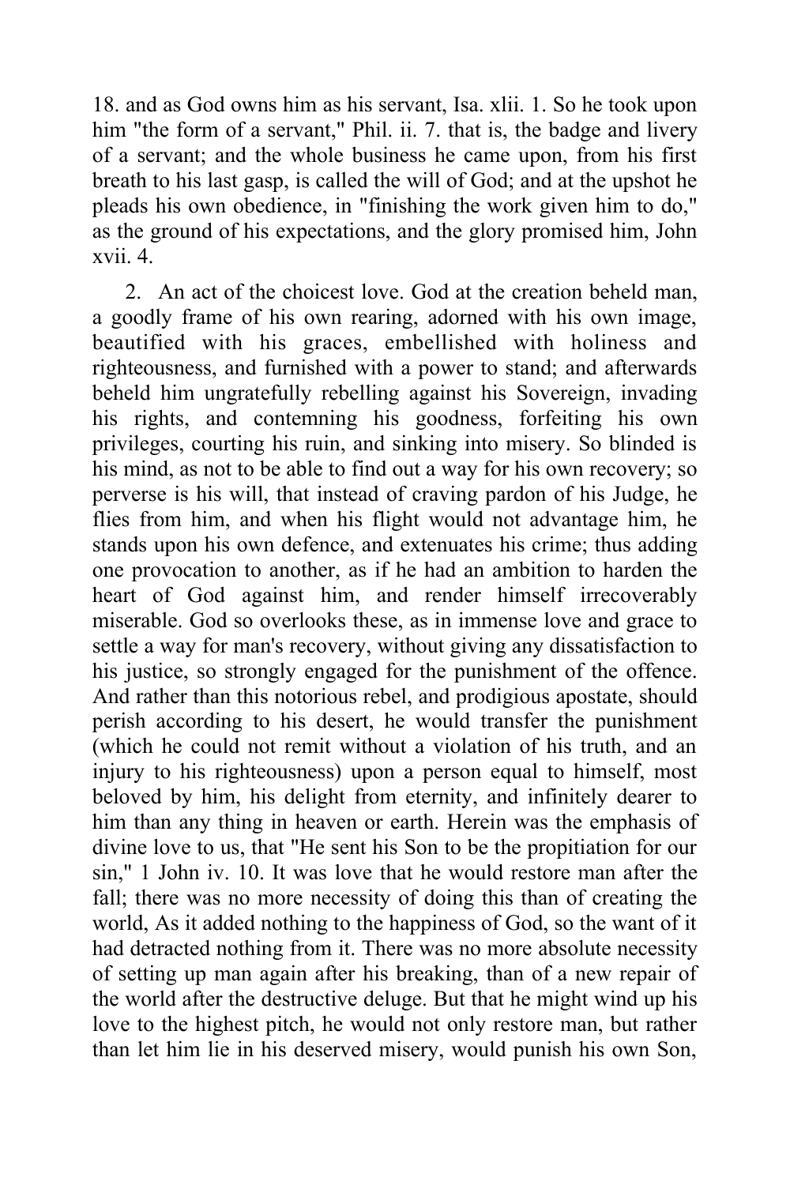18. and as God owns him as his servant, Isa. xlii. 1. So he took upon him "the form of a servant," Phil. ii. 7. that is, the badge and livery of a servant; and the whole business he came upon, from his first breath to his last gasp, is called the will of God; and at the upshot he pleads his own obedience, in "finishing the work given him to do," as the ground of his expectations, and the glory promised him, John xvii. 4.

2. An act of the choicest love. God at the creation beheld man, a goodly frame of his own rearing, adorned with his own image, beautified with his graces, embellished with holiness and righteousness, and furnished with a power to stand; and afterwards beheld him ungratefully rebelling against his Sovereign, invading his rights, and contemning his goodness, forfeiting his own privileges, courting his ruin, and sinking into misery. So blinded is his mind, as not to be able to find out a way for his own recovery; so perverse is his will, that instead of craving pardon of his Judge, he flies from him, and when his flight would not advantage him, he stands upon his own defence, and extenuates his crime; thus adding one provocation to another, as if he had an ambition to harden the heart of God against him, and render himself irrecoverably miserable. God so overlooks these, as in immense love and grace to settle a way for man's recovery, without giving any dissatisfaction to his justice, so strongly engaged for the punishment of the offence. And rather than this notorious rebel, and prodigious apostate, should perish according to his desert, he would transfer the punishment (which he could not remit without a violation of his truth, and an injury to his righteousness) upon a person equal to himself, most beloved by him, his delight from eternity, and infinitely dearer to him than any thing in heaven or earth. Herein was the emphasis of divine love to us, that "He sent his Son to be the propitiation for our sin," 1 John iv. 10. It was love that he would restore man after the fall; there was no more necessity of doing this than of creating the world, As it added nothing to the happiness of God, so the want of it had detracted nothing from it. There was no more absolute necessity of setting up man again after his breaking, than of a new repair of the world after the destructive deluge. But that he might wind up his love to the highest pitch, he would not only restore man, but rather than let him lie in his deserved misery, would punish his own Son,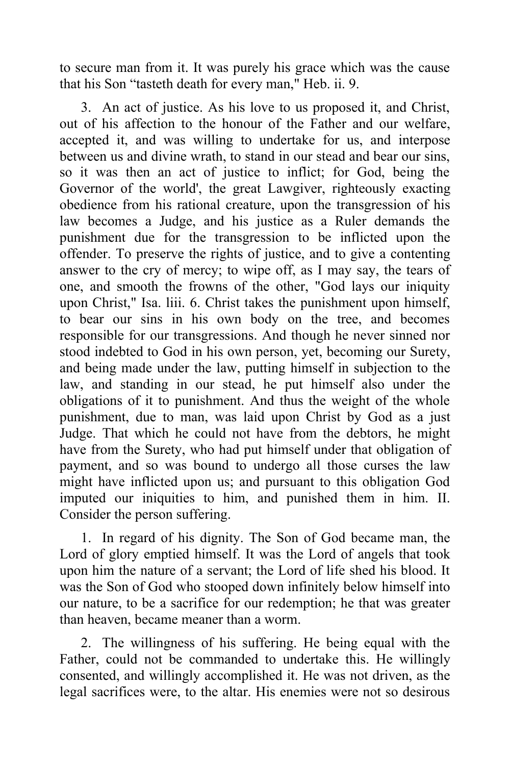to secure man from it. It was purely his grace which was the cause that his Son "tasteth death for every man," Heb. ii. 9.

3. An act of justice. As his love to us proposed it, and Christ, out of his affection to the honour of the Father and our welfare, accepted it, and was willing to undertake for us, and interpose between us and divine wrath, to stand in our stead and bear our sins, so it was then an act of justice to inflict; for God, being the Governor of the world', the great Lawgiver, righteously exacting obedience from his rational creature, upon the transgression of his law becomes a Judge, and his justice as a Ruler demands the punishment due for the transgression to be inflicted upon the offender. To preserve the rights of justice, and to give a contenting answer to the cry of mercy; to wipe off, as I may say, the tears of one, and smooth the frowns of the other, "God lays our iniquity upon Christ," Isa. liii. 6. Christ takes the punishment upon himself, to bear our sins in his own body on the tree, and becomes responsible for our transgressions. And though he never sinned nor stood indebted to God in his own person, yet, becoming our Surety, and being made under the law, putting himself in subjection to the law, and standing in our stead, he put himself also under the obligations of it to punishment. And thus the weight of the whole punishment, due to man, was laid upon Christ by God as a just Judge. That which he could not have from the debtors, he might have from the Surety, who had put himself under that obligation of payment, and so was bound to undergo all those curses the law might have inflicted upon us; and pursuant to this obligation God imputed our iniquities to him, and punished them in him. II. Consider the person suffering.

1. In regard of his dignity. The Son of God became man, the Lord of glory emptied himself. It was the Lord of angels that took upon him the nature of a servant; the Lord of life shed his blood. It was the Son of God who stooped down infinitely below himself into our nature, to be a sacrifice for our redemption; he that was greater than heaven, became meaner than a worm.

2. The willingness of his suffering. He being equal with the Father, could not be commanded to undertake this. He willingly consented, and willingly accomplished it. He was not driven, as the legal sacrifices were, to the altar. His enemies were not so desirous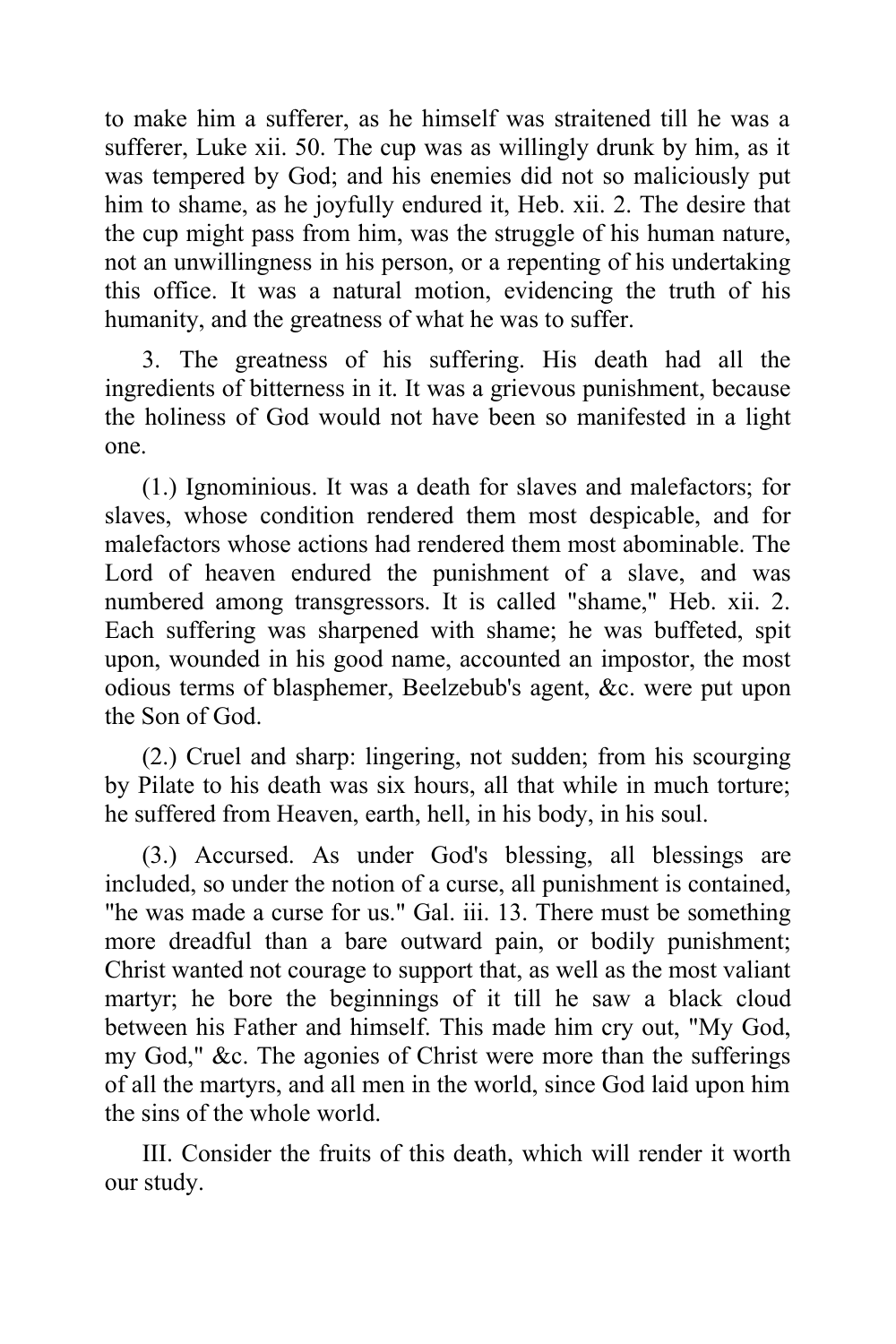to make him a sufferer, as he himself was straitened till he was a sufferer, Luke xii. 50. The cup was as willingly drunk by him, as it was tempered by God; and his enemies did not so maliciously put him to shame, as he joyfully endured it, Heb. xii. 2. The desire that the cup might pass from him, was the struggle of his human nature, not an unwillingness in his person, or a repenting of his undertaking this office. It was a natural motion, evidencing the truth of his humanity, and the greatness of what he was to suffer.

3. The greatness of his suffering. His death had all the ingredients of bitterness in it. It was a grievous punishment, because the holiness of God would not have been so manifested in a light one.

(1.) Ignominious. It was a death for slaves and malefactors; for slaves, whose condition rendered them most despicable, and for malefactors whose actions had rendered them most abominable. The Lord of heaven endured the punishment of a slave, and was numbered among transgressors. It is called "shame," Heb. xii. 2. Each suffering was sharpened with shame; he was buffeted, spit upon, wounded in his good name, accounted an impostor, the most odious terms of blasphemer, Beelzebub's agent, &c. were put upon the Son of God.

(2.) Cruel and sharp: lingering, not sudden; from his scourging by Pilate to his death was six hours, all that while in much torture; he suffered from Heaven, earth, hell, in his body, in his soul.

(3.) Accursed. As under God's blessing, all blessings are included, so under the notion of a curse, all punishment is contained, "he was made a curse for us." Gal. iii. 13. There must be something more dreadful than a bare outward pain, or bodily punishment; Christ wanted not courage to support that, as well as the most valiant martyr; he bore the beginnings of it till he saw a black cloud between his Father and himself. This made him cry out, "My God, my God," &c. The agonies of Christ were more than the sufferings of all the martyrs, and all men in the world, since God laid upon him the sins of the whole world.

III. Consider the fruits of this death, which will render it worth our study.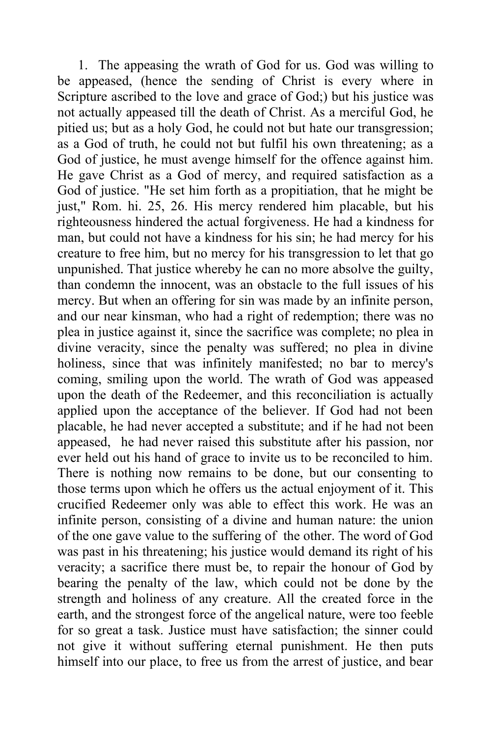1. The appeasing the wrath of God for us. God was willing to be appeased, (hence the sending of Christ is every where in Scripture ascribed to the love and grace of God;) but his justice was not actually appeased till the death of Christ. As a merciful God, he pitied us; but as a holy God, he could not but hate our transgression; as a God of truth, he could not but fulfil his own threatening; as a God of justice, he must avenge himself for the offence against him. He gave Christ as a God of mercy, and required satisfaction as a God of justice. "He set him forth as a propitiation, that he might be just," Rom. hi. 25, 26. His mercy rendered him placable, but his righteousness hindered the actual forgiveness. He had a kindness for man, but could not have a kindness for his sin; he had mercy for his creature to free him, but no mercy for his transgression to let that go unpunished. That justice whereby he can no more absolve the guilty, than condemn the innocent, was an obstacle to the full issues of his mercy. But when an offering for sin was made by an infinite person, and our near kinsman, who had a right of redemption; there was no plea in justice against it, since the sacrifice was complete; no plea in divine veracity, since the penalty was suffered; no plea in divine holiness, since that was infinitely manifested; no bar to mercy's coming, smiling upon the world. The wrath of God was appeased upon the death of the Redeemer, and this reconciliation is actually applied upon the acceptance of the believer. If God had not been placable, he had never accepted a substitute; and if he had not been appeased, he had never raised this substitute after his passion, nor ever held out his hand of grace to invite us to be reconciled to him. There is nothing now remains to be done, but our consenting to those terms upon which he offers us the actual enjoyment of it. This crucified Redeemer only was able to effect this work. He was an infinite person, consisting of a divine and human nature: the union of the one gave value to the suffering of the other. The word of God was past in his threatening; his justice would demand its right of his veracity; a sacrifice there must be, to repair the honour of God by bearing the penalty of the law, which could not be done by the strength and holiness of any creature. All the created force in the earth, and the strongest force of the angelical nature, were too feeble for so great a task. Justice must have satisfaction; the sinner could not give it without suffering eternal punishment. He then puts himself into our place, to free us from the arrest of justice, and bear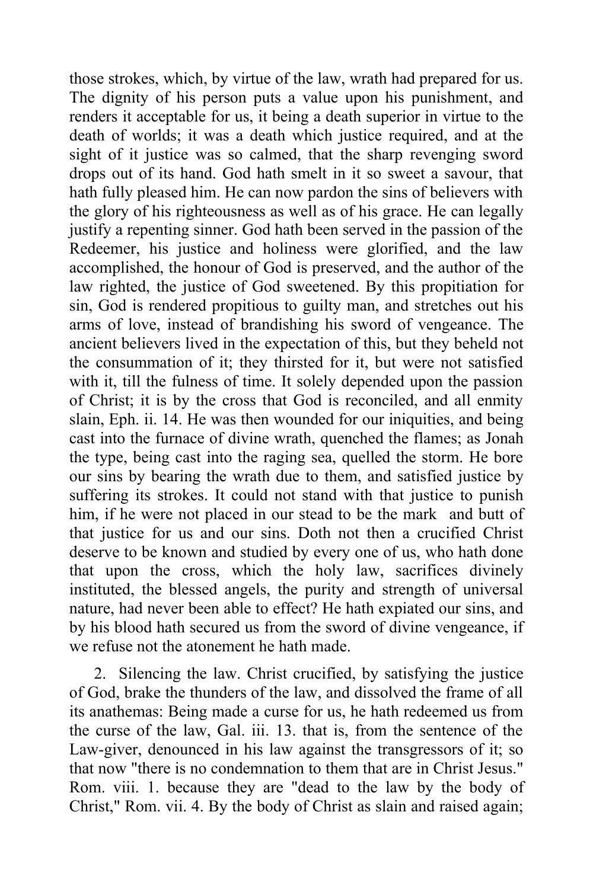those strokes, which, by virtue of the law, wrath had prepared for us. The dignity of his person puts a value upon his punishment, and renders it acceptable for us, it being a death superior in virtue to the death of worlds; it was a death which justice required, and at the sight of it justice was so calmed, that the sharp revenging sword drops out of its hand. God hath smelt in it so sweet a savour, that hath fully pleased him. He can now pardon the sins of believers with the glory of his righteousness as well as of his grace. He can legally justify a repenting sinner. God hath been served in the passion of the Redeemer, his justice and holiness were glorified, and the law accomplished, the honour of God is preserved, and the author of the law righted, the justice of God sweetened. By this propitiation for sin, God is rendered propitious to guilty man, and stretches out his arms of love, instead of brandishing his sword of vengeance. The ancient believers lived in the expectation of this, but they beheld not the consummation of it; they thirsted for it, but were not satisfied with it, till the fulness of time. It solely depended upon the passion of Christ; it is by the cross that God is reconciled, and all enmity slain, Eph. ii. 14. He was then wounded for our iniquities, and being cast into the furnace of divine wrath, quenched the flames; as Jonah the type, being cast into the raging sea, quelled the storm. He bore our sins by bearing the wrath due to them, and satisfied justice by suffering its strokes. It could not stand with that justice to punish him, if he were not placed in our stead to be the mark and butt of that justice for us and our sins. Doth not then a crucified Christ deserve to be known and studied by every one of us, who hath done that upon the cross, which the holy law, sacrifices divinely instituted, the blessed angels, the purity and strength of universal nature, had never been able to effect? He hath expiated our sins, and by his blood hath secured us from the sword of divine vengeance, if we refuse not the atonement he hath made.

2. Silencing the law. Christ crucified, by satisfying the justice of God, brake the thunders of the law, and dissolved the frame of all its anathemas: Being made a curse for us, he hath redeemed us from the curse of the law, Gal. iii. 13. that is, from the sentence of the Law-giver, denounced in his law against the transgressors of it; so that now "there is no condemnation to them that are in Christ Jesus." Rom. viii. 1. because they are "dead to the law by the body of Christ," Rom. vii. 4. By the body of Christ as slain and raised again;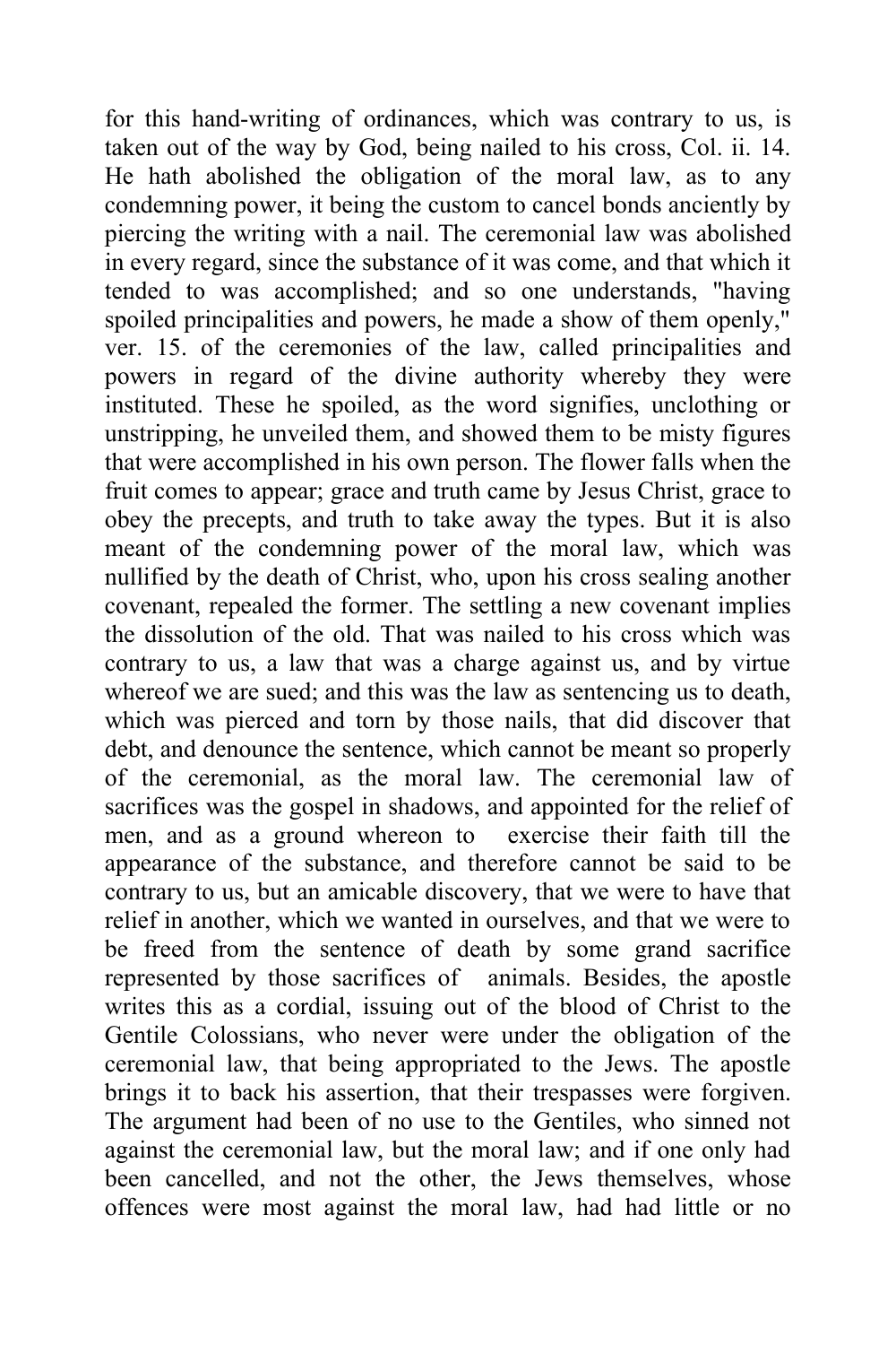for this hand-writing of ordinances, which was contrary to us, is taken out of the way by God, being nailed to his cross, Col. ii. 14. He hath abolished the obligation of the moral law, as to any condemning power, it being the custom to cancel bonds anciently by piercing the writing with a nail. The ceremonial law was abolished in every regard, since the substance of it was come, and that which it tended to was accomplished; and so one understands, "having spoiled principalities and powers, he made a show of them openly," ver. 15. of the ceremonies of the law, called principalities and powers in regard of the divine authority whereby they were instituted. These he spoiled, as the word signifies, unclothing or unstripping, he unveiled them, and showed them to be misty figures that were accomplished in his own person. The flower falls when the fruit comes to appear; grace and truth came by Jesus Christ, grace to obey the precepts, and truth to take away the types. But it is also meant of the condemning power of the moral law, which was nullified by the death of Christ, who, upon his cross sealing another covenant, repealed the former. The settling a new covenant implies the dissolution of the old. That was nailed to his cross which was contrary to us, a law that was a charge against us, and by virtue whereof we are sued; and this was the law as sentencing us to death, which was pierced and torn by those nails, that did discover that debt, and denounce the sentence, which cannot be meant so properly of the ceremonial, as the moral law. The ceremonial law of sacrifices was the gospel in shadows, and appointed for the relief of men, and as a ground whereon to exercise their faith till the appearance of the substance, and therefore cannot be said to be contrary to us, but an amicable discovery, that we were to have that relief in another, which we wanted in ourselves, and that we were to be freed from the sentence of death by some grand sacrifice represented by those sacrifices of animals. Besides, the apostle writes this as a cordial, issuing out of the blood of Christ to the Gentile Colossians, who never were under the obligation of the ceremonial law, that being appropriated to the Jews. The apostle brings it to back his assertion, that their trespasses were forgiven. The argument had been of no use to the Gentiles, who sinned not against the ceremonial law, but the moral law; and if one only had been cancelled, and not the other, the Jews themselves, whose offences were most against the moral law, had had little or no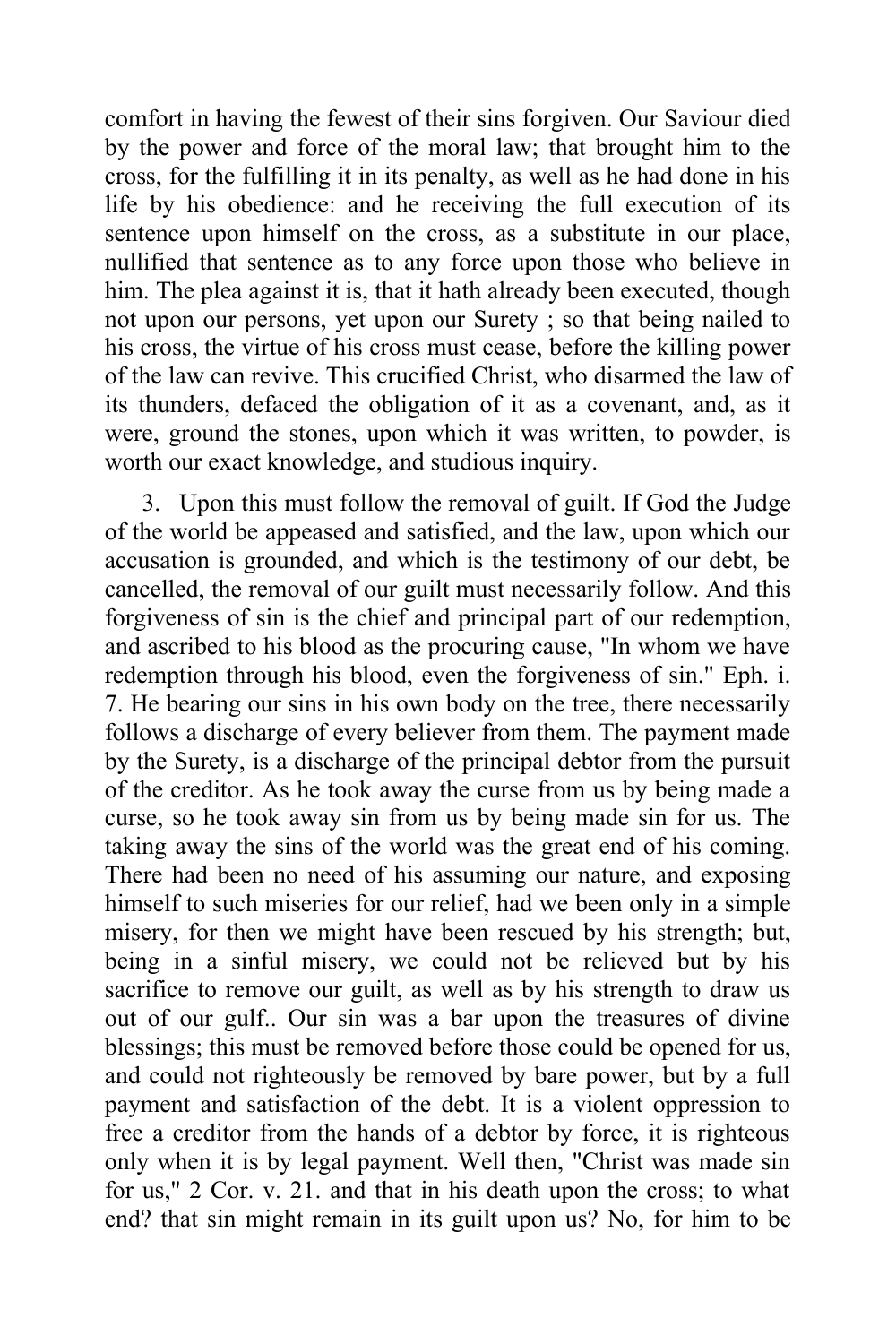comfort in having the fewest of their sins forgiven. Our Saviour died by the power and force of the moral law; that brought him to the cross, for the fulfilling it in its penalty, as well as he had done in his life by his obedience: and he receiving the full execution of its sentence upon himself on the cross, as a substitute in our place, nullified that sentence as to any force upon those who believe in him. The plea against it is, that it hath already been executed, though not upon our persons, yet upon our Surety ; so that being nailed to his cross, the virtue of his cross must cease, before the killing power of the law can revive. This crucified Christ, who disarmed the law of its thunders, defaced the obligation of it as a covenant, and, as it were, ground the stones, upon which it was written, to powder, is worth our exact knowledge, and studious inquiry.

3. Upon this must follow the removal of guilt. If God the Judge of the world be appeased and satisfied, and the law, upon which our accusation is grounded, and which is the testimony of our debt, be cancelled, the removal of our guilt must necessarily follow. And this forgiveness of sin is the chief and principal part of our redemption, and ascribed to his blood as the procuring cause, "In whom we have redemption through his blood, even the forgiveness of sin." Eph. i. 7. He bearing our sins in his own body on the tree, there necessarily follows a discharge of every believer from them. The payment made by the Surety, is a discharge of the principal debtor from the pursuit of the creditor. As he took away the curse from us by being made a curse, so he took away sin from us by being made sin for us. The taking away the sins of the world was the great end of his coming. There had been no need of his assuming our nature, and exposing himself to such miseries for our relief, had we been only in a simple misery, for then we might have been rescued by his strength; but, being in a sinful misery, we could not be relieved but by his sacrifice to remove our guilt, as well as by his strength to draw us out of our gulf.. Our sin was a bar upon the treasures of divine blessings; this must be removed before those could be opened for us, and could not righteously be removed by bare power, but by a full payment and satisfaction of the debt. It is a violent oppression to free a creditor from the hands of a debtor by force, it is righteous only when it is by legal payment. Well then, "Christ was made sin for us," 2 Cor. v. 21. and that in his death upon the cross; to what end? that sin might remain in its guilt upon us? No, for him to be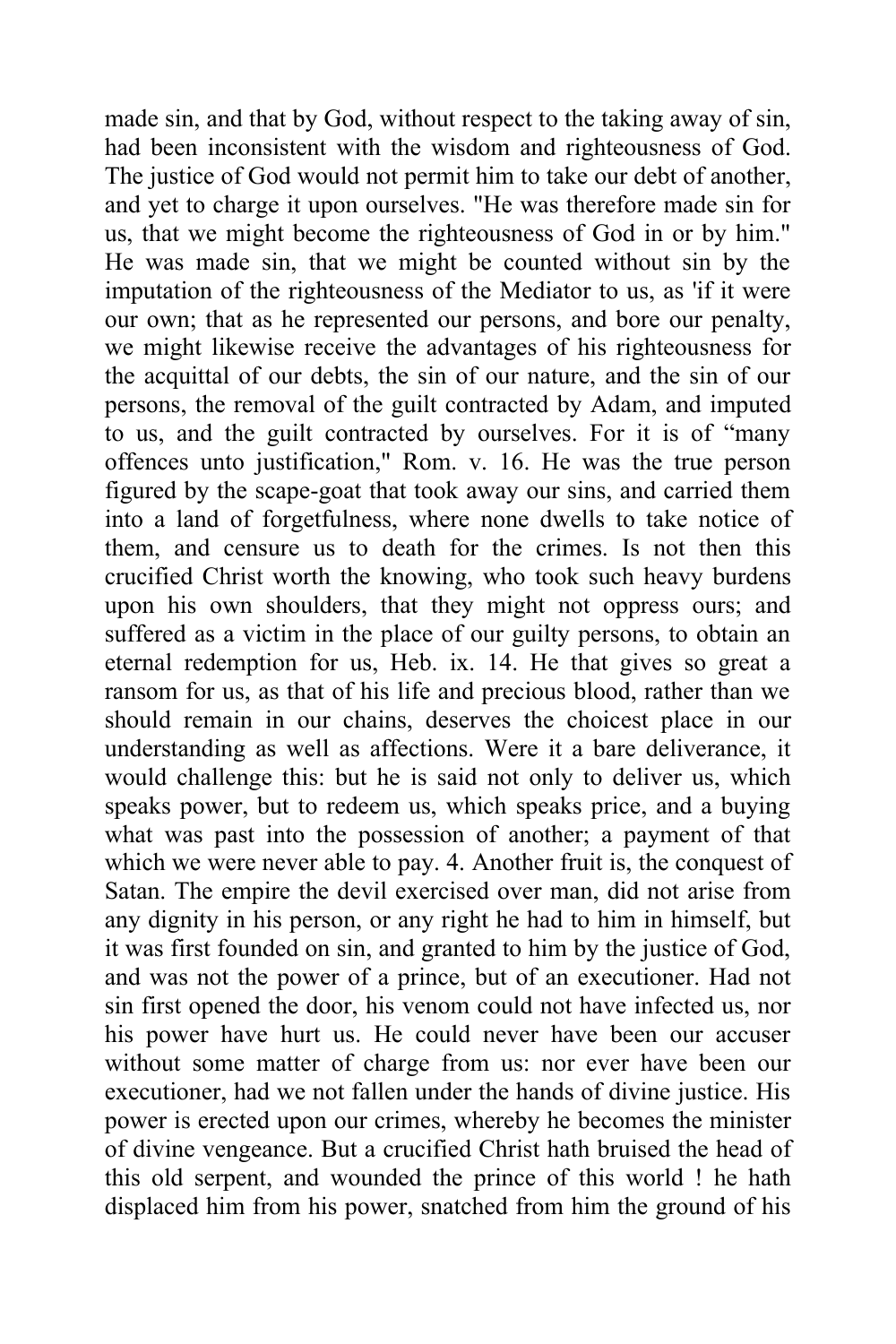made sin, and that by God, without respect to the taking away of sin, had been inconsistent with the wisdom and righteousness of God. The justice of God would not permit him to take our debt of another, and yet to charge it upon ourselves. "He was therefore made sin for us, that we might become the righteousness of God in or by him." He was made sin, that we might be counted without sin by the imputation of the righteousness of the Mediator to us, as 'if it were our own; that as he represented our persons, and bore our penalty, we might likewise receive the advantages of his righteousness for the acquittal of our debts, the sin of our nature, and the sin of our persons, the removal of the guilt contracted by Adam, and imputed to us, and the guilt contracted by ourselves. For it is of "many offences unto justification," Rom. v. 16. He was the true person figured by the scape-goat that took away our sins, and carried them into a land of forgetfulness, where none dwells to take notice of them, and censure us to death for the crimes. Is not then this crucified Christ worth the knowing, who took such heavy burdens upon his own shoulders, that they might not oppress ours; and suffered as a victim in the place of our guilty persons, to obtain an eternal redemption for us, Heb. ix. 14. He that gives so great a ransom for us, as that of his life and precious blood, rather than we should remain in our chains, deserves the choicest place in our understanding as well as affections. Were it a bare deliverance, it would challenge this: but he is said not only to deliver us, which speaks power, but to redeem us, which speaks price, and a buying what was past into the possession of another; a payment of that which we were never able to pay. 4. Another fruit is, the conquest of Satan. The empire the devil exercised over man, did not arise from any dignity in his person, or any right he had to him in himself, but it was first founded on sin, and granted to him by the justice of God, and was not the power of a prince, but of an executioner. Had not sin first opened the door, his venom could not have infected us, nor his power have hurt us. He could never have been our accuser without some matter of charge from us: nor ever have been our executioner, had we not fallen under the hands of divine justice. His power is erected upon our crimes, whereby he becomes the minister of divine vengeance. But a crucified Christ hath bruised the head of this old serpent, and wounded the prince of this world ! he hath displaced him from his power, snatched from him the ground of his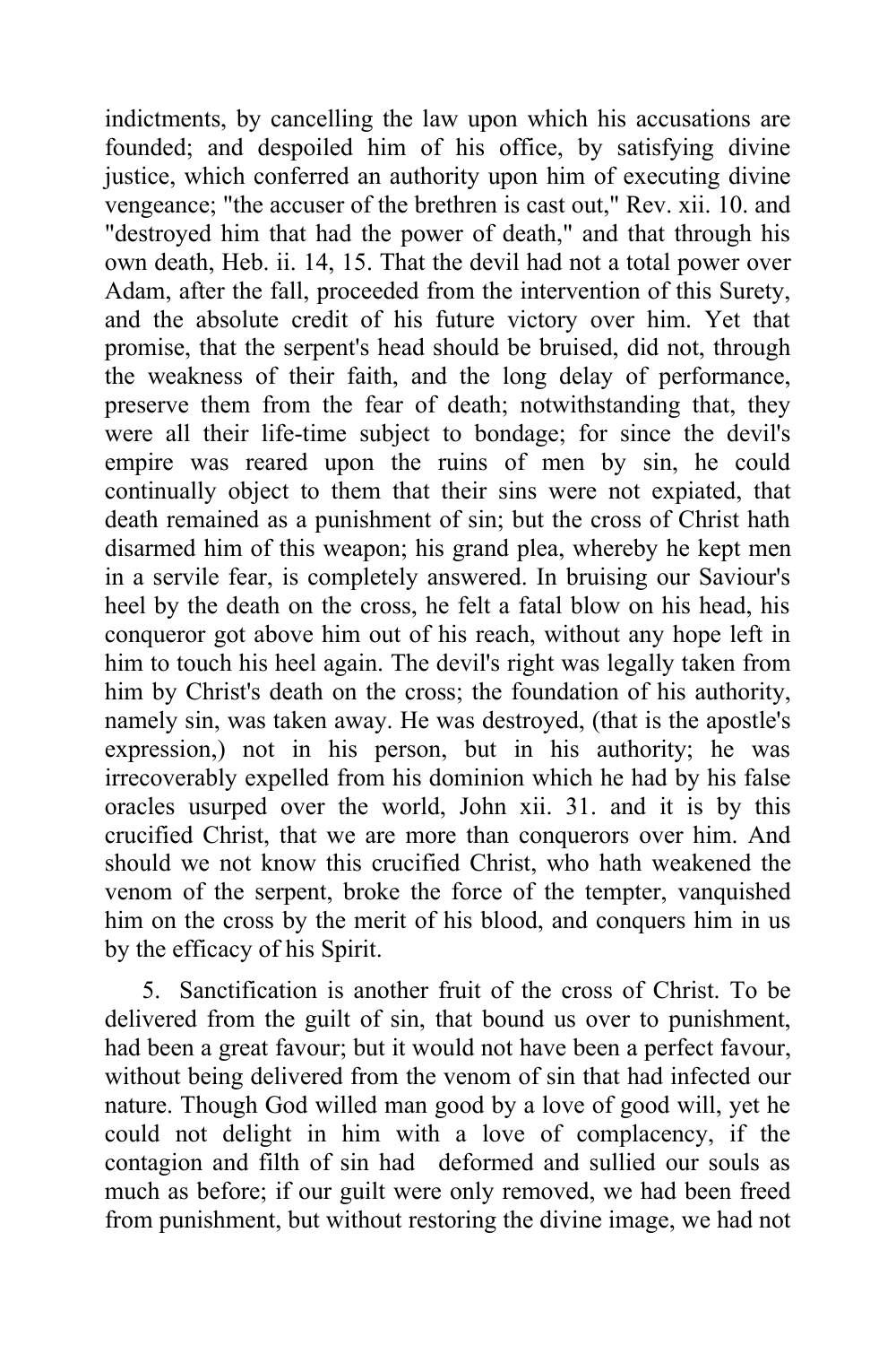indictments, by cancelling the law upon which his accusations are founded; and despoiled him of his office, by satisfying divine justice, which conferred an authority upon him of executing divine vengeance; "the accuser of the brethren is cast out," Rev. xii. 10. and "destroyed him that had the power of death," and that through his own death, Heb. ii. 14, 15. That the devil had not a total power over Adam, after the fall, proceeded from the intervention of this Surety, and the absolute credit of his future victory over him. Yet that promise, that the serpent's head should be bruised, did not, through the weakness of their faith, and the long delay of performance, preserve them from the fear of death; notwithstanding that, they were all their life-time subject to bondage; for since the devil's empire was reared upon the ruins of men by sin, he could continually object to them that their sins were not expiated, that death remained as a punishment of sin; but the cross of Christ hath disarmed him of this weapon; his grand plea, whereby he kept men in a servile fear, is completely answered. In bruising our Saviour's heel by the death on the cross, he felt a fatal blow on his head, his conqueror got above him out of his reach, without any hope left in him to touch his heel again. The devil's right was legally taken from him by Christ's death on the cross; the foundation of his authority, namely sin, was taken away. He was destroyed, (that is the apostle's expression,) not in his person, but in his authority; he was irrecoverably expelled from his dominion which he had by his false oracles usurped over the world, John xii. 31. and it is by this crucified Christ, that we are more than conquerors over him. And should we not know this crucified Christ, who hath weakened the venom of the serpent, broke the force of the tempter, vanquished him on the cross by the merit of his blood, and conquers him in us by the efficacy of his Spirit.

5. Sanctification is another fruit of the cross of Christ. To be delivered from the guilt of sin, that bound us over to punishment, had been a great favour; but it would not have been a perfect favour, without being delivered from the venom of sin that had infected our nature. Though God willed man good by a love of good will, yet he could not delight in him with a love of complacency, if the contagion and filth of sin had deformed and sullied our souls as much as before; if our guilt were only removed, we had been freed from punishment, but without restoring the divine image, we had not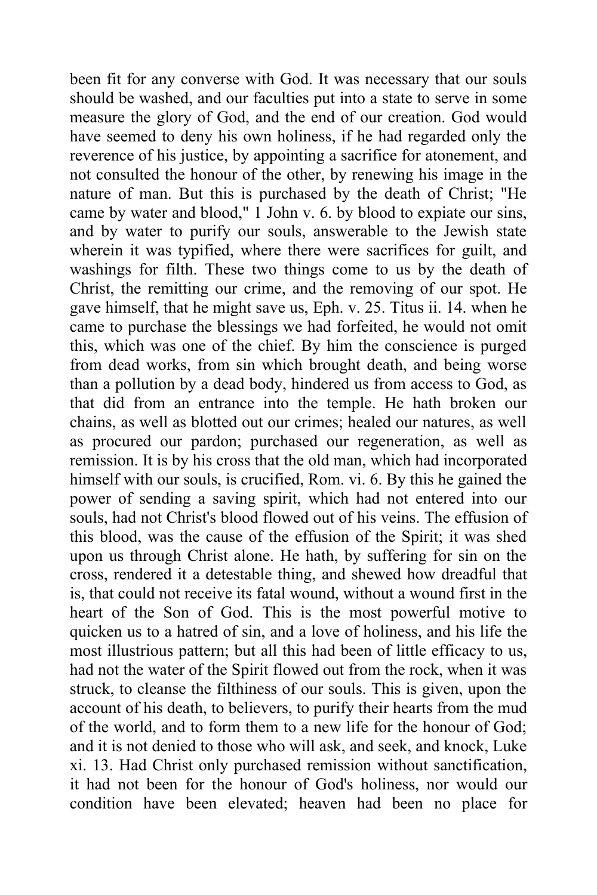been fit for any converse with God. It was necessary that our souls should be washed, and our faculties put into a state to serve in some measure the glory of God, and the end of our creation. God would have seemed to deny his own holiness, if he had regarded only the reverence of his justice, by appointing a sacrifice for atonement, and not consulted the honour of the other, by renewing his image in the nature of man. But this is purchased by the death of Christ; "He came by water and blood," 1 John v. 6. by blood to expiate our sins, and by water to purify our souls, answerable to the Jewish state wherein it was typified, where there were sacrifices for guilt, and washings for filth. These two things come to us by the death of Christ, the remitting our crime, and the removing of our spot. He gave himself, that he might save us, Eph. v. 25. Titus ii. 14. when he came to purchase the blessings we had forfeited, he would not omit this, which was one of the chief. By him the conscience is purged from dead works, from sin which brought death, and being worse than a pollution by a dead body, hindered us from access to God, as that did from an entrance into the temple. He hath broken our chains, as well as blotted out our crimes; healed our natures, as well as procured our pardon; purchased our regeneration, as well as remission. It is by his cross that the old man, which had incorporated himself with our souls, is crucified, Rom. vi. 6. By this he gained the power of sending a saving spirit, which had not entered into our souls, had not Christ's blood flowed out of his veins. The effusion of this blood, was the cause of the effusion of the Spirit; it was shed upon us through Christ alone. He hath, by suffering for sin on the cross, rendered it a detestable thing, and shewed how dreadful that is, that could not receive its fatal wound, without a wound first in the heart of the Son of God. This is the most powerful motive to quicken us to a hatred of sin, and a love of holiness, and his life the most illustrious pattern; but all this had been of little efficacy to us, had not the water of the Spirit flowed out from the rock, when it was struck, to cleanse the filthiness of our souls. This is given, upon the account of his death, to believers, to purify their hearts from the mud of the world, and to form them to a new life for the honour of God; and it is not denied to those who will ask, and seek, and knock, Luke xi. 13. Had Christ only purchased remission without sanctification, it had not been for the honour of God's holiness, nor would our condition have been elevated; heaven had been no place for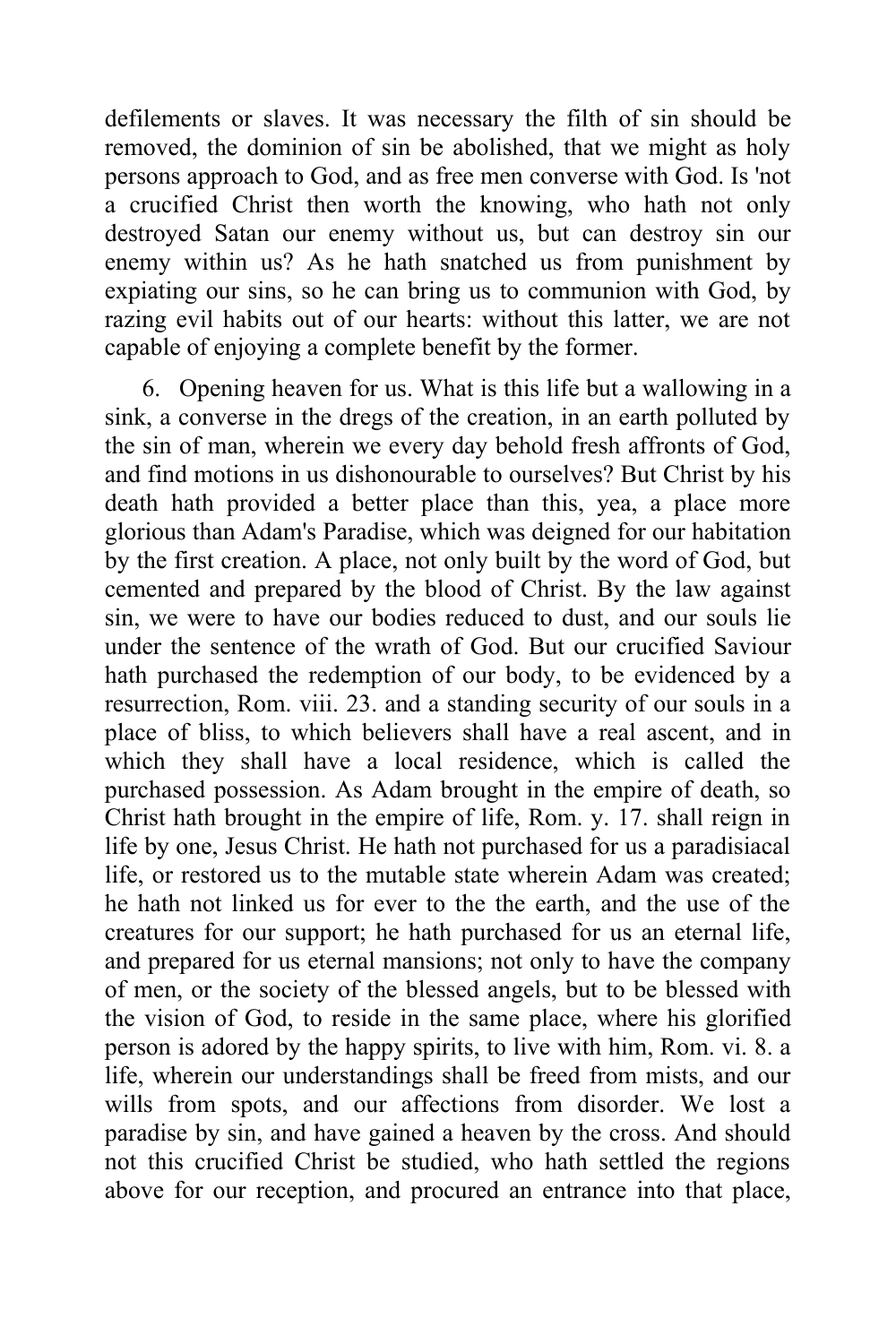defilements or slaves. It was necessary the filth of sin should be removed, the dominion of sin be abolished, that we might as holy persons approach to God, and as free men converse with God. Is 'not a crucified Christ then worth the knowing, who hath not only destroyed Satan our enemy without us, but can destroy sin our enemy within us? As he hath snatched us from punishment by expiating our sins, so he can bring us to communion with God, by razing evil habits out of our hearts: without this latter, we are not capable of enjoying a complete benefit by the former.

6. Opening heaven for us. What is this life but a wallowing in a sink, a converse in the dregs of the creation, in an earth polluted by the sin of man, wherein we every day behold fresh affronts of God, and find motions in us dishonourable to ourselves? But Christ by his death hath provided a better place than this, yea, a place more glorious than Adam's Paradise, which was deigned for our habitation by the first creation. A place, not only built by the word of God, but cemented and prepared by the blood of Christ. By the law against sin, we were to have our bodies reduced to dust, and our souls lie under the sentence of the wrath of God. But our crucified Saviour hath purchased the redemption of our body, to be evidenced by a resurrection, Rom. viii. 23. and a standing security of our souls in a place of bliss, to which believers shall have a real ascent, and in which they shall have a local residence, which is called the purchased possession. As Adam brought in the empire of death, so Christ hath brought in the empire of life, Rom. y. 17. shall reign in life by one, Jesus Christ. He hath not purchased for us a paradisiacal life, or restored us to the mutable state wherein Adam was created; he hath not linked us for ever to the the earth, and the use of the creatures for our support; he hath purchased for us an eternal life, and prepared for us eternal mansions; not only to have the company of men, or the society of the blessed angels, but to be blessed with the vision of God, to reside in the same place, where his glorified person is adored by the happy spirits, to live with him, Rom. vi. 8. a life, wherein our understandings shall be freed from mists, and our wills from spots, and our affections from disorder. We lost a paradise by sin, and have gained a heaven by the cross. And should not this crucified Christ be studied, who hath settled the regions above for our reception, and procured an entrance into that place,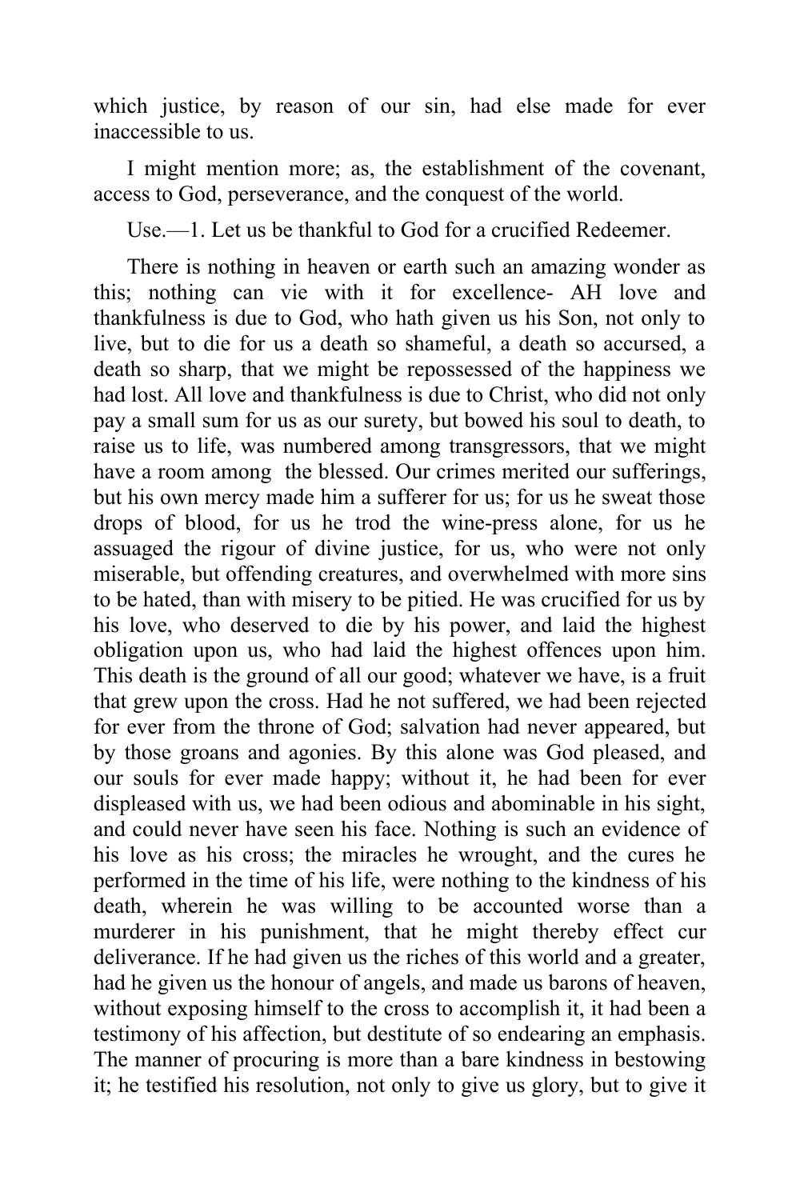which justice, by reason of our sin, had else made for ever inaccessible to us.

I might mention more; as, the establishment of the covenant, access to God, perseverance, and the conquest of the world.

Use.—1. Let us be thankful to God for a crucified Redeemer.

There is nothing in heaven or earth such an amazing wonder as this; nothing can vie with it for excellence- AH love and thankfulness is due to God, who hath given us his Son, not only to live, but to die for us a death so shameful, a death so accursed, a death so sharp, that we might be repossessed of the happiness we had lost. All love and thankfulness is due to Christ, who did not only pay a small sum for us as our surety, but bowed his soul to death, to raise us to life, was numbered among transgressors, that we might have a room among the blessed. Our crimes merited our sufferings, but his own mercy made him a sufferer for us; for us he sweat those drops of blood, for us he trod the wine-press alone, for us he assuaged the rigour of divine justice, for us, who were not only miserable, but offending creatures, and overwhelmed with more sins to be hated, than with misery to be pitied. He was crucified for us by his love, who deserved to die by his power, and laid the highest obligation upon us, who had laid the highest offences upon him. This death is the ground of all our good; whatever we have, is a fruit that grew upon the cross. Had he not suffered, we had been rejected for ever from the throne of God; salvation had never appeared, but by those groans and agonies. By this alone was God pleased, and our souls for ever made happy; without it, he had been for ever displeased with us, we had been odious and abominable in his sight, and could never have seen his face. Nothing is such an evidence of his love as his cross; the miracles he wrought, and the cures he performed in the time of his life, were nothing to the kindness of his death, wherein he was willing to be accounted worse than a murderer in his punishment, that he might thereby effect cur deliverance. If he had given us the riches of this world and a greater, had he given us the honour of angels, and made us barons of heaven, without exposing himself to the cross to accomplish it, it had been a testimony of his affection, but destitute of so endearing an emphasis. The manner of procuring is more than a bare kindness in bestowing it; he testified his resolution, not only to give us glory, but to give it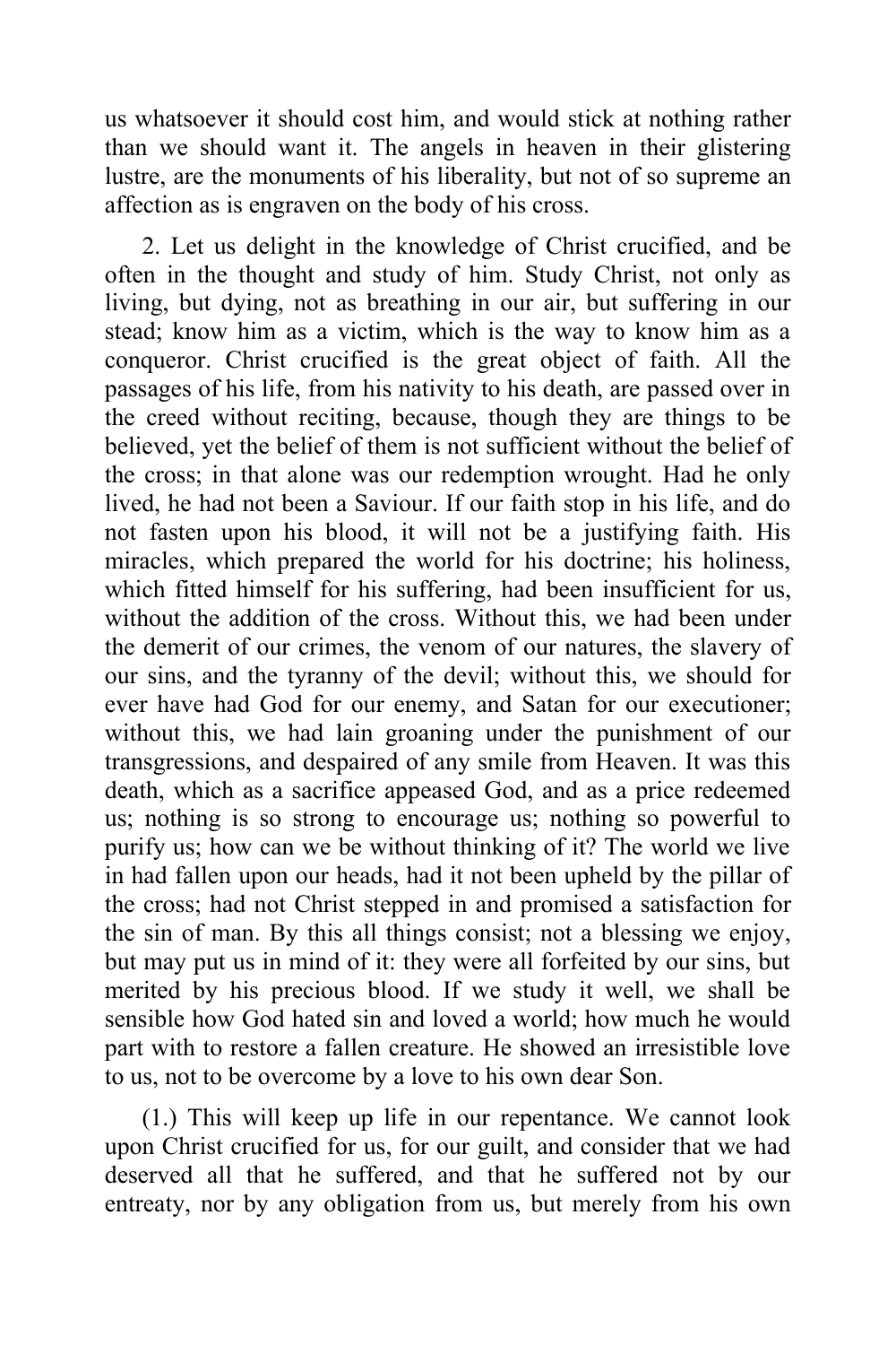us whatsoever it should cost him, and would stick at nothing rather than we should want it. The angels in heaven in their glistering lustre, are the monuments of his liberality, but not of so supreme an affection as is engraven on the body of his cross.

2. Let us delight in the knowledge of Christ crucified, and be often in the thought and study of him. Study Christ, not only as living, but dying, not as breathing in our air, but suffering in our stead; know him as a victim, which is the way to know him as a conqueror. Christ crucified is the great object of faith. All the passages of his life, from his nativity to his death, are passed over in the creed without reciting, because, though they are things to be believed, yet the belief of them is not sufficient without the belief of the cross; in that alone was our redemption wrought. Had he only lived, he had not been a Saviour. If our faith stop in his life, and do not fasten upon his blood, it will not be a justifying faith. His miracles, which prepared the world for his doctrine; his holiness, which fitted himself for his suffering, had been insufficient for us, without the addition of the cross. Without this, we had been under the demerit of our crimes, the venom of our natures, the slavery of our sins, and the tyranny of the devil; without this, we should for ever have had God for our enemy, and Satan for our executioner; without this, we had lain groaning under the punishment of our transgressions, and despaired of any smile from Heaven. It was this death, which as a sacrifice appeased God, and as a price redeemed us; nothing is so strong to encourage us; nothing so powerful to purify us; how can we be without thinking of it? The world we live in had fallen upon our heads, had it not been upheld by the pillar of the cross; had not Christ stepped in and promised a satisfaction for the sin of man. By this all things consist; not a blessing we enjoy, but may put us in mind of it: they were all forfeited by our sins, but merited by his precious blood. If we study it well, we shall be sensible how God hated sin and loved a world; how much he would part with to restore a fallen creature. He showed an irresistible love to us, not to be overcome by a love to his own dear Son.

(1.) This will keep up life in our repentance. We cannot look upon Christ crucified for us, for our guilt, and consider that we had deserved all that he suffered, and that he suffered not by our entreaty, nor by any obligation from us, but merely from his own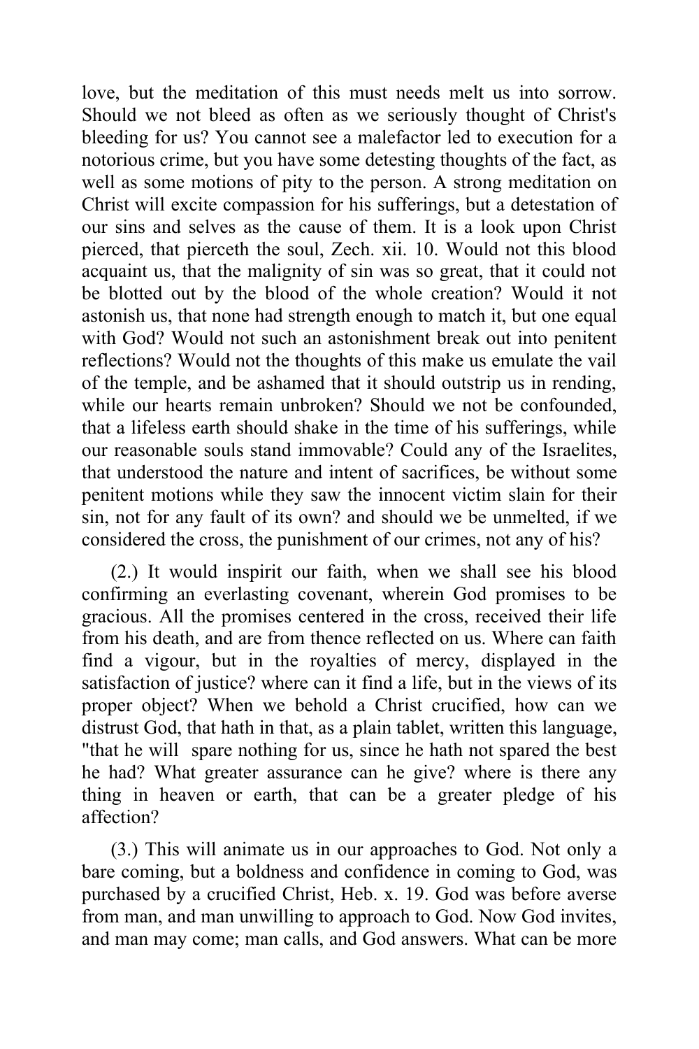love, but the meditation of this must needs melt us into sorrow. Should we not bleed as often as we seriously thought of Christ's bleeding for us? You cannot see a malefactor led to execution for a notorious crime, but you have some detesting thoughts of the fact, as well as some motions of pity to the person. A strong meditation on Christ will excite compassion for his sufferings, but a detestation of our sins and selves as the cause of them. It is a look upon Christ pierced, that pierceth the soul, Zech. xii. 10. Would not this blood acquaint us, that the malignity of sin was so great, that it could not be blotted out by the blood of the whole creation? Would it not astonish us, that none had strength enough to match it, but one equal with God? Would not such an astonishment break out into penitent reflections? Would not the thoughts of this make us emulate the vail of the temple, and be ashamed that it should outstrip us in rending, while our hearts remain unbroken? Should we not be confounded, that a lifeless earth should shake in the time of his sufferings, while our reasonable souls stand immovable? Could any of the Israelites, that understood the nature and intent of sacrifices, be without some penitent motions while they saw the innocent victim slain for their sin, not for any fault of its own? and should we be unmelted, if we considered the cross, the punishment of our crimes, not any of his?

(2.) It would inspirit our faith, when we shall see his blood confirming an everlasting covenant, wherein God promises to be gracious. All the promises centered in the cross, received their life from his death, and are from thence reflected on us. Where can faith find a vigour, but in the royalties of mercy, displayed in the satisfaction of justice? where can it find a life, but in the views of its proper object? When we behold a Christ crucified, how can we distrust God, that hath in that, as a plain tablet, written this language, "that he will spare nothing for us, since he hath not spared the best he had? What greater assurance can he give? where is there any thing in heaven or earth, that can be a greater pledge of his affection?

(3.) This will animate us in our approaches to God. Not only a bare coming, but a boldness and confidence in coming to God, was purchased by a crucified Christ, Heb. x. 19. God was before averse from man, and man unwilling to approach to God. Now God invites, and man may come; man calls, and God answers. What can be more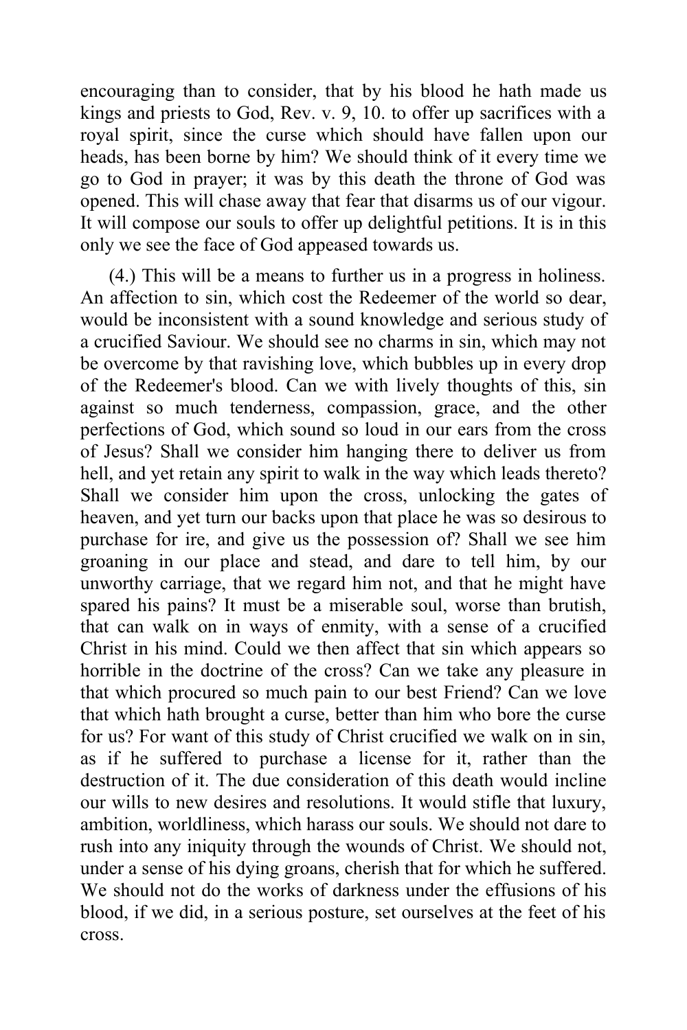encouraging than to consider, that by his blood he hath made us kings and priests to God, Rev. v. 9, 10. to offer up sacrifices with a royal spirit, since the curse which should have fallen upon our heads, has been borne by him? We should think of it every time we go to God in prayer; it was by this death the throne of God was opened. This will chase away that fear that disarms us of our vigour. It will compose our souls to offer up delightful petitions. It is in this only we see the face of God appeased towards us.

(4.) This will be a means to further us in a progress in holiness. An affection to sin, which cost the Redeemer of the world so dear, would be inconsistent with a sound knowledge and serious study of a crucified Saviour. We should see no charms in sin, which may not be overcome by that ravishing love, which bubbles up in every drop of the Redeemer's blood. Can we with lively thoughts of this, sin against so much tenderness, compassion, grace, and the other perfections of God, which sound so loud in our ears from the cross of Jesus? Shall we consider him hanging there to deliver us from hell, and yet retain any spirit to walk in the way which leads thereto? Shall we consider him upon the cross, unlocking the gates of heaven, and yet turn our backs upon that place he was so desirous to purchase for ire, and give us the possession of? Shall we see him groaning in our place and stead, and dare to tell him, by our unworthy carriage, that we regard him not, and that he might have spared his pains? It must be a miserable soul, worse than brutish, that can walk on in ways of enmity, with a sense of a crucified Christ in his mind. Could we then affect that sin which appears so horrible in the doctrine of the cross? Can we take any pleasure in that which procured so much pain to our best Friend? Can we love that which hath brought a curse, better than him who bore the curse for us? For want of this study of Christ crucified we walk on in sin, as if he suffered to purchase a license for it, rather than the destruction of it. The due consideration of this death would incline our wills to new desires and resolutions. It would stifle that luxury, ambition, worldliness, which harass our souls. We should not dare to rush into any iniquity through the wounds of Christ. We should not, under a sense of his dying groans, cherish that for which he suffered. We should not do the works of darkness under the effusions of his blood, if we did, in a serious posture, set ourselves at the feet of his cross.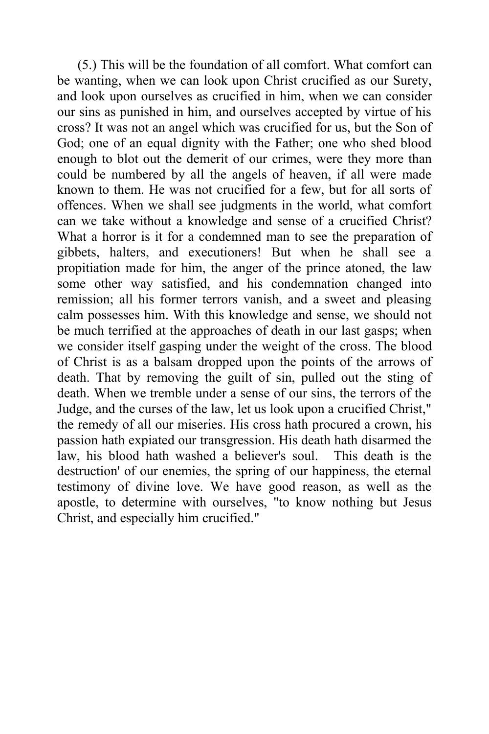(5.) This will be the foundation of all comfort. What comfort can be wanting, when we can look upon Christ crucified as our Surety, and look upon ourselves as crucified in him, when we can consider our sins as punished in him, and ourselves accepted by virtue of his cross? It was not an angel which was crucified for us, but the Son of God; one of an equal dignity with the Father; one who shed blood enough to blot out the demerit of our crimes, were they more than could be numbered by all the angels of heaven, if all were made known to them. He was not crucified for a few, but for all sorts of offences. When we shall see judgments in the world, what comfort can we take without a knowledge and sense of a crucified Christ? What a horror is it for a condemned man to see the preparation of gibbets, halters, and executioners! But when he shall see a propitiation made for him, the anger of the prince atoned, the law some other way satisfied, and his condemnation changed into remission; all his former terrors vanish, and a sweet and pleasing calm possesses him. With this knowledge and sense, we should not be much terrified at the approaches of death in our last gasps; when we consider itself gasping under the weight of the cross. The blood of Christ is as a balsam dropped upon the points of the arrows of death. That by removing the guilt of sin, pulled out the sting of death. When we tremble under a sense of our sins, the terrors of the Judge, and the curses of the law, let us look upon a crucified Christ," the remedy of all our miseries. His cross hath procured a crown, his passion hath expiated our transgression. His death hath disarmed the law, his blood hath washed a believer's soul. This death is the destruction' of our enemies, the spring of our happiness, the eternal testimony of divine love. We have good reason, as well as the apostle, to determine with ourselves, "to know nothing but Jesus Christ, and especially him crucified."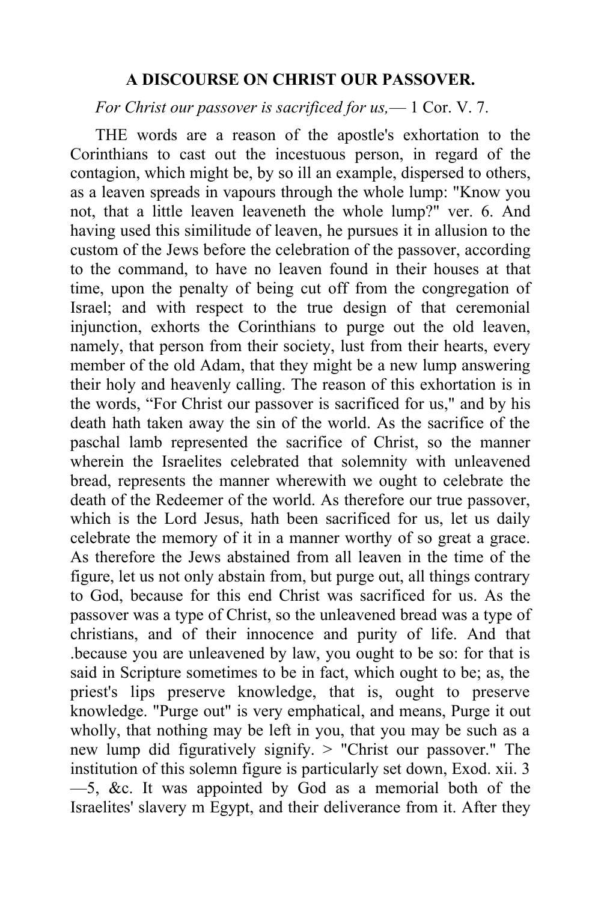**A DISCOURSE ON CHRIST OUR PASSOVER.**

*For Christ our passover is sacrificed for us,*— 1 Cor. V. 7.

THE words are a reason of the apostle's exhortation to the Corinthians to cast out the incestuous person, in regard of the contagion, which might be, by so ill an example, dispersed to others, as a leaven spreads in vapours through the whole lump: "Know you not, that a little leaven leaveneth the whole lump?" ver. 6. And having used this similitude of leaven, he pursues it in allusion to the custom of the Jews before the celebration of the passover, according to the command, to have no leaven found in their houses at that time, upon the penalty of being cut off from the congregation of Israel; and with respect to the true design of that ceremonial injunction, exhorts the Corinthians to purge out the old leaven, namely, that person from their society, lust from their hearts, every member of the old Adam, that they might be a new lump answering their holy and heavenly calling. The reason of this exhortation is in the words, "For Christ our passover is sacrificed for us," and by his death hath taken away the sin of the world. As the sacrifice of the paschal lamb represented the sacrifice of Christ, so the manner wherein the Israelites celebrated that solemnity with unleavened bread, represents the manner wherewith we ought to celebrate the death of the Redeemer of the world. As therefore our true passover, which is the Lord Jesus, hath been sacrificed for us, let us daily celebrate the memory of it in a manner worthy of so great a grace. As therefore the Jews abstained from all leaven in the time of the figure, let us not only abstain from, but purge out, all things contrary to God, because for this end Christ was sacrificed for us. As the passover was a type of Christ, so the unleavened bread was a type of christians, and of their innocence and purity of life. And that .because you are unleavened by law, you ought to be so: for that is said in Scripture sometimes to be in fact, which ought to be; as, the priest's lips preserve knowledge, that is, ought to preserve knowledge. "Purge out" is very emphatical, and means, Purge it out wholly, that nothing may be left in you, that you may be such as a new lump did figuratively signify. > "Christ our passover." The institution of this solemn figure is particularly set down, Exod. xii. 3—5, &c. It was appointed by God as a memorial both of the Israelites' slavery m Egypt, and their deliverance from it. After they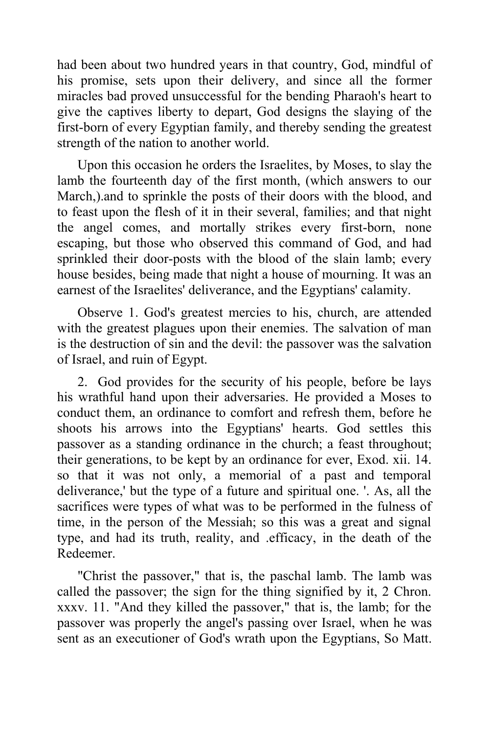had been about two hundred years in that country, God, mindful of his promise, sets upon their delivery, and since all the former miracles bad proved unsuccessful for the bending Pharaoh's heart to give the captives liberty to depart, God designs the slaying of the first-born of every Egyptian family, and thereby sending the greatest strength of the nation to another world.

Upon this occasion he orders the Israelites, by Moses, to slay the lamb the fourteenth day of the first month, (which answers to our March,).and to sprinkle the posts of their doors with the blood, and to feast upon the flesh of it in their several, families; and that night the angel comes, and mortally strikes every first-born, none escaping, but those who observed this command of God, and had sprinkled their door-posts with the blood of the slain lamb; every house besides, being made that night a house of mourning. It was an earnest of the Israelites' deliverance, and the Egyptians' calamity.

Observe 1. God's greatest mercies to his, church, are attended with the greatest plagues upon their enemies. The salvation of man is the destruction of sin and the devil: the passover was the salvation of Israel, and ruin of Egypt.

2. God provides for the security of his people, before be lays his wrathful hand upon their adversaries. He provided a Moses to conduct them, an ordinance to comfort and refresh them, before he shoots his arrows into the Egyptians' hearts. God settles this passover as a standing ordinance in the church; a feast throughout; their generations, to be kept by an ordinance for ever, Exod. xii. 14. so that it was not only, a memorial of a past and temporal deliverance,' but the type of a future and spiritual one. '. As, all the sacrifices were types of what was to be performed in the fulness of time, in the person of the Messiah; so this was a great and signal type, and had its truth, reality, and .efficacy, in the death of the Redeemer.

"Christ the passover," that is, the paschal lamb. The lamb was called the passover; the sign for the thing signified by it, 2 Chron. xxxv. 11. "And they killed the passover," that is, the lamb; for the passover was properly the angel's passing over Israel, when he was sent as an executioner of God's wrath upon the Egyptians, So Matt.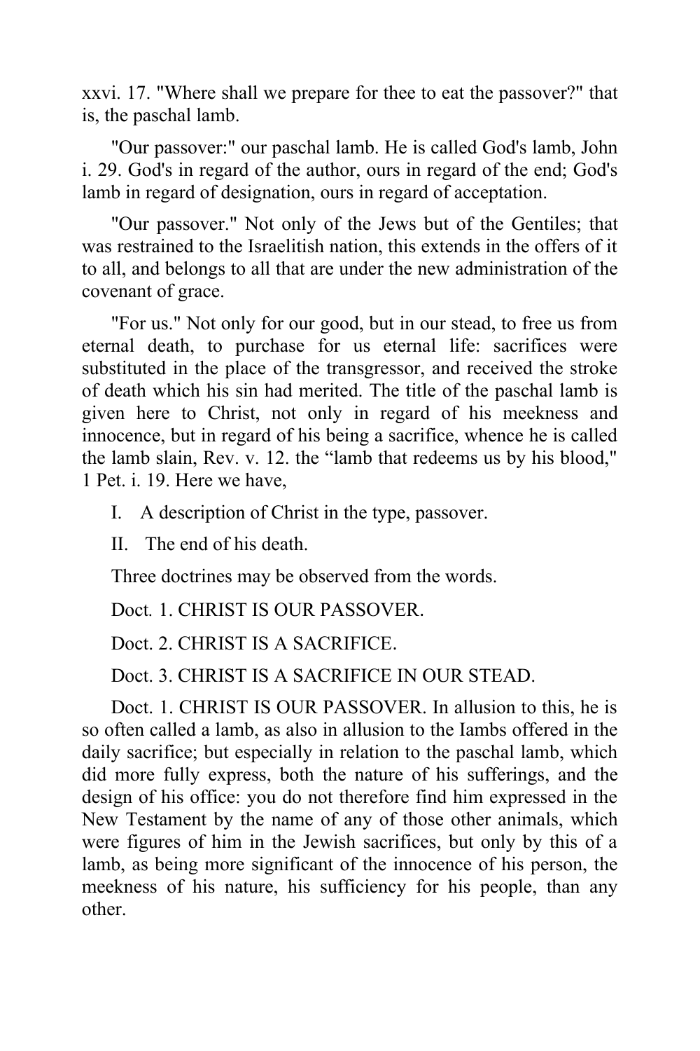xxvi. 17. "Where shall we prepare for thee to eat the passover?" that is, the paschal lamb.

"Our passover:" our paschal lamb. He is called God's lamb, John i. 29. God's in regard of the author, ours in regard of the end; God's lamb in regard of designation, ours in regard of acceptation.

"Our passover." Not only of the Jews but of the Gentiles; that was restrained to the Israelitish nation, this extends in the offers of it to all, and belongs to all that are under the new administration of the covenant of grace.

"For us." Not only for our good, but in our stead, to free us from eternal death, to purchase for us eternal life: sacrifices were substituted in the place of the transgressor, and received the stroke of death which his sin had merited. The title of the paschal lamb is given here to Christ, not only in regard of his meekness and innocence, but in regard of his being a sacrifice, whence he is called the lamb slain, Rev. v. 12. the "lamb that redeems us by his blood," 1 Pet. i. 19. Here we have,

I. A description of Christ in the type, passover.

II. The end of his death.

Three doctrines may be observed from the words.

Doct. 1. CHRIST IS OUR PASSOVER.

Doct. 2. CHRIST IS A SACRIFICE.

Doct. 3. CHRIST IS A SACRIFICE IN OUR STEAD.

Doct. 1. CHRIST IS OUR PASSOVER. In allusion to this, he is so often called a lamb, as also in allusion to the Iambs offered in the daily sacrifice; but especially in relation to the paschal lamb, which did more fully express, both the nature of his sufferings, and the design of his office: you do not therefore find him expressed in the New Testament by the name of any of those other animals, which were figures of him in the Jewish sacrifices, but only by this of a lamb, as being more significant of the innocence of his person, the meekness of his nature, his sufficiency for his people, than any other.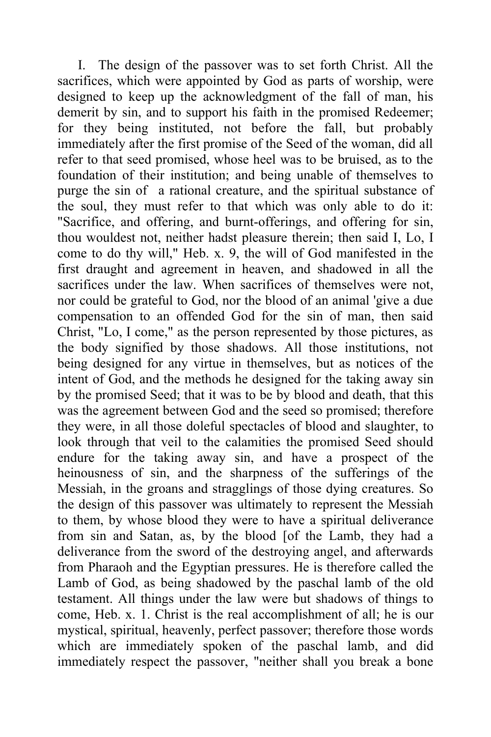I. The design of the passover was to set forth Christ. All the sacrifices, which were appointed by God as parts of worship, were designed to keep up the acknowledgment of the fall of man, his demerit by sin, and to support his faith in the promised Redeemer; for they being instituted, not before the fall, but probably immediately after the first promise of the Seed of the woman, did all refer to that seed promised, whose heel was to be bruised, as to the foundation of their institution; and being unable of themselves to purge the sin of a rational creature, and the spiritual substance of the soul, they must refer to that which was only able to do it: "Sacrifice, and offering, and burnt-offerings, and offering for sin, thou wouldest not, neither hadst pleasure therein; then said I, Lo, I come to do thy will," Heb. x. 9, the will of God manifested in the first draught and agreement in heaven, and shadowed in all the sacrifices under the law. When sacrifices of themselves were not, nor could be grateful to God, nor the blood of an animal 'give a due compensation to an offended God for the sin of man, then said Christ, "Lo, I come," as the person represented by those pictures, as the body signified by those shadows. All those institutions, not being designed for any virtue in themselves, but as notices of the intent of God, and the methods he designed for the taking away sin by the promised Seed; that it was to be by blood and death, that this was the agreement between God and the seed so promised; therefore they were, in all those doleful spectacles of blood and slaughter, to look through that veil to the calamities the promised Seed should endure for the taking away sin, and have a prospect of the heinousness of sin, and the sharpness of the sufferings of the Messiah, in the groans and stragglings of those dying creatures. So the design of this passover was ultimately to represent the Messiah to them, by whose blood they were to have a spiritual deliverance from sin and Satan, as, by the blood [of the Lamb, they had a deliverance from the sword of the destroying angel, and afterwards from Pharaoh and the Egyptian pressures. He is therefore called the Lamb of God, as being shadowed by the paschal lamb of the old testament. All things under the law were but shadows of things to come, Heb. x. 1. Christ is the real accomplishment of all; he is our mystical, spiritual, heavenly, perfect passover; therefore those words which are immediately spoken of the paschal lamb, and did immediately respect the passover, "neither shall you break a bone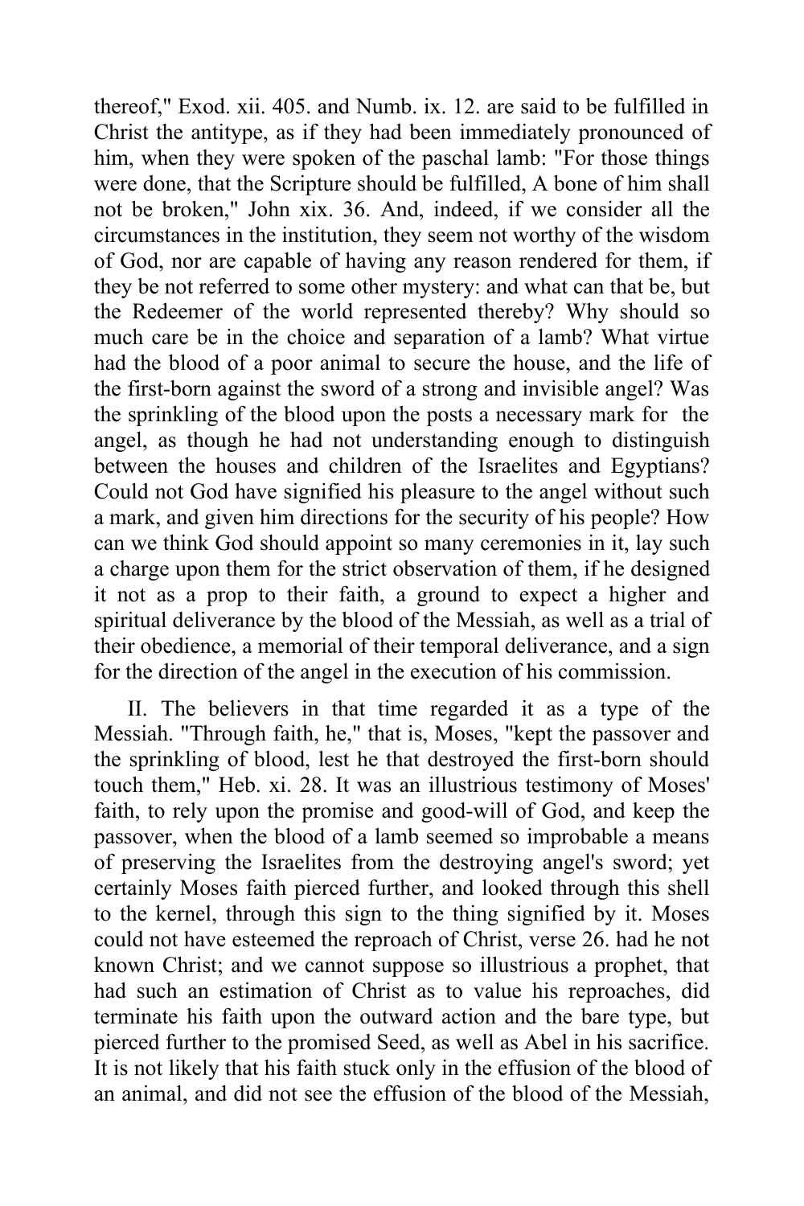thereof," Exod. xii. 405. and Numb. ix. 12. are said to be fulfilled in Christ the antitype, as if they had been immediately pronounced of him, when they were spoken of the paschal lamb: "For those things were done, that the Scripture should be fulfilled, A bone of him shall not be broken," John xix. 36. And, indeed, if we consider all the circumstances in the institution, they seem not worthy of the wisdom of God, nor are capable of having any reason rendered for them, if they be not referred to some other mystery: and what can that be, but the Redeemer of the world represented thereby? Why should so much care be in the choice and separation of a lamb? What virtue had the blood of a poor animal to secure the house, and the life of the first-born against the sword of a strong and invisible angel? Was the sprinkling of the blood upon the posts a necessary mark for the angel, as though he had not understanding enough to distinguish between the houses and children of the Israelites and Egyptians? Could not God have signified his pleasure to the angel without such a mark, and given him directions for the security of his people? How can we think God should appoint so many ceremonies in it, lay such a charge upon them for the strict observation of them, if he designed it not as a prop to their faith, a ground to expect a higher and spiritual deliverance by the blood of the Messiah, as well as a trial of their obedience, a memorial of their temporal deliverance, and a sign for the direction of the angel in the execution of his commission.

II. The believers in that time regarded it as a type of the Messiah. "Through faith, he," that is, Moses, "kept the passover and the sprinkling of blood, lest he that destroyed the first-born should touch them," Heb. xi. 28. It was an illustrious testimony of Moses' faith, to rely upon the promise and good-will of God, and keep the passover, when the blood of a lamb seemed so improbable a means of preserving the Israelites from the destroying angel's sword; yet certainly Moses faith pierced further, and looked through this shell to the kernel, through this sign to the thing signified by it. Moses could not have esteemed the reproach of Christ, verse 26. had he not known Christ; and we cannot suppose so illustrious a prophet, that had such an estimation of Christ as to value his reproaches, did terminate his faith upon the outward action and the bare type, but pierced further to the promised Seed, as well as Abel in his sacrifice. It is not likely that his faith stuck only in the effusion of the blood of an animal, and did not see the effusion of the blood of the Messiah,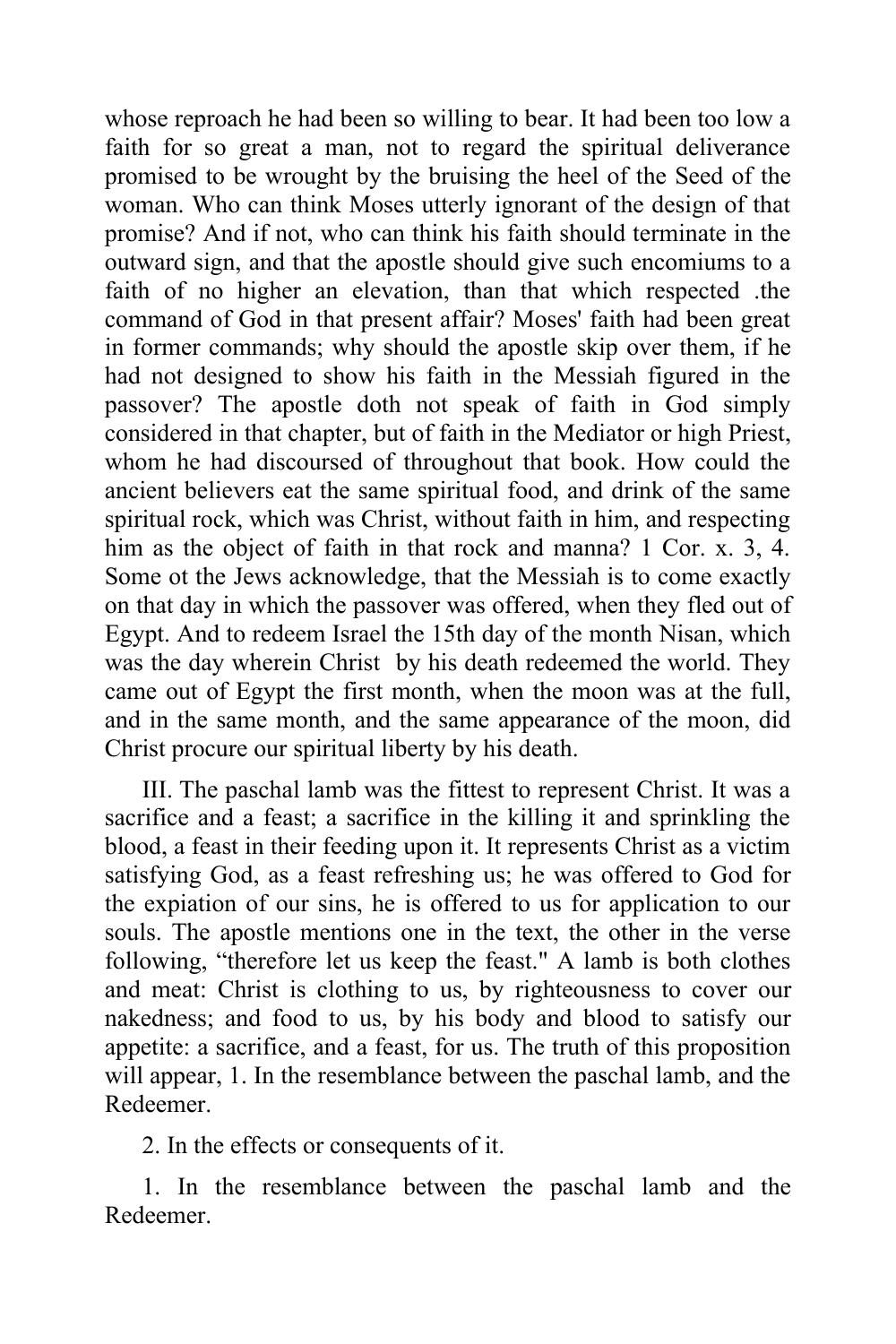whose reproach he had been so willing to bear. It had been too low a faith for so great a man, not to regard the spiritual deliverance promised to be wrought by the bruising the heel of the Seed of the woman. Who can think Moses utterly ignorant of the design of that promise? And if not, who can think his faith should terminate in the outward sign, and that the apostle should give such encomiums to a faith of no higher an elevation, than that which respected .the command of God in that present affair? Moses' faith had been great in former commands; why should the apostle skip over them, if he had not designed to show his faith in the Messiah figured in the passover? The apostle doth not speak of faith in God simply considered in that chapter, but of faith in the Mediator or high Priest, whom he had discoursed of throughout that book. How could the ancient believers eat the same spiritual food, and drink of the same spiritual rock, which was Christ, without faith in him, and respecting him as the object of faith in that rock and manna? 1 Cor. x. 3, 4. Some ot the Jews acknowledge, that the Messiah is to come exactly on that day in which the passover was offered, when they fled out of Egypt. And to redeem Israel the 15th day of the month Nisan, which was the day wherein Christ by his death redeemed the world. They came out of Egypt the first month, when the moon was at the full, and in the same month, and the same appearance of the moon, did Christ procure our spiritual liberty by his death.

III. The paschal lamb was the fittest to represent Christ. It was a sacrifice and a feast; a sacrifice in the killing it and sprinkling the blood, a feast in their feeding upon it. It represents Christ as a victim satisfying God, as a feast refreshing us; he was offered to God for the expiation of our sins, he is offered to us for application to our souls. The apostle mentions one in the text, the other in the verse following, "therefore let us keep the feast." A lamb is both clothes and meat: Christ is clothing to us, by righteousness to cover our nakedness; and food to us, by his body and blood to satisfy our appetite: a sacrifice, and a feast, for us. The truth of this proposition will appear, 1. In the resemblance between the paschal lamb, and the Redeemer.

2. In the effects or consequents of it.

1. In the resemblance between the paschal lamb and the Redeemer.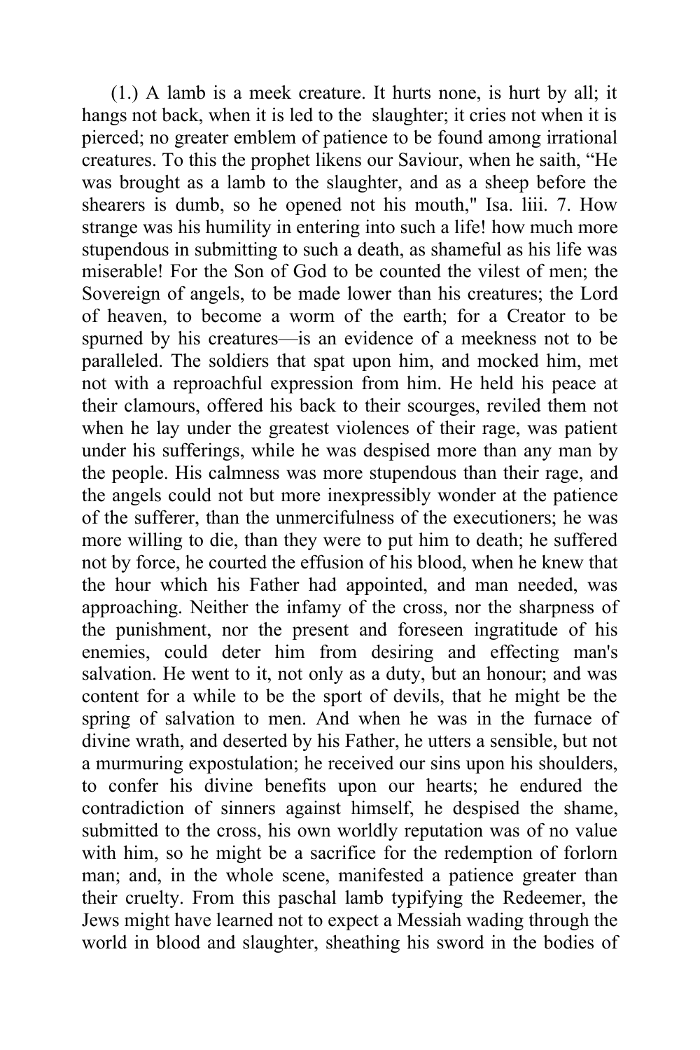(1.) A lamb is a meek creature. It hurts none, is hurt by all; it hangs not back, when it is led to the slaughter; it cries not when it is pierced; no greater emblem of patience to be found among irrational creatures. To this the prophet likens our Saviour, when he saith, "He was brought as a lamb to the slaughter, and as a sheep before the shearers is dumb, so he opened not his mouth," Isa. liii. 7. How strange was his humility in entering into such a life! how much more stupendous in submitting to such a death, as shameful as his life was miserable! For the Son of God to be counted the vilest of men; the Sovereign of angels, to be made lower than his creatures; the Lord of heaven, to become a worm of the earth; for a Creator to be spurned by his creatures—is an evidence of a meekness not to be paralleled. The soldiers that spat upon him, and mocked him, met not with a reproachful expression from him. He held his peace at their clamours, offered his back to their scourges, reviled them not when he lay under the greatest violences of their rage, was patient under his sufferings, while he was despised more than any man by the people. His calmness was more stupendous than their rage, and the angels could not but more inexpressibly wonder at the patience of the sufferer, than the unmercifulness of the executioners; he was more willing to die, than they were to put him to death; he suffered not by force, he courted the effusion of his blood, when he knew that the hour which his Father had appointed, and man needed, was approaching. Neither the infamy of the cross, nor the sharpness of the punishment, nor the present and foreseen ingratitude of his enemies, could deter him from desiring and effecting man's salvation. He went to it, not only as a duty, but an honour; and was content for a while to be the sport of devils, that he might be the spring of salvation to men. And when he was in the furnace of divine wrath, and deserted by his Father, he utters a sensible, but not a murmuring expostulation; he received our sins upon his shoulders, to confer his divine benefits upon our hearts; he endured the contradiction of sinners against himself, he despised the shame, submitted to the cross, his own worldly reputation was of no value with him, so he might be a sacrifice for the redemption of forlorn man; and, in the whole scene, manifested a patience greater than their cruelty. From this paschal lamb typifying the Redeemer, the Jews might have learned not to expect a Messiah wading through the world in blood and slaughter, sheathing his sword in the bodies of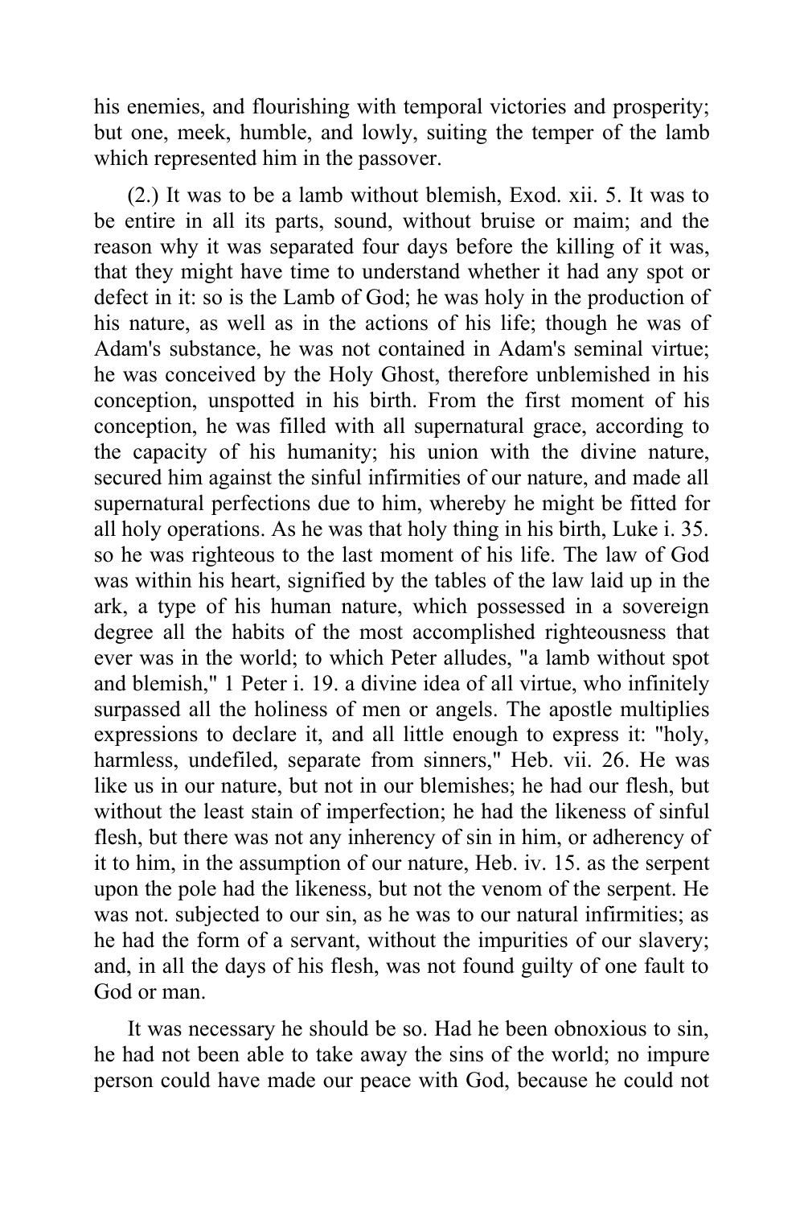his enemies, and flourishing with temporal victories and prosperity; but one, meek, humble, and lowly, suiting the temper of the lamb which represented him in the passover.

(2.) It was to be a lamb without blemish, Exod. xii. 5. It was to be entire in all its parts, sound, without bruise or maim; and the reason why it was separated four days before the killing of it was, that they might have time to understand whether it had any spot or defect in it: so is the Lamb of God; he was holy in the production of his nature, as well as in the actions of his life; though he was of Adam's substance, he was not contained in Adam's seminal virtue; he was conceived by the Holy Ghost, therefore unblemished in his conception, unspotted in his birth. From the first moment of his conception, he was filled with all supernatural grace, according to the capacity of his humanity; his union with the divine nature, secured him against the sinful infirmities of our nature, and made all supernatural perfections due to him, whereby he might be fitted for all holy operations. As he was that holy thing in his birth, Luke i. 35. so he was righteous to the last moment of his life. The law of God was within his heart, signified by the tables of the law laid up in the ark, a type of his human nature, which possessed in a sovereign degree all the habits of the most accomplished righteousness that ever was in the world; to which Peter alludes, "a lamb without spot and blemish," 1 Peter i. 19. a divine idea of all virtue, who infinitely surpassed all the holiness of men or angels. The apostle multiplies expressions to declare it, and all little enough to express it: "holy, harmless, undefiled, separate from sinners," Heb. vii. 26. He was like us in our nature, but not in our blemishes; he had our flesh, but without the least stain of imperfection; he had the likeness of sinful flesh, but there was not any inherency of sin in him, or adherency of it to him, in the assumption of our nature, Heb. iv. 15. as the serpent upon the pole had the likeness, but not the venom of the serpent. He was not. subjected to our sin, as he was to our natural infirmities; as he had the form of a servant, without the impurities of our slavery; and, in all the days of his flesh, was not found guilty of one fault to God or man.

It was necessary he should be so. Had he been obnoxious to sin, he had not been able to take away the sins of the world; no impure person could have made our peace with God, because he could not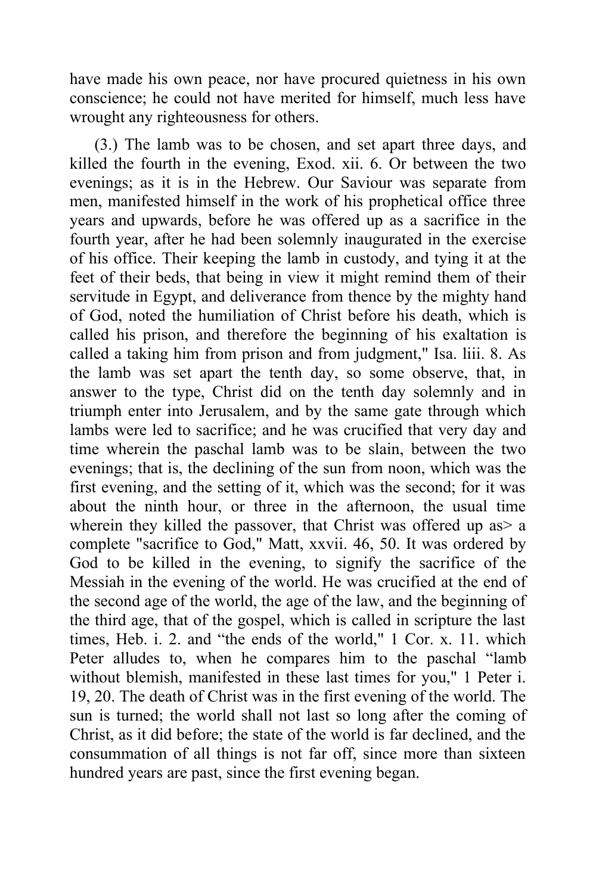have made his own peace, nor have procured quietness in his own conscience; he could not have merited for himself, much less have wrought any righteousness for others.

(3.) The lamb was to be chosen, and set apart three days, and killed the fourth in the evening, Exod. xii. 6. Or between the two evenings; as it is in the Hebrew. Our Saviour was separate from men, manifested himself in the work of his prophetical office three years and upwards, before he was offered up as a sacrifice in the fourth year, after he had been solemnly inaugurated in the exercise of his office. Their keeping the lamb in custody, and tying it at the feet of their beds, that being in view it might remind them of their servitude in Egypt, and deliverance from thence by the mighty hand of God, noted the humiliation of Christ before his death, which is called his prison, and therefore the beginning of his exaltation is called a taking him from prison and from judgment," Isa. liii. 8. As the lamb was set apart the tenth day, so some observe, that, in answer to the type, Christ did on the tenth day solemnly and in triumph enter into Jerusalem, and by the same gate through which lambs were led to sacrifice; and he was crucified that very day and time wherein the paschal lamb was to be slain, between the two evenings; that is, the declining of the sun from noon, which was the first evening, and the setting of it, which was the second; for it was about the ninth hour, or three in the afternoon, the usual time wherein they killed the passover, that Christ was offered up as> a complete "sacrifice to God," Matt, xxvii. 46, 50. It was ordered by God to be killed in the evening, to signify the sacrifice of the Messiah in the evening of the world. He was crucified at the end of the second age of the world, the age of the law, and the beginning of the third age, that of the gospel, which is called in scripture the last times, Heb. i. 2. and "the ends of the world," 1 Cor. x. 11. which Peter alludes to, when he compares him to the paschal "lamb without blemish, manifested in these last times for you," 1 Peter i. 19, 20. The death of Christ was in the first evening of the world. The sun is turned; the world shall not last so long after the coming of Christ, as it did before; the state of the world is far declined, and the consummation of all things is not far off, since more than sixteen hundred years are past, since the first evening began.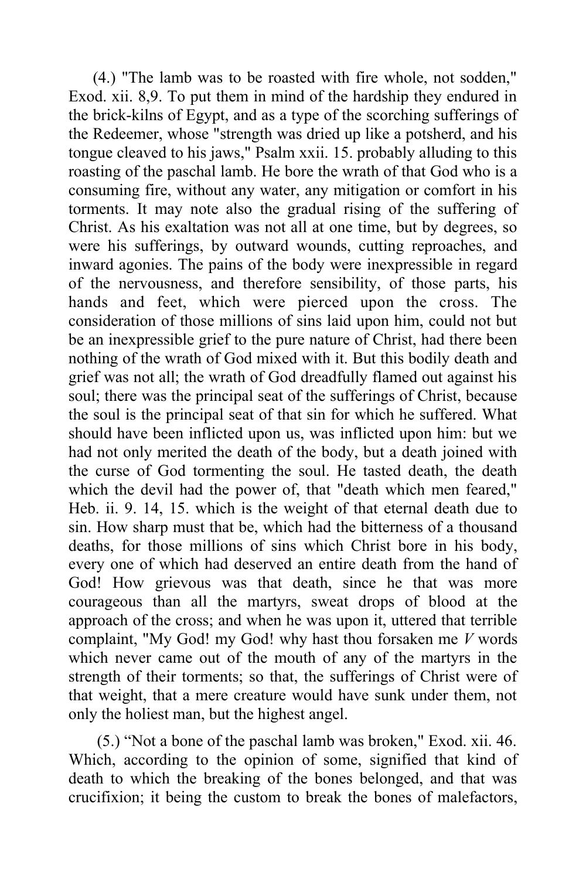(4.) "The lamb was to be roasted with fire whole, not sodden," Exod. xii. 8,9. To put them in mind of the hardship they endured in the brick-kilns of Egypt, and as a type of the scorching sufferings of the Redeemer, whose "strength was dried up like a potsherd, and his tongue cleaved to his jaws," Psalm xxii. 15. probably alluding to this roasting of the paschal lamb. He bore the wrath of that God who is a consuming fire, without any water, any mitigation or comfort in his torments. It may note also the gradual rising of the suffering of Christ. As his exaltation was not all at one time, but by degrees, so were his sufferings, by outward wounds, cutting reproaches, and inward agonies. The pains of the body were inexpressible in regard of the nervousness, and therefore sensibility, of those parts, his hands and feet, which were pierced upon the cross. The consideration of those millions of sins laid upon him, could not but be an inexpressible grief to the pure nature of Christ, had there been nothing of the wrath of God mixed with it. But this bodily death and grief was not all; the wrath of God dreadfully flamed out against his soul; there was the principal seat of the sufferings of Christ, because the soul is the principal seat of that sin for which he suffered. What should have been inflicted upon us, was inflicted upon him: but we had not only merited the death of the body, but a death joined with the curse of God tormenting the soul. He tasted death, the death which the devil had the power of, that "death which men feared," Heb. ii. 9. 14, 15. which is the weight of that eternal death due to sin. How sharp must that be, which had the bitterness of a thousand deaths, for those millions of sins which Christ bore in his body, every one of which had deserved an entire death from the hand of God! How grievous was that death, since he that was more courageous than all the martyrs, sweat drops of blood at the approach of the cross; and when he was upon it, uttered that terrible complaint, "My God! my God! why hast thou forsaken me *V* words which never came out of the mouth of any of the martyrs in the strength of their torments; so that, the sufferings of Christ were of that weight, that a mere creature would have sunk under them, not only the holiest man, but the highest angel.

(5.) "Not a bone of the paschal lamb was broken," Exod. xii. 46. Which, according to the opinion of some, signified that kind of death to which the breaking of the bones belonged, and that was crucifixion; it being the custom to break the bones of malefactors,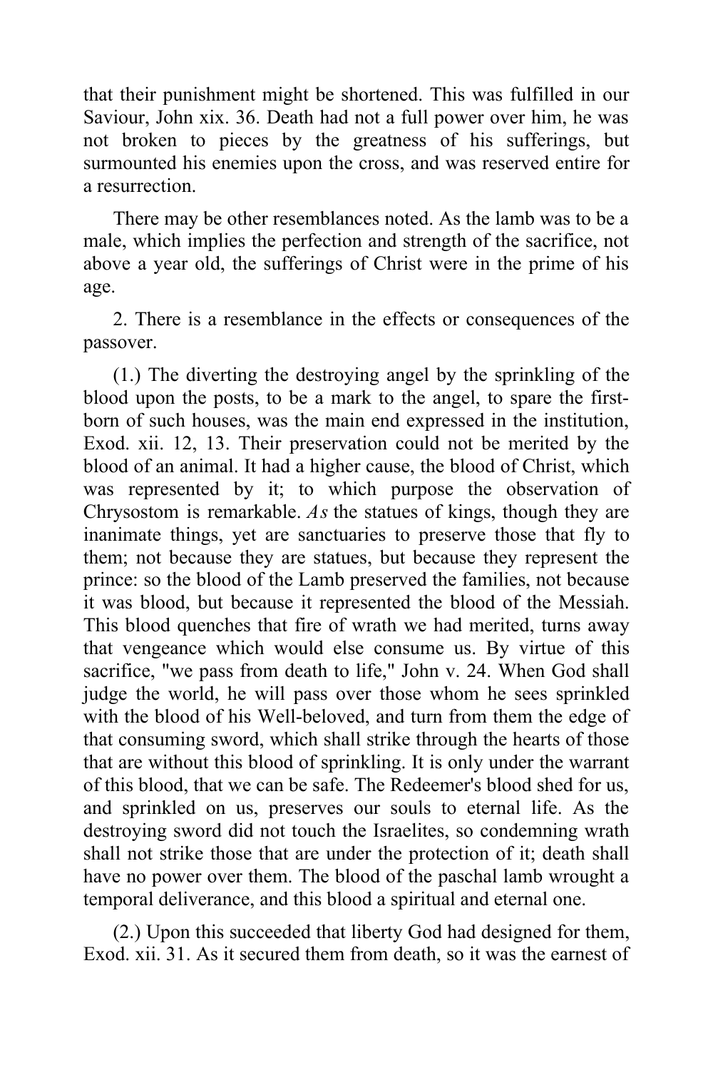that their punishment might be shortened. This was fulfilled in our Saviour, John xix. 36. Death had not a full power over him, he was not broken to pieces by the greatness of his sufferings, but surmounted his enemies upon the cross, and was reserved entire for a resurrection.

There may be other resemblances noted. As the lamb was to be a male, which implies the perfection and strength of the sacrifice, not above a year old, the sufferings of Christ were in the prime of his age.

2. There is a resemblance in the effects or consequences of the passover.

(1.) The diverting the destroying angel by the sprinkling of the blood upon the posts, to be a mark to the angel, to spare the first-born of such houses, was the main end expressed in the institution, Exod. xii. 12, 13. Their preservation could not be merited by the blood of an animal. It had a higher cause, the blood of Christ, which was represented by it; to which purpose the observation of Chrysostom is remarkable. *As* the statues of kings, though they are inanimate things, yet are sanctuaries to preserve those that fly to them; not because they are statues, but because they represent the prince: so the blood of the Lamb preserved the families, not because it was blood, but because it represented the blood of the Messiah. This blood quenches that fire of wrath we had merited, turns away that vengeance which would else consume us. By virtue of this sacrifice, "we pass from death to life," John v. 24. When God shall judge the world, he will pass over those whom he sees sprinkled with the blood of his Well-beloved, and turn from them the edge of that consuming sword, which shall strike through the hearts of those that are without this blood of sprinkling. It is only under the warrant of this blood, that we can be safe. The Redeemer's blood shed for us, and sprinkled on us, preserves our souls to eternal life. As the destroying sword did not touch the Israelites, so condemning wrath shall not strike those that are under the protection of it; death shall have no power over them. The blood of the paschal lamb wrought a temporal deliverance, and this blood a spiritual and eternal one.

(2.) Upon this succeeded that liberty God had designed for them, Exod. xii. 31. As it secured them from death, so it was the earnest of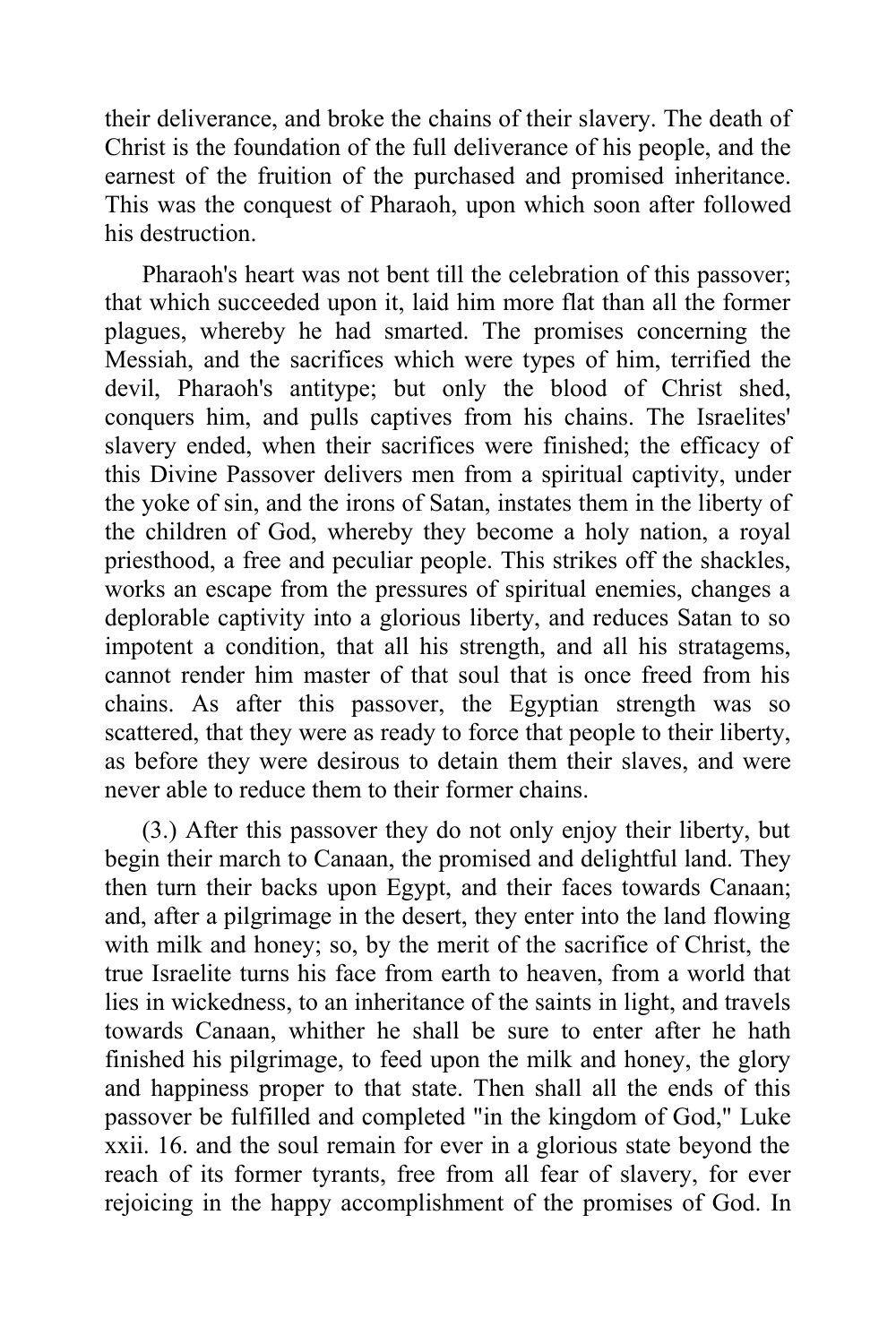their deliverance, and broke the chains of their slavery. The death of Christ is the foundation of the full deliverance of his people, and the earnest of the fruition of the purchased and promised inheritance. This was the conquest of Pharaoh, upon which soon after followed his destruction.

Pharaoh's heart was not bent till the celebration of this passover; that which succeeded upon it, laid him more flat than all the former plagues, whereby he had smarted. The promises concerning the Messiah, and the sacrifices which were types of him, terrified the devil, Pharaoh's antitype; but only the blood of Christ shed, conquers him, and pulls captives from his chains. The Israelites' slavery ended, when their sacrifices were finished; the efficacy of this Divine Passover delivers men from a spiritual captivity, under the yoke of sin, and the irons of Satan, instates them in the liberty of the children of God, whereby they become a holy nation, a royal priesthood, a free and peculiar people. This strikes off the shackles, works an escape from the pressures of spiritual enemies, changes a deplorable captivity into a glorious liberty, and reduces Satan to so impotent a condition, that all his strength, and all his stratagems, cannot render him master of that soul that is once freed from his chains. As after this passover, the Egyptian strength was so scattered, that they were as ready to force that people to their liberty, as before they were desirous to detain them their slaves, and were never able to reduce them to their former chains.

(3.) After this passover they do not only enjoy their liberty, but begin their march to Canaan, the promised and delightful land. They then turn their backs upon Egypt, and their faces towards Canaan; and, after a pilgrimage in the desert, they enter into the land flowing with milk and honey; so, by the merit of the sacrifice of Christ, the true Israelite turns his face from earth to heaven, from a world that lies in wickedness, to an inheritance of the saints in light, and travels towards Canaan, whither he shall be sure to enter after he hath finished his pilgrimage, to feed upon the milk and honey, the glory and happiness proper to that state. Then shall all the ends of this passover be fulfilled and completed "in the kingdom of God," Luke xxii. 16. and the soul remain for ever in a glorious state beyond the reach of its former tyrants, free from all fear of slavery, for ever rejoicing in the happy accomplishment of the promises of God. In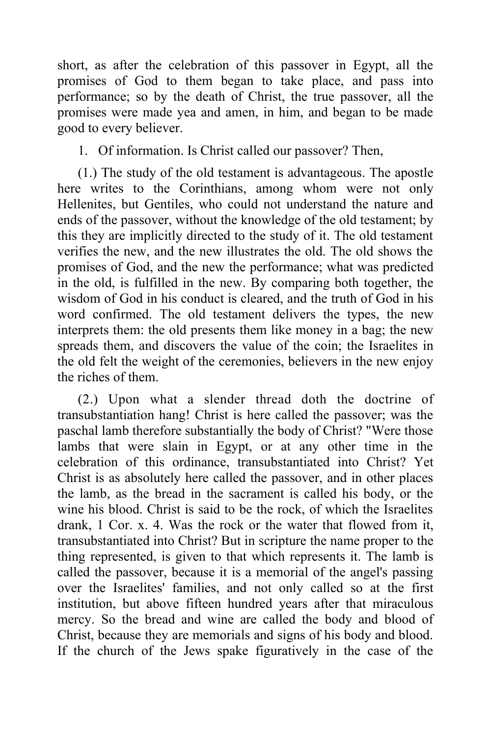short, as after the celebration of this passover in Egypt, all the promises of God to them began to take place, and pass into performance; so by the death of Christ, the true passover, all the promises were made yea and amen, in him, and began to be made good to every believer.

1. Of information. Is Christ called our passover? Then,

(1.) The study of the old testament is advantageous. The apostle here writes to the Corinthians, among whom were not only Hellenites, but Gentiles, who could not understand the nature and ends of the passover, without the knowledge of the old testament; by this they are implicitly directed to the study of it. The old testament verifies the new, and the new illustrates the old. The old shows the promises of God, and the new the performance; what was predicted in the old, is fulfilled in the new. By comparing both together, the wisdom of God in his conduct is cleared, and the truth of God in his word confirmed. The old testament delivers the types, the new interprets them: the old presents them like money in a bag; the new spreads them, and discovers the value of the coin; the Israelites in the old felt the weight of the ceremonies, believers in the new enjoy the riches of them.

(2.) Upon what a slender thread doth the doctrine of transubstantiation hang! Christ is here called the passover; was the paschal lamb therefore substantially the body of Christ? "Were those lambs that were slain in Egypt, or at any other time in the celebration of this ordinance, transubstantiated into Christ? Yet Christ is as absolutely here called the passover, and in other places the lamb, as the bread in the sacrament is called his body, or the wine his blood. Christ is said to be the rock, of which the Israelites drank, 1 Cor. x. 4. Was the rock or the water that flowed from it, transubstantiated into Christ? But in scripture the name proper to the thing represented, is given to that which represents it. The lamb is called the passover, because it is a memorial of the angel's passing over the Israelites' families, and not only called so at the first institution, but above fifteen hundred years after that miraculous mercy. So the bread and wine are called the body and blood of Christ, because they are memorials and signs of his body and blood. If the church of the Jews spake figuratively in the case of the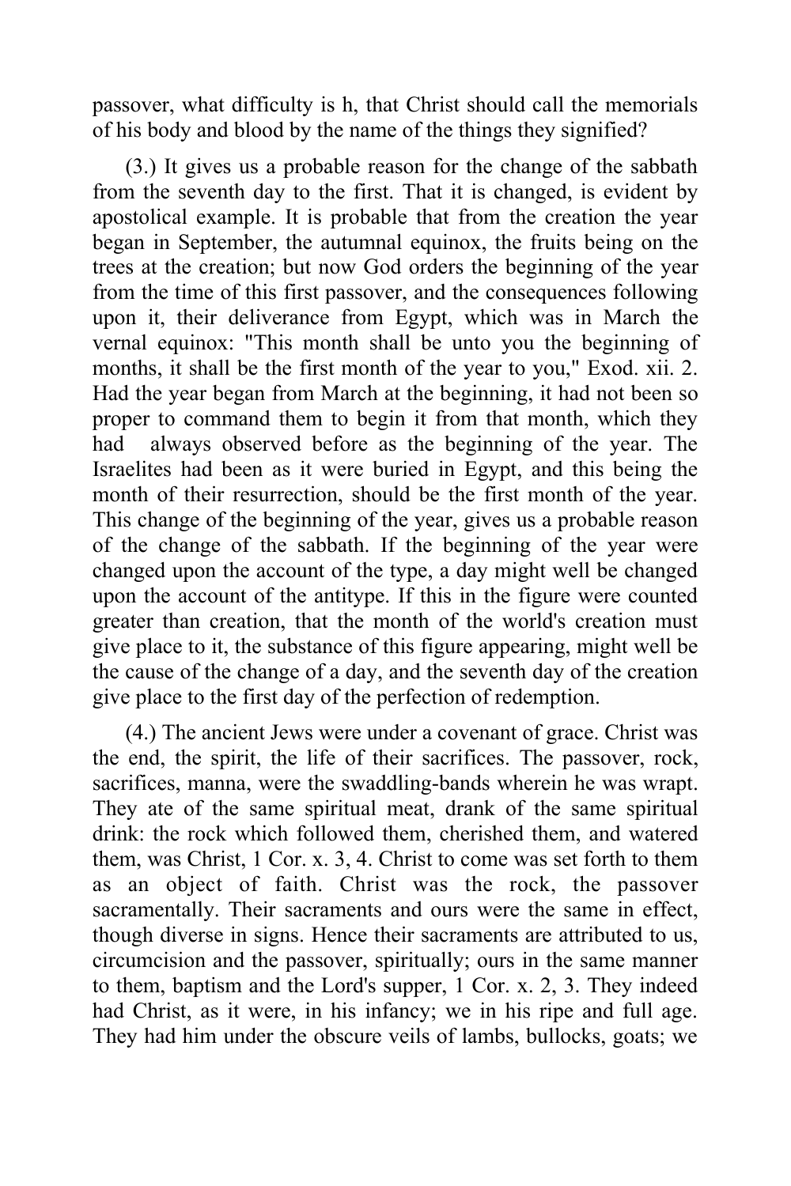passover, what difficulty is h, that Christ should call the memorials of his body and blood by the name of the things they signified?

(3.) It gives us a probable reason for the change of the sabbath from the seventh day to the first. That it is changed, is evident by apostolical example. It is probable that from the creation the year began in September, the autumnal equinox, the fruits being on the trees at the creation; but now God orders the beginning of the year from the time of this first passover, and the consequences following upon it, their deliverance from Egypt, which was in March the vernal equinox: "This month shall be unto you the beginning of months, it shall be the first month of the year to you," Exod. xii. 2. Had the year began from March at the beginning, it had not been so proper to command them to begin it from that month, which they had always observed before as the beginning of the year. The Israelites had been as it were buried in Egypt, and this being the month of their resurrection, should be the first month of the year. This change of the beginning of the year, gives us a probable reason of the change of the sabbath. If the beginning of the year were changed upon the account of the type, a day might well be changed upon the account of the antitype. If this in the figure were counted greater than creation, that the month of the world's creation must give place to it, the substance of this figure appearing, might well be the cause of the change of a day, and the seventh day of the creation give place to the first day of the perfection of redemption.

(4.) The ancient Jews were under a covenant of grace. Christ was the end, the spirit, the life of their sacrifices. The passover, rock, sacrifices, manna, were the swaddling-bands wherein he was wrapt. They ate of the same spiritual meat, drank of the same spiritual drink: the rock which followed them, cherished them, and watered them, was Christ, 1 Cor. x. 3, 4. Christ to come was set forth to them as an object of faith. Christ was the rock, the passover sacramentally. Their sacraments and ours were the same in effect, though diverse in signs. Hence their sacraments are attributed to us, circumcision and the passover, spiritually; ours in the same manner to them, baptism and the Lord's supper, 1 Cor. x. 2, 3. They indeed had Christ, as it were, in his infancy; we in his ripe and full age. They had him under the obscure veils of lambs, bullocks, goats; we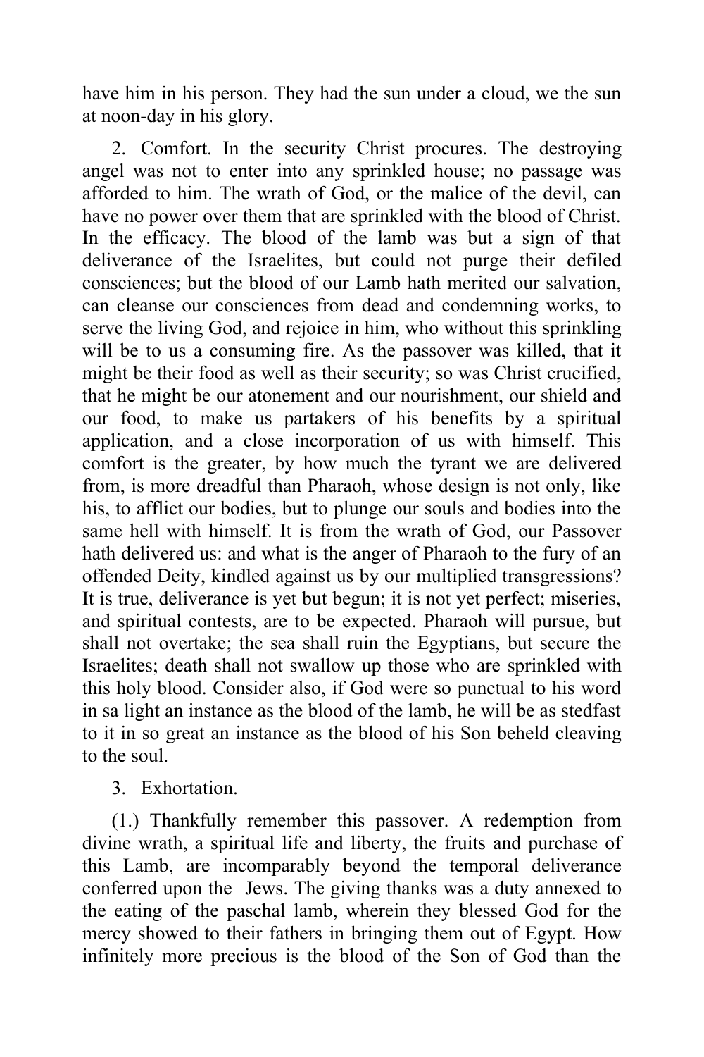have him in his person. They had the sun under a cloud, we the sun at noon-day in his glory.

2. Comfort. In the security Christ procures. The destroying angel was not to enter into any sprinkled house; no passage was afforded to him. The wrath of God, or the malice of the devil, can have no power over them that are sprinkled with the blood of Christ. In the efficacy. The blood of the lamb was but a sign of that deliverance of the Israelites, but could not purge their defiled consciences; but the blood of our Lamb hath merited our salvation, can cleanse our consciences from dead and condemning works, to serve the living God, and rejoice in him, who without this sprinkling will be to us a consuming fire. As the passover was killed, that it might be their food as well as their security; so was Christ crucified, that he might be our atonement and our nourishment, our shield and our food, to make us partakers of his benefits by a spiritual application, and a close incorporation of us with himself. This comfort is the greater, by how much the tyrant we are delivered from, is more dreadful than Pharaoh, whose design is not only, like his, to afflict our bodies, but to plunge our souls and bodies into the same hell with himself. It is from the wrath of God, our Passover hath delivered us: and what is the anger of Pharaoh to the fury of an offended Deity, kindled against us by our multiplied transgressions? It is true, deliverance is yet but begun; it is not yet perfect; miseries, and spiritual contests, are to be expected. Pharaoh will pursue, but shall not overtake; the sea shall ruin the Egyptians, but secure the Israelites; death shall not swallow up those who are sprinkled with this holy blood. Consider also, if God were so punctual to his word in sa light an instance as the blood of the lamb, he will be as stedfast to it in so great an instance as the blood of his Son beheld cleaving to the soul.

3. Exhortation.

(1.) Thankfully remember this passover. A redemption from divine wrath, a spiritual life and liberty, the fruits and purchase of this Lamb, are incomparably beyond the temporal deliverance conferred upon the Jews. The giving thanks was a duty annexed to the eating of the paschal lamb, wherein they blessed God for the mercy showed to their fathers in bringing them out of Egypt. How infinitely more precious is the blood of the Son of God than the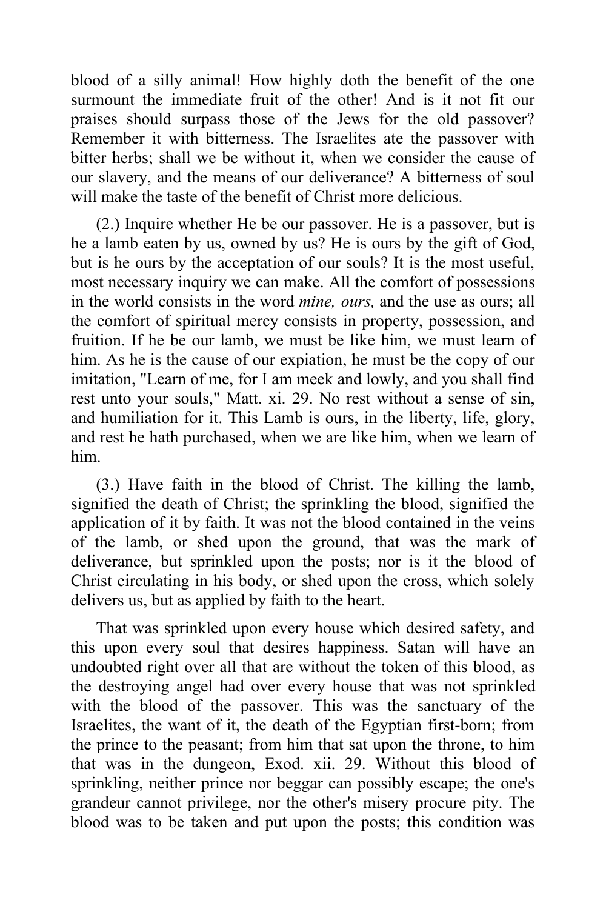blood of a silly animal! How highly doth the benefit of the one surmount the immediate fruit of the other! And is it not fit our praises should surpass those of the Jews for the old passover? Remember it with bitterness. The Israelites ate the passover with bitter herbs; shall we be without it, when we consider the cause of our slavery, and the means of our deliverance? A bitterness of soul will make the taste of the benefit of Christ more delicious.

(2.) Inquire whether He be our passover. He is a passover, but is he a lamb eaten by us, owned by us? He is ours by the gift of God, but is he ours by the acceptation of our souls? It is the most useful, most necessary inquiry we can make. All the comfort of possessions in the world consists in the word *mine, ours,* and the use as ours; all the comfort of spiritual mercy consists in property, possession, and fruition. If he be our lamb, we must be like him, we must learn of him. As he is the cause of our expiation, he must be the copy of our imitation, "Learn of me, for I am meek and lowly, and you shall find rest unto your souls," Matt. xi. 29. No rest without a sense of sin, and humiliation for it. This Lamb is ours, in the liberty, life, glory, and rest he hath purchased, when we are like him, when we learn of him.

(3.) Have faith in the blood of Christ. The killing the lamb, signified the death of Christ; the sprinkling the blood, signified the application of it by faith. It was not the blood contained in the veins of the lamb, or shed upon the ground, that was the mark of deliverance, but sprinkled upon the posts; nor is it the blood of Christ circulating in his body, or shed upon the cross, which solely delivers us, but as applied by faith to the heart.

That was sprinkled upon every house which desired safety, and this upon every soul that desires happiness. Satan will have an undoubted right over all that are without the token of this blood, as the destroying angel had over every house that was not sprinkled with the blood of the passover. This was the sanctuary of the Israelites, the want of it, the death of the Egyptian first-born; from the prince to the peasant; from him that sat upon the throne, to him that was in the dungeon, Exod. xii. 29. Without this blood of sprinkling, neither prince nor beggar can possibly escape; the one's grandeur cannot privilege, nor the other's misery procure pity. The blood was to be taken and put upon the posts; this condition was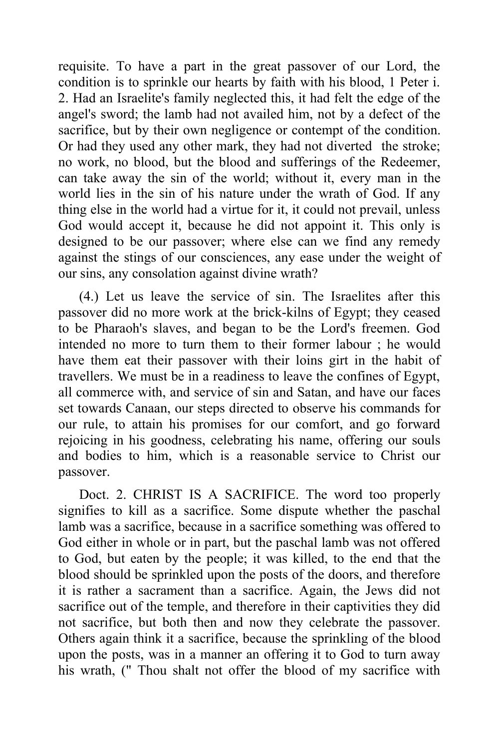requisite. To have a part in the great passover of our Lord, the condition is to sprinkle our hearts by faith with his blood, 1 Peter i. 2. Had an Israelite's family neglected this, it had felt the edge of the angel's sword; the lamb had not availed him, not by a defect of the sacrifice, but by their own negligence or contempt of the condition. Or had they used any other mark, they had not diverted the stroke; no work, no blood, but the blood and sufferings of the Redeemer, can take away the sin of the world; without it, every man in the world lies in the sin of his nature under the wrath of God. If any thing else in the world had a virtue for it, it could not prevail, unless God would accept it, because he did not appoint it. This only is designed to be our passover; where else can we find any remedy against the stings of our consciences, any ease under the weight of our sins, any consolation against divine wrath?

(4.) Let us leave the service of sin. The Israelites after this passover did no more work at the brick-kilns of Egypt; they ceased to be Pharaoh's slaves, and began to be the Lord's freemen. God intended no more to turn them to their former labour ; he would have them eat their passover with their loins girt in the habit of travellers. We must be in a readiness to leave the confines of Egypt, all commerce with, and service of sin and Satan, and have our faces set towards Canaan, our steps directed to observe his commands for our rule, to attain his promises for our comfort, and go forward rejoicing in his goodness, celebrating his name, offering our souls and bodies to him, which is a reasonable service to Christ our passover.

Doct. 2. CHRIST IS A SACRIFICE. The word too properly signifies to kill as a sacrifice. Some dispute whether the paschal lamb was a sacrifice, because in a sacrifice something was offered to God either in whole or in part, but the paschal lamb was not offered to God, but eaten by the people; it was killed, to the end that the blood should be sprinkled upon the posts of the doors, and therefore it is rather a sacrament than a sacrifice. Again, the Jews did not sacrifice out of the temple, and therefore in their captivities they did not sacrifice, but both then and now they celebrate the passover. Others again think it a sacrifice, because the sprinkling of the blood upon the posts, was in a manner an offering it to God to turn away his wrath, (" Thou shalt not offer the blood of my sacrifice with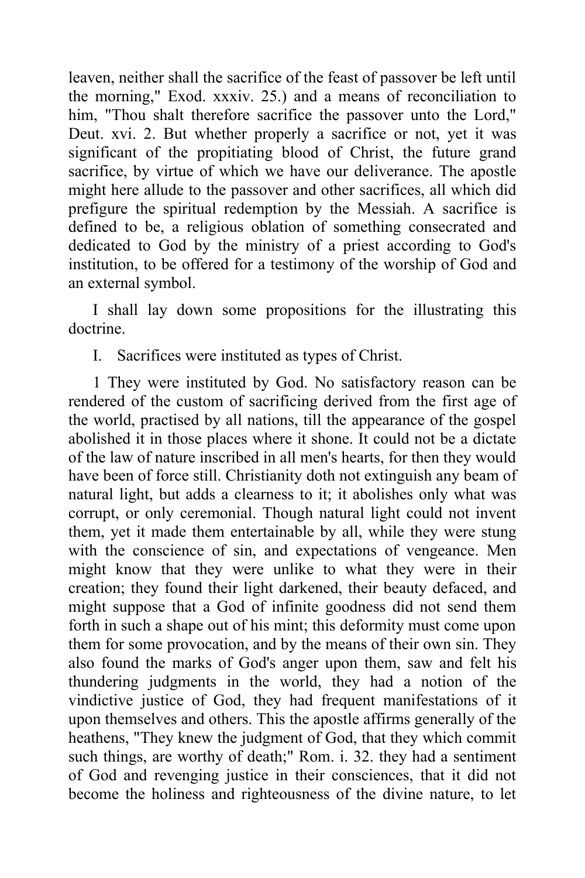leaven, neither shall the sacrifice of the feast of passover be left until the morning," Exod. xxxiv. 25.) and a means of reconciliation to him, "Thou shalt therefore sacrifice the passover unto the Lord," Deut. xvi. 2. But whether properly a sacrifice or not, yet it was significant of the propitiating blood of Christ, the future grand sacrifice, by virtue of which we have our deliverance. The apostle might here allude to the passover and other sacrifices, all which did prefigure the spiritual redemption by the Messiah. A sacrifice is defined to be, a religious oblation of something consecrated and dedicated to God by the ministry of a priest according to God's institution, to be offered for a testimony of the worship of God and an external symbol.

I shall lay down some propositions for the illustrating this doctrine.

I. Sacrifices were instituted as types of Christ.

1 They were instituted by God. No satisfactory reason can be rendered of the custom of sacrificing derived from the first age of the world, practised by all nations, till the appearance of the gospel abolished it in those places where it shone. It could not be a dictate of the law of nature inscribed in all men's hearts, for then they would have been of force still. Christianity doth not extinguish any beam of natural light, but adds a clearness to it; it abolishes only what was corrupt, or only ceremonial. Though natural light could not invent them, yet it made them entertainable by all, while they were stung with the conscience of sin, and expectations of vengeance. Men might know that they were unlike to what they were in their creation; they found their light darkened, their beauty defaced, and might suppose that a God of infinite goodness did not send them forth in such a shape out of his mint; this deformity must come upon them for some provocation, and by the means of their own sin. They also found the marks of God's anger upon them, saw and felt his thundering judgments in the world, they had a notion of the vindictive justice of God, they had frequent manifestations of it upon themselves and others. This the apostle affirms generally of the heathens, "They knew the judgment of God, that they which commit such things, are worthy of death;" Rom. i. 32. they had a sentiment of God and revenging justice in their consciences, that it did not become the holiness and righteousness of the divine nature, to let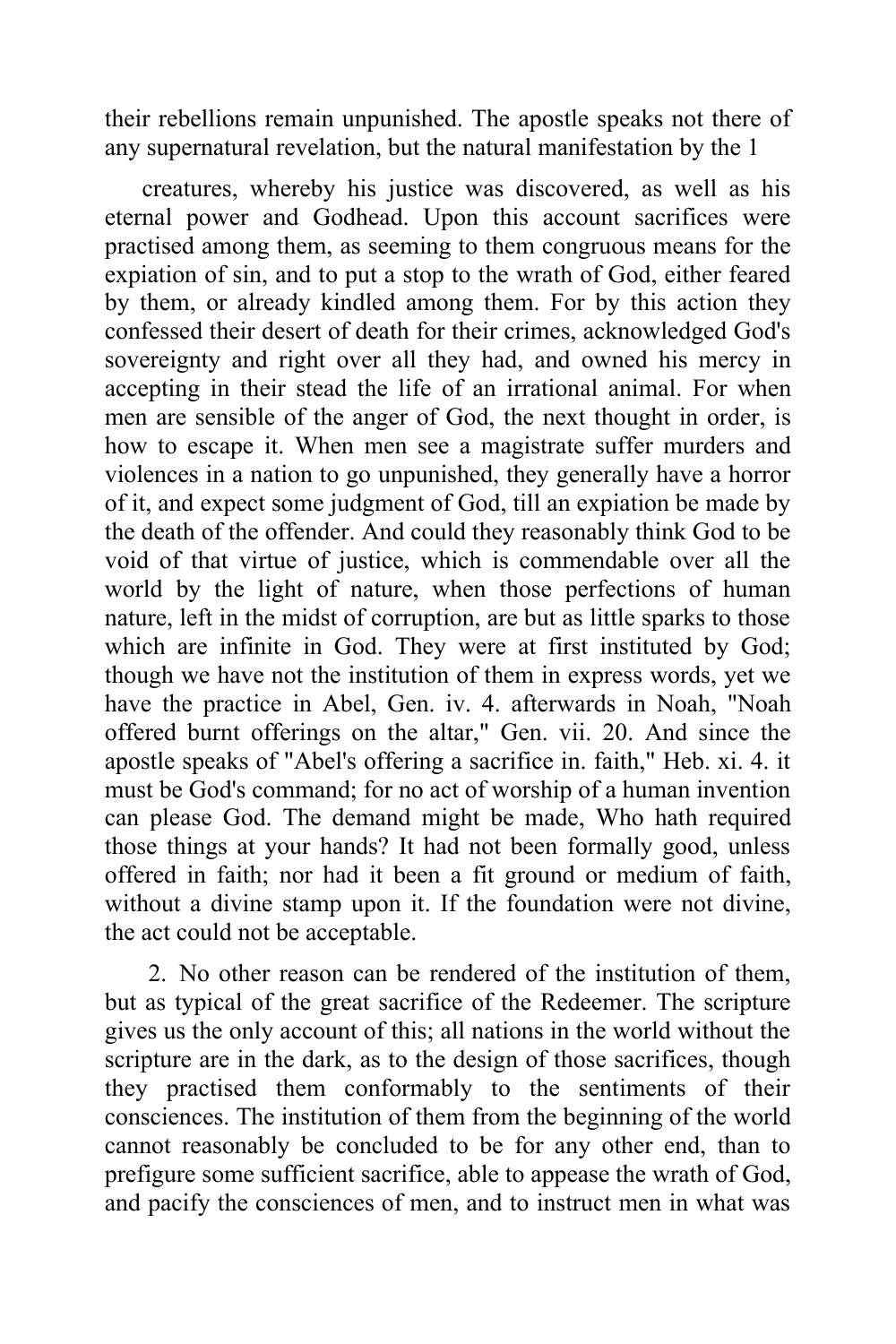their rebellions remain unpunished. The apostle speaks not there of any supernatural revelation, but the natural manifestation by the 1

creatures, whereby his justice was discovered, as well as his eternal power and Godhead. Upon this account sacrifices were practised among them, as seeming to them congruous means for the expiation of sin, and to put a stop to the wrath of God, either feared by them, or already kindled among them. For by this action they confessed their desert of death for their crimes, acknowledged God's sovereignty and right over all they had, and owned his mercy in accepting in their stead the life of an irrational animal. For when men are sensible of the anger of God, the next thought in order, is how to escape it. When men see a magistrate suffer murders and violences in a nation to go unpunished, they generally have a horror of it, and expect some judgment of God, till an expiation be made by the death of the offender. And could they reasonably think God to be void of that virtue of justice, which is commendable over all the world by the light of nature, when those perfections of human nature, left in the midst of corruption, are but as little sparks to those which are infinite in God. They were at first instituted by God; though we have not the institution of them in express words, yet we have the practice in Abel, Gen. iv. 4. afterwards in Noah, "Noah offered burnt offerings on the altar," Gen. vii. 20. And since the apostle speaks of "Abel's offering a sacrifice in. faith," Heb. xi. 4. it must be God's command; for no act of worship of a human invention can please God. The demand might be made, Who hath required those things at your hands? It had not been formally good, unless offered in faith; nor had it been a fit ground or medium of faith, without a divine stamp upon it. If the foundation were not divine, the act could not be acceptable.

2. No other reason can be rendered of the institution of them, but as typical of the great sacrifice of the Redeemer. The scripture gives us the only account of this; all nations in the world without the scripture are in the dark, as to the design of those sacrifices, though they practised them conformably to the sentiments of their consciences. The institution of them from the beginning of the world cannot reasonably be concluded to be for any other end, than to prefigure some sufficient sacrifice, able to appease the wrath of God, and pacify the consciences of men, and to instruct men in what was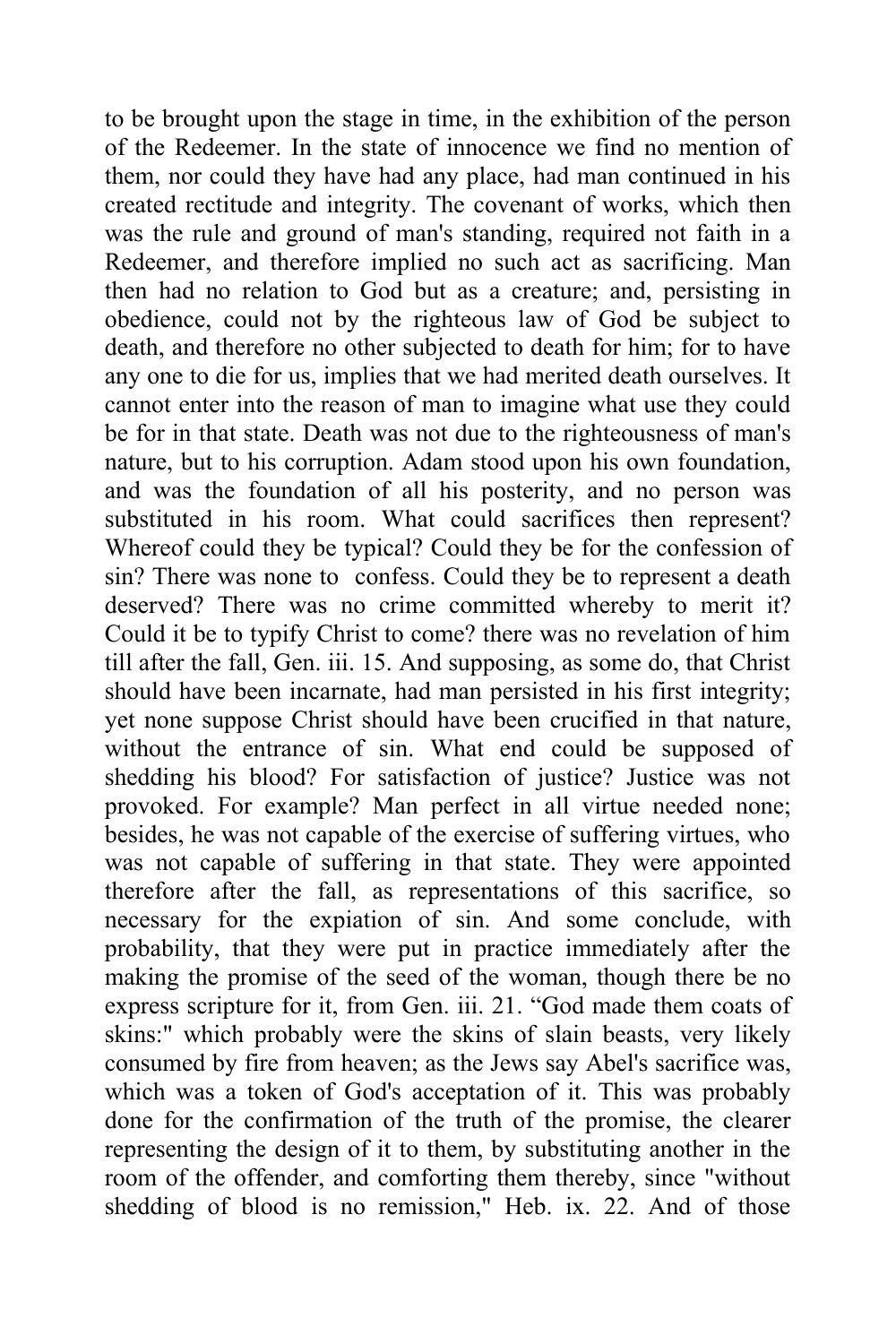to be brought upon the stage in time, in the exhibition of the person of the Redeemer. In the state of innocence we find no mention of them, nor could they have had any place, had man continued in his created rectitude and integrity. The covenant of works, which then was the rule and ground of man's standing, required not faith in a Redeemer, and therefore implied no such act as sacrificing. Man then had no relation to God but as a creature; and, persisting in obedience, could not by the righteous law of God be subject to death, and therefore no other subjected to death for him; for to have any one to die for us, implies that we had merited death ourselves. It cannot enter into the reason of man to imagine what use they could be for in that state. Death was not due to the righteousness of man's nature, but to his corruption. Adam stood upon his own foundation, and was the foundation of all his posterity, and no person was substituted in his room. What could sacrifices then represent? Whereof could they be typical? Could they be for the confession of sin? There was none to confess. Could they be to represent a death deserved? There was no crime committed whereby to merit it? Could it be to typify Christ to come? there was no revelation of him till after the fall, Gen. iii. 15. And supposing, as some do, that Christ should have been incarnate, had man persisted in his first integrity; yet none suppose Christ should have been crucified in that nature, without the entrance of sin. What end could be supposed of shedding his blood? For satisfaction of justice? Justice was not provoked. For example? Man perfect in all virtue needed none; besides, he was not capable of the exercise of suffering virtues, who was not capable of suffering in that state. They were appointed therefore after the fall, as representations of this sacrifice, so necessary for the expiation of sin. And some conclude, with probability, that they were put in practice immediately after the making the promise of the seed of the woman, though there be no express scripture for it, from Gen. iii. 21. "God made them coats of skins:" which probably were the skins of slain beasts, very likely consumed by fire from heaven; as the Jews say Abel's sacrifice was, which was a token of God's acceptation of it. This was probably done for the confirmation of the truth of the promise, the clearer representing the design of it to them, by substituting another in the room of the offender, and comforting them thereby, since "without shedding of blood is no remission," Heb. ix. 22. And of those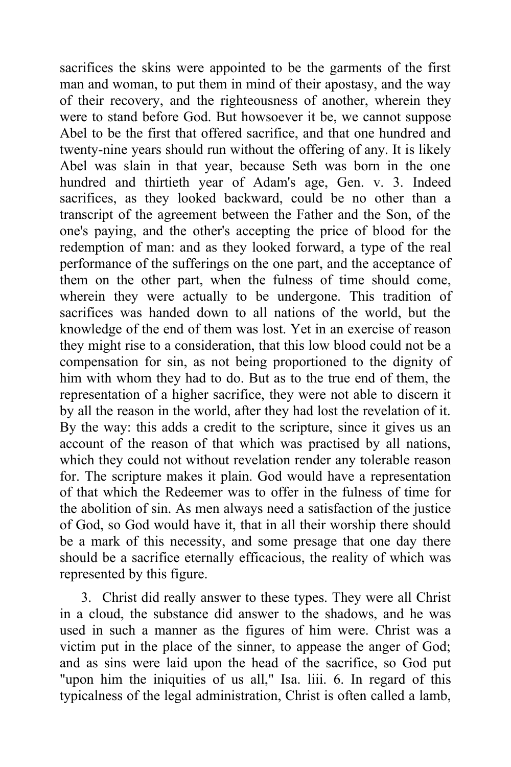sacrifices the skins were appointed to be the garments of the first man and woman, to put them in mind of their apostasy, and the way of their recovery, and the righteousness of another, wherein they were to stand before God. But howsoever it be, we cannot suppose Abel to be the first that offered sacrifice, and that one hundred and twenty-nine years should run without the offering of any. It is likely Abel was slain in that year, because Seth was born in the one hundred and thirtieth year of Adam's age, Gen. v. 3. Indeed sacrifices, as they looked backward, could be no other than a transcript of the agreement between the Father and the Son, of the one's paying, and the other's accepting the price of blood for the redemption of man: and as they looked forward, a type of the real performance of the sufferings on the one part, and the acceptance of them on the other part, when the fulness of time should come, wherein they were actually to be undergone. This tradition of sacrifices was handed down to all nations of the world, but the knowledge of the end of them was lost. Yet in an exercise of reason they might rise to a consideration, that this low blood could not be a compensation for sin, as not being proportioned to the dignity of him with whom they had to do. But as to the true end of them, the representation of a higher sacrifice, they were not able to discern it by all the reason in the world, after they had lost the revelation of it. By the way: this adds a credit to the scripture, since it gives us an account of the reason of that which was practised by all nations, which they could not without revelation render any tolerable reason for. The scripture makes it plain. God would have a representation of that which the Redeemer was to offer in the fulness of time for the abolition of sin. As men always need a satisfaction of the justice of God, so God would have it, that in all their worship there should be a mark of this necessity, and some presage that one day there should be a sacrifice eternally efficacious, the reality of which was represented by this figure.

3. Christ did really answer to these types. They were all Christ in a cloud, the substance did answer to the shadows, and he was used in such a manner as the figures of him were. Christ was a victim put in the place of the sinner, to appease the anger of God; and as sins were laid upon the head of the sacrifice, so God put "upon him the iniquities of us all," Isa. liii. 6. In regard of this typicalness of the legal administration, Christ is often called a lamb,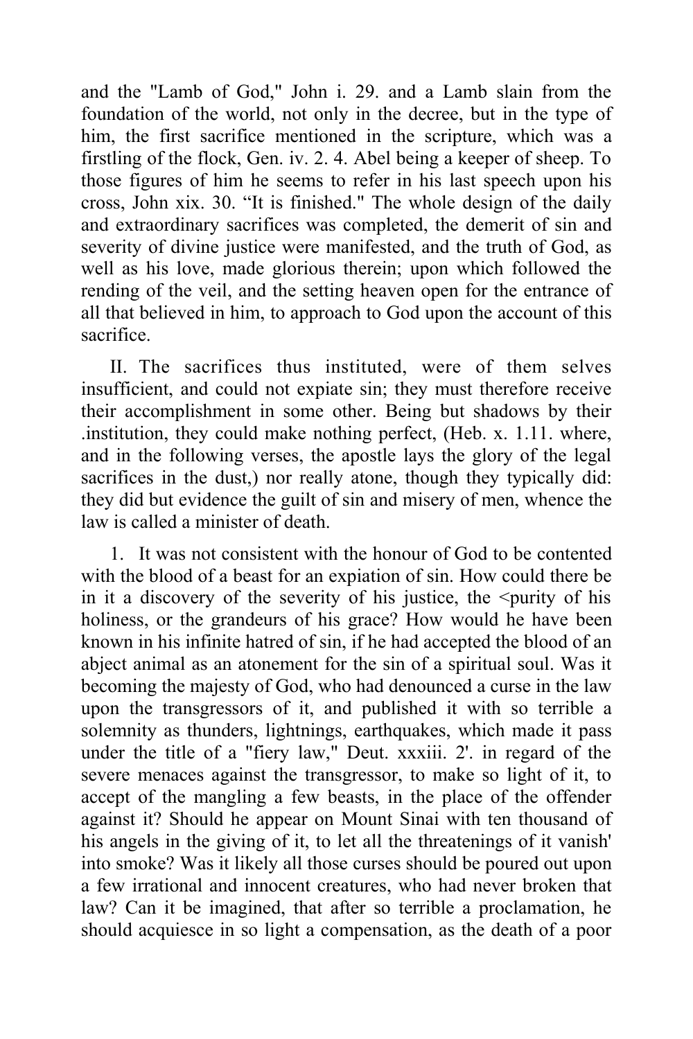and the "Lamb of God," John i. 29. and a Lamb slain from the foundation of the world, not only in the decree, but in the type of him, the first sacrifice mentioned in the scripture, which was a firstling of the flock, Gen. iv. 2. 4. Abel being a keeper of sheep. To those figures of him he seems to refer in his last speech upon his cross, John xix. 30. "It is finished." The whole design of the daily and extraordinary sacrifices was completed, the demerit of sin and severity of divine justice were manifested, and the truth of God, as well as his love, made glorious therein; upon which followed the rending of the veil, and the setting heaven open for the entrance of all that believed in him, to approach to God upon the account of this sacrifice.

II. The sacrifices thus instituted, were of them selves insufficient, and could not expiate sin; they must therefore receive their accomplishment in some other. Being but shadows by their .institution, they could make nothing perfect, (Heb. x. 1.11. where, and in the following verses, the apostle lays the glory of the legal sacrifices in the dust,) nor really atone, though they typically did: they did but evidence the guilt of sin and misery of men, whence the law is called a minister of death.

1. It was not consistent with the honour of God to be contented with the blood of a beast for an expiation of sin. How could there be in it a discovery of the severity of his justice, the <purity of his holiness, or the grandeurs of his grace? How would he have been known in his infinite hatred of sin, if he had accepted the blood of an abject animal as an atonement for the sin of a spiritual soul. Was it becoming the majesty of God, who had denounced a curse in the law upon the transgressors of it, and published it with so terrible a solemnity as thunders, lightnings, earthquakes, which made it pass under the title of a "fiery law," Deut. xxxiii. 2'. in regard of the severe menaces against the transgressor, to make so light of it, to accept of the mangling a few beasts, in the place of the offender against it? Should he appear on Mount Sinai with ten thousand of his angels in the giving of it, to let all the threatenings of it vanish' into smoke? Was it likely all those curses should be poured out upon a few irrational and innocent creatures, who had never broken that law? Can it be imagined, that after so terrible a proclamation, he should acquiesce in so light a compensation, as the death of a poor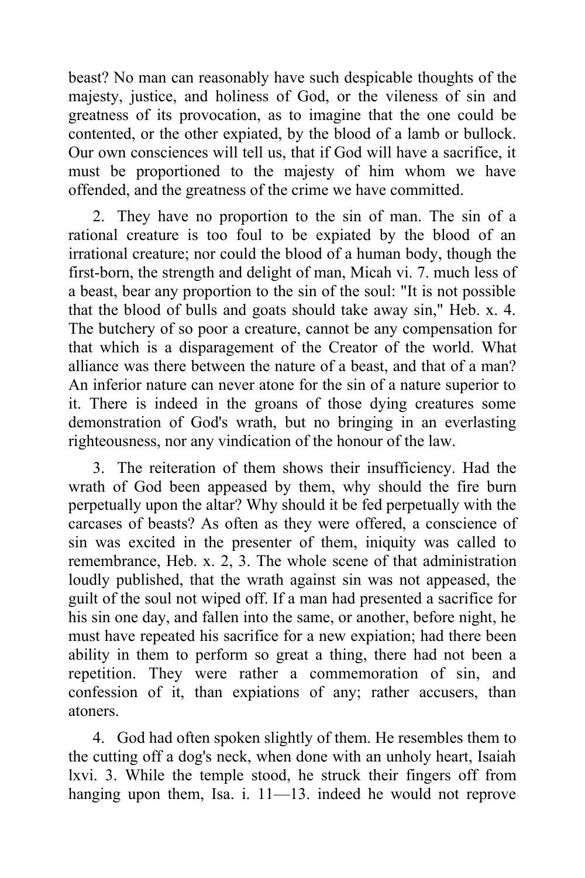beast? No man can reasonably have such despicable thoughts of the majesty, justice, and holiness of God, or the vileness of sin and greatness of its provocation, as to imagine that the one could be contented, or the other expiated, by the blood of a lamb or bullock. Our own consciences will tell us, that if God will have a sacrifice, it must be proportioned to the majesty of him whom we have offended, and the greatness of the crime we have committed.

2. They have no proportion to the sin of man. The sin of a rational creature is too foul to be expiated by the blood of an irrational creature; nor could the blood of a human body, though the first-born, the strength and delight of man, Micah vi. 7. much less of a beast, bear any proportion to the sin of the soul: "It is not possible that the blood of bulls and goats should take away sin," Heb. x. 4. The butchery of so poor a creature, cannot be any compensation for that which is a disparagement of the Creator of the world. What alliance was there between the nature of a beast, and that of a man? An inferior nature can never atone for the sin of a nature superior to it. There is indeed in the groans of those dying creatures some demonstration of God's wrath, but no bringing in an everlasting righteousness, nor any vindication of the honour of the law.

3. The reiteration of them shows their insufficiency. Had the wrath of God been appeased by them, why should the fire burn perpetually upon the altar? Why should it be fed perpetually with the carcases of beasts? As often as they were offered, a conscience of sin was excited in the presenter of them, iniquity was called to remembrance, Heb. x. 2, 3. The whole scene of that administration loudly published, that the wrath against sin was not appeased, the guilt of the soul not wiped off. If a man had presented a sacrifice for his sin one day, and fallen into the same, or another, before night, he must have repeated his sacrifice for a new expiation; had there been ability in them to perform so great a thing, there had not been a repetition. They were rather a commemoration of sin, and confession of it, than expiations of any; rather accusers, than atoners.

4. God had often spoken slightly of them. He resembles them to the cutting off a dog's neck, when done with an unholy heart, Isaiah lxvi. 3. While the temple stood, he struck their fingers off from hanging upon them, Isa. i. 11—13. indeed he would not reprove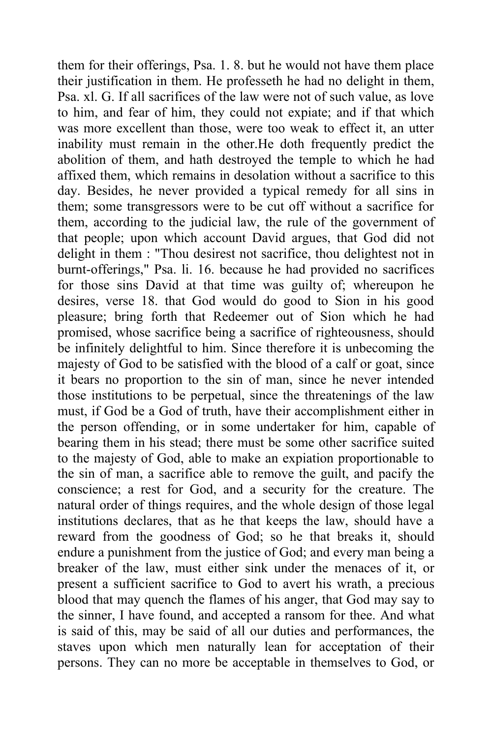them for their offerings, Psa. 1. 8. but he would not have them place their justification in them. He professeth he had no delight in them, Psa. xl. G. If all sacrifices of the law were not of such value, as love to him, and fear of him, they could not expiate; and if that which was more excellent than those, were too weak to effect it, an utter inability must remain in the other.He doth frequently predict the abolition of them, and hath destroyed the temple to which he had affixed them, which remains in desolation without a sacrifice to this day. Besides, he never provided a typical remedy for all sins in them; some transgressors were to be cut off without a sacrifice for them, according to the judicial law, the rule of the government of that people; upon which account David argues, that God did not delight in them : "Thou desirest not sacrifice, thou delightest not in burnt-offerings," Psa. li. 16. because he had provided no sacrifices for those sins David at that time was guilty of; whereupon he desires, verse 18. that God would do good to Sion in his good pleasure; bring forth that Redeemer out of Sion which he had promised, whose sacrifice being a sacrifice of righteousness, should be infinitely delightful to him. Since therefore it is unbecoming the majesty of God to be satisfied with the blood of a calf or goat, since it bears no proportion to the sin of man, since he never intended those institutions to be perpetual, since the threatenings of the law must, if God be a God of truth, have their accomplishment either in the person offending, or in some undertaker for him, capable of bearing them in his stead; there must be some other sacrifice suited to the majesty of God, able to make an expiation proportionable to the sin of man, a sacrifice able to remove the guilt, and pacify the conscience; a rest for God, and a security for the creature. The natural order of things requires, and the whole design of those legal institutions declares, that as he that keeps the law, should have a reward from the goodness of God; so he that breaks it, should endure a punishment from the justice of God; and every man being a breaker of the law, must either sink under the menaces of it, or present a sufficient sacrifice to God to avert his wrath, a precious blood that may quench the flames of his anger, that God may say to the sinner, I have found, and accepted a ransom for thee. And what is said of this, may be said of all our duties and performances, the staves upon which men naturally lean for acceptation of their persons. They can no more be acceptable in themselves to God, or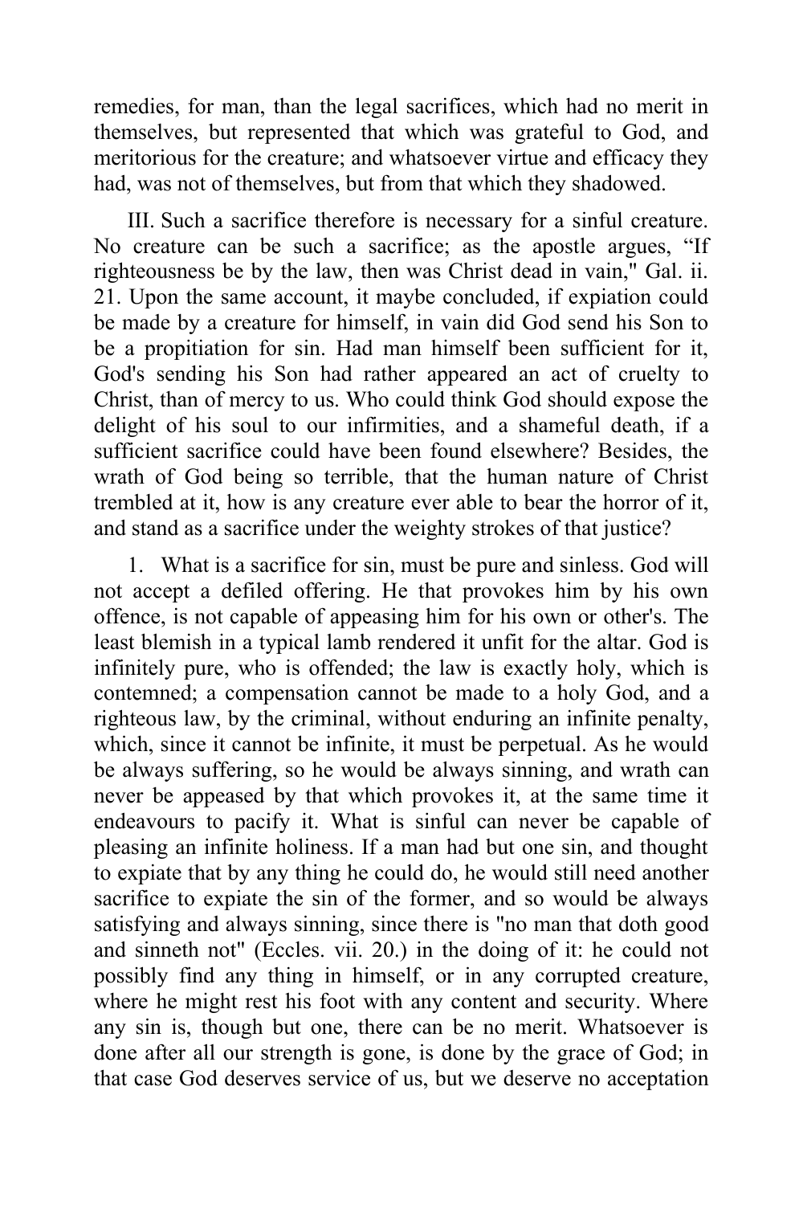remedies, for man, than the legal sacrifices, which had no merit in themselves, but represented that which was grateful to God, and meritorious for the creature; and whatsoever virtue and efficacy they had, was not of themselves, but from that which they shadowed.

III. Such a sacrifice therefore is necessary for a sinful creature. No creature can be such a sacrifice; as the apostle argues, "If righteousness be by the law, then was Christ dead in vain," Gal. ii. 21. Upon the same account, it maybe concluded, if expiation could be made by a creature for himself, in vain did God send his Son to be a propitiation for sin. Had man himself been sufficient for it, God's sending his Son had rather appeared an act of cruelty to Christ, than of mercy to us. Who could think God should expose the delight of his soul to our infirmities, and a shameful death, if a sufficient sacrifice could have been found elsewhere? Besides, the wrath of God being so terrible, that the human nature of Christ trembled at it, how is any creature ever able to bear the horror of it, and stand as a sacrifice under the weighty strokes of that justice?

1. What is a sacrifice for sin, must be pure and sinless. God will not accept a defiled offering. He that provokes him by his own offence, is not capable of appeasing him for his own or other's. The least blemish in a typical lamb rendered it unfit for the altar. God is infinitely pure, who is offended; the law is exactly holy, which is contemned; a compensation cannot be made to a holy God, and a righteous law, by the criminal, without enduring an infinite penalty, which, since it cannot be infinite, it must be perpetual. As he would be always suffering, so he would be always sinning, and wrath can never be appeased by that which provokes it, at the same time it endeavours to pacify it. What is sinful can never be capable of pleasing an infinite holiness. If a man had but one sin, and thought to expiate that by any thing he could do, he would still need another sacrifice to expiate the sin of the former, and so would be always satisfying and always sinning, since there is "no man that doth good and sinneth not" (Eccles. vii. 20.) in the doing of it: he could not possibly find any thing in himself, or in any corrupted creature, where he might rest his foot with any content and security. Where any sin is, though but one, there can be no merit. Whatsoever is done after all our strength is gone, is done by the grace of God; in that case God deserves service of us, but we deserve no acceptation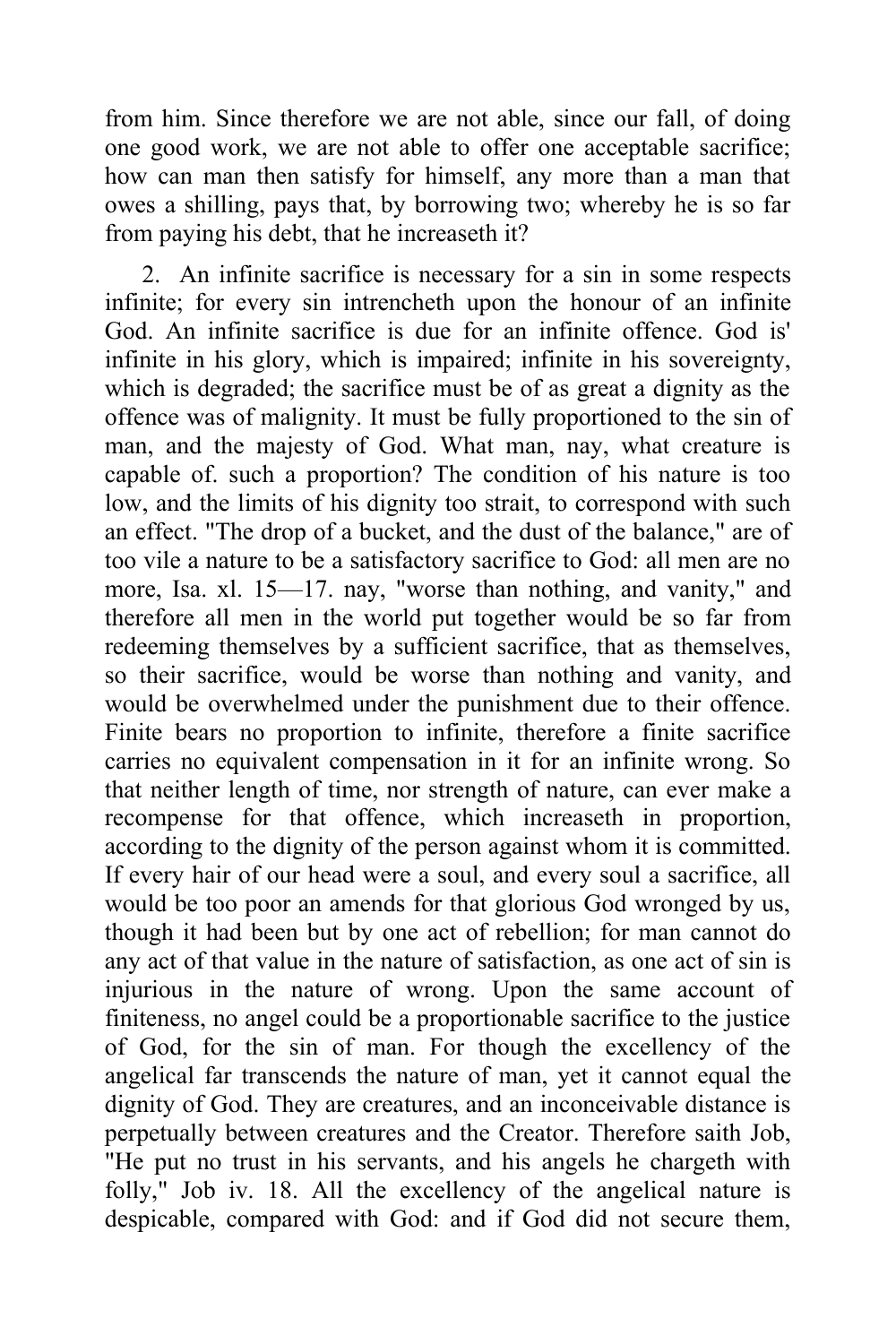from him. Since therefore we are not able, since our fall, of doing one good work, we are not able to offer one acceptable sacrifice; how can man then satisfy for himself, any more than a man that owes a shilling, pays that, by borrowing two; whereby he is so far from paying his debt, that he increaseth it?

2. An infinite sacrifice is necessary for a sin in some respects infinite; for every sin intrencheth upon the honour of an infinite God. An infinite sacrifice is due for an infinite offence. God is' infinite in his glory, which is impaired; infinite in his sovereignty, which is degraded; the sacrifice must be of as great a dignity as the offence was of malignity. It must be fully proportioned to the sin of man, and the majesty of God. What man, nay, what creature is capable of. such a proportion? The condition of his nature is too low, and the limits of his dignity too strait, to correspond with such an effect. "The drop of a bucket, and the dust of the balance," are of too vile a nature to be a satisfactory sacrifice to God: all men are no more, Isa. xl. 15—17. nay, "worse than nothing, and vanity," and therefore all men in the world put together would be so far from redeeming themselves by a sufficient sacrifice, that as themselves, so their sacrifice, would be worse than nothing and vanity, and would be overwhelmed under the punishment due to their offence. Finite bears no proportion to infinite, therefore a finite sacrifice carries no equivalent compensation in it for an infinite wrong. So that neither length of time, nor strength of nature, can ever make a recompense for that offence, which increaseth in proportion, according to the dignity of the person against whom it is committed. If every hair of our head were a soul, and every soul a sacrifice, all would be too poor an amends for that glorious God wronged by us, though it had been but by one act of rebellion; for man cannot do any act of that value in the nature of satisfaction, as one act of sin is injurious in the nature of wrong. Upon the same account of finiteness, no angel could be a proportionable sacrifice to the justice of God, for the sin of man. For though the excellency of the angelical far transcends the nature of man, yet it cannot equal the dignity of God. They are creatures, and an inconceivable distance is perpetually between creatures and the Creator. Therefore saith Job, "He put no trust in his servants, and his angels he chargeth with folly," Job iv. 18. All the excellency of the angelical nature is despicable, compared with God: and if God did not secure them,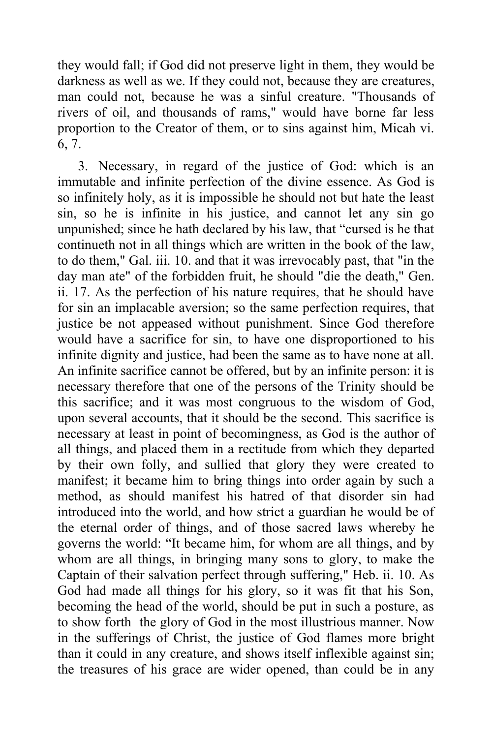they would fall; if God did not preserve light in them, they would be darkness as well as we. If they could not, because they are creatures, man could not, because he was a sinful creature. "Thousands of rivers of oil, and thousands of rams," would have borne far less proportion to the Creator of them, or to sins against him, Micah vi. 6, 7.

3. Necessary, in regard of the justice of God: which is an immutable and infinite perfection of the divine essence. As God is so infinitely holy, as it is impossible he should not but hate the least sin, so he is infinite in his justice, and cannot let any sin go unpunished; since he hath declared by his law, that "cursed is he that continueth not in all things which are written in the book of the law, to do them," Gal. iii. 10. and that it was irrevocably past, that "in the day man ate" of the forbidden fruit, he should "die the death," Gen. ii. 17. As the perfection of his nature requires, that he should have for sin an implacable aversion; so the same perfection requires, that justice be not appeased without punishment. Since God therefore would have a sacrifice for sin, to have one disproportioned to his infinite dignity and justice, had been the same as to have none at all. An infinite sacrifice cannot be offered, but by an infinite person: it is necessary therefore that one of the persons of the Trinity should be this sacrifice; and it was most congruous to the wisdom of God, upon several accounts, that it should be the second. This sacrifice is necessary at least in point of becomingness, as God is the author of all things, and placed them in a rectitude from which they departed by their own folly, and sullied that glory they were created to manifest; it became him to bring things into order again by such a method, as should manifest his hatred of that disorder sin had introduced into the world, and how strict a guardian he would be of the eternal order of things, and of those sacred laws whereby he governs the world: "It became him, for whom are all things, and by whom are all things, in bringing many sons to glory, to make the Captain of their salvation perfect through suffering," Heb. ii. 10. As God had made all things for his glory, so it was fit that his Son, becoming the head of the world, should be put in such a posture, as to show forth the glory of God in the most illustrious manner. Now in the sufferings of Christ, the justice of God flames more bright than it could in any creature, and shows itself inflexible against sin; the treasures of his grace are wider opened, than could be in any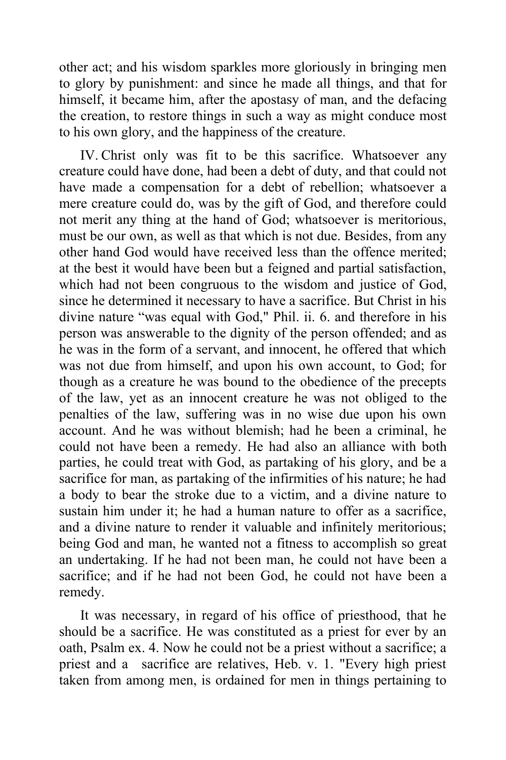other act; and his wisdom sparkles more gloriously in bringing men to glory by punishment: and since he made all things, and that for himself, it became him, after the apostasy of man, and the defacing the creation, to restore things in such a way as might conduce most to his own glory, and the happiness of the creature.

IV. Christ only was fit to be this sacrifice. Whatsoever any creature could have done, had been a debt of duty, and that could not have made a compensation for a debt of rebellion; whatsoever a mere creature could do, was by the gift of God, and therefore could not merit any thing at the hand of God; whatsoever is meritorious, must be our own, as well as that which is not due. Besides, from any other hand God would have received less than the offence merited; at the best it would have been but a feigned and partial satisfaction, which had not been congruous to the wisdom and justice of God, since he determined it necessary to have a sacrifice. But Christ in his divine nature "was equal with God," Phil. ii. 6. and therefore in his person was answerable to the dignity of the person offended; and as he was in the form of a servant, and innocent, he offered that which was not due from himself, and upon his own account, to God; for though as a creature he was bound to the obedience of the precepts of the law, yet as an innocent creature he was not obliged to the penalties of the law, suffering was in no wise due upon his own account. And he was without blemish; had he been a criminal, he could not have been a remedy. He had also an alliance with both parties, he could treat with God, as partaking of his glory, and be a sacrifice for man, as partaking of the infirmities of his nature; he had a body to bear the stroke due to a victim, and a divine nature to sustain him under it; he had a human nature to offer as a sacrifice, and a divine nature to render it valuable and infinitely meritorious; being God and man, he wanted not a fitness to accomplish so great an undertaking. If he had not been man, he could not have been a sacrifice; and if he had not been God, he could not have been a remedy.

It was necessary, in regard of his office of priesthood, that he should be a sacrifice. He was constituted as a priest for ever by an oath, Psalm ex. 4. Now he could not be a priest without a sacrifice; a priest and a sacrifice are relatives, Heb. v. 1. "Every high priest taken from among men, is ordained for men in things pertaining to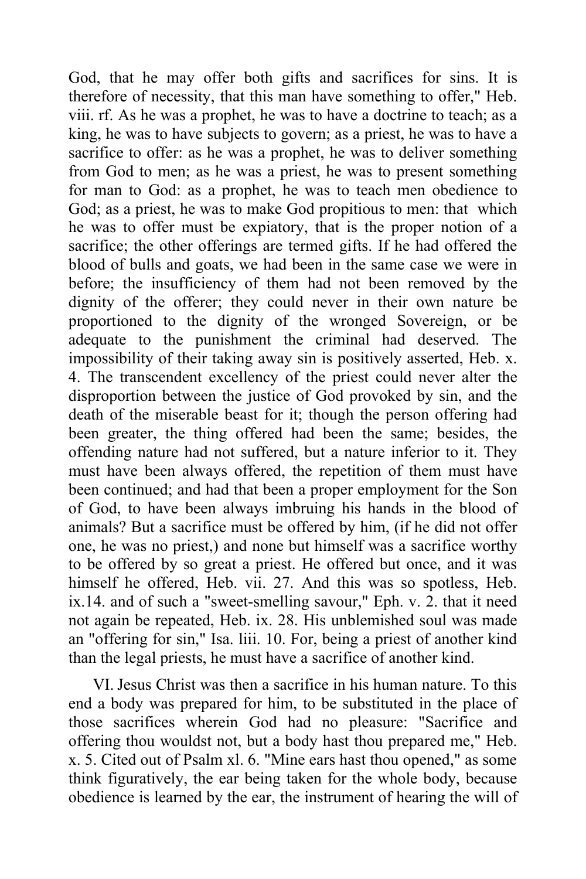God, that he may offer both gifts and sacrifices for sins. It is therefore of necessity, that this man have something to offer," Heb. viii. rf. As he was a prophet, he was to have a doctrine to teach; as a king, he was to have subjects to govern; as a priest, he was to have a sacrifice to offer: as he was a prophet, he was to deliver something from God to men; as he was a priest, he was to present something for man to God: as a prophet, he was to teach men obedience to God; as a priest, he was to make God propitious to men: that which he was to offer must be expiatory, that is the proper notion of a sacrifice; the other offerings are termed gifts. If he had offered the blood of bulls and goats, we had been in the same case we were in before; the insufficiency of them had not been removed by the dignity of the offerer; they could never in their own nature be proportioned to the dignity of the wronged Sovereign, or be adequate to the punishment the criminal had deserved. The impossibility of their taking away sin is positively asserted, Heb. x. 4. The transcendent excellency of the priest could never alter the disproportion between the justice of God provoked by sin, and the death of the miserable beast for it; though the person offering had been greater, the thing offered had been the same; besides, the offending nature had not suffered, but a nature inferior to it. They must have been always offered, the repetition of them must have been continued; and had that been a proper employment for the Son of God, to have been always imbruing his hands in the blood of animals? But a sacrifice must be offered by him, (if he did not offer one, he was no priest,) and none but himself was a sacrifice worthy to be offered by so great a priest. He offered but once, and it was himself he offered, Heb. vii. 27. And this was so spotless, Heb. ix.14. and of such a "sweet-smelling savour," Eph. v. 2. that it need not again be repeated, Heb. ix. 28. His unblemished soul was made an "offering for sin," Isa. liii. 10. For, being a priest of another kind than the legal priests, he must have a sacrifice of another kind.

VI. Jesus Christ was then a sacrifice in his human nature. To this end a body was prepared for him, to be substituted in the place of those sacrifices wherein God had no pleasure: "Sacrifice and offering thou wouldst not, but a body hast thou prepared me," Heb. x. 5. Cited out of Psalm xl. 6. "Mine ears hast thou opened," as some think figuratively, the ear being taken for the whole body, because obedience is learned by the ear, the instrument of hearing the will of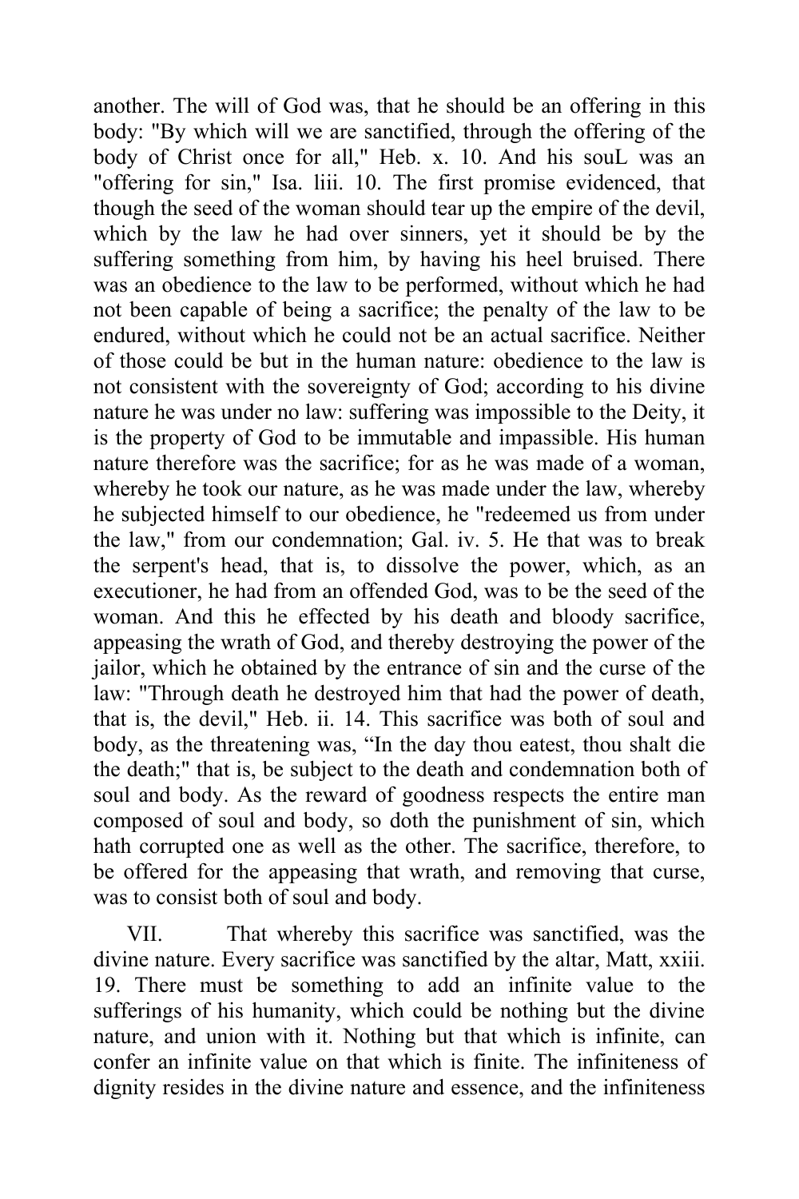another. The will of God was, that he should be an offering in this body: "By which will we are sanctified, through the offering of the body of Christ once for all," Heb. x. 10. And his souL was an "offering for sin," Isa. liii. 10. The first promise evidenced, that though the seed of the woman should tear up the empire of the devil, which by the law he had over sinners, yet it should be by the suffering something from him, by having his heel bruised. There was an obedience to the law to be performed, without which he had not been capable of being a sacrifice; the penalty of the law to be endured, without which he could not be an actual sacrifice. Neither of those could be but in the human nature: obedience to the law is not consistent with the sovereignty of God; according to his divine nature he was under no law: suffering was impossible to the Deity, it is the property of God to be immutable and impassible. His human nature therefore was the sacrifice; for as he was made of a woman, whereby he took our nature, as he was made under the law, whereby he subjected himself to our obedience, he "redeemed us from under the law," from our condemnation; Gal. iv. 5. He that was to break the serpent's head, that is, to dissolve the power, which, as an executioner, he had from an offended God, was to be the seed of the woman. And this he effected by his death and bloody sacrifice, appeasing the wrath of God, and thereby destroying the power of the jailor, which he obtained by the entrance of sin and the curse of the law: "Through death he destroyed him that had the power of death, that is, the devil," Heb. ii. 14. This sacrifice was both of soul and body, as the threatening was, "In the day thou eatest, thou shalt die the death;" that is, be subject to the death and condemnation both of soul and body. As the reward of goodness respects the entire man composed of soul and body, so doth the punishment of sin, which hath corrupted one as well as the other. The sacrifice, therefore, to be offered for the appeasing that wrath, and removing that curse, was to consist both of soul and body.

VII. That whereby this sacrifice was sanctified, was the divine nature. Every sacrifice was sanctified by the altar, Matt, xxiii. 19. There must be something to add an infinite value to the sufferings of his humanity, which could be nothing but the divine nature, and union with it. Nothing but that which is infinite, can confer an infinite value on that which is finite. The infiniteness of dignity resides in the divine nature and essence, and the infiniteness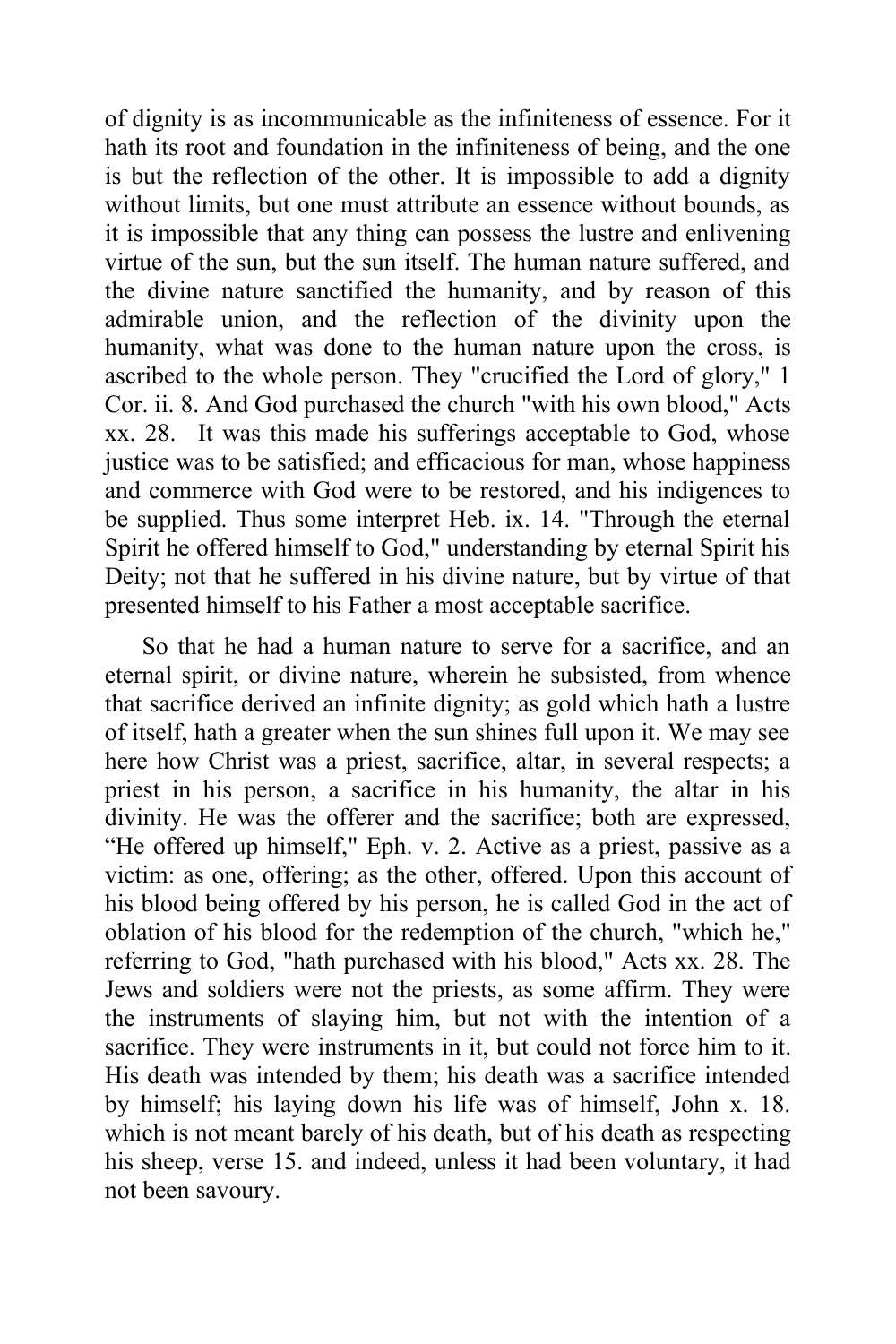of dignity is as incommunicable as the infiniteness of essence. For it hath its root and foundation in the infiniteness of being, and the one is but the reflection of the other. It is impossible to add a dignity without limits, but one must attribute an essence without bounds, as it is impossible that any thing can possess the lustre and enlivening virtue of the sun, but the sun itself. The human nature suffered, and the divine nature sanctified the humanity, and by reason of this admirable union, and the reflection of the divinity upon the humanity, what was done to the human nature upon the cross, is ascribed to the whole person. They "crucified the Lord of glory," 1 Cor. ii. 8. And God purchased the church "with his own blood," Acts xx. 28. It was this made his sufferings acceptable to God, whose justice was to be satisfied; and efficacious for man, whose happiness and commerce with God were to be restored, and his indigences to be supplied. Thus some interpret Heb. ix. 14. "Through the eternal Spirit he offered himself to God," understanding by eternal Spirit his Deity; not that he suffered in his divine nature, but by virtue of that presented himself to his Father a most acceptable sacrifice.

So that he had a human nature to serve for a sacrifice, and an eternal spirit, or divine nature, wherein he subsisted, from whence that sacrifice derived an infinite dignity; as gold which hath a lustre of itself, hath a greater when the sun shines full upon it. We may see here how Christ was a priest, sacrifice, altar, in several respects; a priest in his person, a sacrifice in his humanity, the altar in his divinity. He was the offerer and the sacrifice; both are expressed, "He offered up himself," Eph. v. 2. Active as a priest, passive as a victim: as one, offering; as the other, offered. Upon this account of his blood being offered by his person, he is called God in the act of oblation of his blood for the redemption of the church, "which he," referring to God, "hath purchased with his blood," Acts xx. 28. The Jews and soldiers were not the priests, as some affirm. They were the instruments of slaying him, but not with the intention of a sacrifice. They were instruments in it, but could not force him to it. His death was intended by them; his death was a sacrifice intended by himself; his laying down his life was of himself, John x. 18. which is not meant barely of his death, but of his death as respecting his sheep, verse 15. and indeed, unless it had been voluntary, it had not been savoury.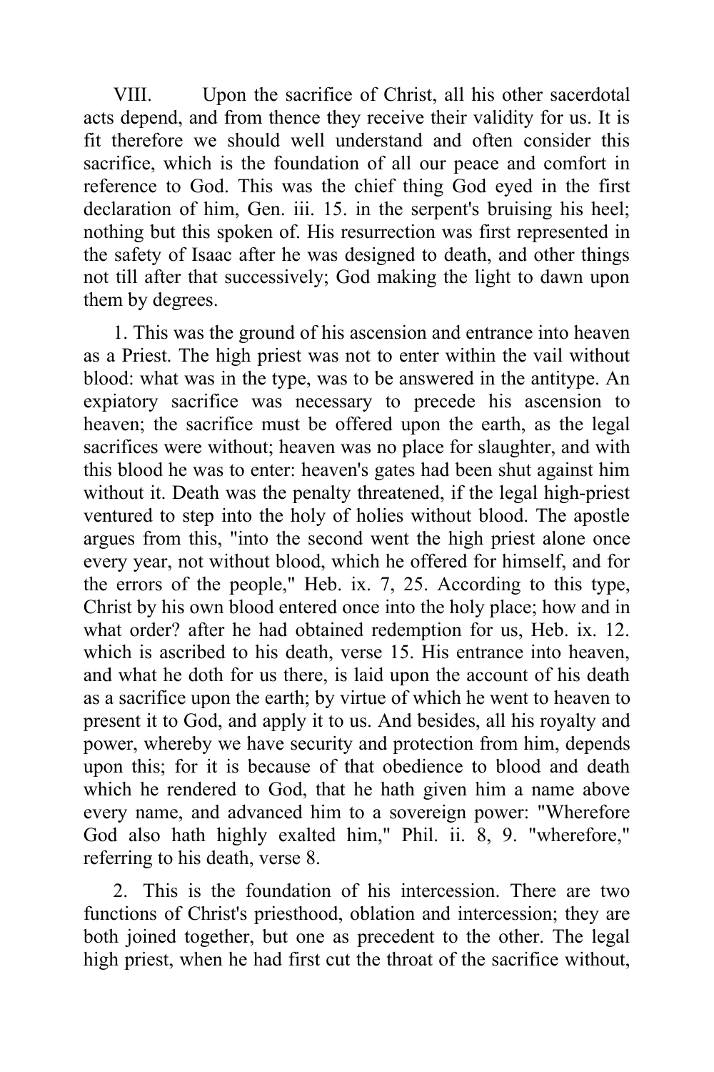VIII. Upon the sacrifice of Christ, all his other sacerdotal acts depend, and from thence they receive their validity for us. It is fit therefore we should well understand and often consider this sacrifice, which is the foundation of all our peace and comfort in reference to God. This was the chief thing God eyed in the first declaration of him, Gen. iii. 15. in the serpent's bruising his heel; nothing but this spoken of. His resurrection was first represented in the safety of Isaac after he was designed to death, and other things not till after that successively; God making the light to dawn upon them by degrees.

1. This was the ground of his ascension and entrance into heaven as a Priest. The high priest was not to enter within the vail without blood: what was in the type, was to be answered in the antitype. An expiatory sacrifice was necessary to precede his ascension to heaven; the sacrifice must be offered upon the earth, as the legal sacrifices were without; heaven was no place for slaughter, and with this blood he was to enter: heaven's gates had been shut against him without it. Death was the penalty threatened, if the legal high-priest ventured to step into the holy of holies without blood. The apostle argues from this, "into the second went the high priest alone once every year, not without blood, which he offered for himself, and for the errors of the people," Heb. ix. 7, 25. According to this type, Christ by his own blood entered once into the holy place; how and in what order? after he had obtained redemption for us, Heb. ix. 12. which is ascribed to his death, verse 15. His entrance into heaven, and what he doth for us there, is laid upon the account of his death as a sacrifice upon the earth; by virtue of which he went to heaven to present it to God, and apply it to us. And besides, all his royalty and power, whereby we have security and protection from him, depends upon this; for it is because of that obedience to blood and death which he rendered to God, that he hath given him a name above every name, and advanced him to a sovereign power: "Wherefore God also hath highly exalted him," Phil. ii. 8, 9. "wherefore," referring to his death, verse 8.

2. This is the foundation of his intercession. There are two functions of Christ's priesthood, oblation and intercession; they are both joined together, but one as precedent to the other. The legal high priest, when he had first cut the throat of the sacrifice without,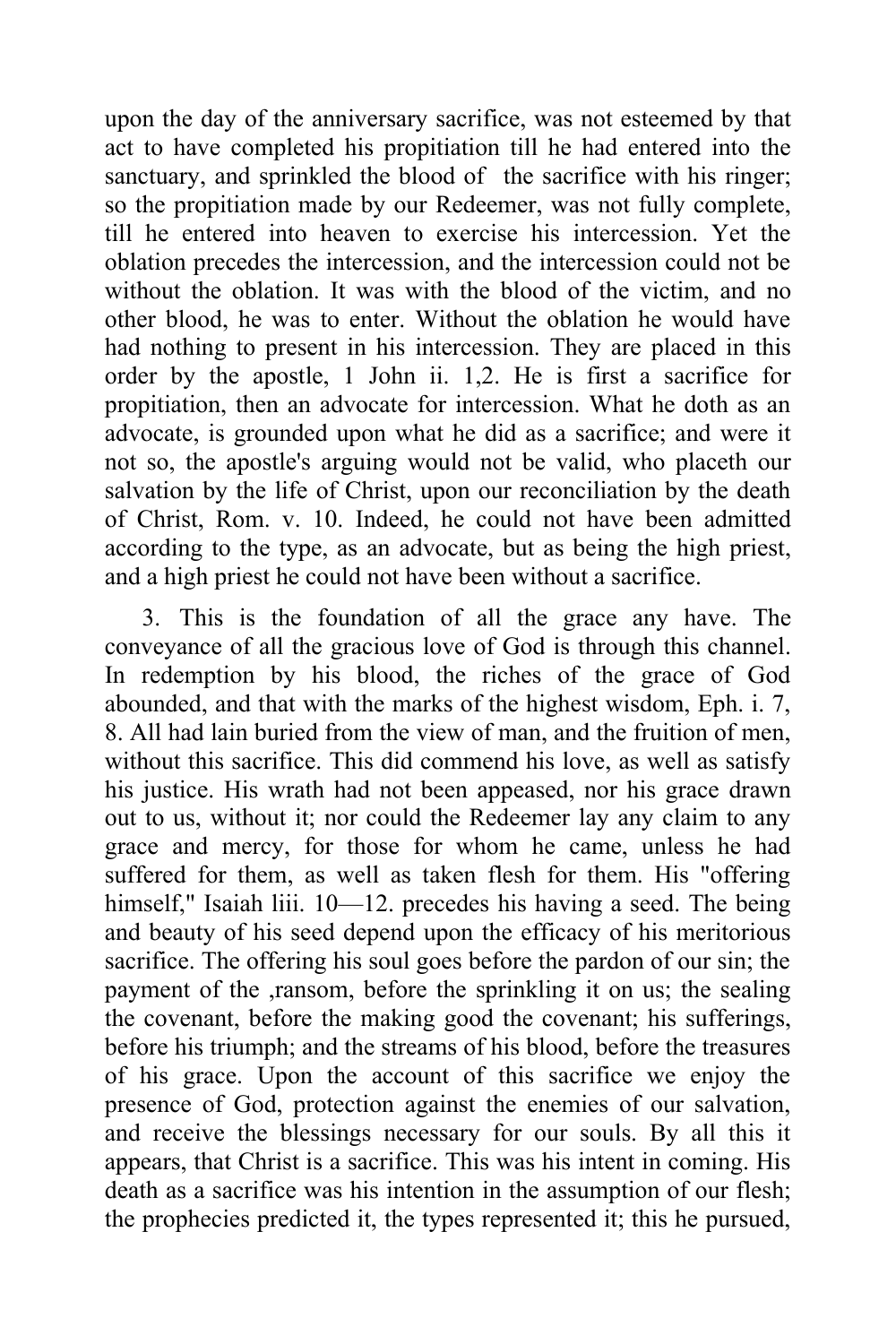upon the day of the anniversary sacrifice, was not esteemed by that act to have completed his propitiation till he had entered into the sanctuary, and sprinkled the blood of the sacrifice with his ringer; so the propitiation made by our Redeemer, was not fully complete, till he entered into heaven to exercise his intercession. Yet the oblation precedes the intercession, and the intercession could not be without the oblation. It was with the blood of the victim, and no other blood, he was to enter. Without the oblation he would have had nothing to present in his intercession. They are placed in this order by the apostle, 1 John ii. 1,2. He is first a sacrifice for propitiation, then an advocate for intercession. What he doth as an advocate, is grounded upon what he did as a sacrifice; and were it not so, the apostle's arguing would not be valid, who placeth our salvation by the life of Christ, upon our reconciliation by the death of Christ, Rom. v. 10. Indeed, he could not have been admitted according to the type, as an advocate, but as being the high priest, and a high priest he could not have been without a sacrifice.

3. This is the foundation of all the grace any have. The conveyance of all the gracious love of God is through this channel. In redemption by his blood, the riches of the grace of God abounded, and that with the marks of the highest wisdom, Eph. i. 7, 8. All had lain buried from the view of man, and the fruition of men, without this sacrifice. This did commend his love, as well as satisfy his justice. His wrath had not been appeased, nor his grace drawn out to us, without it; nor could the Redeemer lay any claim to any grace and mercy, for those for whom he came, unless he had suffered for them, as well as taken flesh for them. His "offering himself," Isaiah liii. 10—12. precedes his having a seed. The being and beauty of his seed depend upon the efficacy of his meritorious sacrifice. The offering his soul goes before the pardon of our sin; the payment of the ,ransom, before the sprinkling it on us; the sealing the covenant, before the making good the covenant; his sufferings, before his triumph; and the streams of his blood, before the treasures of his grace. Upon the account of this sacrifice we enjoy the presence of God, protection against the enemies of our salvation, and receive the blessings necessary for our souls. By all this it appears, that Christ is a sacrifice. This was his intent in coming. His death as a sacrifice was his intention in the assumption of our flesh; the prophecies predicted it, the types represented it; this he pursued,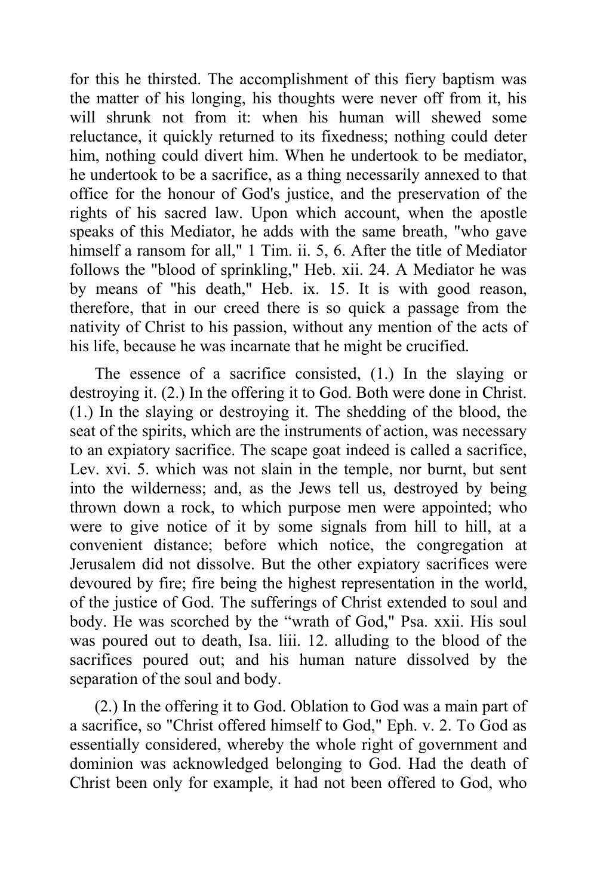for this he thirsted. The accomplishment of this fiery baptism was the matter of his longing, his thoughts were never off from it, his will shrunk not from it: when his human will shewed some reluctance, it quickly returned to its fixedness; nothing could deter him, nothing could divert him. When he undertook to be mediator, he undertook to be a sacrifice, as a thing necessarily annexed to that office for the honour of God's justice, and the preservation of the rights of his sacred law. Upon which account, when the apostle speaks of this Mediator, he adds with the same breath, "who gave himself a ransom for all," 1 Tim. ii. 5, 6. After the title of Mediator follows the "blood of sprinkling," Heb. xii. 24. A Mediator he was by means of "his death," Heb. ix. 15. It is with good reason, therefore, that in our creed there is so quick a passage from the nativity of Christ to his passion, without any mention of the acts of his life, because he was incarnate that he might be crucified.

The essence of a sacrifice consisted, (1.) In the slaying or destroying it. (2.) In the offering it to God. Both were done in Christ. (1.) In the slaying or destroying it. The shedding of the blood, the seat of the spirits, which are the instruments of action, was necessary to an expiatory sacrifice. The scape goat indeed is called a sacrifice, Lev. xvi. 5. which was not slain in the temple, nor burnt, but sent into the wilderness; and, as the Jews tell us, destroyed by being thrown down a rock, to which purpose men were appointed; who were to give notice of it by some signals from hill to hill, at a convenient distance; before which notice, the congregation at Jerusalem did not dissolve. But the other expiatory sacrifices were devoured by fire; fire being the highest representation in the world, of the justice of God. The sufferings of Christ extended to soul and body. He was scorched by the "wrath of God," Psa. xxii. His soul was poured out to death, Isa. liii. 12. alluding to the blood of the sacrifices poured out; and his human nature dissolved by the separation of the soul and body.

(2.) In the offering it to God. Oblation to God was a main part of a sacrifice, so "Christ offered himself to God," Eph. v. 2. To God as essentially considered, whereby the whole right of government and dominion was acknowledged belonging to God. Had the death of Christ been only for example, it had not been offered to God, who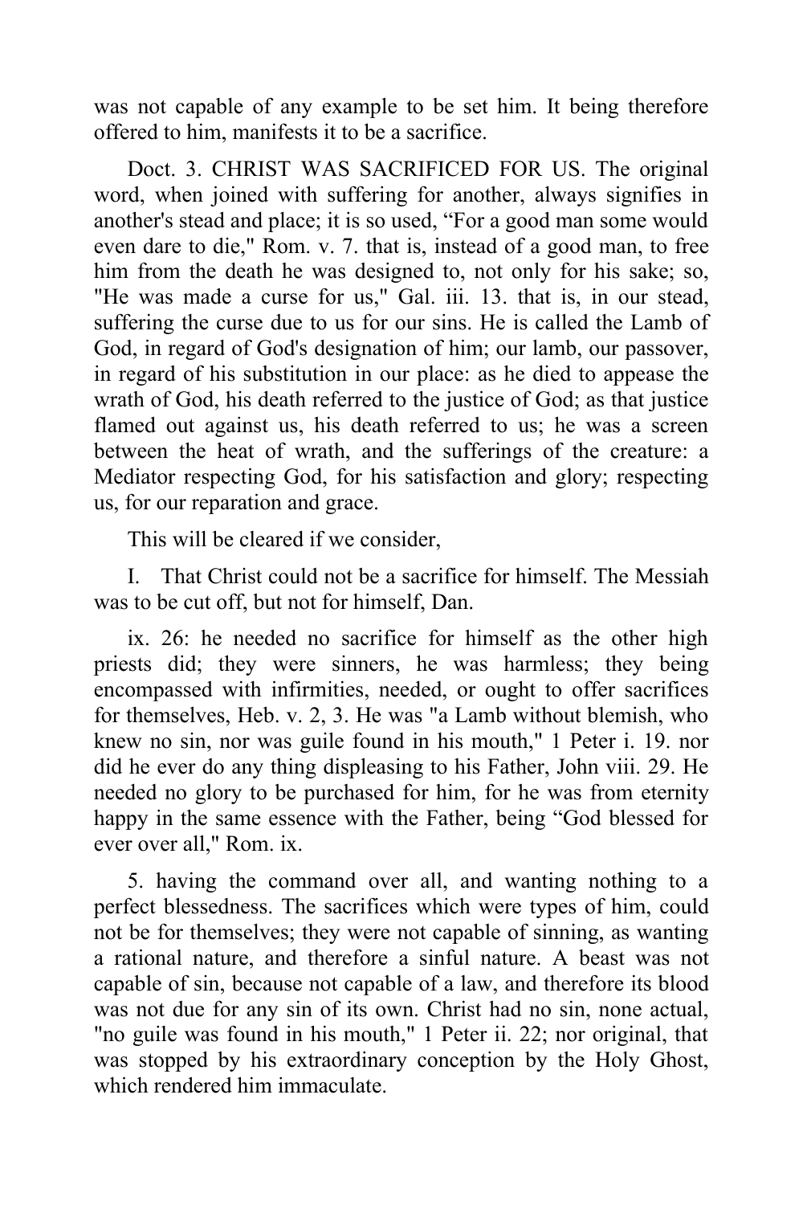was not capable of any example to be set him. It being therefore offered to him, manifests it to be a sacrifice.

Doct. 3. CHRIST WAS SACRIFICED FOR US. The original word, when joined with suffering for another, always signifies in another's stead and place; it is so used, "For a good man some would even dare to die," Rom. v. 7. that is, instead of a good man, to free him from the death he was designed to, not only for his sake; so, "He was made a curse for us," Gal. iii. 13. that is, in our stead, suffering the curse due to us for our sins. He is called the Lamb of God, in regard of God's designation of him; our lamb, our passover, in regard of his substitution in our place: as he died to appease the wrath of God, his death referred to the justice of God; as that justice flamed out against us, his death referred to us; he was a screen between the heat of wrath, and the sufferings of the creature: a Mediator respecting God, for his satisfaction and glory; respecting us, for our reparation and grace.

This will be cleared if we consider,

I. That Christ could not be a sacrifice for himself. The Messiah was to be cut off, but not for himself, Dan.

ix. 26: he needed no sacrifice for himself as the other high priests did; they were sinners, he was harmless; they being encompassed with infirmities, needed, or ought to offer sacrifices for themselves, Heb. v. 2, 3. He was "a Lamb without blemish, who knew no sin, nor was guile found in his mouth," 1 Peter i. 19. nor did he ever do any thing displeasing to his Father, John viii. 29. He needed no glory to be purchased for him, for he was from eternity happy in the same essence with the Father, being "God blessed for ever over all," Rom. ix.

5. having the command over all, and wanting nothing to a perfect blessedness. The sacrifices which were types of him, could not be for themselves; they were not capable of sinning, as wanting a rational nature, and therefore a sinful nature. A beast was not capable of sin, because not capable of a law, and therefore its blood was not due for any sin of its own. Christ had no sin, none actual, "no guile was found in his mouth," 1 Peter ii. 22; nor original, that was stopped by his extraordinary conception by the Holy Ghost, which rendered him immaculate.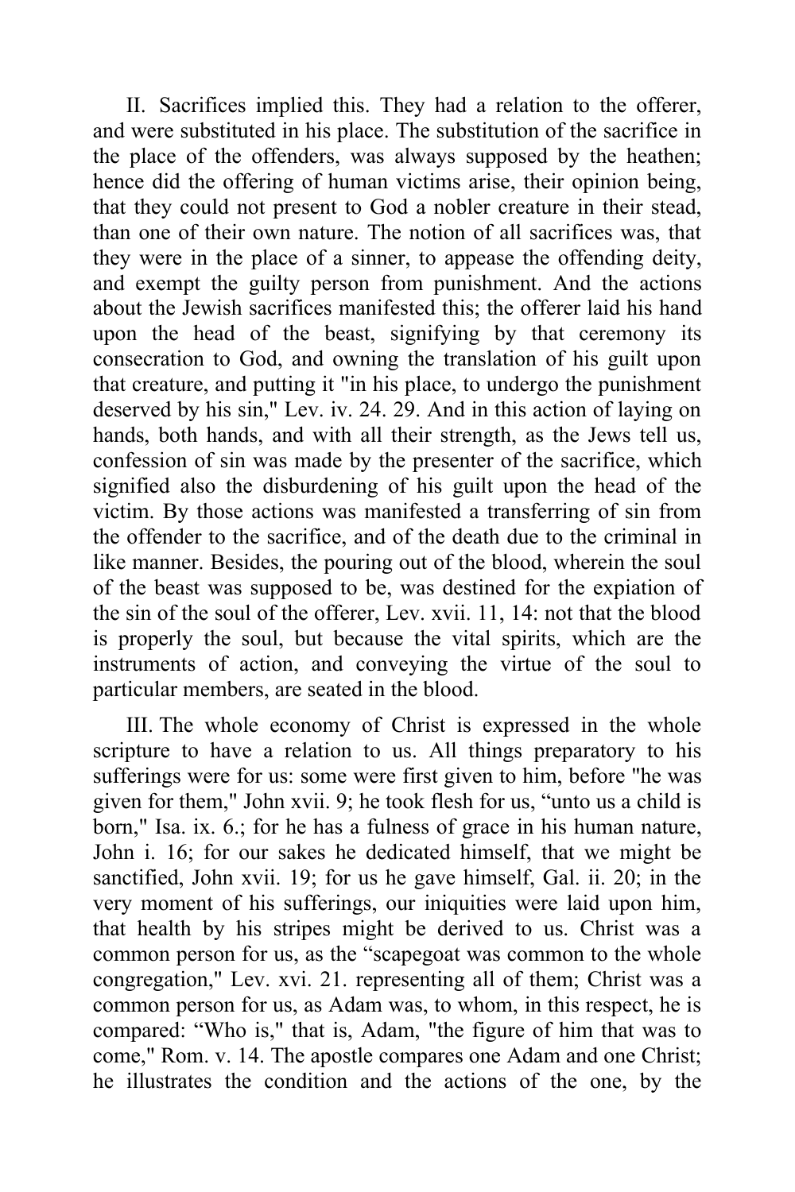II. Sacrifices implied this. They had a relation to the offerer, and were substituted in his place. The substitution of the sacrifice in the place of the offenders, was always supposed by the heathen; hence did the offering of human victims arise, their opinion being, that they could not present to God a nobler creature in their stead, than one of their own nature. The notion of all sacrifices was, that they were in the place of a sinner, to appease the offending deity, and exempt the guilty person from punishment. And the actions about the Jewish sacrifices manifested this; the offerer laid his hand upon the head of the beast, signifying by that ceremony its consecration to God, and owning the translation of his guilt upon that creature, and putting it "in his place, to undergo the punishment deserved by his sin," Lev. iv. 24. 29. And in this action of laying on hands, both hands, and with all their strength, as the Jews tell us, confession of sin was made by the presenter of the sacrifice, which signified also the disburdening of his guilt upon the head of the victim. By those actions was manifested a transferring of sin from the offender to the sacrifice, and of the death due to the criminal in like manner. Besides, the pouring out of the blood, wherein the soul of the beast was supposed to be, was destined for the expiation of the sin of the soul of the offerer, Lev. xvii. 11, 14: not that the blood is properly the soul, but because the vital spirits, which are the instruments of action, and conveying the virtue of the soul to particular members, are seated in the blood.

III. The whole economy of Christ is expressed in the whole scripture to have a relation to us. All things preparatory to his sufferings were for us: some were first given to him, before "he was given for them," John xvii. 9; he took flesh for us, "unto us a child is born," Isa. ix. 6.; for he has a fulness of grace in his human nature, John i. 16; for our sakes he dedicated himself, that we might be sanctified, John xvii. 19; for us he gave himself, Gal. ii. 20; in the very moment of his sufferings, our iniquities were laid upon him, that health by his stripes might be derived to us. Christ was a common person for us, as the "scapegoat was common to the whole congregation," Lev. xvi. 21. representing all of them; Christ was a common person for us, as Adam was, to whom, in this respect, he is compared: "Who is," that is, Adam, "the figure of him that was to come," Rom. v. 14. The apostle compares one Adam and one Christ; he illustrates the condition and the actions of the one, by the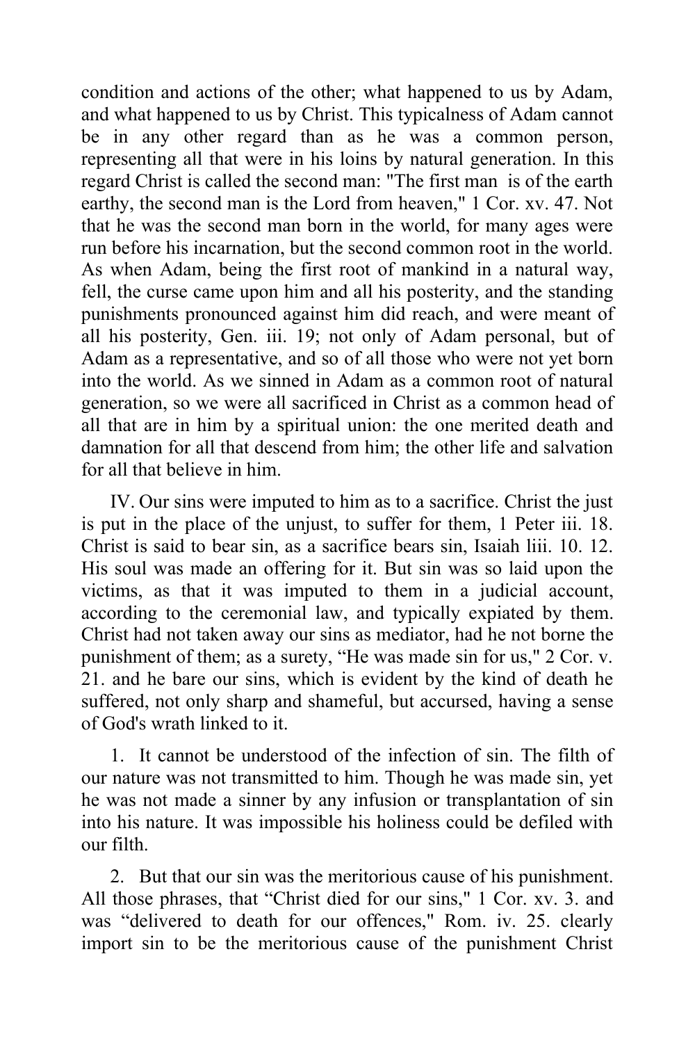condition and actions of the other; what happened to us by Adam, and what happened to us by Christ. This typicalness of Adam cannot be in any other regard than as he was a common person, representing all that were in his loins by natural generation. In this regard Christ is called the second man: "The first man is of the earth earthy, the second man is the Lord from heaven," 1 Cor. xv. 47. Not that he was the second man born in the world, for many ages were run before his incarnation, but the second common root in the world. As when Adam, being the first root of mankind in a natural way, fell, the curse came upon him and all his posterity, and the standing punishments pronounced against him did reach, and were meant of all his posterity, Gen. iii. 19; not only of Adam personal, but of Adam as a representative, and so of all those who were not yet born into the world. As we sinned in Adam as a common root of natural generation, so we were all sacrificed in Christ as a common head of all that are in him by a spiritual union: the one merited death and damnation for all that descend from him; the other life and salvation for all that believe in him.

IV. Our sins were imputed to him as to a sacrifice. Christ the just is put in the place of the unjust, to suffer for them, 1 Peter iii. 18. Christ is said to bear sin, as a sacrifice bears sin, Isaiah liii. 10. 12. His soul was made an offering for it. But sin was so laid upon the victims, as that it was imputed to them in a judicial account, according to the ceremonial law, and typically expiated by them. Christ had not taken away our sins as mediator, had he not borne the punishment of them; as a surety, "He was made sin for us," 2 Cor. v. 21. and he bare our sins, which is evident by the kind of death he suffered, not only sharp and shameful, but accursed, having a sense of God's wrath linked to it.

1. It cannot be understood of the infection of sin. The filth of our nature was not transmitted to him. Though he was made sin, yet he was not made a sinner by any infusion or transplantation of sin into his nature. It was impossible his holiness could be defiled with our filth.

2. But that our sin was the meritorious cause of his punishment. All those phrases, that "Christ died for our sins," 1 Cor. xv. 3. and was "delivered to death for our offences," Rom. iv. 25. clearly import sin to be the meritorious cause of the punishment Christ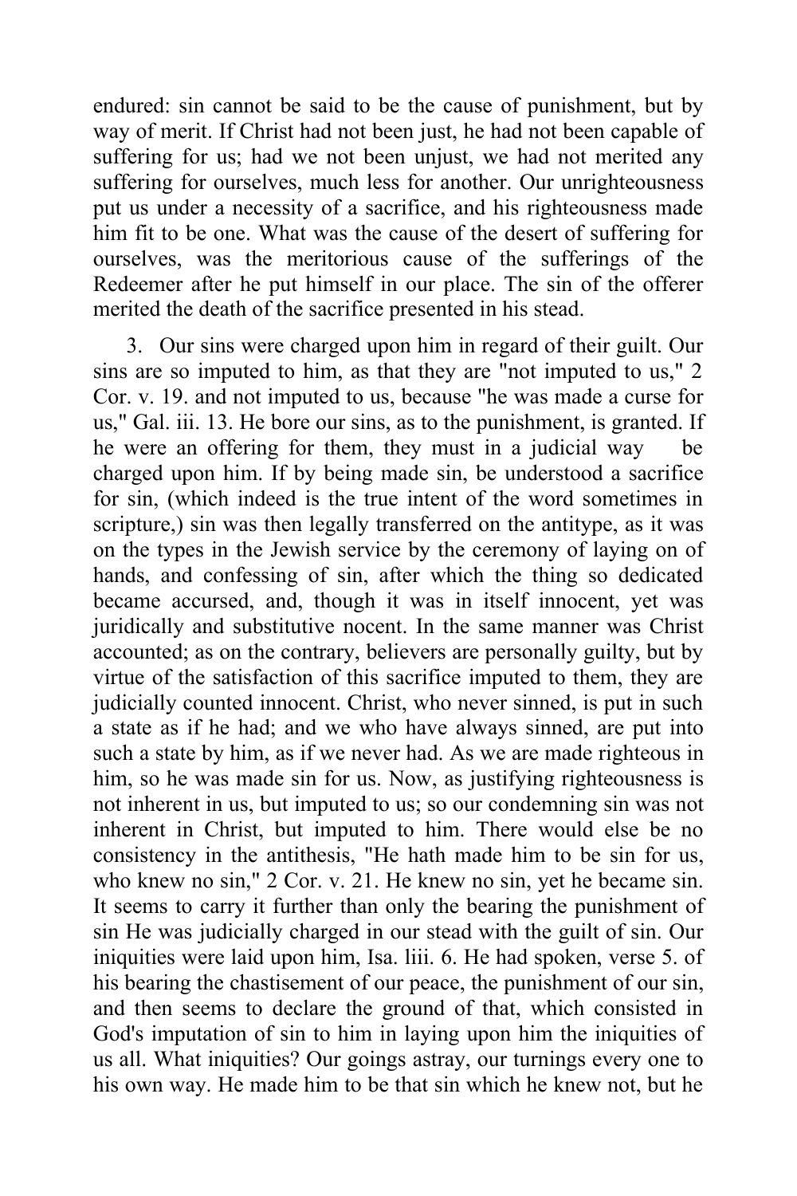endured: sin cannot be said to be the cause of punishment, but by way of merit. If Christ had not been just, he had not been capable of suffering for us; had we not been unjust, we had not merited any suffering for ourselves, much less for another. Our unrighteousness put us under a necessity of a sacrifice, and his righteousness made him fit to be one. What was the cause of the desert of suffering for ourselves, was the meritorious cause of the sufferings of the Redeemer after he put himself in our place. The sin of the offerer merited the death of the sacrifice presented in his stead.

3. Our sins were charged upon him in regard of their guilt. Our sins are so imputed to him, as that they are "not imputed to us," 2 Cor. v. 19. and not imputed to us, because "he was made a curse for us," Gal. iii. 13. He bore our sins, as to the punishment, is granted. If he were an offering for them, they must in a judicial way be charged upon him. If by being made sin, be understood a sacrifice for sin, (which indeed is the true intent of the word sometimes in scripture,) sin was then legally transferred on the antitype, as it was on the types in the Jewish service by the ceremony of laying on of hands, and confessing of sin, after which the thing so dedicated became accursed, and, though it was in itself innocent, yet was juridically and substitutive nocent. In the same manner was Christ accounted; as on the contrary, believers are personally guilty, but by virtue of the satisfaction of this sacrifice imputed to them, they are judicially counted innocent. Christ, who never sinned, is put in such a state as if he had; and we who have always sinned, are put into such a state by him, as if we never had. As we are made righteous in him, so he was made sin for us. Now, as justifying righteousness is not inherent in us, but imputed to us; so our condemning sin was not inherent in Christ, but imputed to him. There would else be no consistency in the antithesis, "He hath made him to be sin for us, who knew no sin," 2 Cor. v. 21. He knew no sin, yet he became sin. It seems to carry it further than only the bearing the punishment of sin He was judicially charged in our stead with the guilt of sin. Our iniquities were laid upon him, Isa. liii. 6. He had spoken, verse 5. of his bearing the chastisement of our peace, the punishment of our sin, and then seems to declare the ground of that, which consisted in God's imputation of sin to him in laying upon him the iniquities of us all. What iniquities? Our goings astray, our turnings every one to his own way. He made him to be that sin which he knew not, but he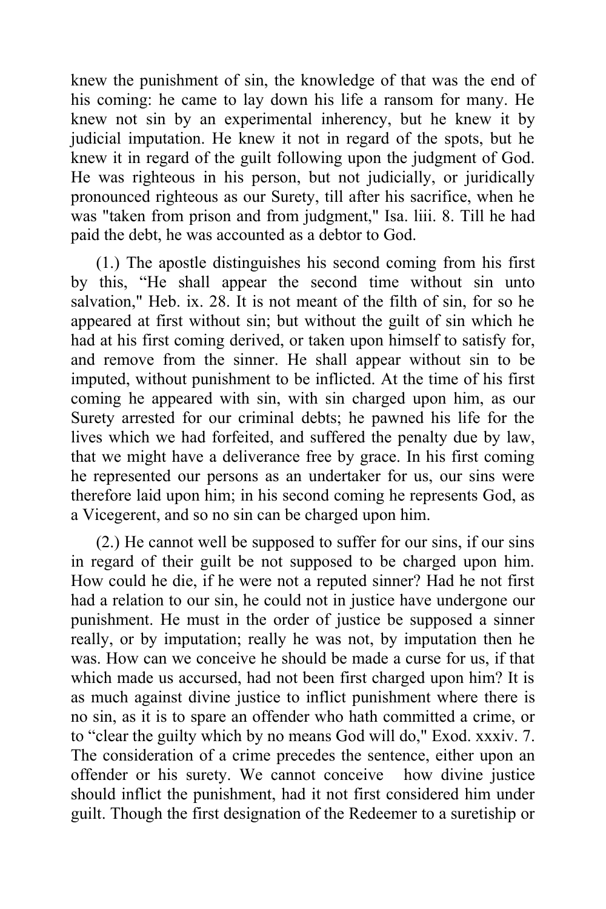knew the punishment of sin, the knowledge of that was the end of his coming: he came to lay down his life a ransom for many. He knew not sin by an experimental inherency, but he knew it by judicial imputation. He knew it not in regard of the spots, but he knew it in regard of the guilt following upon the judgment of God. He was righteous in his person, but not judicially, or juridically pronounced righteous as our Surety, till after his sacrifice, when he was "taken from prison and from judgment," Isa. liii. 8. Till he had paid the debt, he was accounted as a debtor to God.

(1.) The apostle distinguishes his second coming from his first by this, "He shall appear the second time without sin unto salvation," Heb. ix. 28. It is not meant of the filth of sin, for so he appeared at first without sin; but without the guilt of sin which he had at his first coming derived, or taken upon himself to satisfy for, and remove from the sinner. He shall appear without sin to be imputed, without punishment to be inflicted. At the time of his first coming he appeared with sin, with sin charged upon him, as our Surety arrested for our criminal debts; he pawned his life for the lives which we had forfeited, and suffered the penalty due by law, that we might have a deliverance free by grace. In his first coming he represented our persons as an undertaker for us, our sins were therefore laid upon him; in his second coming he represents God, as a Vicegerent, and so no sin can be charged upon him.

(2.) He cannot well be supposed to suffer for our sins, if our sins in regard of their guilt be not supposed to be charged upon him. How could he die, if he were not a reputed sinner? Had he not first had a relation to our sin, he could not in justice have undergone our punishment. He must in the order of justice be supposed a sinner really, or by imputation; really he was not, by imputation then he was. How can we conceive he should be made a curse for us, if that which made us accursed, had not been first charged upon him? It is as much against divine justice to inflict punishment where there is no sin, as it is to spare an offender who hath committed a crime, or to "clear the guilty which by no means God will do," Exod. xxxiv. 7. The consideration of a crime precedes the sentence, either upon an offender or his surety. We cannot conceive how divine justice should inflict the punishment, had it not first considered him under guilt. Though the first designation of the Redeemer to a suretiship or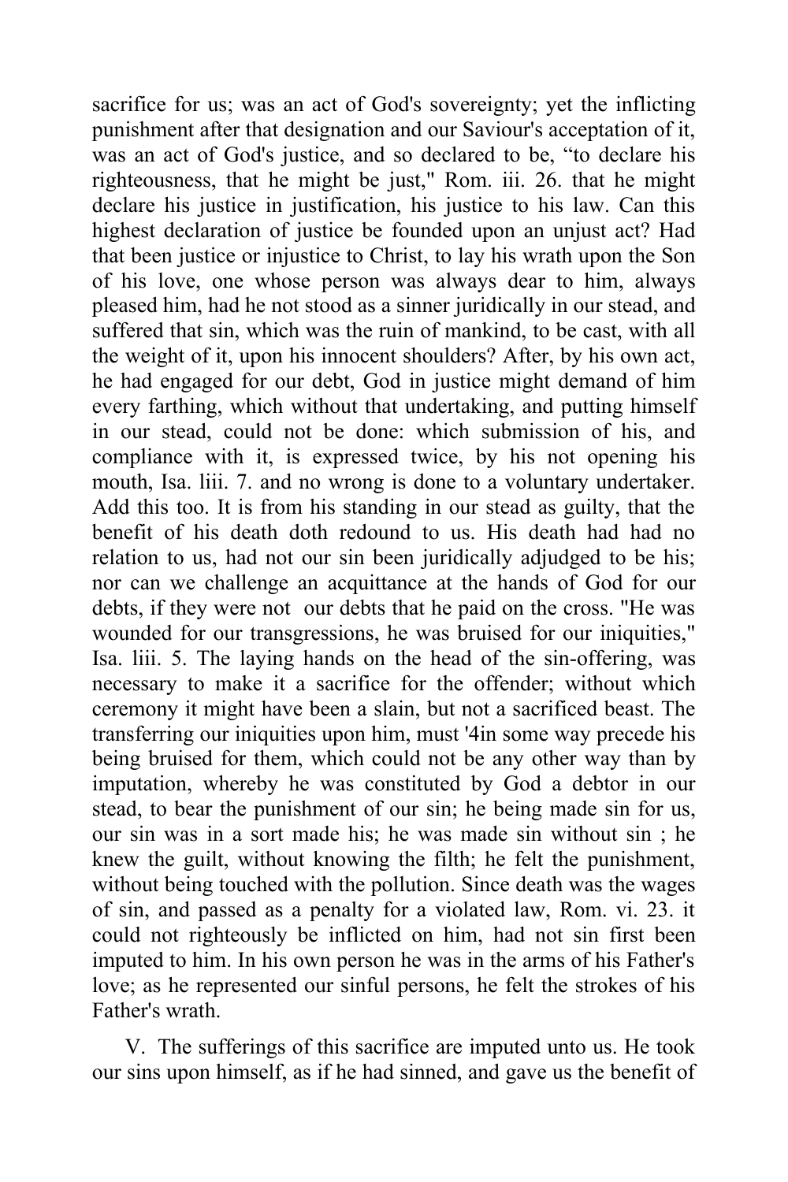sacrifice for us; was an act of God's sovereignty; yet the inflicting punishment after that designation and our Saviour's acceptation of it, was an act of God's justice, and so declared to be, "to declare his righteousness, that he might be just," Rom. iii. 26. that he might declare his justice in justification, his justice to his law. Can this highest declaration of justice be founded upon an unjust act? Had that been justice or injustice to Christ, to lay his wrath upon the Son of his love, one whose person was always dear to him, always pleased him, had he not stood as a sinner juridically in our stead, and suffered that sin, which was the ruin of mankind, to be cast, with all the weight of it, upon his innocent shoulders? After, by his own act, he had engaged for our debt, God in justice might demand of him every farthing, which without that undertaking, and putting himself in our stead, could not be done: which submission of his, and compliance with it, is expressed twice, by his not opening his mouth, Isa. liii. 7. and no wrong is done to a voluntary undertaker. Add this too. It is from his standing in our stead as guilty, that the benefit of his death doth redound to us. His death had had no relation to us, had not our sin been juridically adjudged to be his; nor can we challenge an acquittance at the hands of God for our debts, if they were not our debts that he paid on the cross. "He was wounded for our transgressions, he was bruised for our iniquities," Isa. liii. 5. The laying hands on the head of the sin-offering, was necessary to make it a sacrifice for the offender; without which ceremony it might have been a slain, but not a sacrificed beast. The transferring our iniquities upon him, must '4in some way precede his being bruised for them, which could not be any other way than by imputation, whereby he was constituted by God a debtor in our stead, to bear the punishment of our sin; he being made sin for us, our sin was in a sort made his; he was made sin without sin ; he knew the guilt, without knowing the filth; he felt the punishment, without being touched with the pollution. Since death was the wages of sin, and passed as a penalty for a violated law, Rom. vi. 23. it could not righteously be inflicted on him, had not sin first been imputed to him. In his own person he was in the arms of his Father's love; as he represented our sinful persons, he felt the strokes of his Father's wrath.

V. The sufferings of this sacrifice are imputed unto us. He took our sins upon himself, as if he had sinned, and gave us the benefit of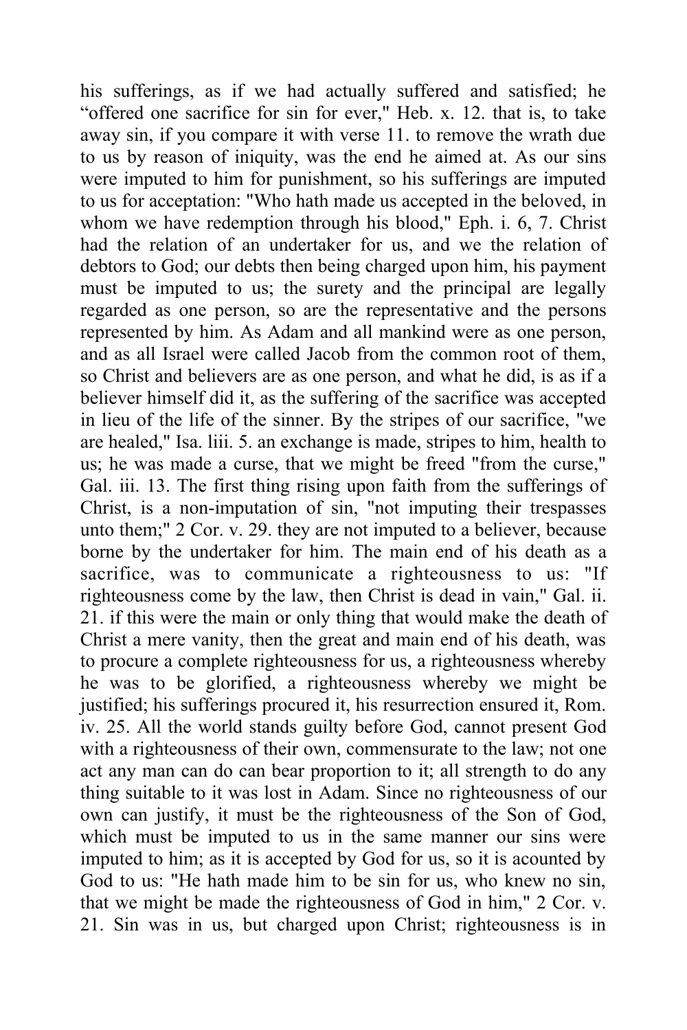his sufferings, as if we had actually suffered and satisfied; he “offered one sacrifice for sin for ever," Heb. x. 12. that is, to take away sin, if you compare it with verse 11. to remove the wrath due to us by reason of iniquity, was the end he aimed at. As our sins were imputed to him for punishment, so his sufferings are imputed to us for acceptation: "Who hath made us accepted in the beloved, in whom we have redemption through his blood," Eph. i. 6, 7. Christ had the relation of an undertaker for us, and we the relation of debtors to God; our debts then being charged upon him, his payment must be imputed to us; the surety and the principal are legally regarded as one person, so are the representative and the persons represented by him. As Adam and all mankind were as one person, and as all Israel were called Jacob from the common root of them, so Christ and believers are as one person, and what he did, is as if a believer himself did it, as the suffering of the sacrifice was accepted in lieu of the life of the sinner. By the stripes of our sacrifice, "we are healed," Isa. liii. 5. an exchange is made, stripes to him, health to us; he was made a curse, that we might be freed "from the curse," Gal. iii. 13. The first thing rising upon faith from the sufferings of Christ, is a non-imputation of sin, "not imputing their trespasses unto them;" 2 Cor. v. 29. they are not imputed to a believer, because borne by the undertaker for him. The main end of his death as a sacrifice, was to communicate a righteousness to us: "If righteousness come by the law, then Christ is dead in vain," Gal. ii. 21. if this were the main or only thing that would make the death of Christ a mere vanity, then the great and main end of his death, was to procure a complete righteousness for us, a righteousness whereby he was to be glorified, a righteousness whereby we might be justified; his sufferings procured it, his resurrection ensured it, Rom. iv. 25. All the world stands guilty before God, cannot present God with a righteousness of their own, commensurate to the law; not one act any man can do can bear proportion to it; all strength to do any thing suitable to it was lost in Adam. Since no righteousness of our own can justify, it must be the righteousness of the Son of God, which must be imputed to us in the same manner our sins were imputed to him; as it is accepted by God for us, so it is acounted by God to us: "He hath made him to be sin for us, who knew no sin, that we might be made the righteousness of God in him," 2 Cor. v. 21. Sin was in us, but charged upon Christ; righteousness is in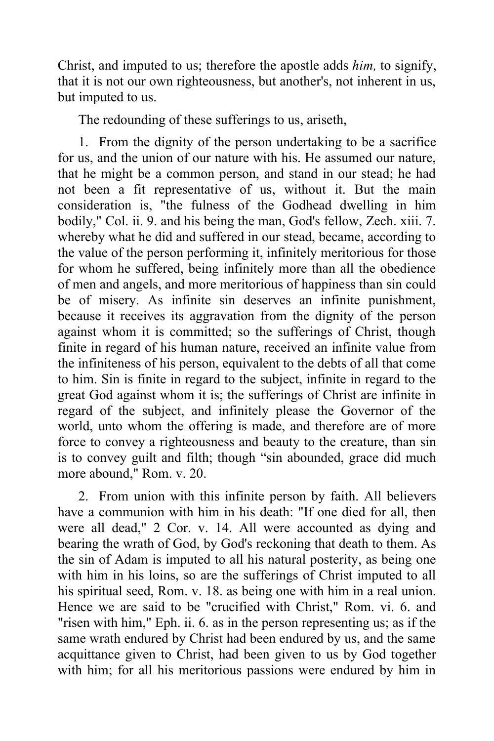Christ, and imputed to us; therefore the apostle adds *him,* to signify, that it is not our own righteousness, but another's, not inherent in us, but imputed to us.

The redounding of these sufferings to us, ariseth,

1. From the dignity of the person undertaking to be a sacrifice for us, and the union of our nature with his. He assumed our nature, that he might be a common person, and stand in our stead; he had not been a fit representative of us, without it. But the main consideration is, "the fulness of the Godhead dwelling in him bodily," Col. ii. 9. and his being the man, God's fellow, Zech. xiii. 7. whereby what he did and suffered in our stead, became, according to the value of the person performing it, infinitely meritorious for those for whom he suffered, being infinitely more than all the obedience of men and angels, and more meritorious of happiness than sin could be of misery. As infinite sin deserves an infinite punishment, because it receives its aggravation from the dignity of the person against whom it is committed; so the sufferings of Christ, though finite in regard of his human nature, received an infinite value from the infiniteness of his person, equivalent to the debts of all that come to him. Sin is finite in regard to the subject, infinite in regard to the great God against whom it is; the sufferings of Christ are infinite in regard of the subject, and infinitely please the Governor of the world, unto whom the offering is made, and therefore are of more force to convey a righteousness and beauty to the creature, than sin is to convey guilt and filth; though "sin abounded, grace did much more abound," Rom. v. 20.

2. From union with this infinite person by faith. All believers have a communion with him in his death: "If one died for all, then were all dead," 2 Cor. v. 14. All were accounted as dying and bearing the wrath of God, by God's reckoning that death to them. As the sin of Adam is imputed to all his natural posterity, as being one with him in his loins, so are the sufferings of Christ imputed to all his spiritual seed, Rom. v. 18. as being one with him in a real union. Hence we are said to be "crucified with Christ," Rom. vi. 6. and "risen with him," Eph. ii. 6. as in the person representing us; as if the same wrath endured by Christ had been endured by us, and the same acquittance given to Christ, had been given to us by God together with him; for all his meritorious passions were endured by him in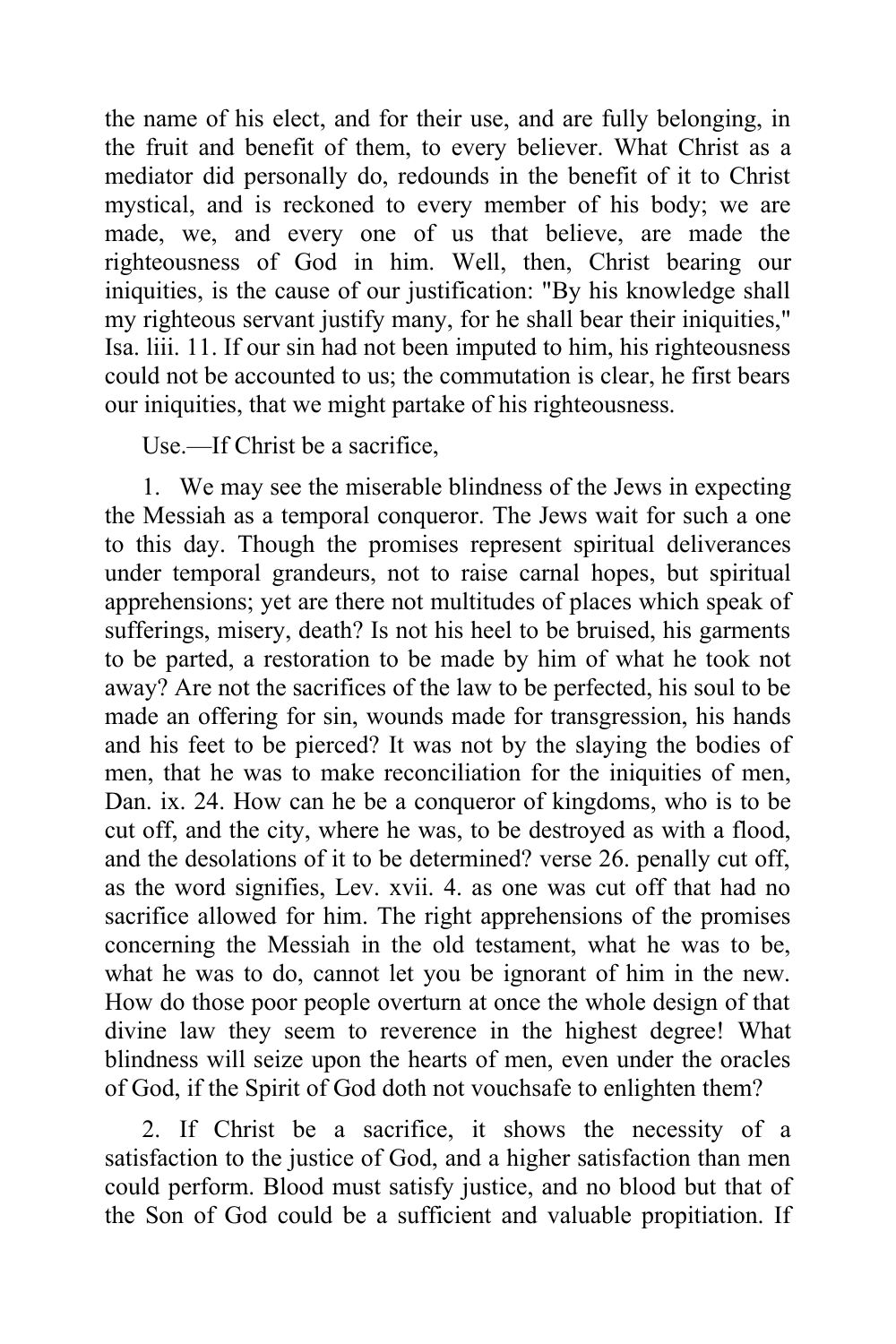the name of his elect, and for their use, and are fully belonging, in the fruit and benefit of them, to every believer. What Christ as a mediator did personally do, redounds in the benefit of it to Christ mystical, and is reckoned to every member of his body; we are made, we, and every one of us that believe, are made the righteousness of God in him. Well, then, Christ bearing our iniquities, is the cause of our justification: "By his knowledge shall my righteous servant justify many, for he shall bear their iniquities," Isa. liii. 11. If our sin had not been imputed to him, his righteousness could not be accounted to us; the commutation is clear, he first bears our iniquities, that we might partake of his righteousness.

Use.—If Christ be a sacrifice,

1. We may see the miserable blindness of the Jews in expecting the Messiah as a temporal conqueror. The Jews wait for such a one to this day. Though the promises represent spiritual deliverances under temporal grandeurs, not to raise carnal hopes, but spiritual apprehensions; yet are there not multitudes of places which speak of sufferings, misery, death? Is not his heel to be bruised, his garments to be parted, a restoration to be made by him of what he took not away? Are not the sacrifices of the law to be perfected, his soul to be made an offering for sin, wounds made for transgression, his hands and his feet to be pierced? It was not by the slaying the bodies of men, that he was to make reconciliation for the iniquities of men, Dan. ix. 24. How can he be a conqueror of kingdoms, who is to be cut off, and the city, where he was, to be destroyed as with a flood, and the desolations of it to be determined? verse 26. penally cut off, as the word signifies, Lev. xvii. 4. as one was cut off that had no sacrifice allowed for him. The right apprehensions of the promises concerning the Messiah in the old testament, what he was to be, what he was to do, cannot let you be ignorant of him in the new. How do those poor people overturn at once the whole design of that divine law they seem to reverence in the highest degree! What blindness will seize upon the hearts of men, even under the oracles of God, if the Spirit of God doth not vouchsafe to enlighten them?

2. If Christ be a sacrifice, it shows the necessity of a satisfaction to the justice of God, and a higher satisfaction than men could perform. Blood must satisfy justice, and no blood but that of the Son of God could be a sufficient and valuable propitiation. If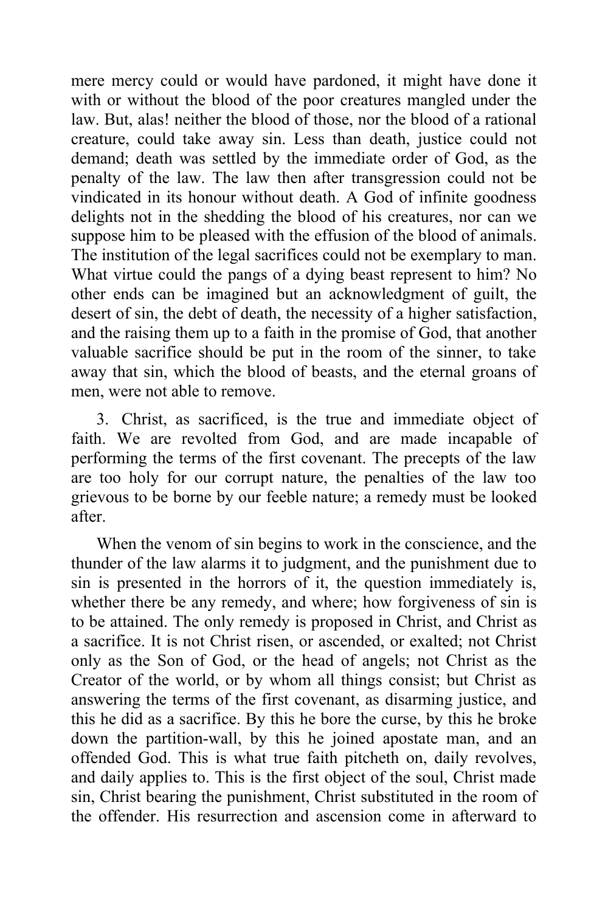mere mercy could or would have pardoned, it might have done it with or without the blood of the poor creatures mangled under the law. But, alas! neither the blood of those, nor the blood of a rational creature, could take away sin. Less than death, justice could not demand; death was settled by the immediate order of God, as the penalty of the law. The law then after transgression could not be vindicated in its honour without death. A God of infinite goodness delights not in the shedding the blood of his creatures, nor can we suppose him to be pleased with the effusion of the blood of animals. The institution of the legal sacrifices could not be exemplary to man. What virtue could the pangs of a dying beast represent to him? No other ends can be imagined but an acknowledgment of guilt, the desert of sin, the debt of death, the necessity of a higher satisfaction, and the raising them up to a faith in the promise of God, that another valuable sacrifice should be put in the room of the sinner, to take away that sin, which the blood of beasts, and the eternal groans of men, were not able to remove.

3. Christ, as sacrificed, is the true and immediate object of faith. We are revolted from God, and are made incapable of performing the terms of the first covenant. The precepts of the law are too holy for our corrupt nature, the penalties of the law too grievous to be borne by our feeble nature; a remedy must be looked after.

When the venom of sin begins to work in the conscience, and the thunder of the law alarms it to judgment, and the punishment due to sin is presented in the horrors of it, the question immediately is, whether there be any remedy, and where; how forgiveness of sin is to be attained. The only remedy is proposed in Christ, and Christ as a sacrifice. It is not Christ risen, or ascended, or exalted; not Christ only as the Son of God, or the head of angels; not Christ as the Creator of the world, or by whom all things consist; but Christ as answering the terms of the first covenant, as disarming justice, and this he did as a sacrifice. By this he bore the curse, by this he broke down the partition-wall, by this he joined apostate man, and an offended God. This is what true faith pitcheth on, daily revolves, and daily applies to. This is the first object of the soul, Christ made sin, Christ bearing the punishment, Christ substituted in the room of the offender. His resurrection and ascension come in afterward to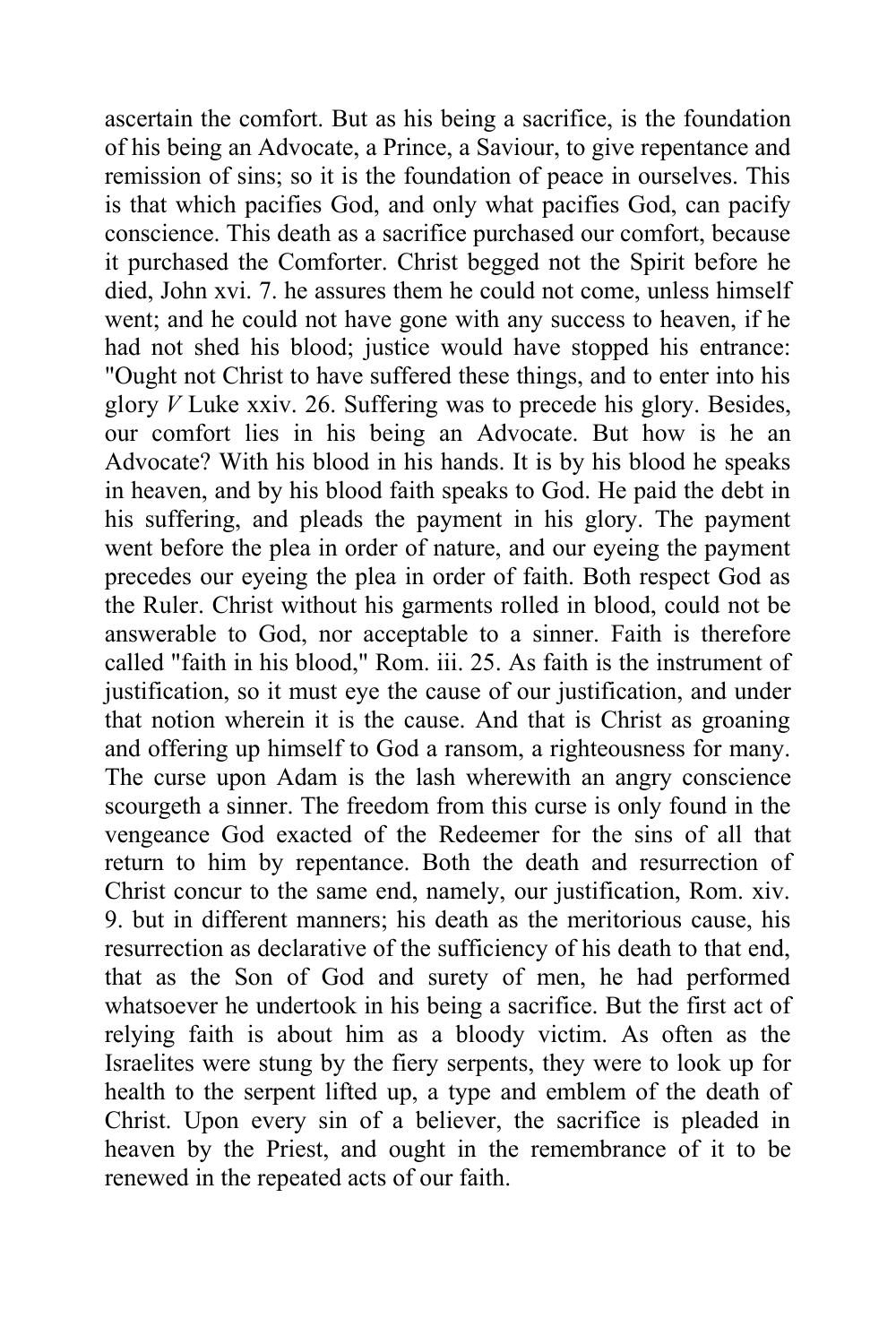ascertain the comfort. But as his being a sacrifice, is the foundation of his being an Advocate, a Prince, a Saviour, to give repentance and remission of sins; so it is the foundation of peace in ourselves. This is that which pacifies God, and only what pacifies God, can pacify conscience. This death as a sacrifice purchased our comfort, because it purchased the Comforter. Christ begged not the Spirit before he died, John xvi. 7. he assures them he could not come, unless himself went; and he could not have gone with any success to heaven, if he had not shed his blood; justice would have stopped his entrance: "Ought not Christ to have suffered these things, and to enter into his glory *V* Luke xxiv. 26. Suffering was to precede his glory. Besides, our comfort lies in his being an Advocate. But how is he an Advocate? With his blood in his hands. It is by his blood he speaks in heaven, and by his blood faith speaks to God. He paid the debt in his suffering, and pleads the payment in his glory. The payment went before the plea in order of nature, and our eyeing the payment precedes our eyeing the plea in order of faith. Both respect God as the Ruler. Christ without his garments rolled in blood, could not be answerable to God, nor acceptable to a sinner. Faith is therefore called "faith in his blood," Rom. iii. 25. As faith is the instrument of justification, so it must eye the cause of our justification, and under that notion wherein it is the cause. And that is Christ as groaning and offering up himself to God a ransom, a righteousness for many. The curse upon Adam is the lash wherewith an angry conscience scourgeth a sinner. The freedom from this curse is only found in the vengeance God exacted of the Redeemer for the sins of all that return to him by repentance. Both the death and resurrection of Christ concur to the same end, namely, our justification, Rom. xiv. 9. but in different manners; his death as the meritorious cause, his resurrection as declarative of the sufficiency of his death to that end, that as the Son of God and surety of men, he had performed whatsoever he undertook in his being a sacrifice. But the first act of relying faith is about him as a bloody victim. As often as the Israelites were stung by the fiery serpents, they were to look up for health to the serpent lifted up, a type and emblem of the death of Christ. Upon every sin of a believer, the sacrifice is pleaded in heaven by the Priest, and ought in the remembrance of it to be renewed in the repeated acts of our faith.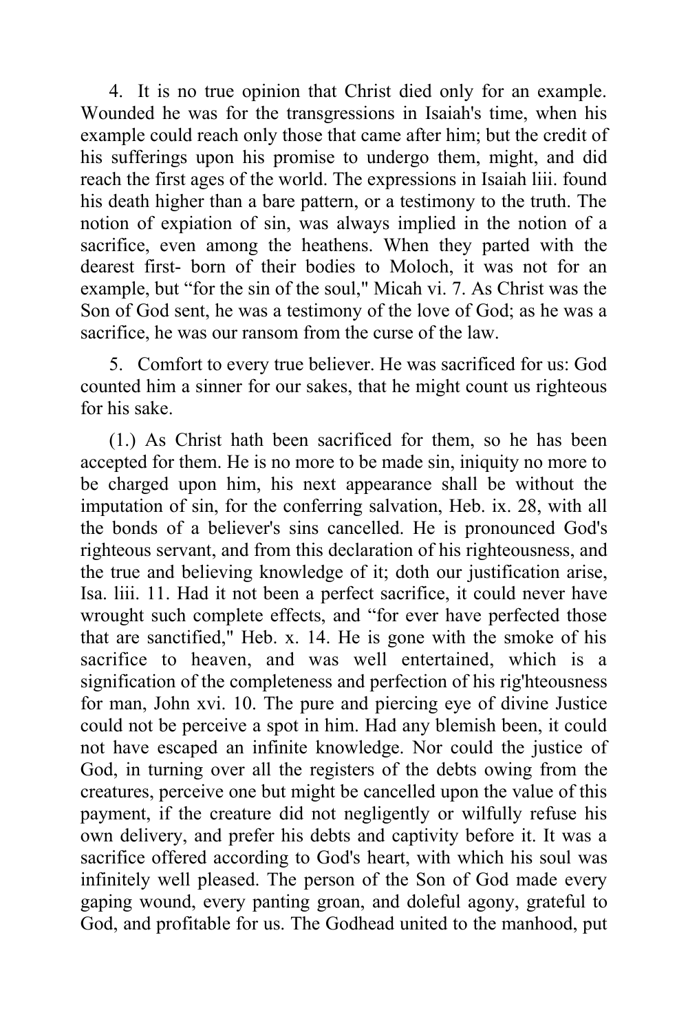4. It is no true opinion that Christ died only for an example. Wounded he was for the transgressions in Isaiah's time, when his example could reach only those that came after him; but the credit of his sufferings upon his promise to undergo them, might, and did reach the first ages of the world. The expressions in Isaiah liii. found his death higher than a bare pattern, or a testimony to the truth. The notion of expiation of sin, was always implied in the notion of a sacrifice, even among the heathens. When they parted with the dearest first- born of their bodies to Moloch, it was not for an example, but "for the sin of the soul," Micah vi. 7. As Christ was the Son of God sent, he was a testimony of the love of God; as he was a sacrifice, he was our ransom from the curse of the law.

5. Comfort to every true believer. He was sacrificed for us: God counted him a sinner for our sakes, that he might count us righteous for his sake.

(1.) As Christ hath been sacrificed for them, so he has been accepted for them. He is no more to be made sin, iniquity no more to be charged upon him, his next appearance shall be without the imputation of sin, for the conferring salvation, Heb. ix. 28, with all the bonds of a believer's sins cancelled. He is pronounced God's righteous servant, and from this declaration of his righteousness, and the true and believing knowledge of it; doth our justification arise, Isa. liii. 11. Had it not been a perfect sacrifice, it could never have wrought such complete effects, and "for ever have perfected those that are sanctified," Heb. x. 14. He is gone with the smoke of his sacrifice to heaven, and was well entertained, which is a signification of the completeness and perfection of his rig'hteousness for man, John xvi. 10. The pure and piercing eye of divine Justice could not be perceive a spot in him. Had any blemish been, it could not have escaped an infinite knowledge. Nor could the justice of God, in turning over all the registers of the debts owing from the creatures, perceive one but might be cancelled upon the value of this payment, if the creature did not negligently or wilfully refuse his own delivery, and prefer his debts and captivity before it. It was a sacrifice offered according to God's heart, with which his soul was infinitely well pleased. The person of the Son of God made every gaping wound, every panting groan, and doleful agony, grateful to God, and profitable for us. The Godhead united to the manhood, put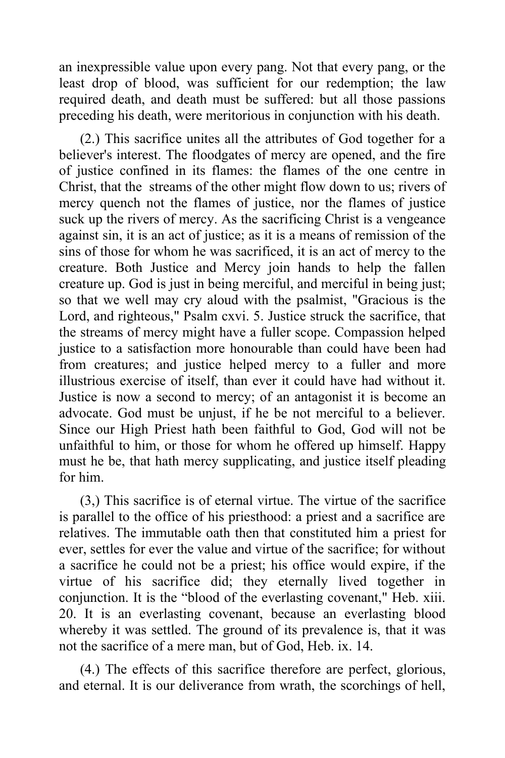an inexpressible value upon every pang. Not that every pang, or the least drop of blood, was sufficient for our redemption; the law required death, and death must be suffered: but all those passions preceding his death, were meritorious in conjunction with his death.

(2.) This sacrifice unites all the attributes of God together for a believer's interest. The floodgates of mercy are opened, and the fire of justice confined in its flames: the flames of the one centre in Christ, that the streams of the other might flow down to us; rivers of mercy quench not the flames of justice, nor the flames of justice suck up the rivers of mercy. As the sacrificing Christ is a vengeance against sin, it is an act of justice; as it is a means of remission of the sins of those for whom he was sacrificed, it is an act of mercy to the creature. Both Justice and Mercy join hands to help the fallen creature up. God is just in being merciful, and merciful in being just; so that we well may cry aloud with the psalmist, "Gracious is the Lord, and righteous," Psalm cxvi. 5. Justice struck the sacrifice, that the streams of mercy might have a fuller scope. Compassion helped justice to a satisfaction more honourable than could have been had from creatures; and justice helped mercy to a fuller and more illustrious exercise of itself, than ever it could have had without it. Justice is now a second to mercy; of an antagonist it is become an advocate. God must be unjust, if he be not merciful to a believer. Since our High Priest hath been faithful to God, God will not be unfaithful to him, or those for whom he offered up himself. Happy must he be, that hath mercy supplicating, and justice itself pleading for him.

(3,) This sacrifice is of eternal virtue. The virtue of the sacrifice is parallel to the office of his priesthood: a priest and a sacrifice are relatives. The immutable oath then that constituted him a priest for ever, settles for ever the value and virtue of the sacrifice; for without a sacrifice he could not be a priest; his office would expire, if the virtue of his sacrifice did; they eternally lived together in conjunction. It is the "blood of the everlasting covenant," Heb. xiii. 20. It is an everlasting covenant, because an everlasting blood whereby it was settled. The ground of its prevalence is, that it was not the sacrifice of a mere man, but of God, Heb. ix. 14.

(4.) The effects of this sacrifice therefore are perfect, glorious, and eternal. It is our deliverance from wrath, the scorchings of hell,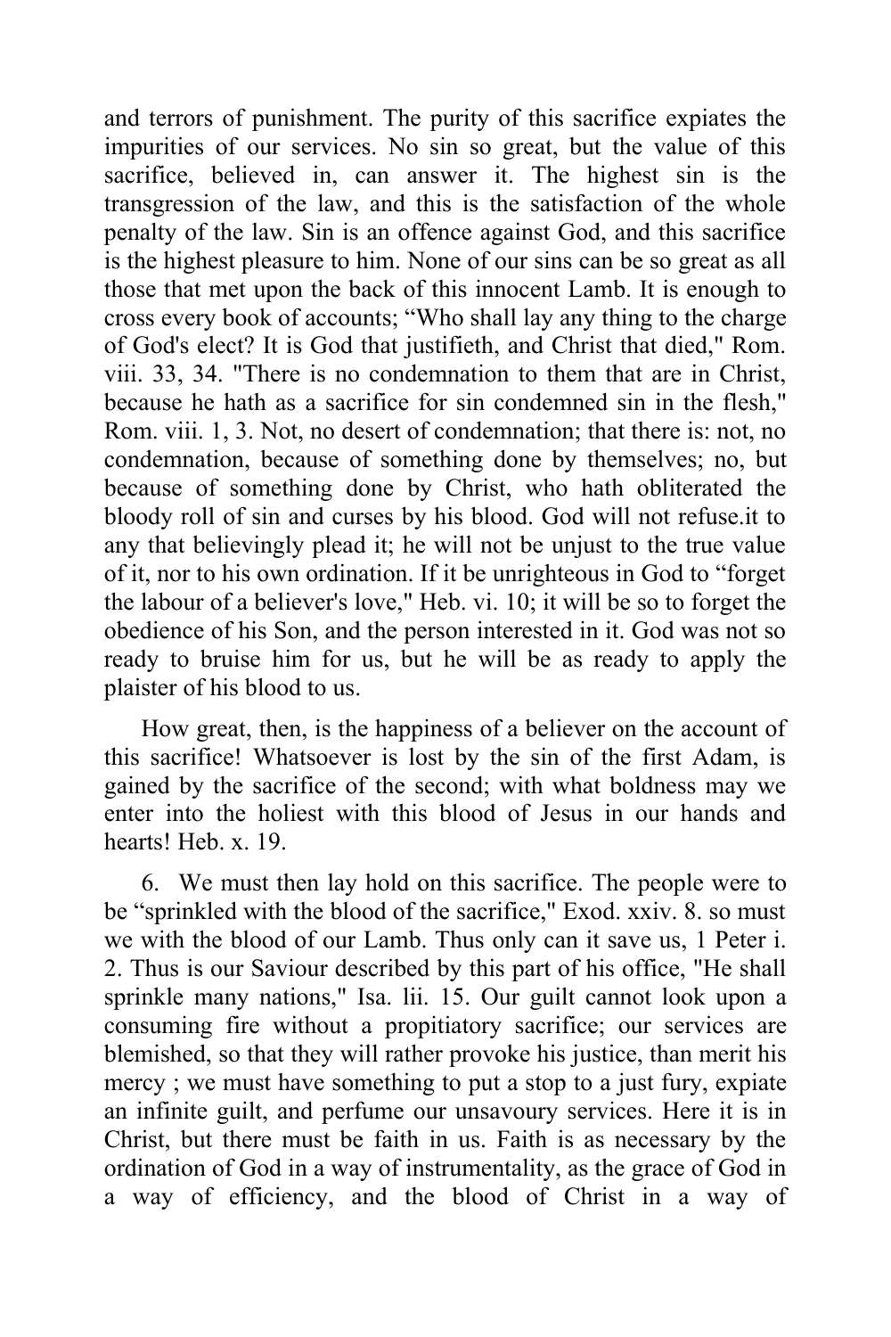and terrors of punishment. The purity of this sacrifice expiates the impurities of our services. No sin so great, but the value of this sacrifice, believed in, can answer it. The highest sin is the transgression of the law, and this is the satisfaction of the whole penalty of the law. Sin is an offence against God, and this sacrifice is the highest pleasure to him. None of our sins can be so great as all those that met upon the back of this innocent Lamb. It is enough to cross every book of accounts; "Who shall lay any thing to the charge of God's elect? It is God that justifieth, and Christ that died," Rom. viii. 33, 34. "There is no condemnation to them that are in Christ, because he hath as a sacrifice for sin condemned sin in the flesh," Rom. viii. 1, 3. Not, no desert of condemnation; that there is: not, no condemnation, because of something done by themselves; no, but because of something done by Christ, who hath obliterated the bloody roll of sin and curses by his blood. God will not refuse.it to any that believingly plead it; he will not be unjust to the true value of it, nor to his own ordination. If it be unrighteous in God to "forget the labour of a believer's love," Heb. vi. 10; it will be so to forget the obedience of his Son, and the person interested in it. God was not so ready to bruise him for us, but he will be as ready to apply the plaister of his blood to us.

How great, then, is the happiness of a believer on the account of this sacrifice! Whatsoever is lost by the sin of the first Adam, is gained by the sacrifice of the second; with what boldness may we enter into the holiest with this blood of Jesus in our hands and hearts! Heb. x. 19.

6. We must then lay hold on this sacrifice. The people were to be "sprinkled with the blood of the sacrifice," Exod. xxiv. 8. so must we with the blood of our Lamb. Thus only can it save us, 1 Peter i. 2. Thus is our Saviour described by this part of his office, "He shall sprinkle many nations," Isa. lii. 15. Our guilt cannot look upon a consuming fire without a propitiatory sacrifice; our services are blemished, so that they will rather provoke his justice, than merit his mercy ; we must have something to put a stop to a just fury, expiate an infinite guilt, and perfume our unsavoury services. Here it is in Christ, but there must be faith in us. Faith is as necessary by the ordination of God in a way of instrumentality, as the grace of God in a way of efficiency, and the blood of Christ in a way of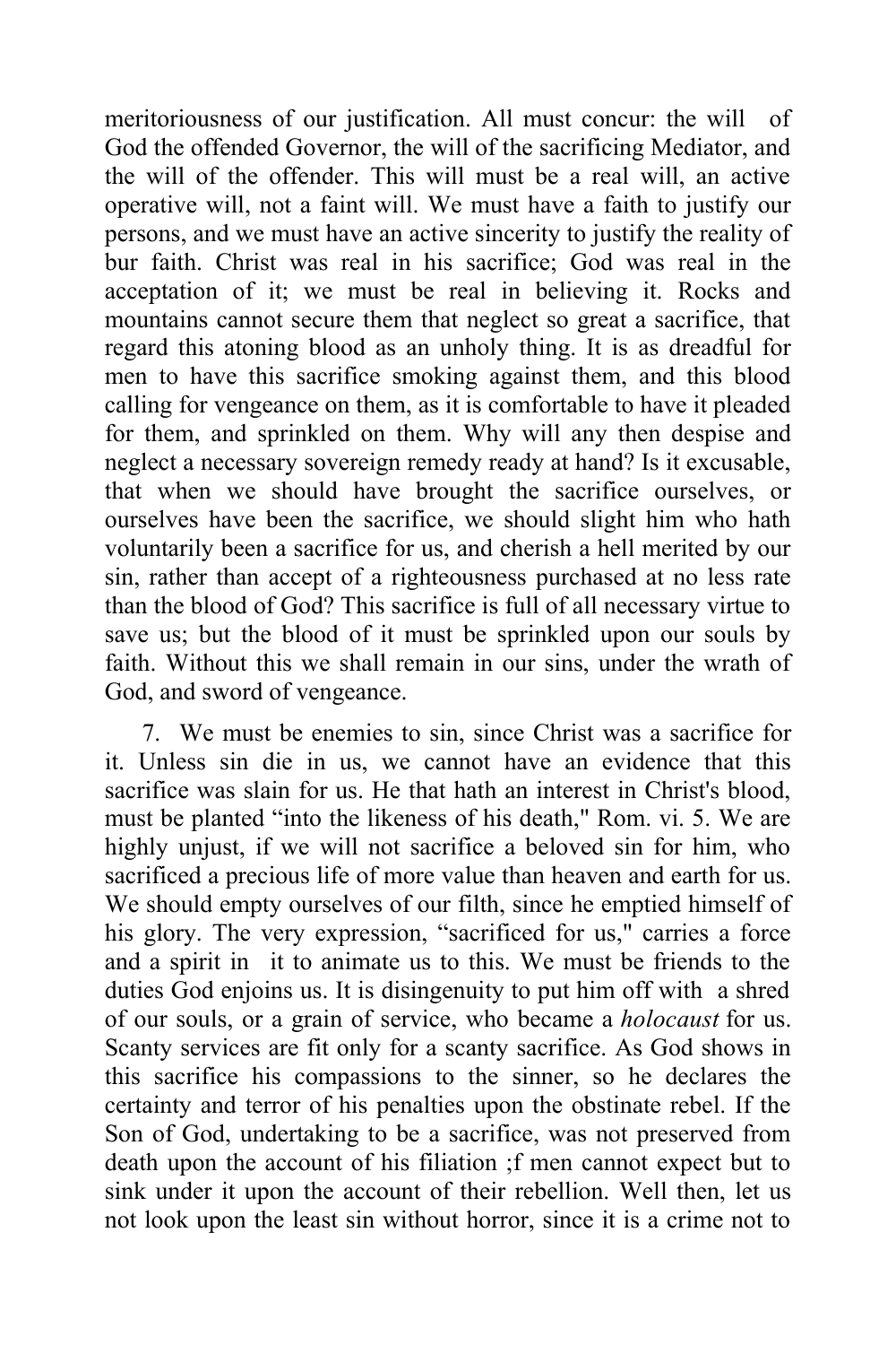meritoriousness of our justification. All must concur: the will of God the offended Governor, the will of the sacrificing Mediator, and the will of the offender. This will must be a real will, an active operative will, not a faint will. We must have a faith to justify our persons, and we must have an active sincerity to justify the reality of bur faith. Christ was real in his sacrifice; God was real in the acceptation of it; we must be real in believing it. Rocks and mountains cannot secure them that neglect so great a sacrifice, that regard this atoning blood as an unholy thing. It is as dreadful for men to have this sacrifice smoking against them, and this blood calling for vengeance on them, as it is comfortable to have it pleaded for them, and sprinkled on them. Why will any then despise and neglect a necessary sovereign remedy ready at hand? Is it excusable, that when we should have brought the sacrifice ourselves, or ourselves have been the sacrifice, we should slight him who hath voluntarily been a sacrifice for us, and cherish a hell merited by our sin, rather than accept of a righteousness purchased at no less rate than the blood of God? This sacrifice is full of all necessary virtue to save us; but the blood of it must be sprinkled upon our souls by faith. Without this we shall remain in our sins, under the wrath of God, and sword of vengeance.

7. We must be enemies to sin, since Christ was a sacrifice for it. Unless sin die in us, we cannot have an evidence that this sacrifice was slain for us. He that hath an interest in Christ's blood, must be planted "into the likeness of his death," Rom. vi. 5. We are highly unjust, if we will not sacrifice a beloved sin for him, who sacrificed a precious life of more value than heaven and earth for us. We should empty ourselves of our filth, since he emptied himself of his glory. The very expression, "sacrificed for us," carries a force and a spirit in it to animate us to this. We must be friends to the duties God enjoins us. It is disingenuity to put him off with a shred of our souls, or a grain of service, who became a *holocaust* for us. Scanty services are fit only for a scanty sacrifice. As God shows in this sacrifice his compassions to the sinner, so he declares the certainty and terror of his penalties upon the obstinate rebel. If the Son of God, undertaking to be a sacrifice, was not preserved from death upon the account of his filiation ;f men cannot expect but to sink under it upon the account of their rebellion. Well then, let us not look upon the least sin without horror, since it is a crime not to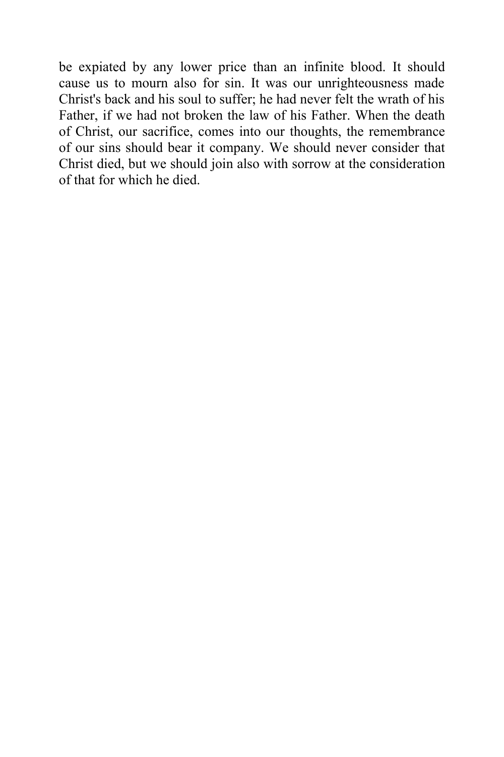be expiated by any lower price than an infinite blood. It should cause us to mourn also for sin. It was our unrighteousness made Christ's back and his soul to suffer; he had never felt the wrath of his Father, if we had not broken the law of his Father. When the death of Christ, our sacrifice, comes into our thoughts, the remembrance of our sins should bear it company. We should never consider that Christ died, but we should join also with sorrow at the consideration of that for which he died.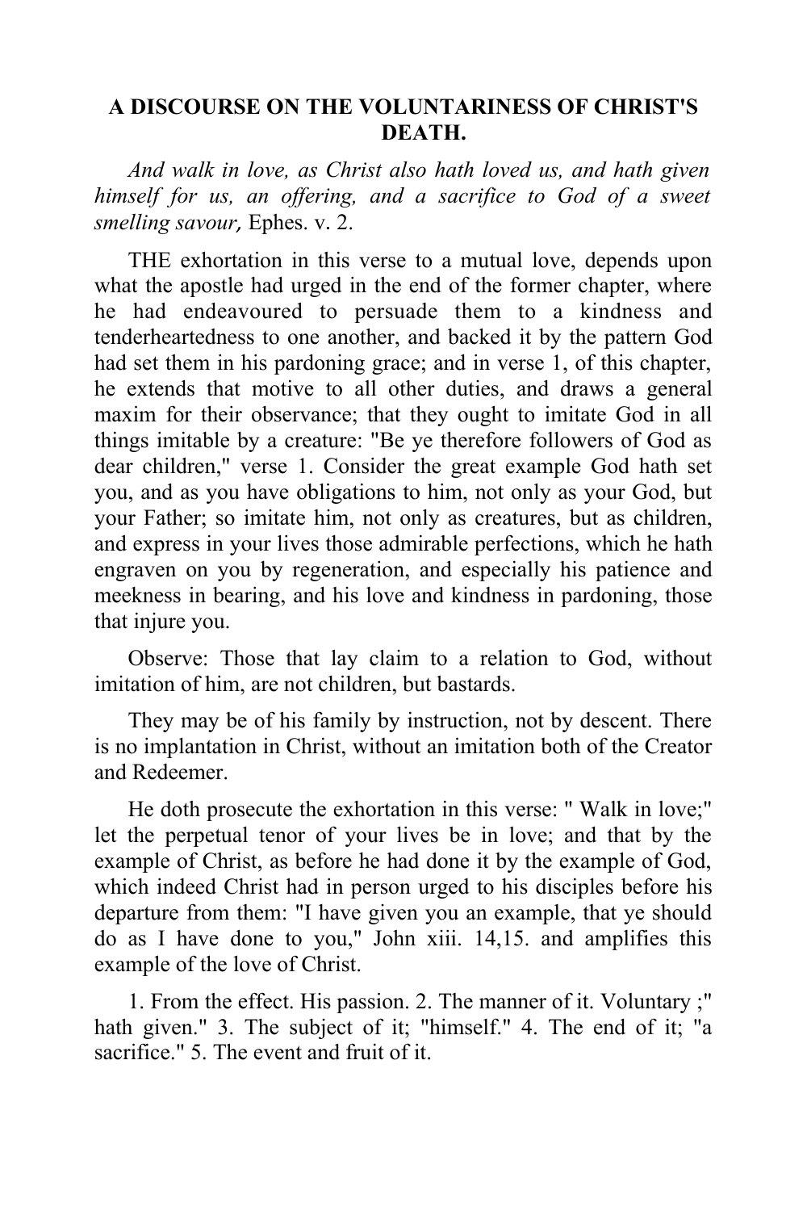## A DISCOURSE ON THE VOLUNTARINESS OF CHRIST'S DEATH.

*And walk in love, as Christ also hath loved us, and hath given himself for us, an offering, and a sacrifice to God of a sweet smelling savour,* Ephes. v. 2.

THE exhortation in this verse to a mutual love, depends upon what the apostle had urged in the end of the former chapter, where he had endeavoured to persuade them to a kindness and tenderheartedness to one another, and backed it by the pattern God had set them in his pardoning grace; and in verse 1, of this chapter, he extends that motive to all other duties, and draws a general maxim for their observance; that they ought to imitate God in all things imitable by a creature: "Be ye therefore followers of God as dear children," verse 1. Consider the great example God hath set you, and as you have obligations to him, not only as your God, but your Father; so imitate him, not only as creatures, but as children, and express in your lives those admirable perfections, which he hath engraven on you by regeneration, and especially his patience and meekness in bearing, and his love and kindness in pardoning, those that injure you.

Observe: Those that lay claim to a relation to God, without imitation of him, are not children, but bastards.

They may be of his family by instruction, not by descent. There is no implantation in Christ, without an imitation both of the Creator and Redeemer.

He doth prosecute the exhortation in this verse: " Walk in love;" let the perpetual tenor of your lives be in love; and that by the example of Christ, as before he had done it by the example of God, which indeed Christ had in person urged to his disciples before his departure from them: "I have given you an example, that ye should do as I have done to you," John xiii. 14,15. and amplifies this example of the love of Christ.

1. From the effect. His passion. 2. The manner of it. Voluntary ;" hath given." 3. The subject of it; "himself." 4. The end of it; "a sacrifice." 5. The event and fruit of it.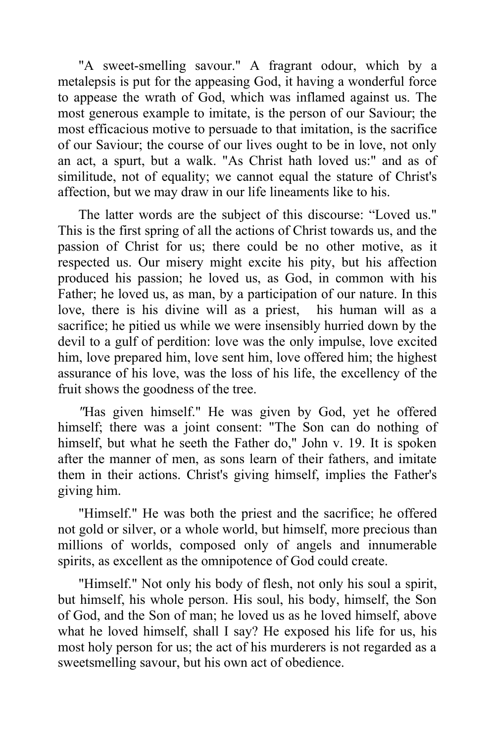"A sweet-smelling savour." A fragrant odour, which by a metalepsis is put for the appeasing God, it having a wonderful force to appease the wrath of God, which was inflamed against us. The most generous example to imitate, is the person of our Saviour; the most efficacious motive to persuade to that imitation, is the sacrifice of our Saviour; the course of our lives ought to be in love, not only an act, a spurt, but a walk. "As Christ hath loved us:" and as of similitude, not of equality; we cannot equal the stature of Christ's affection, but we may draw in our life lineaments like to his.

The latter words are the subject of this discourse: "Loved us." This is the first spring of all the actions of Christ towards us, and the passion of Christ for us; there could be no other motive, as it respected us. Our misery might excite his pity, but his affection produced his passion; he loved us, as God, in common with his Father; he loved us, as man, by a participation of our nature. In this love, there is his divine will as a priest, his human will as a sacrifice; he pitied us while we were insensibly hurried down by the devil to a gulf of perdition: love was the only impulse, love excited him, love prepared him, love sent him, love offered him; the highest assurance of his love, was the loss of his life, the excellency of the fruit shows the goodness of the tree.

"Has given himself." He was given by God, yet he offered himself; there was a joint consent: "The Son can do nothing of himself, but what he seeth the Father do," John v. 19. It is spoken after the manner of men, as sons learn of their fathers, and imitate them in their actions. Christ's giving himself, implies the Father's giving him.

"Himself." He was both the priest and the sacrifice; he offered not gold or silver, or a whole world, but himself, more precious than millions of worlds, composed only of angels and innumerable spirits, as excellent as the omnipotence of God could create.

"Himself." Not only his body of flesh, not only his soul a spirit, but himself, his whole person. His soul, his body, himself, the Son of God, and the Son of man; he loved us as he loved himself, above what he loved himself, shall I say? He exposed his life for us, his most holy person for us; the act of his murderers is not regarded as a sweetsmelling savour, but his own act of obedience.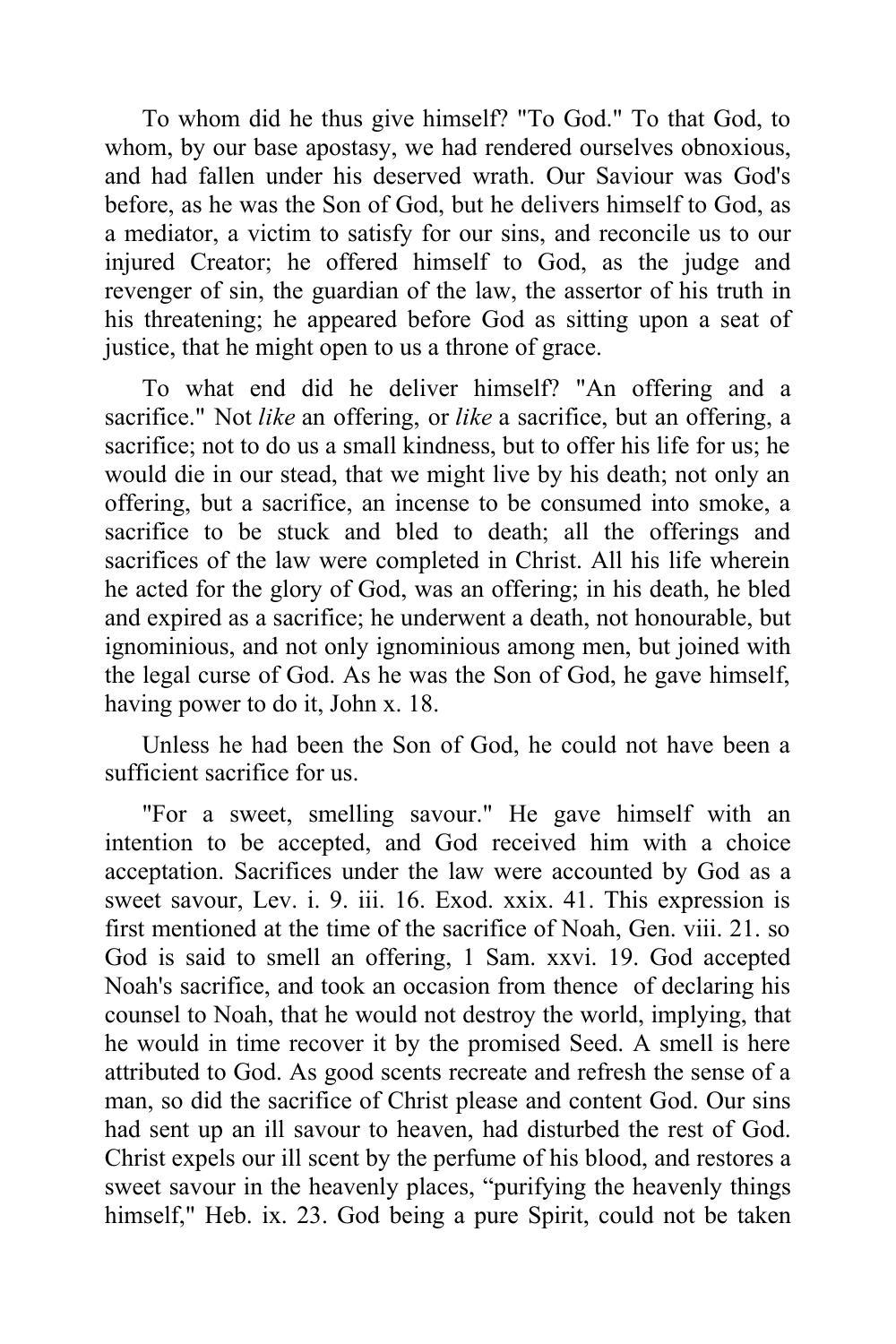To whom did he thus give himself? "To God." To that God, to whom, by our base apostasy, we had rendered ourselves obnoxious, and had fallen under his deserved wrath. Our Saviour was God's before, as he was the Son of God, but he delivers himself to God, as a mediator, a victim to satisfy for our sins, and reconcile us to our injured Creator; he offered himself to God, as the judge and revenger of sin, the guardian of the law, the assertor of his truth in his threatening; he appeared before God as sitting upon a seat of justice, that he might open to us a throne of grace.

To what end did he deliver himself? "An offering and a sacrifice." Not *like* an offering, or *like* a sacrifice, but an offering, a sacrifice; not to do us a small kindness, but to offer his life for us; he would die in our stead, that we might live by his death; not only an offering, but a sacrifice, an incense to be consumed into smoke, a sacrifice to be stuck and bled to death; all the offerings and sacrifices of the law were completed in Christ. All his life wherein he acted for the glory of God, was an offering; in his death, he bled and expired as a sacrifice; he underwent a death, not honourable, but ignominious, and not only ignominious among men, but joined with the legal curse of God. As he was the Son of God, he gave himself, having power to do it, John x. 18.

Unless he had been the Son of God, he could not have been a sufficient sacrifice for us.

"For a sweet, smelling savour." He gave himself with an intention to be accepted, and God received him with a choice acceptation. Sacrifices under the law were accounted by God as a sweet savour, Lev. i. 9. iii. 16. Exod. xxix. 41. This expression is first mentioned at the time of the sacrifice of Noah, Gen. viii. 21. so God is said to smell an offering, 1 Sam. xxvi. 19. God accepted Noah's sacrifice, and took an occasion from thence of declaring his counsel to Noah, that he would not destroy the world, implying, that he would in time recover it by the promised Seed. A smell is here attributed to God. As good scents recreate and refresh the sense of a man, so did the sacrifice of Christ please and content God. Our sins had sent up an ill savour to heaven, had disturbed the rest of God. Christ expels our ill scent by the perfume of his blood, and restores a sweet savour in the heavenly places, "purifying the heavenly things himself," Heb. ix. 23. God being a pure Spirit, could not be taken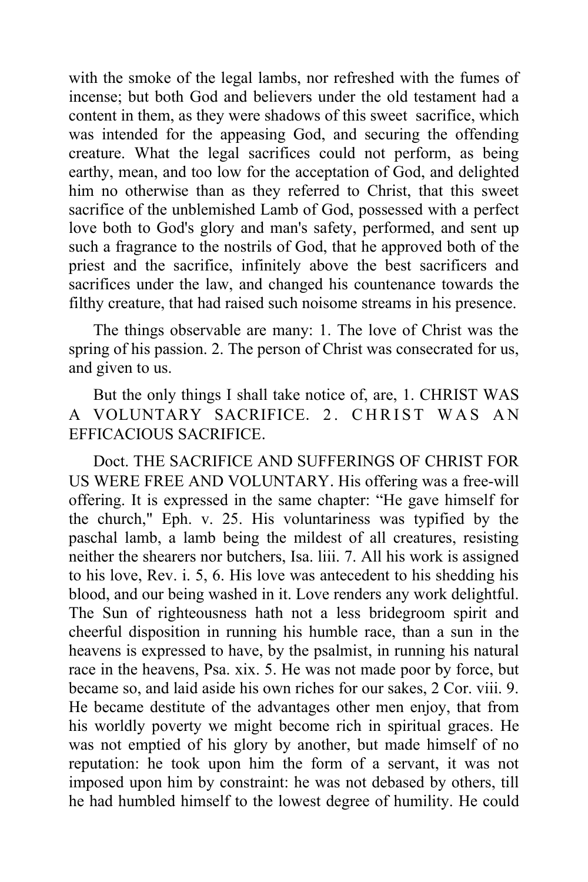with the smoke of the legal lambs, nor refreshed with the fumes of incense; but both God and believers under the old testament had a content in them, as they were shadows of this sweet sacrifice, which was intended for the appeasing God, and securing the offending creature. What the legal sacrifices could not perform, as being earthy, mean, and too low for the acceptation of God, and delighted him no otherwise than as they referred to Christ, that this sweet sacrifice of the unblemished Lamb of God, possessed with a perfect love both to God's glory and man's safety, performed, and sent up such a fragrance to the nostrils of God, that he approved both of the priest and the sacrifice, infinitely above the best sacrificers and sacrifices under the law, and changed his countenance towards the filthy creature, that had raised such noisome streams in his presence.

The things observable are many: 1. The love of Christ was the spring of his passion. 2. The person of Christ was consecrated for us, and given to us.

But the only things I shall take notice of, are, 1. CHRIST WAS A VOLUNTARY SACRIFICE. 2. CHRIST WAS AN EFFICACIOUS SACRIFICE.

Doct. THE SACRIFICE AND SUFFERINGS OF CHRIST FOR US WERE FREE AND VOLUNTARY. His offering was a free-will offering. It is expressed in the same chapter: "He gave himself for the church," Eph. v. 25. His voluntariness was typified by the paschal lamb, a lamb being the mildest of all creatures, resisting neither the shearers nor butchers, Isa. liii. 7. All his work is assigned to his love, Rev. i. 5, 6. His love was antecedent to his shedding his blood, and our being washed in it. Love renders any work delightful. The Sun of righteousness hath not a less bridegroom spirit and cheerful disposition in running his humble race, than a sun in the heavens is expressed to have, by the psalmist, in running his natural race in the heavens, Psa. xix. 5. He was not made poor by force, but became so, and laid aside his own riches for our sakes, 2 Cor. viii. 9. He became destitute of the advantages other men enjoy, that from his worldly poverty we might become rich in spiritual graces. He was not emptied of his glory by another, but made himself of no reputation: he took upon him the form of a servant, it was not imposed upon him by constraint: he was not debased by others, till he had humbled himself to the lowest degree of humility. He could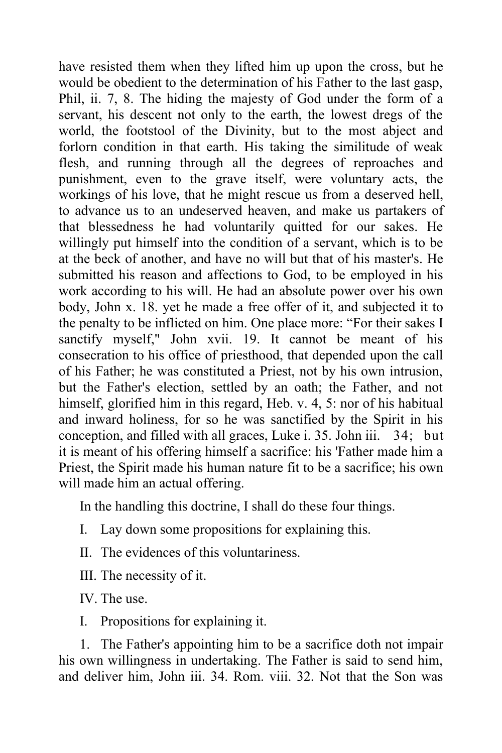have resisted them when they lifted him up upon the cross, but he would be obedient to the determination of his Father to the last gasp, Phil, ii. 7, 8. The hiding the majesty of God under the form of a servant, his descent not only to the earth, the lowest dregs of the world, the footstool of the Divinity, but to the most abject and forlorn condition in that earth. His taking the similitude of weak flesh, and running through all the degrees of reproaches and punishment, even to the grave itself, were voluntary acts, the workings of his love, that he might rescue us from a deserved hell, to advance us to an undeserved heaven, and make us partakers of that blessedness he had voluntarily quitted for our sakes. He willingly put himself into the condition of a servant, which is to be at the beck of another, and have no will but that of his master's. He submitted his reason and affections to God, to be employed in his work according to his will. He had an absolute power over his own body, John x. 18. yet he made a free offer of it, and subjected it to the penalty to be inflicted on him. One place more: "For their sakes I sanctify myself," John xvii. 19. It cannot be meant of his consecration to his office of priesthood, that depended upon the call of his Father; he was constituted a Priest, not by his own intrusion, but the Father's election, settled by an oath; the Father, and not himself, glorified him in this regard, Heb. v. 4, 5: nor of his habitual and inward holiness, for so he was sanctified by the Spirit in his conception, and filled with all graces, Luke i. 35. John iii. 34; but it is meant of his offering himself a sacrifice: his 'Father made him a Priest, the Spirit made his human nature fit to be a sacrifice; his own will made him an actual offering.

In the handling this doctrine, I shall do these four things.

I. Lay down some propositions for explaining this.

II. The evidences of this voluntariness.

III. The necessity of it.

IV. The use.

I. Propositions for explaining it.

1. The Father's appointing him to be a sacrifice doth not impair his own willingness in undertaking. The Father is said to send him, and deliver him, John iii. 34. Rom. viii. 32. Not that the Son was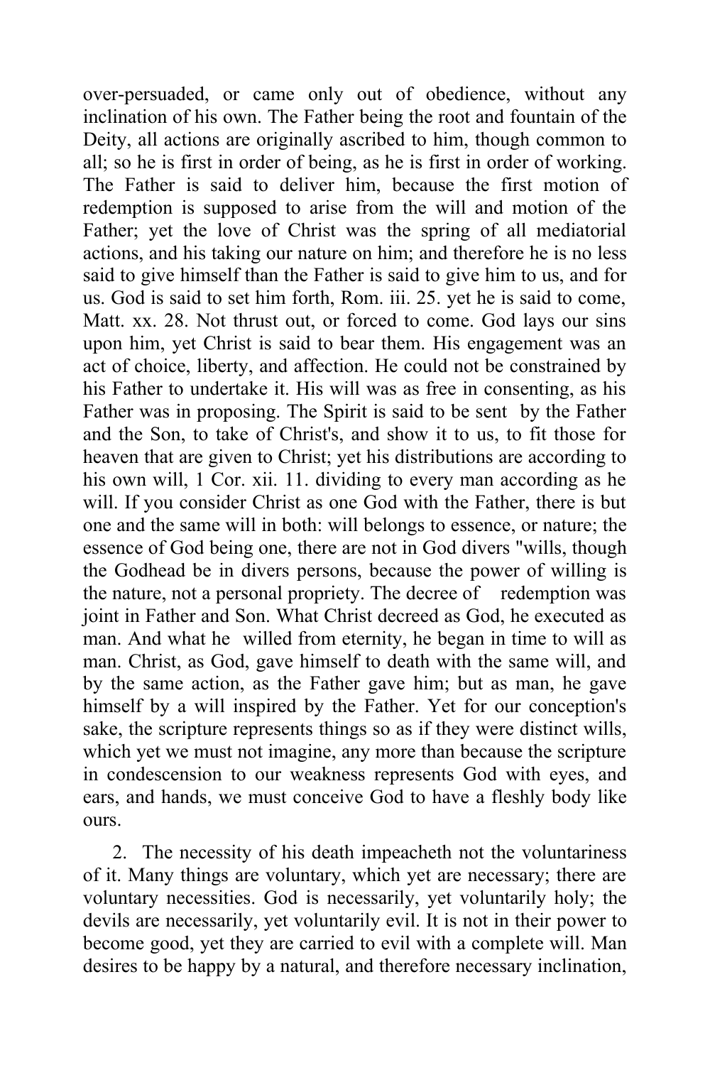over-persuaded, or came only out of obedience, without any inclination of his own. The Father being the root and fountain of the Deity, all actions are originally ascribed to him, though common to all; so he is first in order of being, as he is first in order of working. The Father is said to deliver him, because the first motion of redemption is supposed to arise from the will and motion of the Father; yet the love of Christ was the spring of all mediatorial actions, and his taking our nature on him; and therefore he is no less said to give himself than the Father is said to give him to us, and for us. God is said to set him forth, Rom. iii. 25. yet he is said to come, Matt. xx. 28. Not thrust out, or forced to come. God lays our sins upon him, yet Christ is said to bear them. His engagement was an act of choice, liberty, and affection. He could not be constrained by his Father to undertake it. His will was as free in consenting, as his Father was in proposing. The Spirit is said to be sent by the Father and the Son, to take of Christ's, and show it to us, to fit those for heaven that are given to Christ; yet his distributions are according to his own will, 1 Cor. xii. 11. dividing to every man according as he will. If you consider Christ as one God with the Father, there is but one and the same will in both: will belongs to essence, or nature; the essence of God being one, there are not in God divers "wills, though the Godhead be in divers persons, because the power of willing is the nature, not a personal propriety. The decree of redemption was joint in Father and Son. What Christ decreed as God, he executed as man. And what he willed from eternity, he began in time to will as man. Christ, as God, gave himself to death with the same will, and by the same action, as the Father gave him; but as man, he gave himself by a will inspired by the Father. Yet for our conception's sake, the scripture represents things so as if they were distinct wills, which yet we must not imagine, any more than because the scripture in condescension to our weakness represents God with eyes, and ears, and hands, we must conceive God to have a fleshly body like ours.

2. The necessity of his death impeacheth not the voluntariness of it. Many things are voluntary, which yet are necessary; there are voluntary necessities. God is necessarily, yet voluntarily holy; the devils are necessarily, yet voluntarily evil. It is not in their power to become good, yet they are carried to evil with a complete will. Man desires to be happy by a natural, and therefore necessary inclination,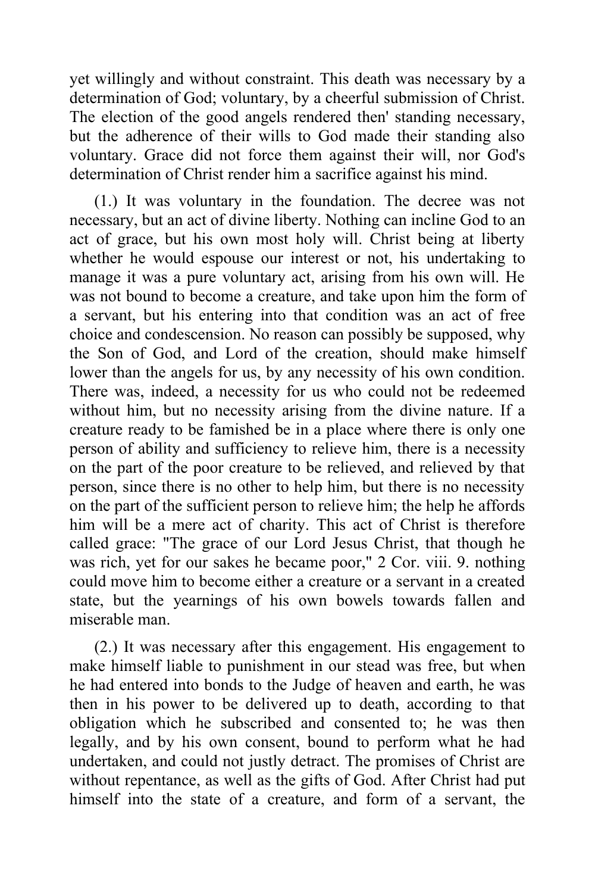yet willingly and without constraint. This death was necessary by a determination of God; voluntary, by a cheerful submission of Christ. The election of the good angels rendered then' standing necessary, but the adherence of their wills to God made their standing also voluntary. Grace did not force them against their will, nor God's determination of Christ render him a sacrifice against his mind.

(1.) It was voluntary in the foundation. The decree was not necessary, but an act of divine liberty. Nothing can incline God to an act of grace, but his own most holy will. Christ being at liberty whether he would espouse our interest or not, his undertaking to manage it was a pure voluntary act, arising from his own will. He was not bound to become a creature, and take upon him the form of a servant, but his entering into that condition was an act of free choice and condescension. No reason can possibly be supposed, why the Son of God, and Lord of the creation, should make himself lower than the angels for us, by any necessity of his own condition. There was, indeed, a necessity for us who could not be redeemed without him, but no necessity arising from the divine nature. If a creature ready to be famished be in a place where there is only one person of ability and sufficiency to relieve him, there is a necessity on the part of the poor creature to be relieved, and relieved by that person, since there is no other to help him, but there is no necessity on the part of the sufficient person to relieve him; the help he affords him will be a mere act of charity. This act of Christ is therefore called grace: "The grace of our Lord Jesus Christ, that though he was rich, yet for our sakes he became poor," 2 Cor. viii. 9. nothing could move him to become either a creature or a servant in a created state, but the yearnings of his own bowels towards fallen and miserable man.

(2.) It was necessary after this engagement. His engagement to make himself liable to punishment in our stead was free, but when he had entered into bonds to the Judge of heaven and earth, he was then in his power to be delivered up to death, according to that obligation which he subscribed and consented to; he was then legally, and by his own consent, bound to perform what he had undertaken, and could not justly detract. The promises of Christ are without repentance, as well as the gifts of God. After Christ had put himself into the state of a creature, and form of a servant, the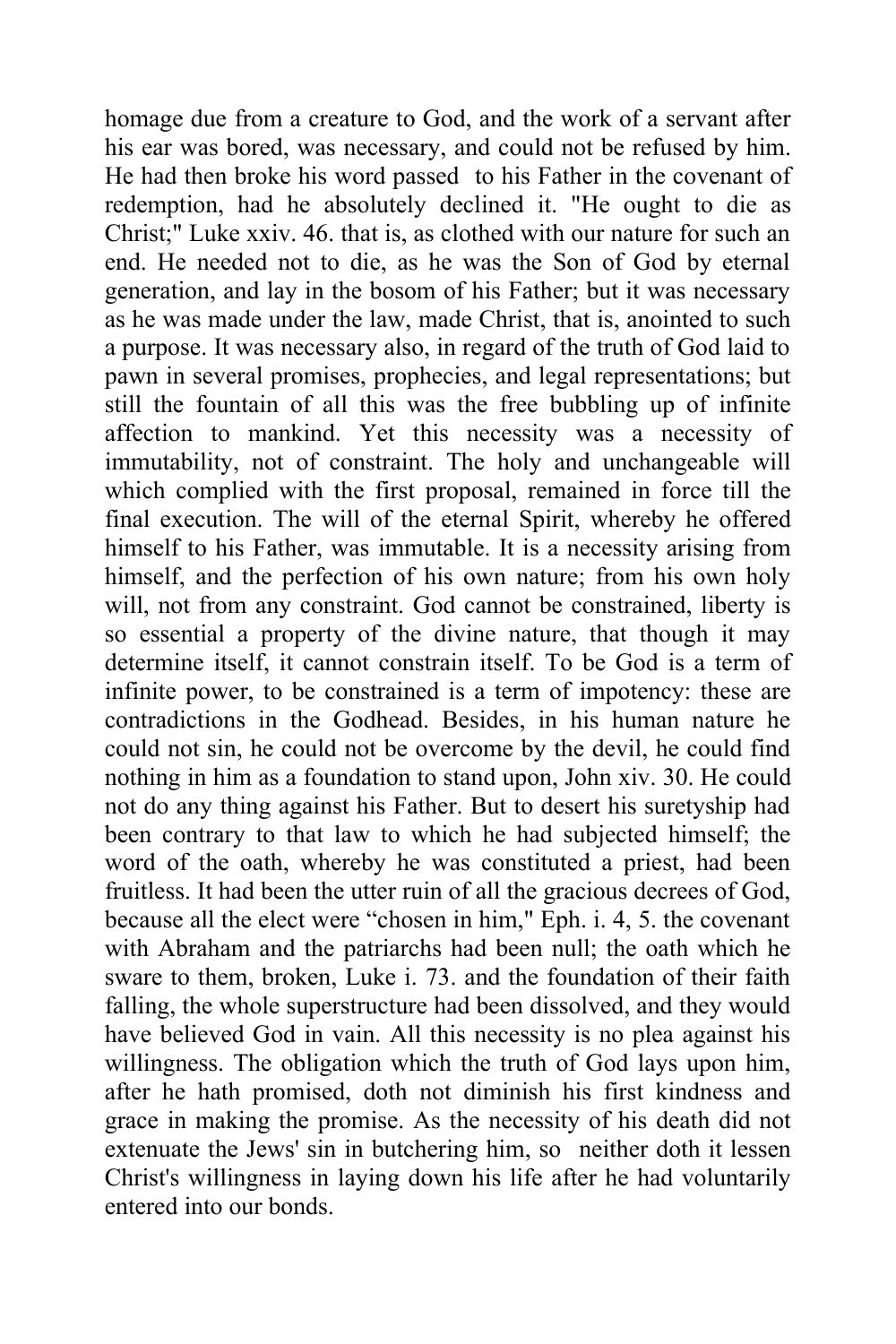homage due from a creature to God, and the work of a servant after his ear was bored, was necessary, and could not be refused by him. He had then broke his word passed to his Father in the covenant of redemption, had he absolutely declined it. "He ought to die as Christ;" Luke xxiv. 46. that is, as clothed with our nature for such an end. He needed not to die, as he was the Son of God by eternal generation, and lay in the bosom of his Father; but it was necessary as he was made under the law, made Christ, that is, anointed to such a purpose. It was necessary also, in regard of the truth of God laid to pawn in several promises, prophecies, and legal representations; but still the fountain of all this was the free bubbling up of infinite affection to mankind. Yet this necessity was a necessity of immutability, not of constraint. The holy and unchangeable will which complied with the first proposal, remained in force till the final execution. The will of the eternal Spirit, whereby he offered himself to his Father, was immutable. It is a necessity arising from himself, and the perfection of his own nature; from his own holy will, not from any constraint. God cannot be constrained, liberty is so essential a property of the divine nature, that though it may determine itself, it cannot constrain itself. To be God is a term of infinite power, to be constrained is a term of impotency: these are contradictions in the Godhead. Besides, in his human nature he could not sin, he could not be overcome by the devil, he could find nothing in him as a foundation to stand upon, John xiv. 30. He could not do any thing against his Father. But to desert his suretyship had been contrary to that law to which he had subjected himself; the word of the oath, whereby he was constituted a priest, had been fruitless. It had been the utter ruin of all the gracious decrees of God, because all the elect were "chosen in him," Eph. i. 4, 5. the covenant with Abraham and the patriarchs had been null; the oath which he sware to them, broken, Luke i. 73. and the foundation of their faith falling, the whole superstructure had been dissolved, and they would have believed God in vain. All this necessity is no plea against his willingness. The obligation which the truth of God lays upon him, after he hath promised, doth not diminish his first kindness and grace in making the promise. As the necessity of his death did not extenuate the Jews' sin in butchering him, so neither doth it lessen Christ's willingness in laying down his life after he had voluntarily entered into our bonds.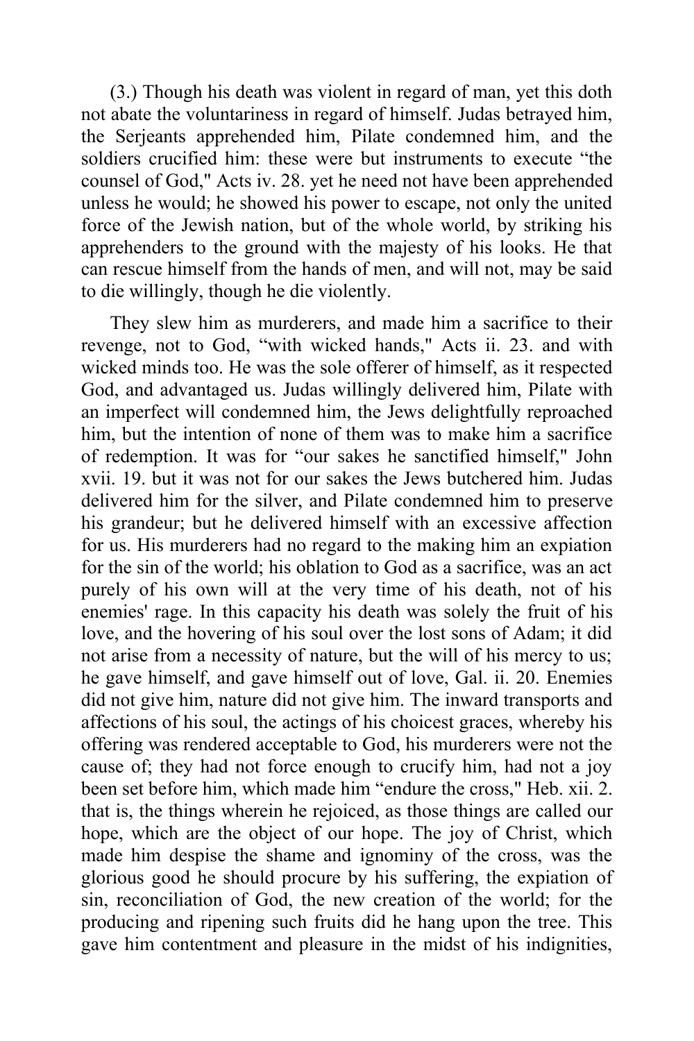(3.) Though his death was violent in regard of man, yet this doth not abate the voluntariness in regard of himself. Judas betrayed him, the Serjeants apprehended him, Pilate condemned him, and the soldiers crucified him: these were but instruments to execute "the counsel of God," Acts iv. 28. yet he need not have been apprehended unless he would; he showed his power to escape, not only the united force of the Jewish nation, but of the whole world, by striking his apprehenders to the ground with the majesty of his looks. He that can rescue himself from the hands of men, and will not, may be said to die willingly, though he die violently.

They slew him as murderers, and made him a sacrifice to their revenge, not to God, "with wicked hands," Acts ii. 23. and with wicked minds too. He was the sole offerer of himself, as it respected God, and advantaged us. Judas willingly delivered him, Pilate with an imperfect will condemned him, the Jews delightfully reproached him, but the intention of none of them was to make him a sacrifice of redemption. It was for "our sakes he sanctified himself," John xvii. 19. but it was not for our sakes the Jews butchered him. Judas delivered him for the silver, and Pilate condemned him to preserve his grandeur; but he delivered himself with an excessive affection for us. His murderers had no regard to the making him an expiation for the sin of the world; his oblation to God as a sacrifice, was an act purely of his own will at the very time of his death, not of his enemies' rage. In this capacity his death was solely the fruit of his love, and the hovering of his soul over the lost sons of Adam; it did not arise from a necessity of nature, but the will of his mercy to us; he gave himself, and gave himself out of love, Gal. ii. 20. Enemies did not give him, nature did not give him. The inward transports and affections of his soul, the actings of his choicest graces, whereby his offering was rendered acceptable to God, his murderers were not the cause of; they had not force enough to crucify him, had not a joy been set before him, which made him "endure the cross," Heb. xii. 2. that is, the things wherein he rejoiced, as those things are called our hope, which are the object of our hope. The joy of Christ, which made him despise the shame and ignominy of the cross, was the glorious good he should procure by his suffering, the expiation of sin, reconciliation of God, the new creation of the world; for the producing and ripening such fruits did he hang upon the tree. This gave him contentment and pleasure in the midst of his indignities,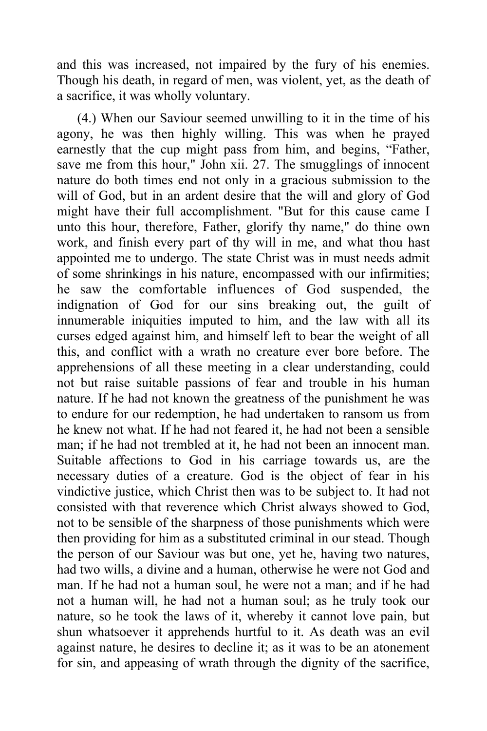and this was increased, not impaired by the fury of his enemies. Though his death, in regard of men, was violent, yet, as the death of a sacrifice, it was wholly voluntary.

(4.) When our Saviour seemed unwilling to it in the time of his agony, he was then highly willing. This was when he prayed earnestly that the cup might pass from him, and begins, "Father, save me from this hour," John xii. 27. The smugglings of innocent nature do both times end not only in a gracious submission to the will of God, but in an ardent desire that the will and glory of God might have their full accomplishment. "But for this cause came I unto this hour, therefore, Father, glorify thy name," do thine own work, and finish every part of thy will in me, and what thou hast appointed me to undergo. The state Christ was in must needs admit of some shrinkings in his nature, encompassed with our infirmities; he saw the comfortable influences of God suspended, the indignation of God for our sins breaking out, the guilt of innumerable iniquities imputed to him, and the law with all its curses edged against him, and himself left to bear the weight of all this, and conflict with a wrath no creature ever bore before. The apprehensions of all these meeting in a clear understanding, could not but raise suitable passions of fear and trouble in his human nature. If he had not known the greatness of the punishment he was to endure for our redemption, he had undertaken to ransom us from he knew not what. If he had not feared it, he had not been a sensible man; if he had not trembled at it, he had not been an innocent man. Suitable affections to God in his carriage towards us, are the necessary duties of a creature. God is the object of fear in his vindictive justice, which Christ then was to be subject to. It had not consisted with that reverence which Christ always showed to God, not to be sensible of the sharpness of those punishments which were then providing for him as a substituted criminal in our stead. Though the person of our Saviour was but one, yet he, having two natures, had two wills, a divine and a human, otherwise he were not God and man. If he had not a human soul, he were not a man; and if he had not a human will, he had not a human soul; as he truly took our nature, so he took the laws of it, whereby it cannot love pain, but shun whatsoever it apprehends hurtful to it. As death was an evil against nature, he desires to decline it; as it was to be an atonement for sin, and appeasing of wrath through the dignity of the sacrifice,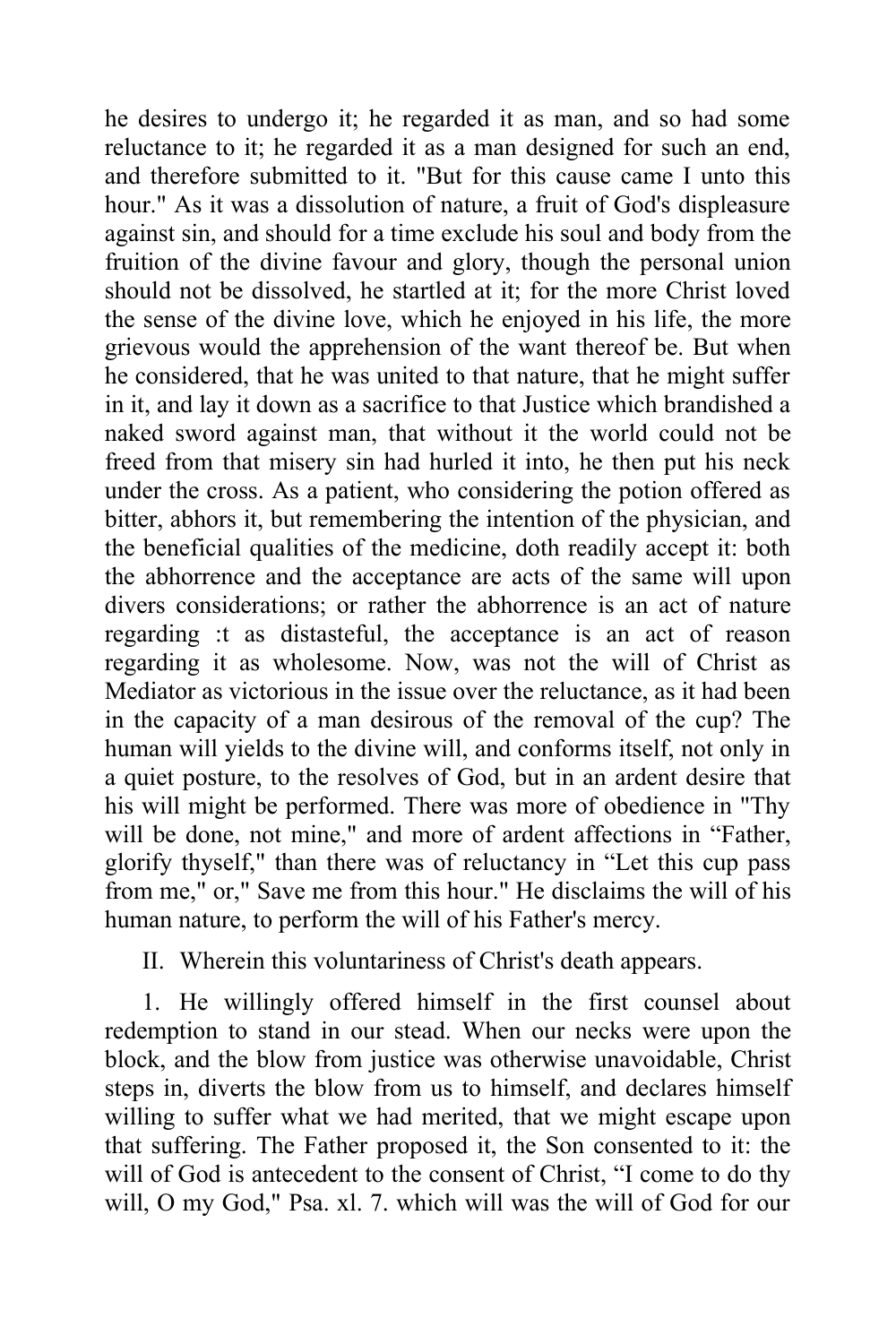he desires to undergo it; he regarded it as man, and so had some reluctance to it; he regarded it as a man designed for such an end, and therefore submitted to it. "But for this cause came I unto this hour." As it was a dissolution of nature, a fruit of God's displeasure against sin, and should for a time exclude his soul and body from the fruition of the divine favour and glory, though the personal union should not be dissolved, he startled at it; for the more Christ loved the sense of the divine love, which he enjoyed in his life, the more grievous would the apprehension of the want thereof be. But when he considered, that he was united to that nature, that he might suffer in it, and lay it down as a sacrifice to that Justice which brandished a naked sword against man, that without it the world could not be freed from that misery sin had hurled it into, he then put his neck under the cross. As a patient, who considering the potion offered as bitter, abhors it, but remembering the intention of the physician, and the beneficial qualities of the medicine, doth readily accept it: both the abhorrence and the acceptance are acts of the same will upon divers considerations; or rather the abhorrence is an act of nature regarding :t as distasteful, the acceptance is an act of reason regarding it as wholesome. Now, was not the will of Christ as Mediator as victorious in the issue over the reluctance, as it had been in the capacity of a man desirous of the removal of the cup? The human will yields to the divine will, and conforms itself, not only in a quiet posture, to the resolves of God, but in an ardent desire that his will might be performed. There was more of obedience in "Thy will be done, not mine," and more of ardent affections in "Father, glorify thyself," than there was of reluctancy in "Let this cup pass from me," or," Save me from this hour." He disclaims the will of his human nature, to perform the will of his Father's mercy.

II. Wherein this voluntariness of Christ's death appears.

1. He willingly offered himself in the first counsel about redemption to stand in our stead. When our necks were upon the block, and the blow from justice was otherwise unavoidable, Christ steps in, diverts the blow from us to himself, and declares himself willing to suffer what we had merited, that we might escape upon that suffering. The Father proposed it, the Son consented to it: the will of God is antecedent to the consent of Christ, "I come to do thy will, O my God," Psa. xl. 7. which will was the will of God for our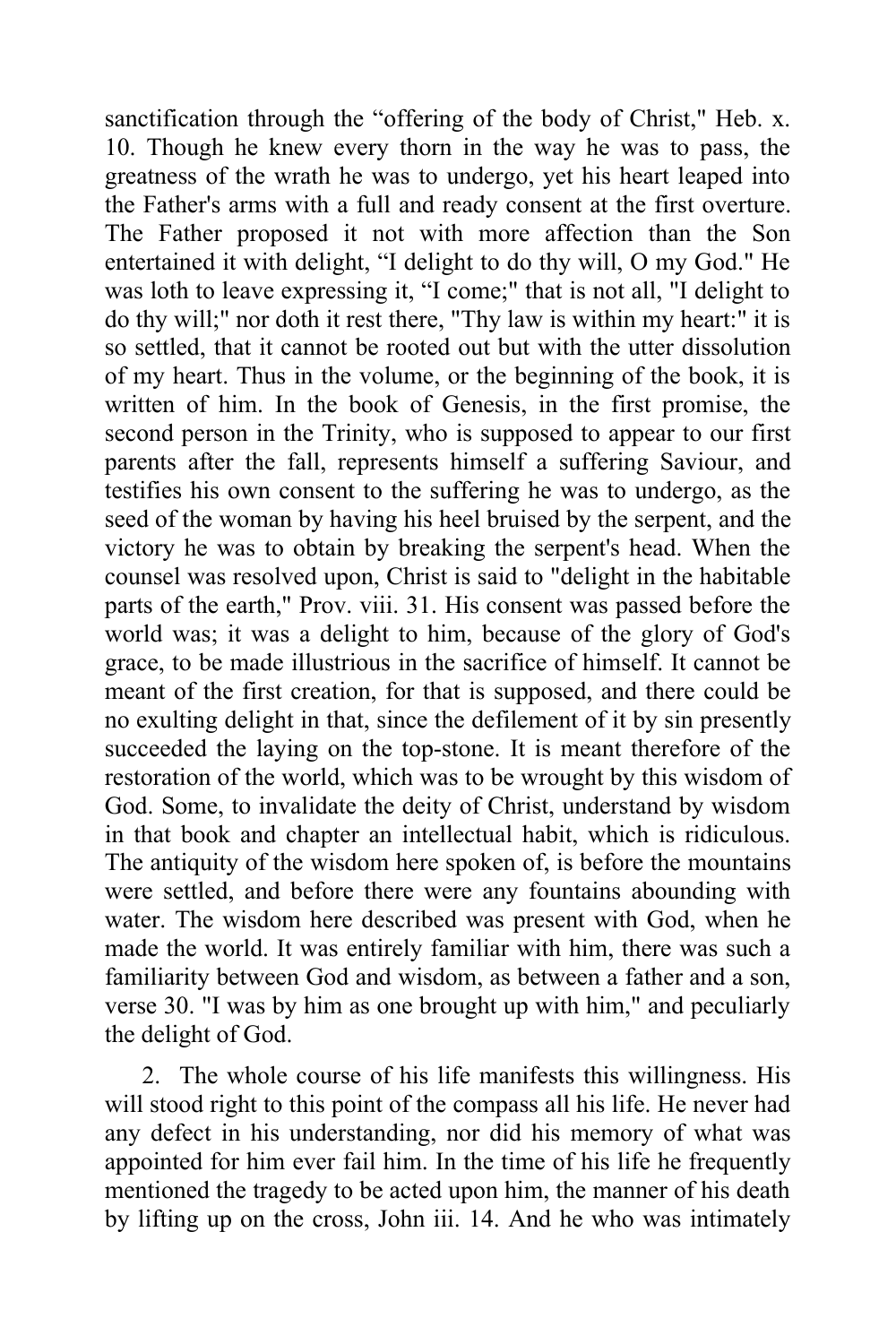sanctification through the "offering of the body of Christ," Heb. x. 10. Though he knew every thorn in the way he was to pass, the greatness of the wrath he was to undergo, yet his heart leaped into the Father's arms with a full and ready consent at the first overture. The Father proposed it not with more affection than the Son entertained it with delight, "I delight to do thy will, O my God." He was loth to leave expressing it, "I come;" that is not all, "I delight to do thy will;" nor doth it rest there, "Thy law is within my heart:" it is so settled, that it cannot be rooted out but with the utter dissolution of my heart. Thus in the volume, or the beginning of the book, it is written of him. In the book of Genesis, in the first promise, the second person in the Trinity, who is supposed to appear to our first parents after the fall, represents himself a suffering Saviour, and testifies his own consent to the suffering he was to undergo, as the seed of the woman by having his heel bruised by the serpent, and the victory he was to obtain by breaking the serpent's head. When the counsel was resolved upon, Christ is said to "delight in the habitable parts of the earth," Prov. viii. 31. His consent was passed before the world was; it was a delight to him, because of the glory of God's grace, to be made illustrious in the sacrifice of himself. It cannot be meant of the first creation, for that is supposed, and there could be no exulting delight in that, since the defilement of it by sin presently succeeded the laying on the top-stone. It is meant therefore of the restoration of the world, which was to be wrought by this wisdom of God. Some, to invalidate the deity of Christ, understand by wisdom in that book and chapter an intellectual habit, which is ridiculous. The antiquity of the wisdom here spoken of, is before the mountains were settled, and before there were any fountains abounding with water. The wisdom here described was present with God, when he made the world. It was entirely familiar with him, there was such a familiarity between God and wisdom, as between a father and a son, verse 30. "I was by him as one brought up with him," and peculiarly the delight of God.

2. The whole course of his life manifests this willingness. His will stood right to this point of the compass all his life. He never had any defect in his understanding, nor did his memory of what was appointed for him ever fail him. In the time of his life he frequently mentioned the tragedy to be acted upon him, the manner of his death by lifting up on the cross, John iii. 14. And he who was intimately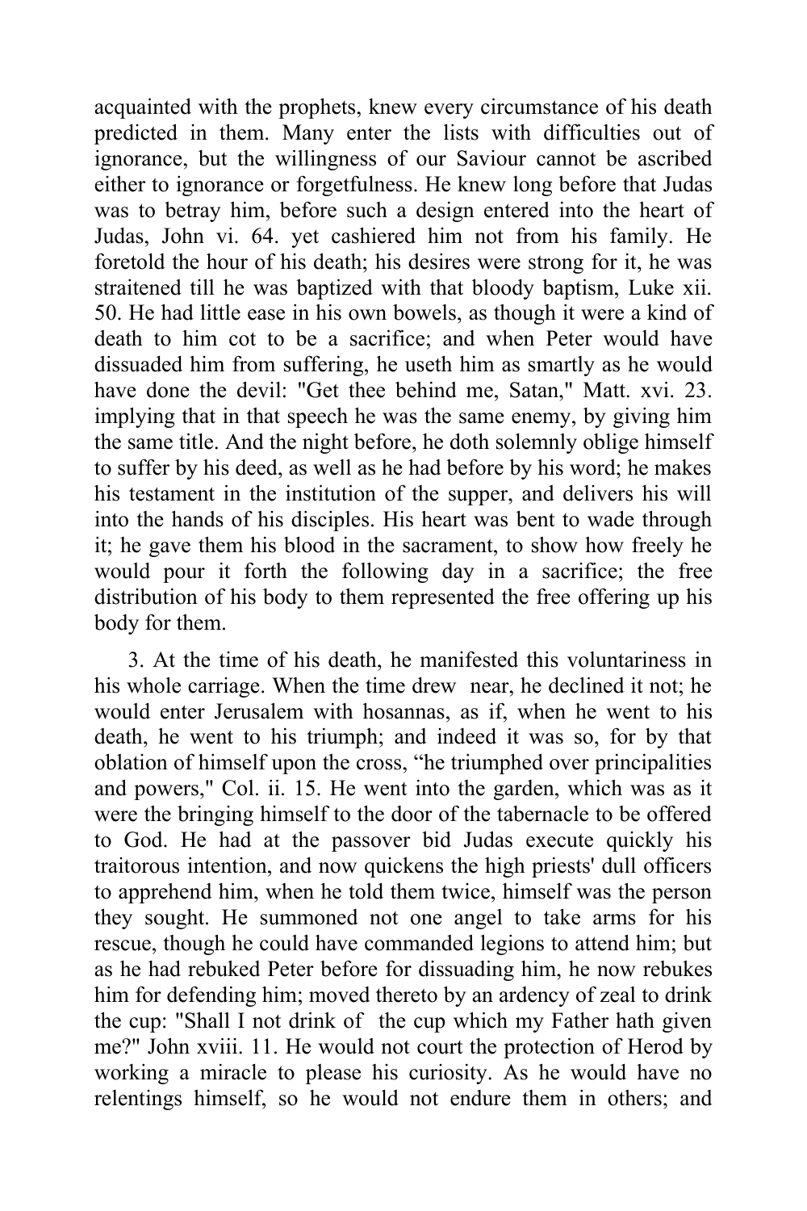acquainted with the prophets, knew every circumstance of his death predicted in them. Many enter the lists with difficulties out of ignorance, but the willingness of our Saviour cannot be ascribed either to ignorance or forgetfulness. He knew long before that Judas was to betray him, before such a design entered into the heart of Judas, John vi. 64. yet cashiered him not from his family. He foretold the hour of his death; his desires were strong for it, he was straitened till he was baptized with that bloody baptism, Luke xii. 50. He had little ease in his own bowels, as though it were a kind of death to him cot to be a sacrifice; and when Peter would have dissuaded him from suffering, he useth him as smartly as he would have done the devil: "Get thee behind me, Satan," Matt. xvi. 23. implying that in that speech he was the same enemy, by giving him the same title. And the night before, he doth solemnly oblige himself to suffer by his deed, as well as he had before by his word; he makes his testament in the institution of the supper, and delivers his will into the hands of his disciples. His heart was bent to wade through it; he gave them his blood in the sacrament, to show how freely he would pour it forth the following day in a sacrifice; the free distribution of his body to them represented the free offering up his body for them.

3. At the time of his death, he manifested this voluntariness in his whole carriage. When the time drew near, he declined it not; he would enter Jerusalem with hosannas, as if, when he went to his death, he went to his triumph; and indeed it was so, for by that oblation of himself upon the cross, "he triumphed over principalities and powers," Col. ii. 15. He went into the garden, which was as it were the bringing himself to the door of the tabernacle to be offered to God. He had at the passover bid Judas execute quickly his traitorous intention, and now quickens the high priests' dull officers to apprehend him, when he told them twice, himself was the person they sought. He summoned not one angel to take arms for his rescue, though he could have commanded legions to attend him; but as he had rebuked Peter before for dissuading him, he now rebukes him for defending him; moved thereto by an ardency of zeal to drink the cup: "Shall I not drink of the cup which my Father hath given me?" John xviii. 11. He would not court the protection of Herod by working a miracle to please his curiosity. As he would have no relentings himself, so he would not endure them in others; and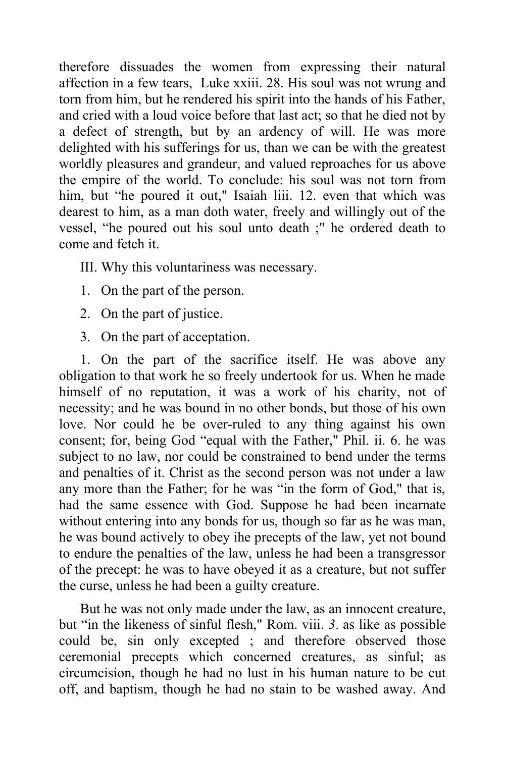therefore dissuades the women from expressing their natural affection in a few tears, Luke xxiii. 28. His soul was not wrung and torn from him, but he rendered his spirit into the hands of his Father, and cried with a loud voice before that last act; so that he died not by a defect of strength, but by an ardency of will. He was more delighted with his sufferings for us, than we can be with the greatest worldly pleasures and grandeur, and valued reproaches for us above the empire of the world. To conclude: his soul was not torn from him, but "he poured it out," Isaiah liii. 12. even that which was dearest to him, as a man doth water, freely and willingly out of the vessel, "he poured out his soul unto death ;" he ordered death to come and fetch it.

III. Why this voluntariness was necessary.

1. On the part of the person.
2. On the part of justice.
3. On the part of acceptation.

1. On the part of the sacrifice itself. He was above any obligation to that work he so freely undertook for us. When he made himself of no reputation, it was a work of his charity, not of necessity; and he was bound in no other bonds, but those of his own love. Nor could he be over-ruled to any thing against his own consent; for, being God "equal with the Father," Phil. ii. 6. he was subject to no law, nor could be constrained to bend under the terms and penalties of it. Christ as the second person was not under a law any more than the Father; for he was "in the form of God," that is, had the same essence with God. Suppose he had been incarnate without entering into any bonds for us, though so far as he was man, he was bound actively to obey ihe precepts of the law, yet not bound to endure the penalties of the law, unless he had been a transgressor of the precept: he was to have obeyed it as a creature, but not suffer the curse, unless he had been a guilty creature.

But he was not only made under the law, as an innocent creature, but "in the likeness of sinful flesh," Rom. viii. *3*. as like as possible could be, sin only excepted ; and therefore observed those ceremonial precepts which concerned creatures, as sinful; as circumcision, though he had no lust in his human nature to be cut off, and baptism, though he had no stain to be washed away. And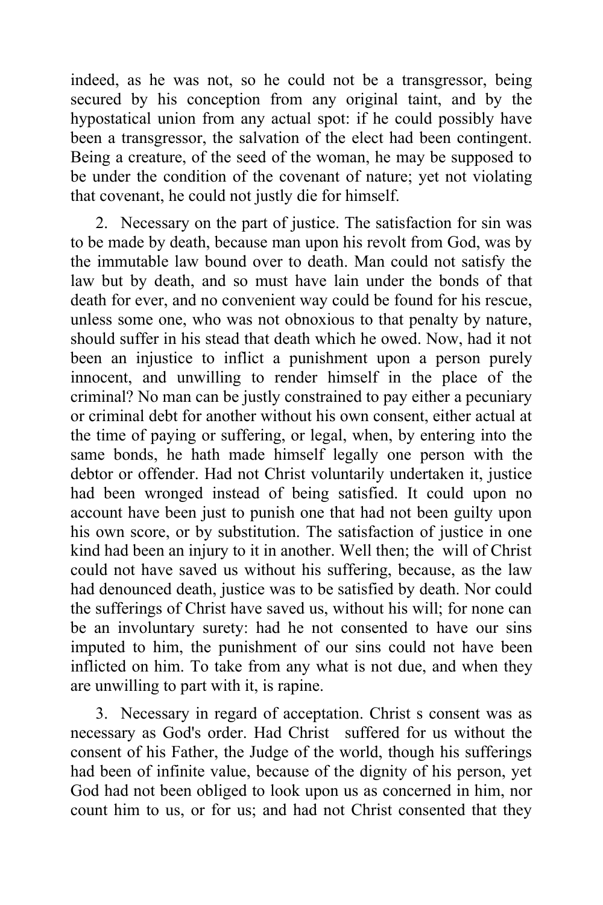indeed, as he was not, so he could not be a transgressor, being secured by his conception from any original taint, and by the hypostatical union from any actual spot: if he could possibly have been a transgressor, the salvation of the elect had been contingent. Being a creature, of the seed of the woman, he may be supposed to be under the condition of the covenant of nature; yet not violating that covenant, he could not justly die for himself.

2. Necessary on the part of justice. The satisfaction for sin was to be made by death, because man upon his revolt from God, was by the immutable law bound over to death. Man could not satisfy the law but by death, and so must have lain under the bonds of that death for ever, and no convenient way could be found for his rescue, unless some one, who was not obnoxious to that penalty by nature, should suffer in his stead that death which he owed. Now, had it not been an injustice to inflict a punishment upon a person purely innocent, and unwilling to render himself in the place of the criminal? No man can be justly constrained to pay either a pecuniary or criminal debt for another without his own consent, either actual at the time of paying or suffering, or legal, when, by entering into the same bonds, he hath made himself legally one person with the debtor or offender. Had not Christ voluntarily undertaken it, justice had been wronged instead of being satisfied. It could upon no account have been just to punish one that had not been guilty upon his own score, or by substitution. The satisfaction of justice in one kind had been an injury to it in another. Well then; the will of Christ could not have saved us without his suffering, because, as the law had denounced death, justice was to be satisfied by death. Nor could the sufferings of Christ have saved us, without his will; for none can be an involuntary surety: had he not consented to have our sins imputed to him, the punishment of our sins could not have been inflicted on him. To take from any what is not due, and when they are unwilling to part with it, is rapine.

3. Necessary in regard of acceptation. Christ s consent was as necessary as God's order. Had Christ suffered for us without the consent of his Father, the Judge of the world, though his sufferings had been of infinite value, because of the dignity of his person, yet God had not been obliged to look upon us as concerned in him, nor count him to us, or for us; and had not Christ consented that they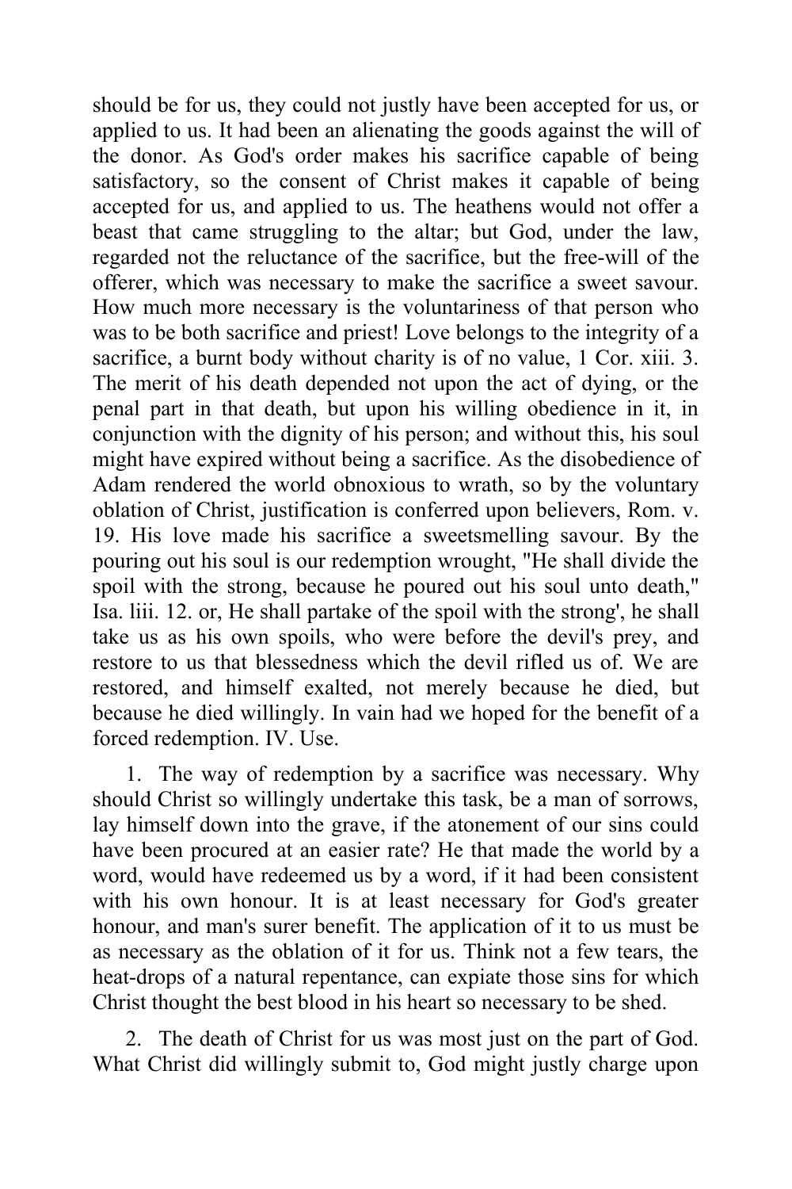should be for us, they could not justly have been accepted for us, or applied to us. It had been an alienating the goods against the will of the donor. As God's order makes his sacrifice capable of being satisfactory, so the consent of Christ makes it capable of being accepted for us, and applied to us. The heathens would not offer a beast that came struggling to the altar; but God, under the law, regarded not the reluctance of the sacrifice, but the free-will of the offerer, which was necessary to make the sacrifice a sweet savour. How much more necessary is the voluntariness of that person who was to be both sacrifice and priest! Love belongs to the integrity of a sacrifice, a burnt body without charity is of no value, 1 Cor. xiii. 3. The merit of his death depended not upon the act of dying, or the penal part in that death, but upon his willing obedience in it, in conjunction with the dignity of his person; and without this, his soul might have expired without being a sacrifice. As the disobedience of Adam rendered the world obnoxious to wrath, so by the voluntary oblation of Christ, justification is conferred upon believers, Rom. v. 19. His love made his sacrifice a sweetsmelling savour. By the pouring out his soul is our redemption wrought, "He shall divide the spoil with the strong, because he poured out his soul unto death," Isa. liii. 12. or, He shall partake of the spoil with the strong', he shall take us as his own spoils, who were before the devil's prey, and restore to us that blessedness which the devil rifled us of. We are restored, and himself exalted, not merely because he died, but because he died willingly. In vain had we hoped for the benefit of a forced redemption. IV. Use.

1. The way of redemption by a sacrifice was necessary. Why should Christ so willingly undertake this task, be a man of sorrows, lay himself down into the grave, if the atonement of our sins could have been procured at an easier rate? He that made the world by a word, would have redeemed us by a word, if it had been consistent with his own honour. It is at least necessary for God's greater honour, and man's surer benefit. The application of it to us must be as necessary as the oblation of it for us. Think not a few tears, the heat-drops of a natural repentance, can expiate those sins for which Christ thought the best blood in his heart so necessary to be shed.

2. The death of Christ for us was most just on the part of God. What Christ did willingly submit to, God might justly charge upon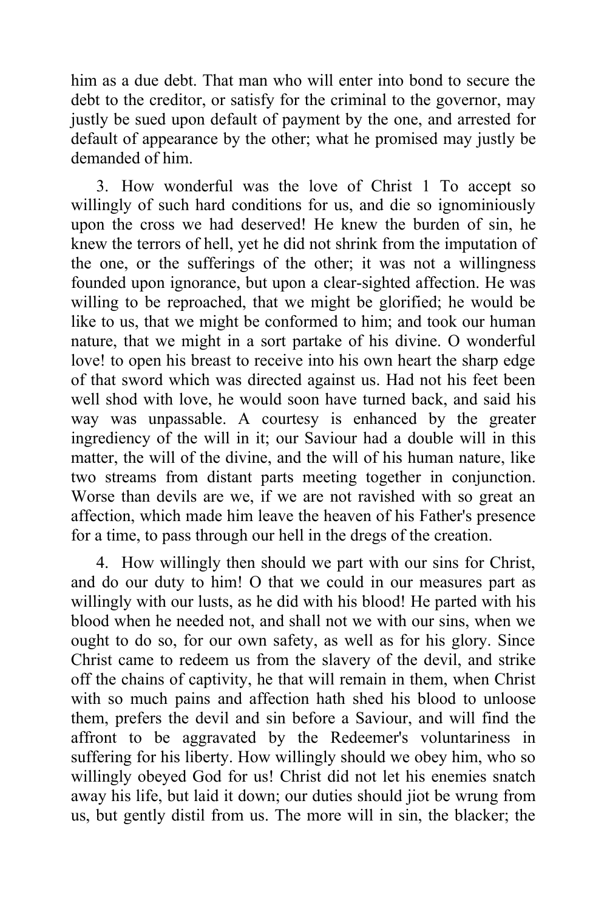him as a due debt. That man who will enter into bond to secure the debt to the creditor, or satisfy for the criminal to the governor, may justly be sued upon default of payment by the one, and arrested for default of appearance by the other; what he promised may justly be demanded of him.

3. How wonderful was the love of Christ 1 To accept so willingly of such hard conditions for us, and die so ignominiously upon the cross we had deserved! He knew the burden of sin, he knew the terrors of hell, yet he did not shrink from the imputation of the one, or the sufferings of the other; it was not a willingness founded upon ignorance, but upon a clear-sighted affection. He was willing to be reproached, that we might be glorified; he would be like to us, that we might be conformed to him; and took our human nature, that we might in a sort partake of his divine. O wonderful love! to open his breast to receive into his own heart the sharp edge of that sword which was directed against us. Had not his feet been well shod with love, he would soon have turned back, and said his way was unpassable. A courtesy is enhanced by the greater ingrediency of the will in it; our Saviour had a double will in this matter, the will of the divine, and the will of his human nature, like two streams from distant parts meeting together in conjunction. Worse than devils are we, if we are not ravished with so great an affection, which made him leave the heaven of his Father's presence for a time, to pass through our hell in the dregs of the creation.

4. How willingly then should we part with our sins for Christ, and do our duty to him! O that we could in our measures part as willingly with our lusts, as he did with his blood! He parted with his blood when he needed not, and shall not we with our sins, when we ought to do so, for our own safety, as well as for his glory. Since Christ came to redeem us from the slavery of the devil, and strike off the chains of captivity, he that will remain in them, when Christ with so much pains and affection hath shed his blood to unloose them, prefers the devil and sin before a Saviour, and will find the affront to be aggravated by the Redeemer's voluntariness in suffering for his liberty. How willingly should we obey him, who so willingly obeyed God for us! Christ did not let his enemies snatch away his life, but laid it down; our duties should jiot be wrung from us, but gently distil from us. The more will in sin, the blacker; the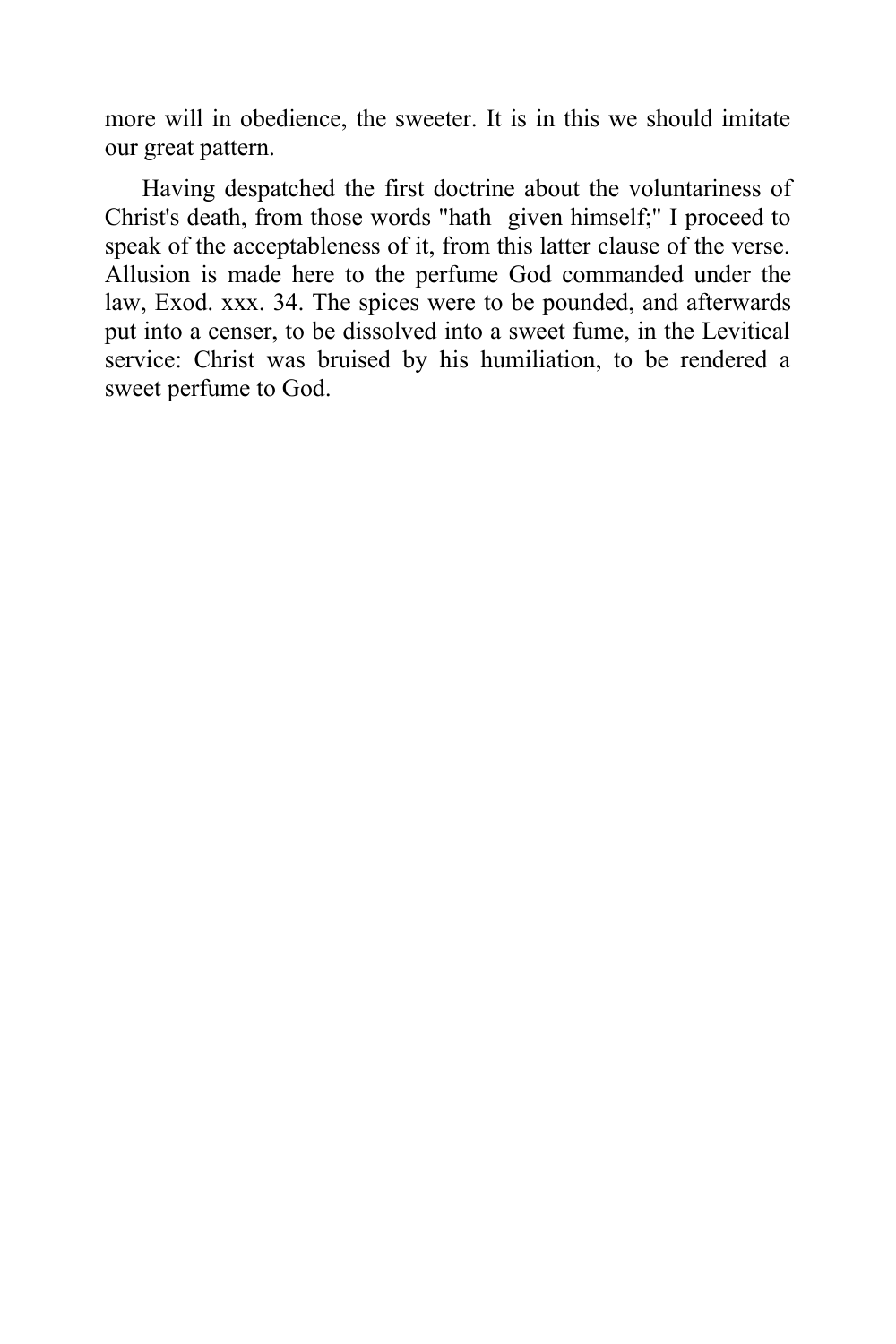more will in obedience, the sweeter. It is in this we should imitate our great pattern.

Having despatched the first doctrine about the voluntariness of Christ's death, from those words "hath given himself;" I proceed to speak of the acceptableness of it, from this latter clause of the verse. Allusion is made here to the perfume God commanded under the law, Exod. xxx. 34. The spices were to be pounded, and afterwards put into a censer, to be dissolved into a sweet fume, in the Levitical service: Christ was bruised by his humiliation, to be rendered a sweet perfume to God.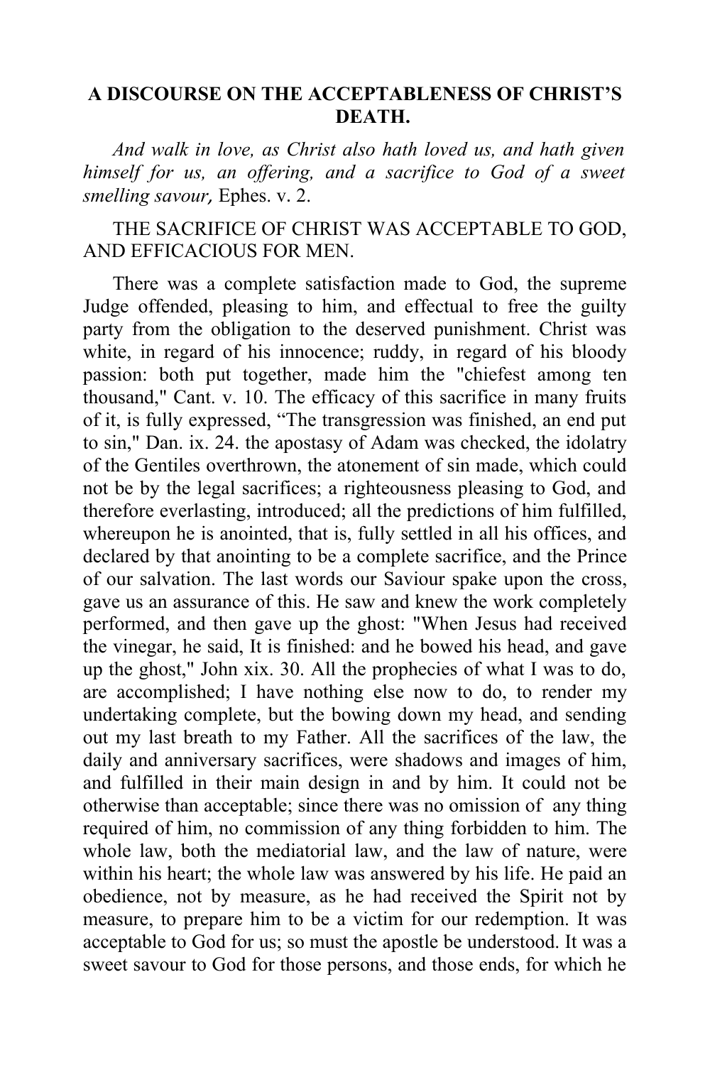# A DISCOURSE ON THE ACCEPTABLENESS OF CHRIST'S DEATH.

*And walk in love, as Christ also hath loved us, and hath given himself for us, an offering, and a sacrifice to God of a sweet smelling savour,* Ephes. v. 2.

THE SACRIFICE OF CHRIST WAS ACCEPTABLE TO GOD, AND EFFICACIOUS FOR MEN.

There was a complete satisfaction made to God, the supreme Judge offended, pleasing to him, and effectual to free the guilty party from the obligation to the deserved punishment. Christ was white, in regard of his innocence; ruddy, in regard of his bloody passion: both put together, made him the "chiefest among ten thousand," Cant. v. 10. The efficacy of this sacrifice in many fruits of it, is fully expressed, "The transgression was finished, an end put to sin," Dan. ix. 24. the apostasy of Adam was checked, the idolatry of the Gentiles overthrown, the atonement of sin made, which could not be by the legal sacrifices; a righteousness pleasing to God, and therefore everlasting, introduced; all the predictions of him fulfilled, whereupon he is anointed, that is, fully settled in all his offices, and declared by that anointing to be a complete sacrifice, and the Prince of our salvation. The last words our Saviour spake upon the cross, gave us an assurance of this. He saw and knew the work completely performed, and then gave up the ghost: "When Jesus had received the vinegar, he said, It is finished: and he bowed his head, and gave up the ghost," John xix. 30. All the prophecies of what I was to do, are accomplished; I have nothing else now to do, to render my undertaking complete, but the bowing down my head, and sending out my last breath to my Father. All the sacrifices of the law, the daily and anniversary sacrifices, were shadows and images of him, and fulfilled in their main design in and by him. It could not be otherwise than acceptable; since there was no omission of any thing required of him, no commission of any thing forbidden to him. The whole law, both the mediatorial law, and the law of nature, were within his heart; the whole law was answered by his life. He paid an obedience, not by measure, as he had received the Spirit not by measure, to prepare him to be a victim for our redemption. It was acceptable to God for us; so must the apostle be understood. It was a sweet savour to God for those persons, and those ends, for which he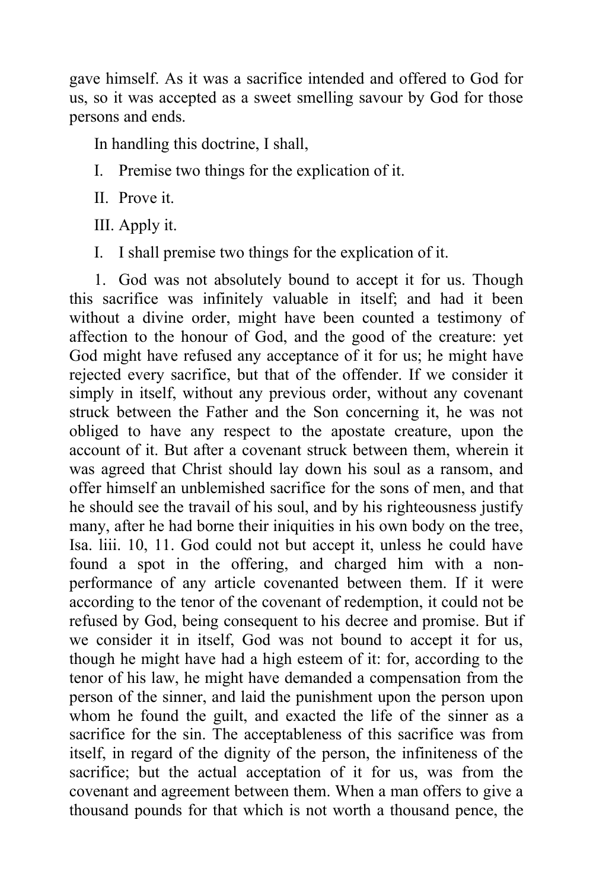gave himself. As it was a sacrifice intended and offered to God for us, so it was accepted as a sweet smelling savour by God for those persons and ends.

In handling this doctrine, I shall,

I. Premise two things for the explication of it.

II. Prove it.

III. Apply it.

I. I shall premise two things for the explication of it.

1. God was not absolutely bound to accept it for us. Though this sacrifice was infinitely valuable in itself; and had it been without a divine order, might have been counted a testimony of affection to the honour of God, and the good of the creature: yet God might have refused any acceptance of it for us; he might have rejected every sacrifice, but that of the offender. If we consider it simply in itself, without any previous order, without any covenant struck between the Father and the Son concerning it, he was not obliged to have any respect to the apostate creature, upon the account of it. But after a covenant struck between them, wherein it was agreed that Christ should lay down his soul as a ransom, and offer himself an unblemished sacrifice for the sons of men, and that he should see the travail of his soul, and by his righteousness justify many, after he had borne their iniquities in his own body on the tree, Isa. liii. 10, 11. God could not but accept it, unless he could have found a spot in the offering, and charged him with a non-performance of any article covenanted between them. If it were according to the tenor of the covenant of redemption, it could not be refused by God, being consequent to his decree and promise. But if we consider it in itself, God was not bound to accept it for us, though he might have had a high esteem of it: for, according to the tenor of his law, he might have demanded a compensation from the person of the sinner, and laid the punishment upon the person upon whom he found the guilt, and exacted the life of the sinner as a sacrifice for the sin. The acceptableness of this sacrifice was from itself, in regard of the dignity of the person, the infiniteness of the sacrifice; but the actual acceptation of it for us, was from the covenant and agreement between them. When a man offers to give a thousand pounds for that which is not worth a thousand pence, the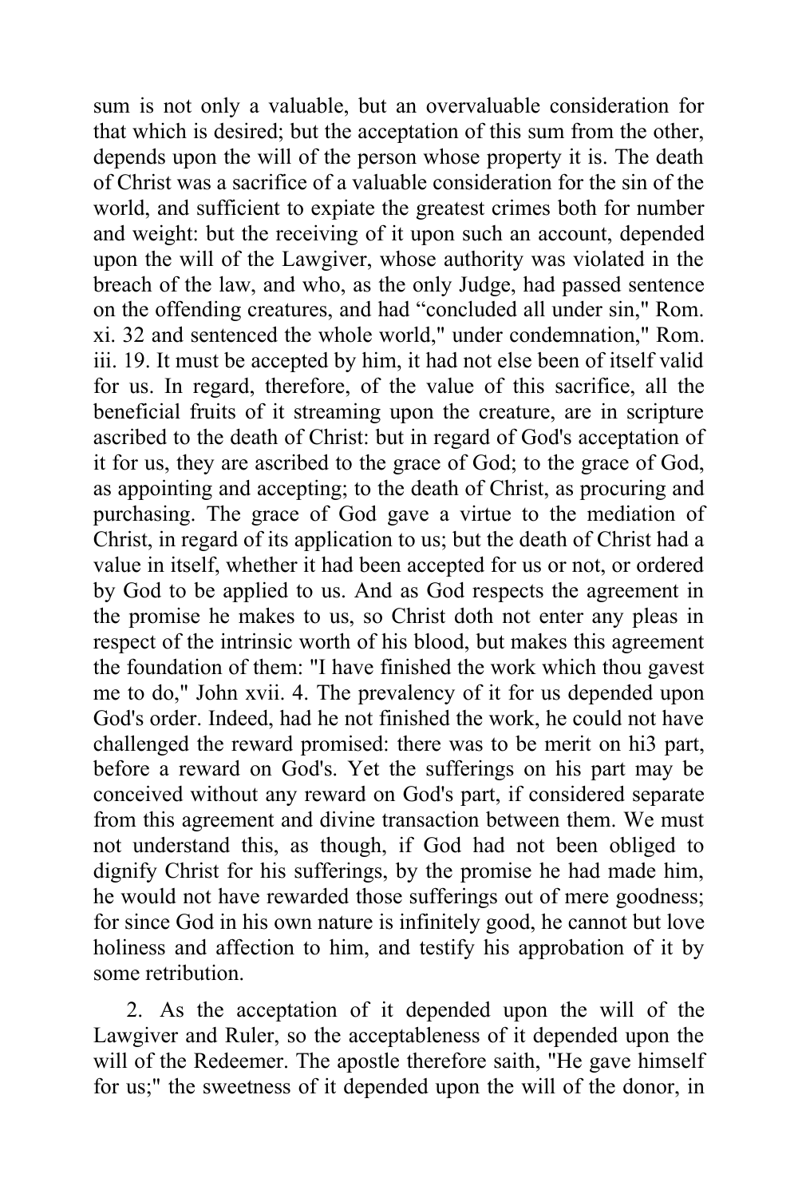sum is not only a valuable, but an overvaluable consideration for that which is desired; but the acceptation of this sum from the other, depends upon the will of the person whose property it is. The death of Christ was a sacrifice of a valuable consideration for the sin of the world, and sufficient to expiate the greatest crimes both for number and weight: but the receiving of it upon such an account, depended upon the will of the Lawgiver, whose authority was violated in the breach of the law, and who, as the only Judge, had passed sentence on the offending creatures, and had "concluded all under sin," Rom. xi. 32 and sentenced the whole world," under condemnation," Rom. iii. 19. It must be accepted by him, it had not else been of itself valid for us. In regard, therefore, of the value of this sacrifice, all the beneficial fruits of it streaming upon the creature, are in scripture ascribed to the death of Christ: but in regard of God's acceptation of it for us, they are ascribed to the grace of God; to the grace of God, as appointing and accepting; to the death of Christ, as procuring and purchasing. The grace of God gave a virtue to the mediation of Christ, in regard of its application to us; but the death of Christ had a value in itself, whether it had been accepted for us or not, or ordered by God to be applied to us. And as God respects the agreement in the promise he makes to us, so Christ doth not enter any pleas in respect of the intrinsic worth of his blood, but makes this agreement the foundation of them: "I have finished the work which thou gavest me to do," John xvii. 4. The prevalency of it for us depended upon God's order. Indeed, had he not finished the work, he could not have challenged the reward promised: there was to be merit on hi3 part, before a reward on God's. Yet the sufferings on his part may be conceived without any reward on God's part, if considered separate from this agreement and divine transaction between them. We must not understand this, as though, if God had not been obliged to dignify Christ for his sufferings, by the promise he had made him, he would not have rewarded those sufferings out of mere goodness; for since God in his own nature is infinitely good, he cannot but love holiness and affection to him, and testify his approbation of it by some retribution.

2. As the acceptation of it depended upon the will of the Lawgiver and Ruler, so the acceptableness of it depended upon the will of the Redeemer. The apostle therefore saith, "He gave himself for us;" the sweetness of it depended upon the will of the donor, in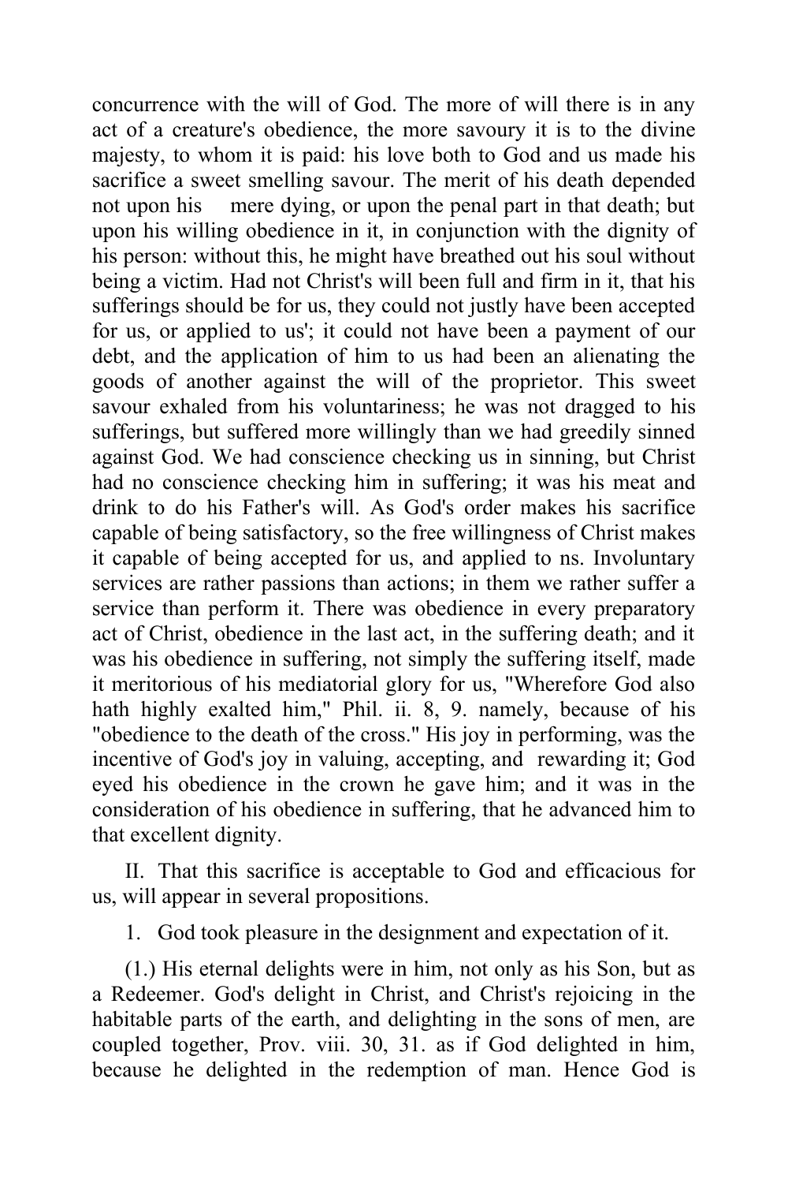concurrence with the will of God. The more of will there is in any act of a creature's obedience, the more savoury it is to the divine majesty, to whom it is paid: his love both to God and us made his sacrifice a sweet smelling savour. The merit of his death depended not upon his mere dying, or upon the penal part in that death; but upon his willing obedience in it, in conjunction with the dignity of his person: without this, he might have breathed out his soul without being a victim. Had not Christ's will been full and firm in it, that his sufferings should be for us, they could not justly have been accepted for us, or applied to us'; it could not have been a payment of our debt, and the application of him to us had been an alienating the goods of another against the will of the proprietor. This sweet savour exhaled from his voluntariness; he was not dragged to his sufferings, but suffered more willingly than we had greedily sinned against God. We had conscience checking us in sinning, but Christ had no conscience checking him in suffering; it was his meat and drink to do his Father's will. As God's order makes his sacrifice capable of being satisfactory, so the free willingness of Christ makes it capable of being accepted for us, and applied to ns. Involuntary services are rather passions than actions; in them we rather suffer a service than perform it. There was obedience in every preparatory act of Christ, obedience in the last act, in the suffering death; and it was his obedience in suffering, not simply the suffering itself, made it meritorious of his mediatorial glory for us, "Wherefore God also hath highly exalted him," Phil. ii. 8, 9. namely, because of his "obedience to the death of the cross." His joy in performing, was the incentive of God's joy in valuing, accepting, and rewarding it; God eyed his obedience in the crown he gave him; and it was in the consideration of his obedience in suffering, that he advanced him to that excellent dignity.

II. That this sacrifice is acceptable to God and efficacious for us, will appear in several propositions.

1. God took pleasure in the designment and expectation of it.

(1.) His eternal delights were in him, not only as his Son, but as a Redeemer. God's delight in Christ, and Christ's rejoicing in the habitable parts of the earth, and delighting in the sons of men, are coupled together, Prov. viii. 30, 31. as if God delighted in him, because he delighted in the redemption of man. Hence God is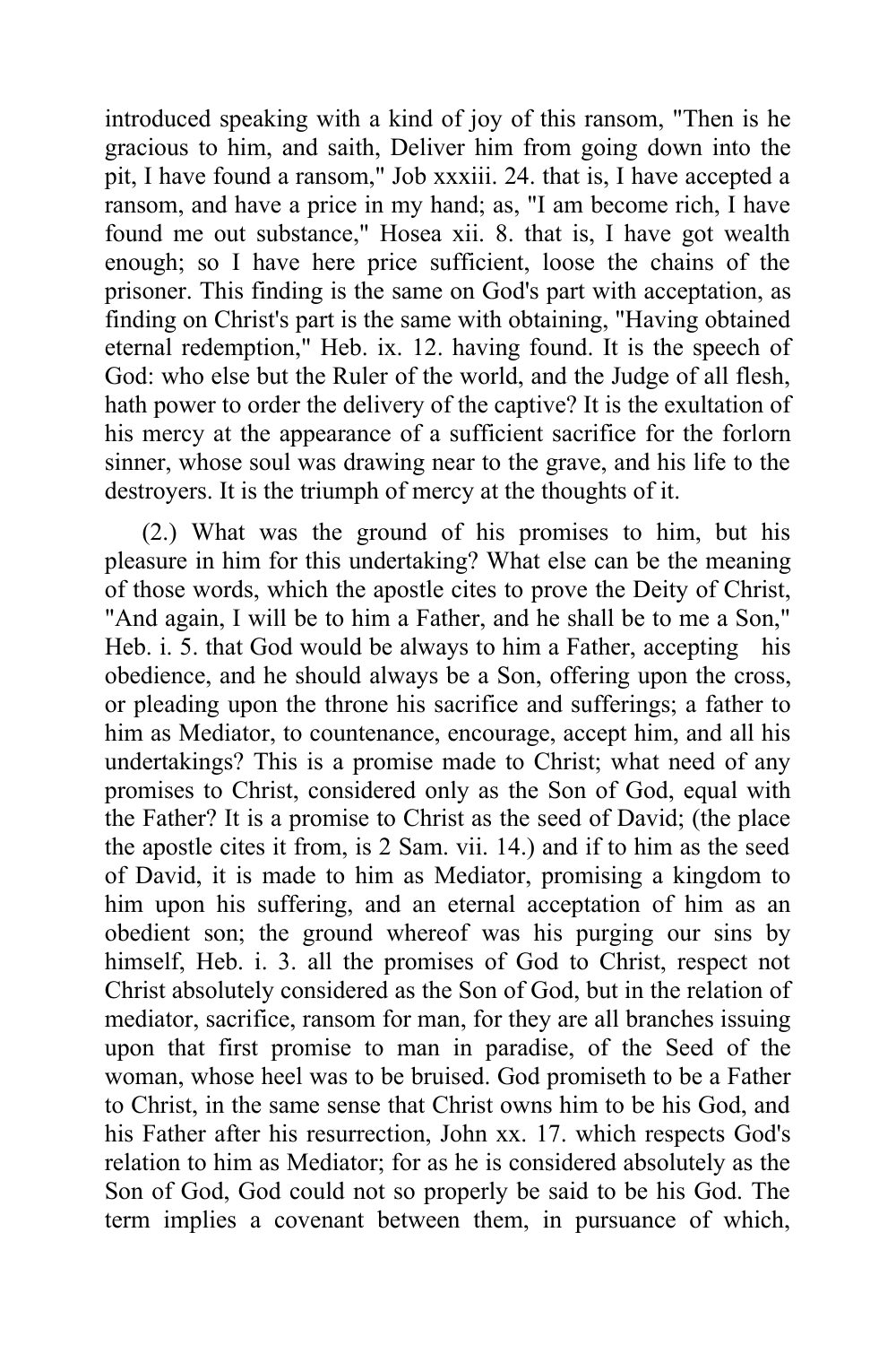introduced speaking with a kind of joy of this ransom, "Then is he gracious to him, and saith, Deliver him from going down into the pit, I have found a ransom," Job xxxiii. 24. that is, I have accepted a ransom, and have a price in my hand; as, "I am become rich, I have found me out substance," Hosea xii. 8. that is, I have got wealth enough; so I have here price sufficient, loose the chains of the prisoner. This finding is the same on God's part with acceptation, as finding on Christ's part is the same with obtaining, "Having obtained eternal redemption," Heb. ix. 12. having found. It is the speech of God: who else but the Ruler of the world, and the Judge of all flesh, hath power to order the delivery of the captive? It is the exultation of his mercy at the appearance of a sufficient sacrifice for the forlorn sinner, whose soul was drawing near to the grave, and his life to the destroyers. It is the triumph of mercy at the thoughts of it.

(2.) What was the ground of his promises to him, but his pleasure in him for this undertaking? What else can be the meaning of those words, which the apostle cites to prove the Deity of Christ, "And again, I will be to him a Father, and he shall be to me a Son," Heb. i. 5. that God would be always to him a Father, accepting his obedience, and he should always be a Son, offering upon the cross, or pleading upon the throne his sacrifice and sufferings; a father to him as Mediator, to countenance, encourage, accept him, and all his undertakings? This is a promise made to Christ; what need of any promises to Christ, considered only as the Son of God, equal with the Father? It is a promise to Christ as the seed of David; (the place the apostle cites it from, is 2 Sam. vii. 14.) and if to him as the seed of David, it is made to him as Mediator, promising a kingdom to him upon his suffering, and an eternal acceptation of him as an obedient son; the ground whereof was his purging our sins by himself, Heb. i. 3. all the promises of God to Christ, respect not Christ absolutely considered as the Son of God, but in the relation of mediator, sacrifice, ransom for man, for they are all branches issuing upon that first promise to man in paradise, of the Seed of the woman, whose heel was to be bruised. God promiseth to be a Father to Christ, in the same sense that Christ owns him to be his God, and his Father after his resurrection, John xx. 17. which respects God's relation to him as Mediator; for as he is considered absolutely as the Son of God, God could not so properly be said to be his God. The term implies a covenant between them, in pursuance of which,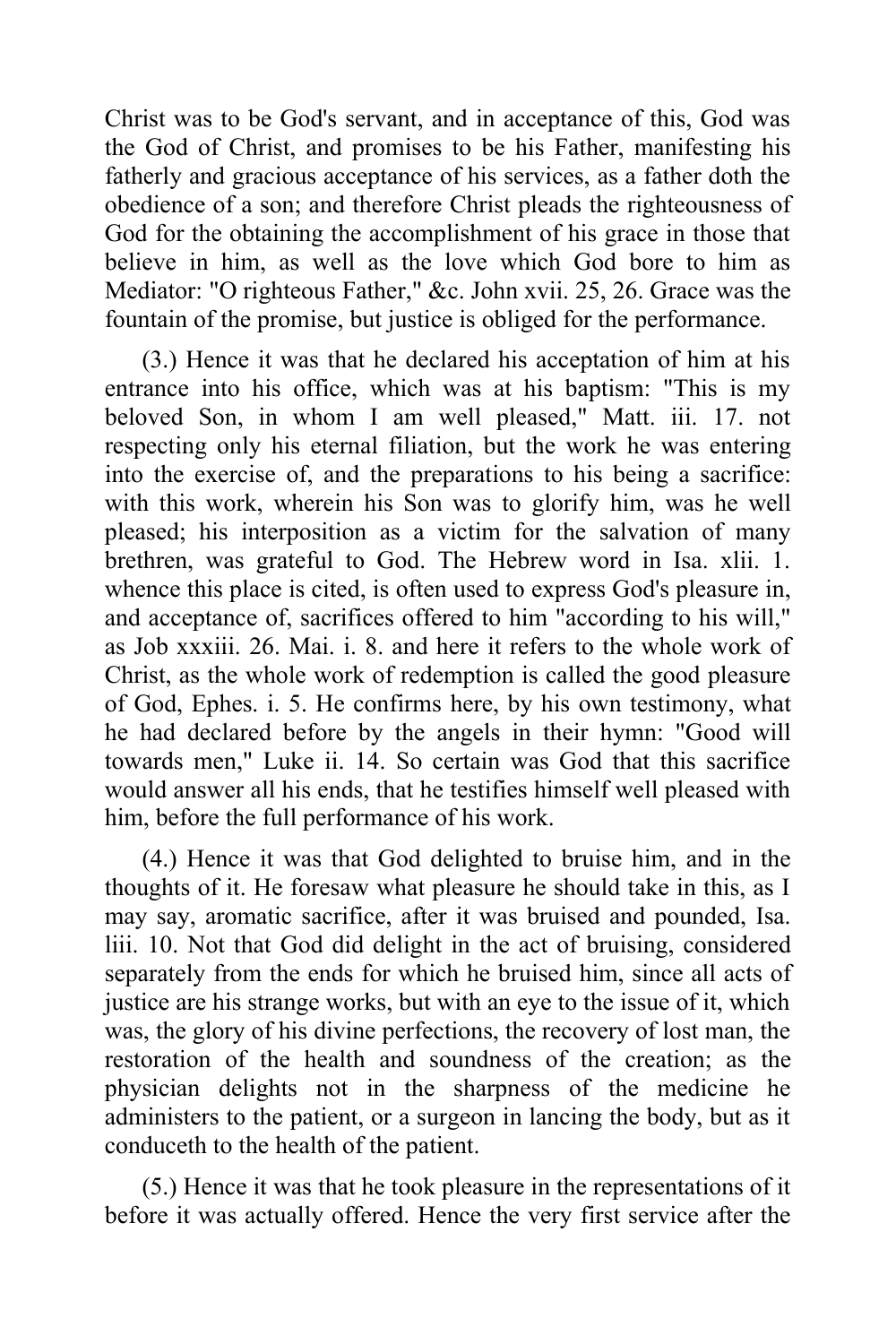Christ was to be God's servant, and in acceptance of this, God was the God of Christ, and promises to be his Father, manifesting his fatherly and gracious acceptance of his services, as a father doth the obedience of a son; and therefore Christ pleads the righteousness of God for the obtaining the accomplishment of his grace in those that believe in him, as well as the love which God bore to him as Mediator: "O righteous Father," &c. John xvii. 25, 26. Grace was the fountain of the promise, but justice is obliged for the performance.

(3.) Hence it was that he declared his acceptation of him at his entrance into his office, which was at his baptism: "This is my beloved Son, in whom I am well pleased," Matt. iii. 17. not respecting only his eternal filiation, but the work he was entering into the exercise of, and the preparations to his being a sacrifice: with this work, wherein his Son was to glorify him, was he well pleased; his interposition as a victim for the salvation of many brethren, was grateful to God. The Hebrew word in Isa. xlii. 1. whence this place is cited, is often used to express God's pleasure in, and acceptance of, sacrifices offered to him "according to his will," as Job xxxiii. 26. Mai. i. 8. and here it refers to the whole work of Christ, as the whole work of redemption is called the good pleasure of God, Ephes. i. 5. He confirms here, by his own testimony, what he had declared before by the angels in their hymn: "Good will towards men," Luke ii. 14. So certain was God that this sacrifice would answer all his ends, that he testifies himself well pleased with him, before the full performance of his work.

(4.) Hence it was that God delighted to bruise him, and in the thoughts of it. He foresaw what pleasure he should take in this, as I may say, aromatic sacrifice, after it was bruised and pounded, Isa. liii. 10. Not that God did delight in the act of bruising, considered separately from the ends for which he bruised him, since all acts of justice are his strange works, but with an eye to the issue of it, which was, the glory of his divine perfections, the recovery of lost man, the restoration of the health and soundness of the creation; as the physician delights not in the sharpness of the medicine he administers to the patient, or a surgeon in lancing the body, but as it conduceth to the health of the patient.

(5.) Hence it was that he took pleasure in the representations of it before it was actually offered. Hence the very first service after the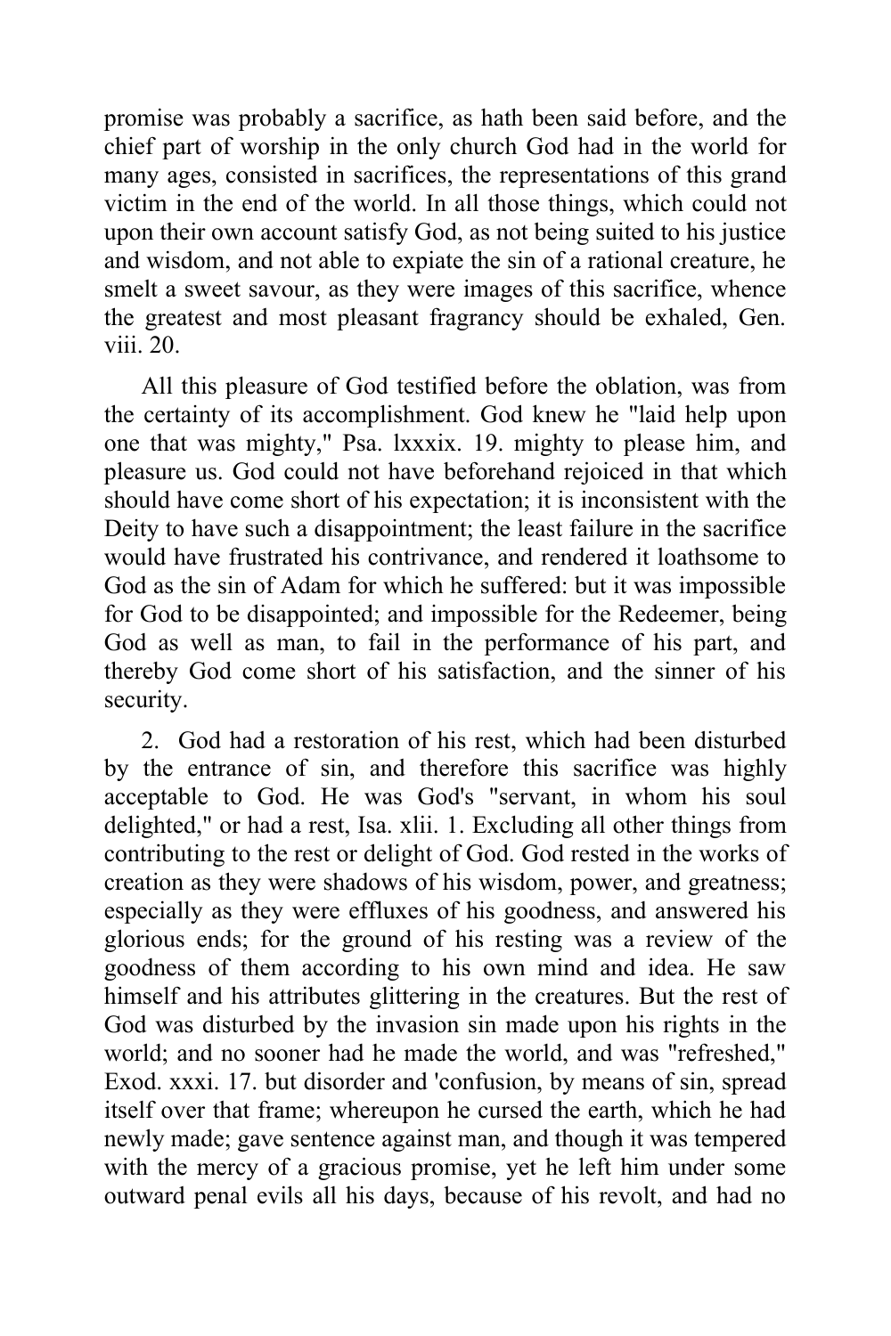promise was probably a sacrifice, as hath been said before, and the chief part of worship in the only church God had in the world for many ages, consisted in sacrifices, the representations of this grand victim in the end of the world. In all those things, which could not upon their own account satisfy God, as not being suited to his justice and wisdom, and not able to expiate the sin of a rational creature, he smelt a sweet savour, as they were images of this sacrifice, whence the greatest and most pleasant fragrancy should be exhaled, Gen. viii. 20.

All this pleasure of God testified before the oblation, was from the certainty of its accomplishment. God knew he "laid help upon one that was mighty," Psa. lxxxix. 19. mighty to please him, and pleasure us. God could not have beforehand rejoiced in that which should have come short of his expectation; it is inconsistent with the Deity to have such a disappointment; the least failure in the sacrifice would have frustrated his contrivance, and rendered it loathsome to God as the sin of Adam for which he suffered: but it was impossible for God to be disappointed; and impossible for the Redeemer, being God as well as man, to fail in the performance of his part, and thereby God come short of his satisfaction, and the sinner of his security.

2. God had a restoration of his rest, which had been disturbed by the entrance of sin, and therefore this sacrifice was highly acceptable to God. He was God's "servant, in whom his soul delighted," or had a rest, Isa. xlii. 1. Excluding all other things from contributing to the rest or delight of God. God rested in the works of creation as they were shadows of his wisdom, power, and greatness; especially as they were effluxes of his goodness, and answered his glorious ends; for the ground of his resting was a review of the goodness of them according to his own mind and idea. He saw himself and his attributes glittering in the creatures. But the rest of God was disturbed by the invasion sin made upon his rights in the world; and no sooner had he made the world, and was "refreshed," Exod. xxxi. 17. but disorder and 'confusion, by means of sin, spread itself over that frame; whereupon he cursed the earth, which he had newly made; gave sentence against man, and though it was tempered with the mercy of a gracious promise, yet he left him under some outward penal evils all his days, because of his revolt, and had no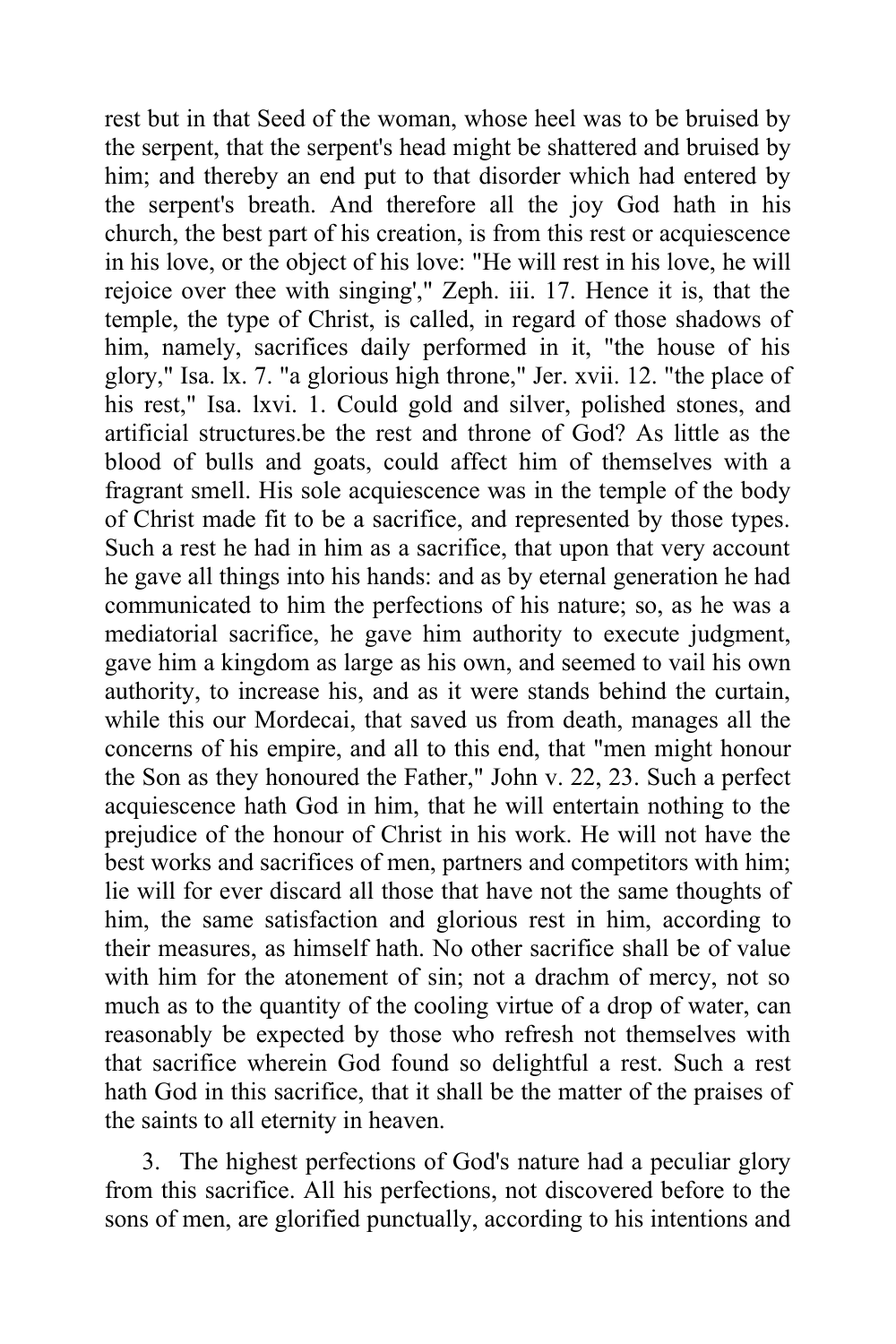rest but in that Seed of the woman, whose heel was to be bruised by the serpent, that the serpent's head might be shattered and bruised by him; and thereby an end put to that disorder which had entered by the serpent's breath. And therefore all the joy God hath in his church, the best part of his creation, is from this rest or acquiescence in his love, or the object of his love: "He will rest in his love, he will rejoice over thee with singing'," Zeph. iii. 17. Hence it is, that the temple, the type of Christ, is called, in regard of those shadows of him, namely, sacrifices daily performed in it, "the house of his glory," Isa. lx. 7. "a glorious high throne," Jer. xvii. 12. "the place of his rest," Isa. lxvi. 1. Could gold and silver, polished stones, and artificial structures.be the rest and throne of God? As little as the blood of bulls and goats, could affect him of themselves with a fragrant smell. His sole acquiescence was in the temple of the body of Christ made fit to be a sacrifice, and represented by those types. Such a rest he had in him as a sacrifice, that upon that very account he gave all things into his hands: and as by eternal generation he had communicated to him the perfections of his nature; so, as he was a mediatorial sacrifice, he gave him authority to execute judgment, gave him a kingdom as large as his own, and seemed to vail his own authority, to increase his, and as it were stands behind the curtain, while this our Mordecai, that saved us from death, manages all the concerns of his empire, and all to this end, that "men might honour the Son as they honoured the Father," John v. 22, 23. Such a perfect acquiescence hath God in him, that he will entertain nothing to the prejudice of the honour of Christ in his work. He will not have the best works and sacrifices of men, partners and competitors with him; lie will for ever discard all those that have not the same thoughts of him, the same satisfaction and glorious rest in him, according to their measures, as himself hath. No other sacrifice shall be of value with him for the atonement of sin; not a drachm of mercy, not so much as to the quantity of the cooling virtue of a drop of water, can reasonably be expected by those who refresh not themselves with that sacrifice wherein God found so delightful a rest. Such a rest hath God in this sacrifice, that it shall be the matter of the praises of the saints to all eternity in heaven.

3. The highest perfections of God's nature had a peculiar glory from this sacrifice. All his perfections, not discovered before to the sons of men, are glorified punctually, according to his intentions and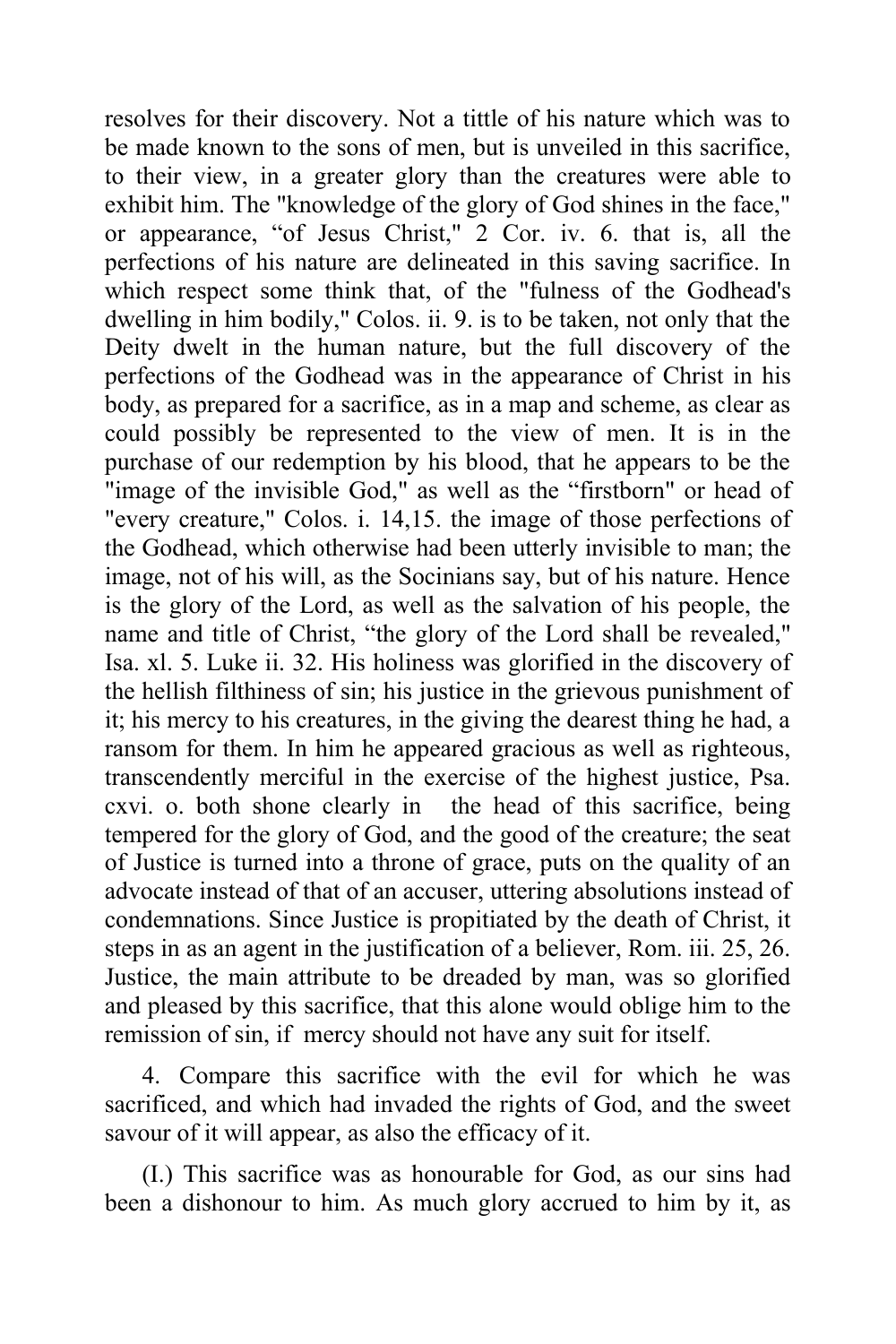resolves for their discovery. Not a tittle of his nature which was to be made known to the sons of men, but is unveiled in this sacrifice, to their view, in a greater glory than the creatures were able to exhibit him. The "knowledge of the glory of God shines in the face," or appearance, "of Jesus Christ," 2 Cor. iv. 6. that is, all the perfections of his nature are delineated in this saving sacrifice. In which respect some think that, of the "fulness of the Godhead's dwelling in him bodily," Colos. ii. 9. is to be taken, not only that the Deity dwelt in the human nature, but the full discovery of the perfections of the Godhead was in the appearance of Christ in his body, as prepared for a sacrifice, as in a map and scheme, as clear as could possibly be represented to the view of men. It is in the purchase of our redemption by his blood, that he appears to be the "image of the invisible God," as well as the "firstborn" or head of "every creature," Colos. i. 14,15. the image of those perfections of the Godhead, which otherwise had been utterly invisible to man; the image, not of his will, as the Socinians say, but of his nature. Hence is the glory of the Lord, as well as the salvation of his people, the name and title of Christ, "the glory of the Lord shall be revealed," Isa. xl. 5. Luke ii. 32. His holiness was glorified in the discovery of the hellish filthiness of sin; his justice in the grievous punishment of it; his mercy to his creatures, in the giving the dearest thing he had, a ransom for them. In him he appeared gracious as well as righteous, transcendently merciful in the exercise of the highest justice, Psa. cxvi. o. both shone clearly in the head of this sacrifice, being tempered for the glory of God, and the good of the creature; the seat of Justice is turned into a throne of grace, puts on the quality of an advocate instead of that of an accuser, uttering absolutions instead of condemnations. Since Justice is propitiated by the death of Christ, it steps in as an agent in the justification of a believer, Rom. iii. 25, 26. Justice, the main attribute to be dreaded by man, was so glorified and pleased by this sacrifice, that this alone would oblige him to the remission of sin, if mercy should not have any suit for itself.

4. Compare this sacrifice with the evil for which he was sacrificed, and which had invaded the rights of God, and the sweet savour of it will appear, as also the efficacy of it.

(I.) This sacrifice was as honourable for God, as our sins had been a dishonour to him. As much glory accrued to him by it, as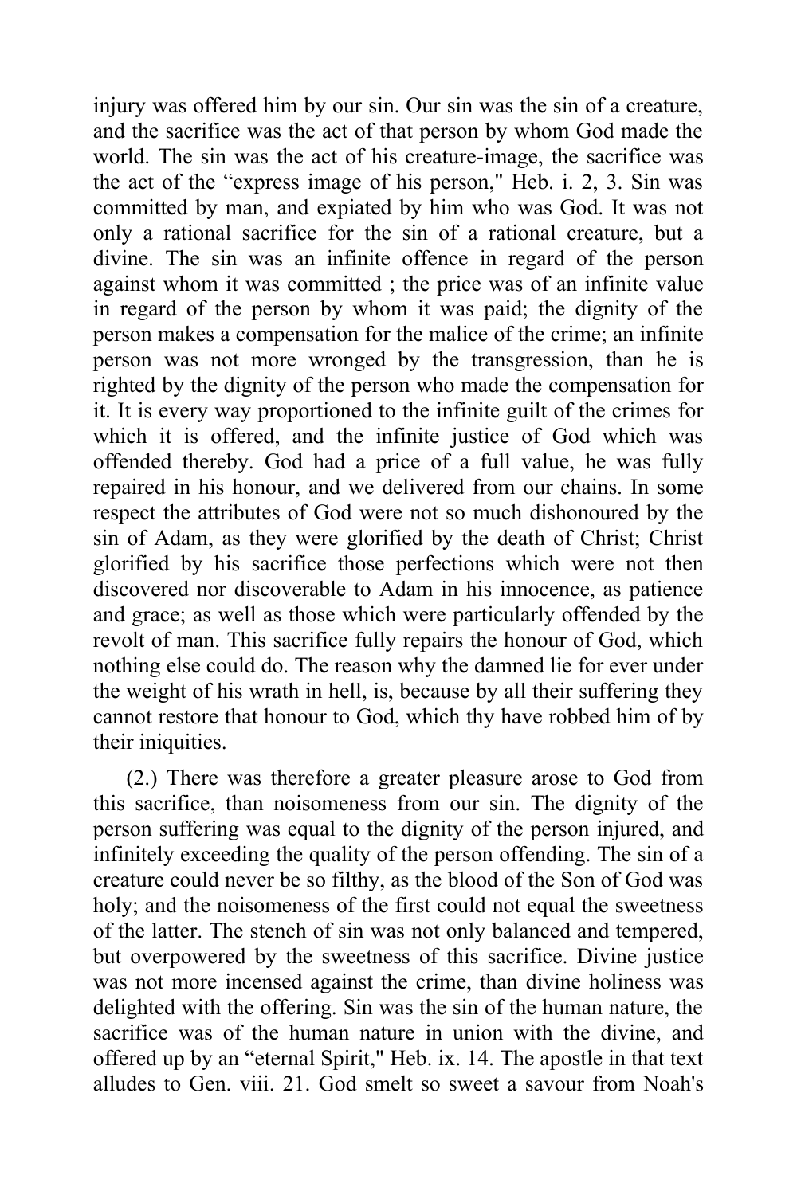injury was offered him by our sin. Our sin was the sin of a creature, and the sacrifice was the act of that person by whom God made the world. The sin was the act of his creature-image, the sacrifice was the act of the "express image of his person," Heb. i. 2, 3. Sin was committed by man, and expiated by him who was God. It was not only a rational sacrifice for the sin of a rational creature, but a divine. The sin was an infinite offence in regard of the person against whom it was committed ; the price was of an infinite value in regard of the person by whom it was paid; the dignity of the person makes a compensation for the malice of the crime; an infinite person was not more wronged by the transgression, than he is righted by the dignity of the person who made the compensation for it. It is every way proportioned to the infinite guilt of the crimes for which it is offered, and the infinite justice of God which was offended thereby. God had a price of a full value, he was fully repaired in his honour, and we delivered from our chains. In some respect the attributes of God were not so much dishonoured by the sin of Adam, as they were glorified by the death of Christ; Christ glorified by his sacrifice those perfections which were not then discovered nor discoverable to Adam in his innocence, as patience and grace; as well as those which were particularly offended by the revolt of man. This sacrifice fully repairs the honour of God, which nothing else could do. The reason why the damned lie for ever under the weight of his wrath in hell, is, because by all their suffering they cannot restore that honour to God, which thy have robbed him of by their iniquities.

(2.) There was therefore a greater pleasure arose to God from this sacrifice, than noisomeness from our sin. The dignity of the person suffering was equal to the dignity of the person injured, and infinitely exceeding the quality of the person offending. The sin of a creature could never be so filthy, as the blood of the Son of God was holy; and the noisomeness of the first could not equal the sweetness of the latter. The stench of sin was not only balanced and tempered, but overpowered by the sweetness of this sacrifice. Divine justice was not more incensed against the crime, than divine holiness was delighted with the offering. Sin was the sin of the human nature, the sacrifice was of the human nature in union with the divine, and offered up by an "eternal Spirit," Heb. ix. 14. The apostle in that text alludes to Gen. viii. 21. God smelt so sweet a savour from Noah's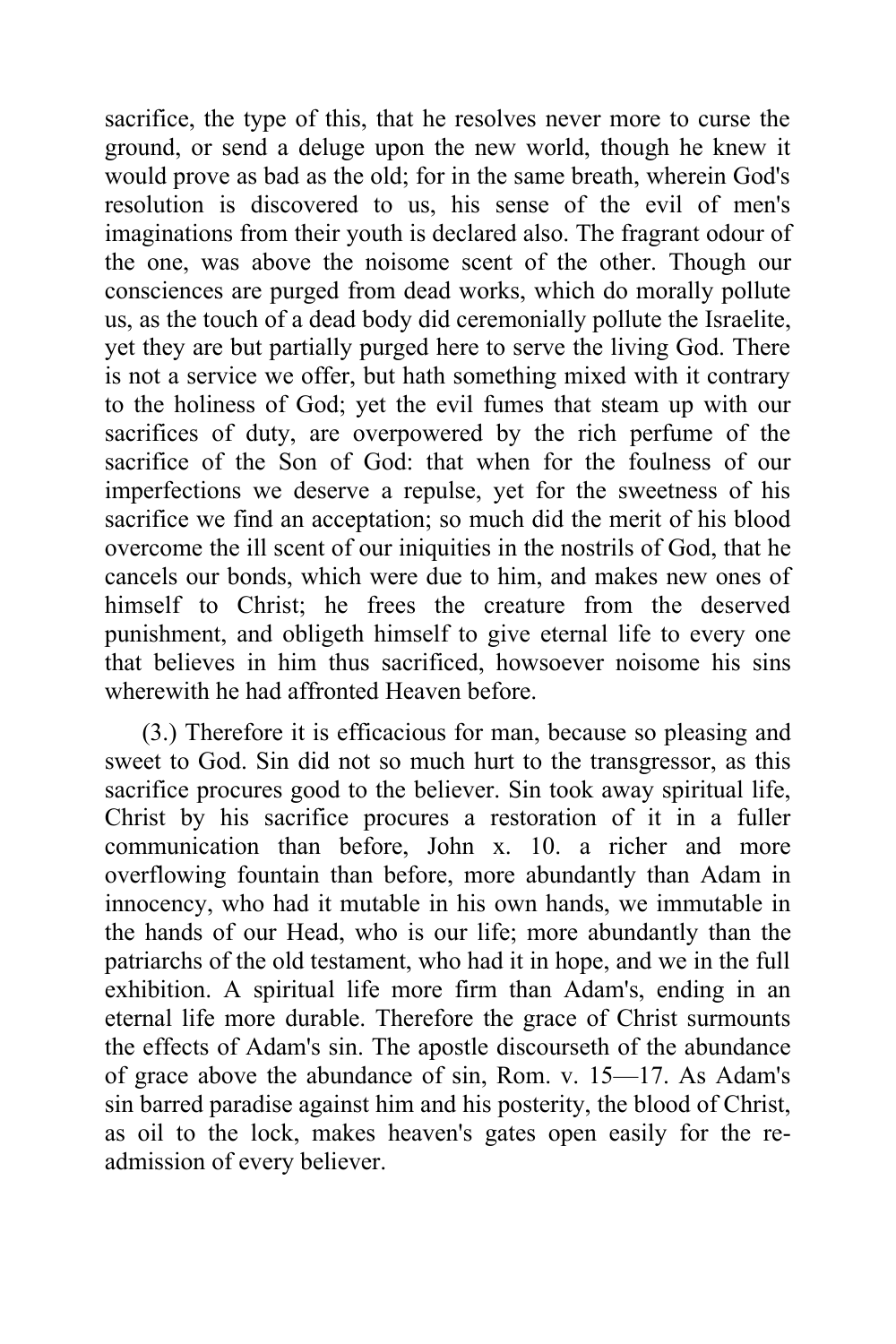sacrifice, the type of this, that he resolves never more to curse the ground, or send a deluge upon the new world, though he knew it would prove as bad as the old; for in the same breath, wherein God's resolution is discovered to us, his sense of the evil of men's imaginations from their youth is declared also. The fragrant odour of the one, was above the noisome scent of the other. Though our consciences are purged from dead works, which do morally pollute us, as the touch of a dead body did ceremonially pollute the Israelite, yet they are but partially purged here to serve the living God. There is not a service we offer, but hath something mixed with it contrary to the holiness of God; yet the evil fumes that steam up with our sacrifices of duty, are overpowered by the rich perfume of the sacrifice of the Son of God: that when for the foulness of our imperfections we deserve a repulse, yet for the sweetness of his sacrifice we find an acceptation; so much did the merit of his blood overcome the ill scent of our iniquities in the nostrils of God, that he cancels our bonds, which were due to him, and makes new ones of himself to Christ; he frees the creature from the deserved punishment, and obligeth himself to give eternal life to every one that believes in him thus sacrificed, howsoever noisome his sins wherewith he had affronted Heaven before.

(3.) Therefore it is efficacious for man, because so pleasing and sweet to God. Sin did not so much hurt to the transgressor, as this sacrifice procures good to the believer. Sin took away spiritual life, Christ by his sacrifice procures a restoration of it in a fuller communication than before, John x. 10. a richer and more overflowing fountain than before, more abundantly than Adam in innocency, who had it mutable in his own hands, we immutable in the hands of our Head, who is our life; more abundantly than the patriarchs of the old testament, who had it in hope, and we in the full exhibition. A spiritual life more firm than Adam's, ending in an eternal life more durable. Therefore the grace of Christ surmounts the effects of Adam's sin. The apostle discourseth of the abundance of grace above the abundance of sin, Rom. v. 15—17. As Adam's sin barred paradise against him and his posterity, the blood of Christ, as oil to the lock, makes heaven's gates open easily for the re-admission of every believer.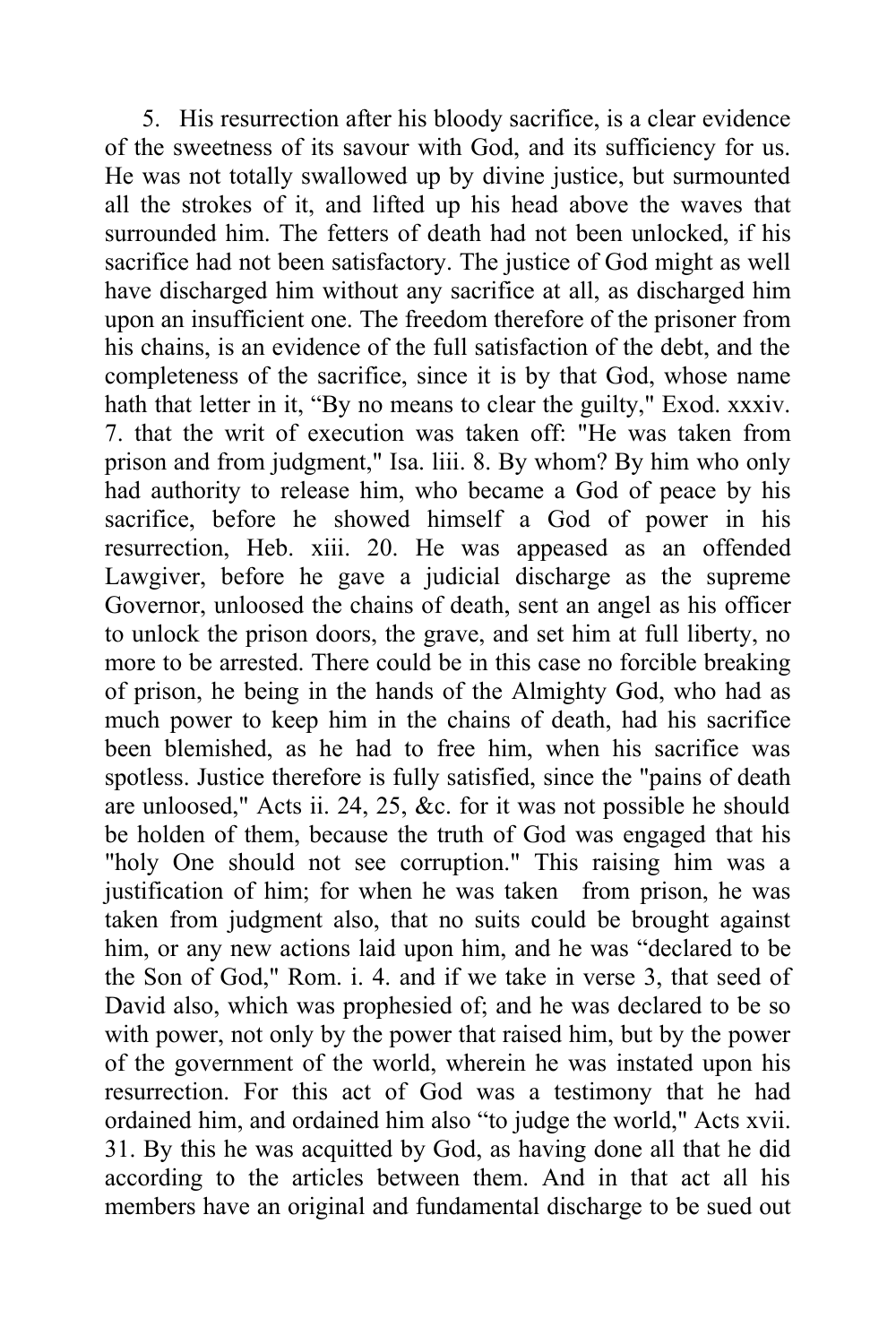5. His resurrection after his bloody sacrifice, is a clear evidence of the sweetness of its savour with God, and its sufficiency for us. He was not totally swallowed up by divine justice, but surmounted all the strokes of it, and lifted up his head above the waves that surrounded him. The fetters of death had not been unlocked, if his sacrifice had not been satisfactory. The justice of God might as well have discharged him without any sacrifice at all, as discharged him upon an insufficient one. The freedom therefore of the prisoner from his chains, is an evidence of the full satisfaction of the debt, and the completeness of the sacrifice, since it is by that God, whose name hath that letter in it, "By no means to clear the guilty," Exod. xxxiv. 7. that the writ of execution was taken off: "He was taken from prison and from judgment," Isa. liii. 8. By whom? By him who only had authority to release him, who became a God of peace by his sacrifice, before he showed himself a God of power in his resurrection, Heb. xiii. 20. He was appeased as an offended Lawgiver, before he gave a judicial discharge as the supreme Governor, unloosed the chains of death, sent an angel as his officer to unlock the prison doors, the grave, and set him at full liberty, no more to be arrested. There could be in this case no forcible breaking of prison, he being in the hands of the Almighty God, who had as much power to keep him in the chains of death, had his sacrifice been blemished, as he had to free him, when his sacrifice was spotless. Justice therefore is fully satisfied, since the "pains of death are unloosed," Acts ii. 24, 25, &c. for it was not possible he should be holden of them, because the truth of God was engaged that his "holy One should not see corruption." This raising him was a justification of him; for when he was taken from prison, he was taken from judgment also, that no suits could be brought against him, or any new actions laid upon him, and he was "declared to be the Son of God," Rom. i. 4. and if we take in verse 3, that seed of David also, which was prophesied of; and he was declared to be so with power, not only by the power that raised him, but by the power of the government of the world, wherein he was instated upon his resurrection. For this act of God was a testimony that he had ordained him, and ordained him also "to judge the world," Acts xvii. 31. By this he was acquitted by God, as having done all that he did according to the articles between them. And in that act all his members have an original and fundamental discharge to be sued out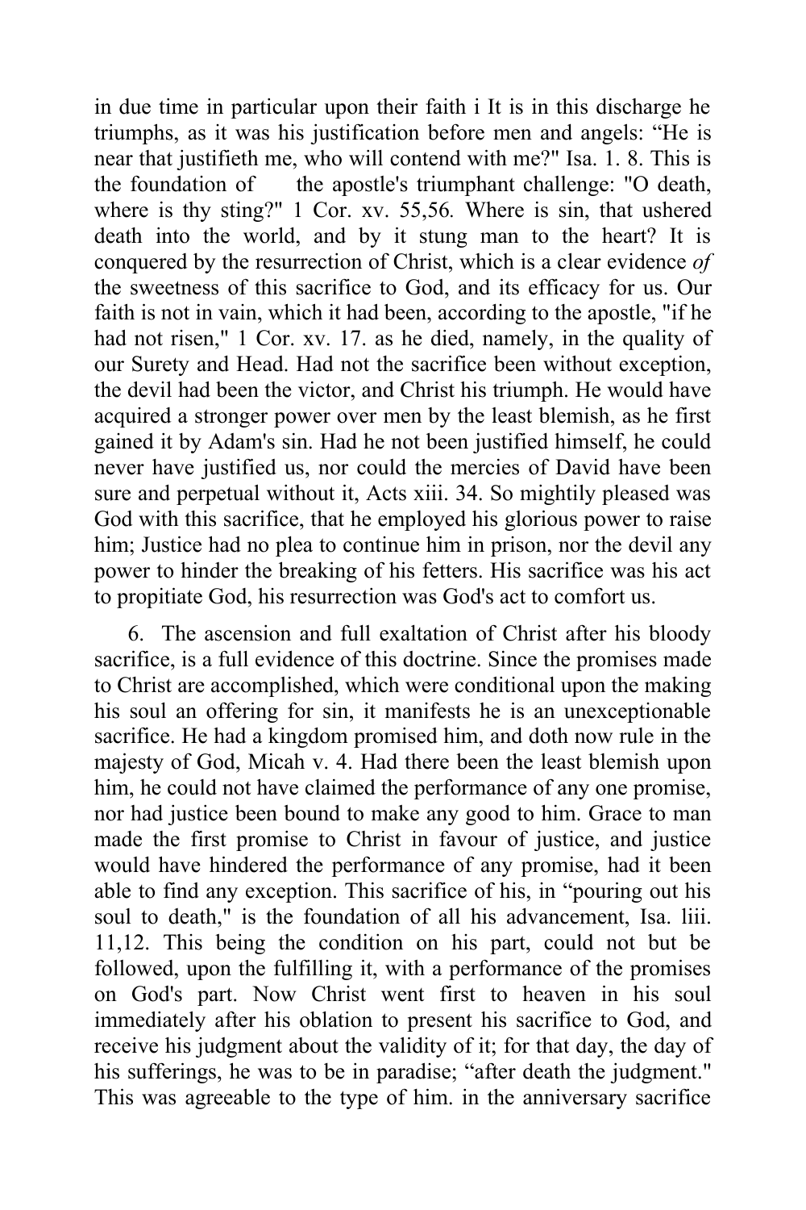in due time in particular upon their faith i It is in this discharge he triumphs, as it was his justification before men and angels: "He is near that justifieth me, who will contend with me?" Isa. 1. 8. This is the foundation of the apostle's triumphant challenge: "O death, where is thy sting?" 1 Cor. xv. 55,56. Where is sin, that ushered death into the world, and by it stung man to the heart? It is conquered by the resurrection of Christ, which is a clear evidence *of* the sweetness of this sacrifice to God, and its efficacy for us. Our faith is not in vain, which it had been, according to the apostle, "if he had not risen," 1 Cor. xv. 17. as he died, namely, in the quality of our Surety and Head. Had not the sacrifice been without exception, the devil had been the victor, and Christ his triumph. He would have acquired a stronger power over men by the least blemish, as he first gained it by Adam's sin. Had he not been justified himself, he could never have justified us, nor could the mercies of David have been sure and perpetual without it, Acts xiii. 34. So mightily pleased was God with this sacrifice, that he employed his glorious power to raise him; Justice had no plea to continue him in prison, nor the devil any power to hinder the breaking of his fetters. His sacrifice was his act to propitiate God, his resurrection was God's act to comfort us.

6. The ascension and full exaltation of Christ after his bloody sacrifice, is a full evidence of this doctrine. Since the promises made to Christ are accomplished, which were conditional upon the making his soul an offering for sin, it manifests he is an unexceptionable sacrifice. He had a kingdom promised him, and doth now rule in the majesty of God, Micah v. 4. Had there been the least blemish upon him, he could not have claimed the performance of any one promise, nor had justice been bound to make any good to him. Grace to man made the first promise to Christ in favour of justice, and justice would have hindered the performance of any promise, had it been able to find any exception. This sacrifice of his, in "pouring out his soul to death," is the foundation of all his advancement, Isa. liii. 11,12. This being the condition on his part, could not but be followed, upon the fulfilling it, with a performance of the promises on God's part. Now Christ went first to heaven in his soul immediately after his oblation to present his sacrifice to God, and receive his judgment about the validity of it; for that day, the day of his sufferings, he was to be in paradise; "after death the judgment." This was agreeable to the type of him. in the anniversary sacrifice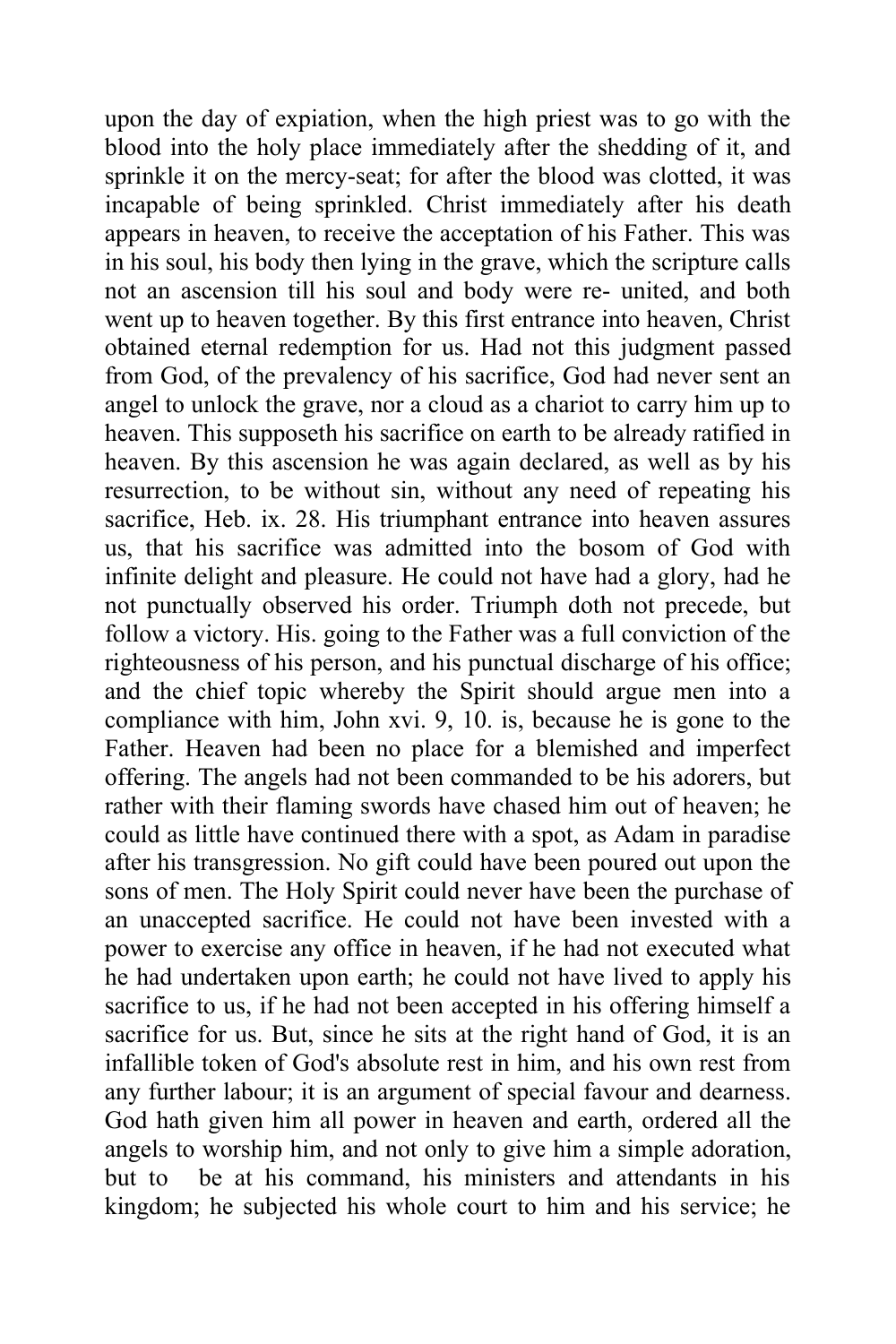upon the day of expiation, when the high priest was to go with the blood into the holy place immediately after the shedding of it, and sprinkle it on the mercy-seat; for after the blood was clotted, it was incapable of being sprinkled. Christ immediately after his death appears in heaven, to receive the acceptation of his Father. This was in his soul, his body then lying in the grave, which the scripture calls not an ascension till his soul and body were re- united, and both went up to heaven together. By this first entrance into heaven, Christ obtained eternal redemption for us. Had not this judgment passed from God, of the prevalency of his sacrifice, God had never sent an angel to unlock the grave, nor a cloud as a chariot to carry him up to heaven. This supposeth his sacrifice on earth to be already ratified in heaven. By this ascension he was again declared, as well as by his resurrection, to be without sin, without any need of repeating his sacrifice, Heb. ix. 28. His triumphant entrance into heaven assures us, that his sacrifice was admitted into the bosom of God with infinite delight and pleasure. He could not have had a glory, had he not punctually observed his order. Triumph doth not precede, but follow a victory. His. going to the Father was a full conviction of the righteousness of his person, and his punctual discharge of his office; and the chief topic whereby the Spirit should argue men into a compliance with him, John xvi. 9, 10. is, because he is gone to the Father. Heaven had been no place for a blemished and imperfect offering. The angels had not been commanded to be his adorers, but rather with their flaming swords have chased him out of heaven; he could as little have continued there with a spot, as Adam in paradise after his transgression. No gift could have been poured out upon the sons of men. The Holy Spirit could never have been the purchase of an unaccepted sacrifice. He could not have been invested with a power to exercise any office in heaven, if he had not executed what he had undertaken upon earth; he could not have lived to apply his sacrifice to us, if he had not been accepted in his offering himself a sacrifice for us. But, since he sits at the right hand of God, it is an infallible token of God's absolute rest in him, and his own rest from any further labour; it is an argument of special favour and dearness. God hath given him all power in heaven and earth, ordered all the angels to worship him, and not only to give him a simple adoration, but to be at his command, his ministers and attendants in his kingdom; he subjected his whole court to him and his service; he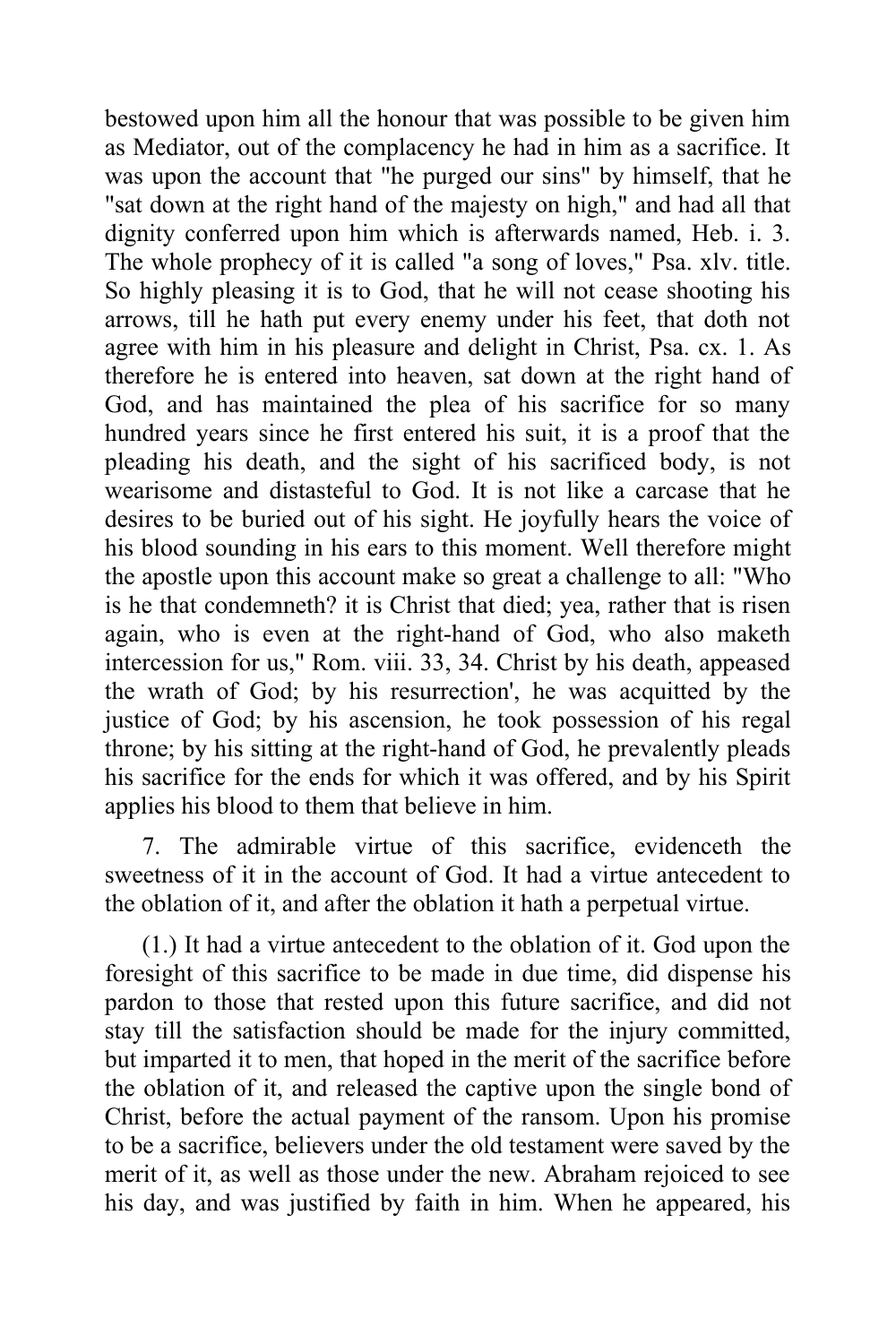bestowed upon him all the honour that was possible to be given him as Mediator, out of the complacency he had in him as a sacrifice. It was upon the account that "he purged our sins" by himself, that he "sat down at the right hand of the majesty on high," and had all that dignity conferred upon him which is afterwards named, Heb. i. 3. The whole prophecy of it is called "a song of loves," Psa. xlv. title. So highly pleasing it is to God, that he will not cease shooting his arrows, till he hath put every enemy under his feet, that doth not agree with him in his pleasure and delight in Christ, Psa. cx. 1. As therefore he is entered into heaven, sat down at the right hand of God, and has maintained the plea of his sacrifice for so many hundred years since he first entered his suit, it is a proof that the pleading his death, and the sight of his sacrificed body, is not wearisome and distasteful to God. It is not like a carcase that he desires to be buried out of his sight. He joyfully hears the voice of his blood sounding in his ears to this moment. Well therefore might the apostle upon this account make so great a challenge to all: "Who is he that condemneth? it is Christ that died; yea, rather that is risen again, who is even at the right-hand of God, who also maketh intercession for us," Rom. viii. 33, 34. Christ by his death, appeased the wrath of God; by his resurrection', he was acquitted by the justice of God; by his ascension, he took possession of his regal throne; by his sitting at the right-hand of God, he prevalently pleads his sacrifice for the ends for which it was offered, and by his Spirit applies his blood to them that believe in him.

7. The admirable virtue of this sacrifice, evidenceth the sweetness of it in the account of God. It had a virtue antecedent to the oblation of it, and after the oblation it hath a perpetual virtue.

(1.) It had a virtue antecedent to the oblation of it. God upon the foresight of this sacrifice to be made in due time, did dispense his pardon to those that rested upon this future sacrifice, and did not stay till the satisfaction should be made for the injury committed, but imparted it to men, that hoped in the merit of the sacrifice before the oblation of it, and released the captive upon the single bond of Christ, before the actual payment of the ransom. Upon his promise to be a sacrifice, believers under the old testament were saved by the merit of it, as well as those under the new. Abraham rejoiced to see his day, and was justified by faith in him. When he appeared, his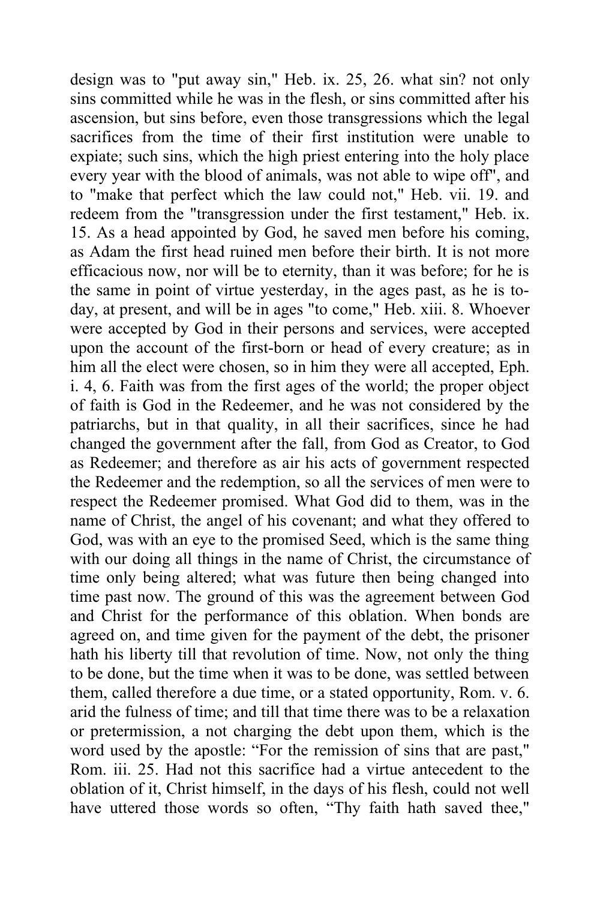design was to "put away sin," Heb. ix. 25, 26. what sin? not only sins committed while he was in the flesh, or sins committed after his ascension, but sins before, even those transgressions which the legal sacrifices from the time of their first institution were unable to expiate; such sins, which the high priest entering into the holy place every year with the blood of animals, was not able to wipe off", and to "make that perfect which the law could not," Heb. vii. 19. and redeem from the "transgression under the first testament," Heb. ix. 15. As a head appointed by God, he saved men before his coming, as Adam the first head ruined men before their birth. It is not more efficacious now, nor will be to eternity, than it was before; for he is the same in point of virtue yesterday, in the ages past, as he is to-day, at present, and will be in ages "to come," Heb. xiii. 8. Whoever were accepted by God in their persons and services, were accepted upon the account of the first-born or head of every creature; as in him all the elect were chosen, so in him they were all accepted, Eph. i. 4, 6. Faith was from the first ages of the world; the proper object of faith is God in the Redeemer, and he was not considered by the patriarchs, but in that quality, in all their sacrifices, since he had changed the government after the fall, from God as Creator, to God as Redeemer; and therefore as air his acts of government respected the Redeemer and the redemption, so all the services of men were to respect the Redeemer promised. What God did to them, was in the name of Christ, the angel of his covenant; and what they offered to God, was with an eye to the promised Seed, which is the same thing with our doing all things in the name of Christ, the circumstance of time only being altered; what was future then being changed into time past now. The ground of this was the agreement between God and Christ for the performance of this oblation. When bonds are agreed on, and time given for the payment of the debt, the prisoner hath his liberty till that revolution of time. Now, not only the thing to be done, but the time when it was to be done, was settled between them, called therefore a due time, or a stated opportunity, Rom. v. 6. arid the fulness of time; and till that time there was to be a relaxation or pretermission, a not charging the debt upon them, which is the word used by the apostle: "For the remission of sins that are past," Rom. iii. 25. Had not this sacrifice had a virtue antecedent to the oblation of it, Christ himself, in the days of his flesh, could not well have uttered those words so often, "Thy faith hath saved thee,"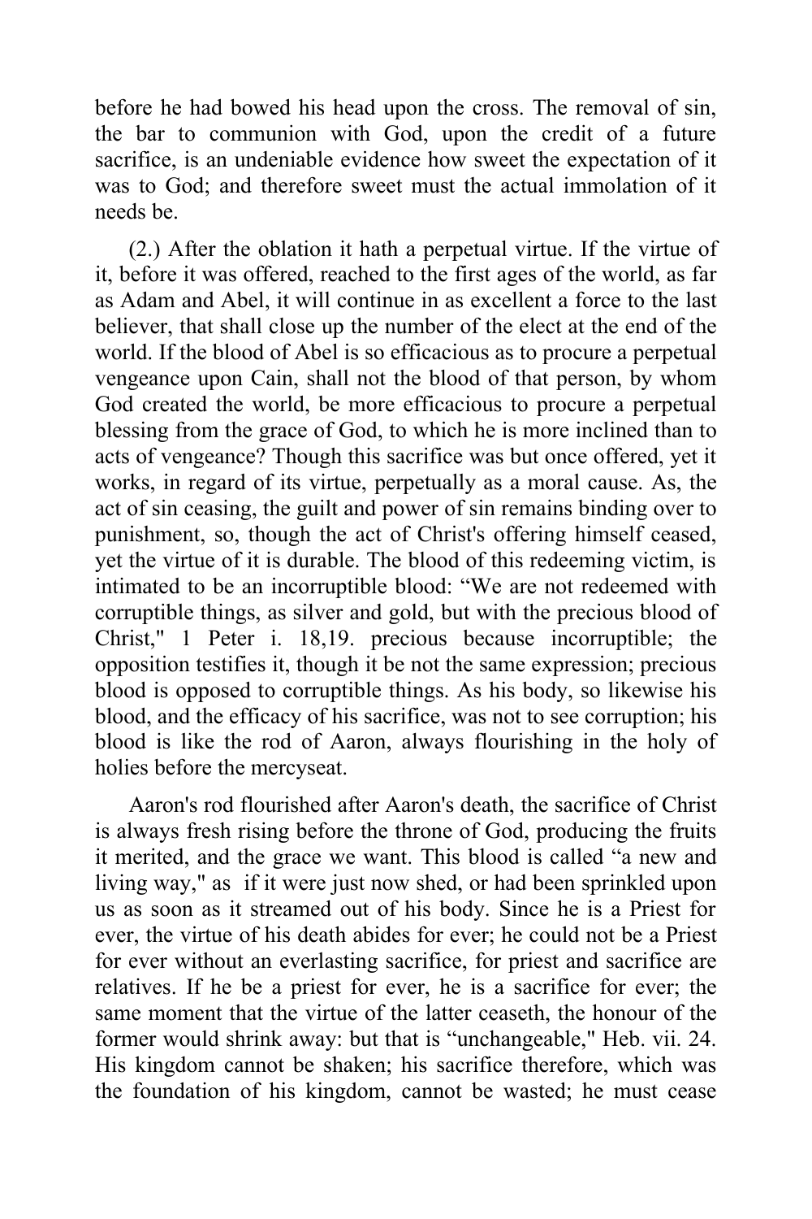before he had bowed his head upon the cross. The removal of sin, the bar to communion with God, upon the credit of a future sacrifice, is an undeniable evidence how sweet the expectation of it was to God; and therefore sweet must the actual immolation of it needs be.

(2.) After the oblation it hath a perpetual virtue. If the virtue of it, before it was offered, reached to the first ages of the world, as far as Adam and Abel, it will continue in as excellent a force to the last believer, that shall close up the number of the elect at the end of the world. If the blood of Abel is so efficacious as to procure a perpetual vengeance upon Cain, shall not the blood of that person, by whom God created the world, be more efficacious to procure a perpetual blessing from the grace of God, to which he is more inclined than to acts of vengeance? Though this sacrifice was but once offered, yet it works, in regard of its virtue, perpetually as a moral cause. As, the act of sin ceasing, the guilt and power of sin remains binding over to punishment, so, though the act of Christ's offering himself ceased, yet the virtue of it is durable. The blood of this redeeming victim, is intimated to be an incorruptible blood: "We are not redeemed with corruptible things, as silver and gold, but with the precious blood of Christ," 1 Peter i. 18,19. precious because incorruptible; the opposition testifies it, though it be not the same expression; precious blood is opposed to corruptible things. As his body, so likewise his blood, and the efficacy of his sacrifice, was not to see corruption; his blood is like the rod of Aaron, always flourishing in the holy of holies before the mercyseat.

Aaron's rod flourished after Aaron's death, the sacrifice of Christ is always fresh rising before the throne of God, producing the fruits it merited, and the grace we want. This blood is called "a new and living way," as if it were just now shed, or had been sprinkled upon us as soon as it streamed out of his body. Since he is a Priest for ever, the virtue of his death abides for ever; he could not be a Priest for ever without an everlasting sacrifice, for priest and sacrifice are relatives. If he be a priest for ever, he is a sacrifice for ever; the same moment that the virtue of the latter ceaseth, the honour of the former would shrink away: but that is "unchangeable," Heb. vii. 24. His kingdom cannot be shaken; his sacrifice therefore, which was the foundation of his kingdom, cannot be wasted; he must cease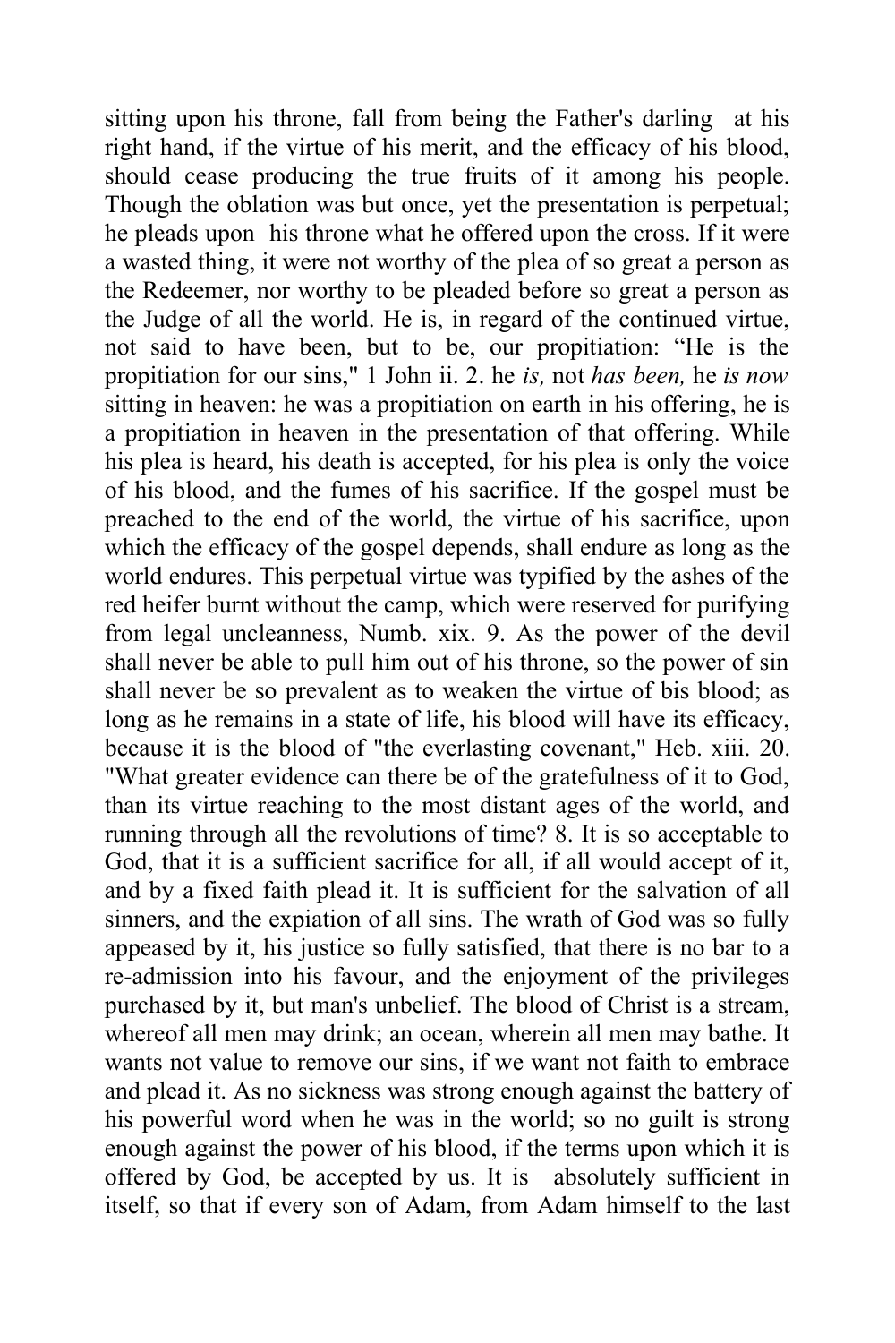sitting upon his throne, fall from being the Father's darling at his right hand, if the virtue of his merit, and the efficacy of his blood, should cease producing the true fruits of it among his people. Though the oblation was but once, yet the presentation is perpetual; he pleads upon his throne what he offered upon the cross. If it were a wasted thing, it were not worthy of the plea of so great a person as the Redeemer, nor worthy to be pleaded before so great a person as the Judge of all the world. He is, in regard of the continued virtue, not said to have been, but to be, our propitiation: "He is the propitiation for our sins," 1 John ii. 2. he *is,* not *has been,* he *is now* sitting in heaven: he was a propitiation on earth in his offering, he is a propitiation in heaven in the presentation of that offering. While his plea is heard, his death is accepted, for his plea is only the voice of his blood, and the fumes of his sacrifice. If the gospel must be preached to the end of the world, the virtue of his sacrifice, upon which the efficacy of the gospel depends, shall endure as long as the world endures. This perpetual virtue was typified by the ashes of the red heifer burnt without the camp, which were reserved for purifying from legal uncleanness, Numb. xix. 9. As the power of the devil shall never be able to pull him out of his throne, so the power of sin shall never be so prevalent as to weaken the virtue of bis blood; as long as he remains in a state of life, his blood will have its efficacy, because it is the blood of "the everlasting covenant," Heb. xiii. 20. "What greater evidence can there be of the gratefulness of it to God, than its virtue reaching to the most distant ages of the world, and running through all the revolutions of time? 8. It is so acceptable to God, that it is a sufficient sacrifice for all, if all would accept of it, and by a fixed faith plead it. It is sufficient for the salvation of all sinners, and the expiation of all sins. The wrath of God was so fully appeased by it, his justice so fully satisfied, that there is no bar to a re-admission into his favour, and the enjoyment of the privileges purchased by it, but man's unbelief. The blood of Christ is a stream, whereof all men may drink; an ocean, wherein all men may bathe. It wants not value to remove our sins, if we want not faith to embrace and plead it. As no sickness was strong enough against the battery of his powerful word when he was in the world; so no guilt is strong enough against the power of his blood, if the terms upon which it is offered by God, be accepted by us. It is absolutely sufficient in itself, so that if every son of Adam, from Adam himself to the last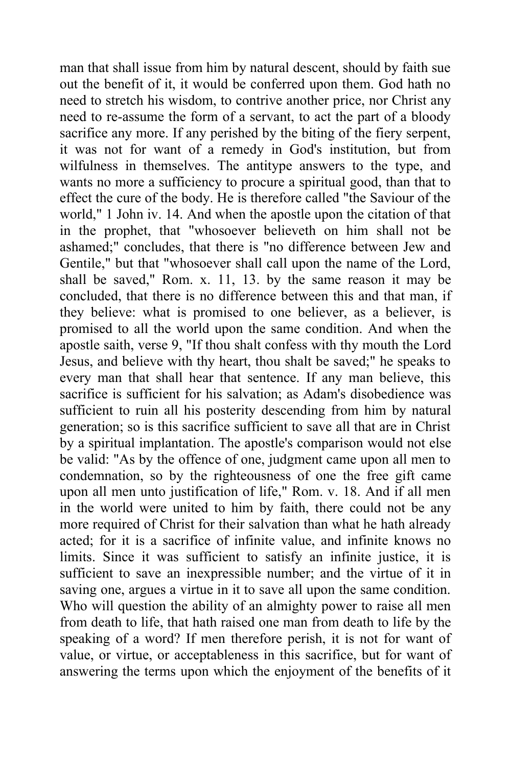man that shall issue from him by natural descent, should by faith sue out the benefit of it, it would be conferred upon them. God hath no need to stretch his wisdom, to contrive another price, nor Christ any need to re-assume the form of a servant, to act the part of a bloody sacrifice any more. If any perished by the biting of the fiery serpent, it was not for want of a remedy in God's institution, but from wilfulness in themselves. The antitype answers to the type, and wants no more a sufficiency to procure a spiritual good, than that to effect the cure of the body. He is therefore called "the Saviour of the world," 1 John iv. 14. And when the apostle upon the citation of that in the prophet, that "whosoever believeth on him shall not be ashamed;" concludes, that there is "no difference between Jew and Gentile," but that "whosoever shall call upon the name of the Lord, shall be saved," Rom. x. 11, 13. by the same reason it may be concluded, that there is no difference between this and that man, if they believe: what is promised to one believer, as a believer, is promised to all the world upon the same condition. And when the apostle saith, verse 9, "If thou shalt confess with thy mouth the Lord Jesus, and believe with thy heart, thou shalt be saved;" he speaks to every man that shall hear that sentence. If any man believe, this sacrifice is sufficient for his salvation; as Adam's disobedience was sufficient to ruin all his posterity descending from him by natural generation; so is this sacrifice sufficient to save all that are in Christ by a spiritual implantation. The apostle's comparison would not else be valid: "As by the offence of one, judgment came upon all men to condemnation, so by the righteousness of one the free gift came upon all men unto justification of life," Rom. v. 18. And if all men in the world were united to him by faith, there could not be any more required of Christ for their salvation than what he hath already acted; for it is a sacrifice of infinite value, and infinite knows no limits. Since it was sufficient to satisfy an infinite justice, it is sufficient to save an inexpressible number; and the virtue of it in saving one, argues a virtue in it to save all upon the same condition. Who will question the ability of an almighty power to raise all men from death to life, that hath raised one man from death to life by the speaking of a word? If men therefore perish, it is not for want of value, or virtue, or acceptableness in this sacrifice, but for want of answering the terms upon which the enjoyment of the benefits of it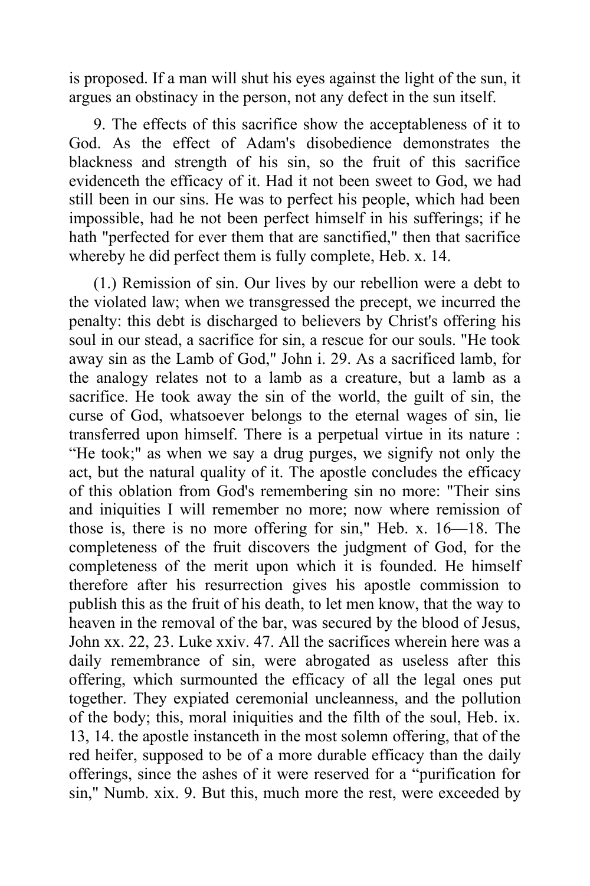is proposed. If a man will shut his eyes against the light of the sun, it argues an obstinacy in the person, not any defect in the sun itself.

9. The effects of this sacrifice show the acceptableness of it to God. As the effect of Adam's disobedience demonstrates the blackness and strength of his sin, so the fruit of this sacrifice evidenceth the efficacy of it. Had it not been sweet to God, we had still been in our sins. He was to perfect his people, which had been impossible, had he not been perfect himself in his sufferings; if he hath "perfected for ever them that are sanctified," then that sacrifice whereby he did perfect them is fully complete, Heb. x. 14.

(1.) Remission of sin. Our lives by our rebellion were a debt to the violated law; when we transgressed the precept, we incurred the penalty: this debt is discharged to believers by Christ's offering his soul in our stead, a sacrifice for sin, a rescue for our souls. "He took away sin as the Lamb of God," John i. 29. As a sacrificed lamb, for the analogy relates not to a lamb as a creature, but a lamb as a sacrifice. He took away the sin of the world, the guilt of sin, the curse of God, whatsoever belongs to the eternal wages of sin, lie transferred upon himself. There is a perpetual virtue in its nature : "He took;" as when we say a drug purges, we signify not only the act, but the natural quality of it. The apostle concludes the efficacy of this oblation from God's remembering sin no more: "Their sins and iniquities I will remember no more; now where remission of those is, there is no more offering for sin," Heb. x. 16—18. The completeness of the fruit discovers the judgment of God, for the completeness of the merit upon which it is founded. He himself therefore after his resurrection gives his apostle commission to publish this as the fruit of his death, to let men know, that the way to heaven in the removal of the bar, was secured by the blood of Jesus, John xx. 22, 23. Luke xxiv. 47. All the sacrifices wherein here was a daily remembrance of sin, were abrogated as useless after this offering, which surmounted the efficacy of all the legal ones put together. They expiated ceremonial uncleanness, and the pollution of the body; this, moral iniquities and the filth of the soul, Heb. ix. 13, 14. the apostle instanceth in the most solemn offering, that of the red heifer, supposed to be of a more durable efficacy than the daily offerings, since the ashes of it were reserved for a "purification for sin," Numb. xix. 9. But this, much more the rest, were exceeded by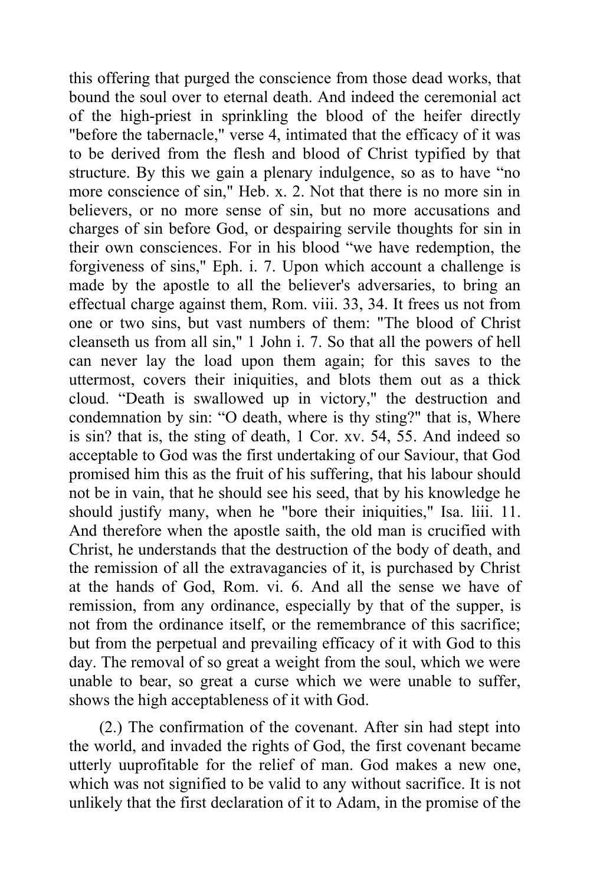this offering that purged the conscience from those dead works, that bound the soul over to eternal death. And indeed the ceremonial act of the high-priest in sprinkling the blood of the heifer directly "before the tabernacle," verse 4, intimated that the efficacy of it was to be derived from the flesh and blood of Christ typified by that structure. By this we gain a plenary indulgence, so as to have "no more conscience of sin," Heb. x. 2. Not that there is no more sin in believers, or no more sense of sin, but no more accusations and charges of sin before God, or despairing servile thoughts for sin in their own consciences. For in his blood "we have redemption, the forgiveness of sins," Eph. i. 7. Upon which account a challenge is made by the apostle to all the believer's adversaries, to bring an effectual charge against them, Rom. viii. 33, 34. It frees us not from one or two sins, but vast numbers of them: "The blood of Christ cleanseth us from all sin," 1 John i. 7. So that all the powers of hell can never lay the load upon them again; for this saves to the uttermost, covers their iniquities, and blots them out as a thick cloud. "Death is swallowed up in victory," the destruction and condemnation by sin: "O death, where is thy sting?" that is, Where is sin? that is, the sting of death, 1 Cor. xv. 54, 55. And indeed so acceptable to God was the first undertaking of our Saviour, that God promised him this as the fruit of his suffering, that his labour should not be in vain, that he should see his seed, that by his knowledge he should justify many, when he "bore their iniquities," Isa. liii. 11. And therefore when the apostle saith, the old man is crucified with Christ, he understands that the destruction of the body of death, and the remission of all the extravagancies of it, is purchased by Christ at the hands of God, Rom. vi. 6. And all the sense we have of remission, from any ordinance, especially by that of the supper, is not from the ordinance itself, or the remembrance of this sacrifice; but from the perpetual and prevailing efficacy of it with God to this day. The removal of so great a weight from the soul, which we were unable to bear, so great a curse which we were unable to suffer, shows the high acceptableness of it with God.

(2.) The confirmation of the covenant. After sin had stept into the world, and invaded the rights of God, the first covenant became utterly uuprofitable for the relief of man. God makes a new one, which was not signified to be valid to any without sacrifice. It is not unlikely that the first declaration of it to Adam, in the promise of the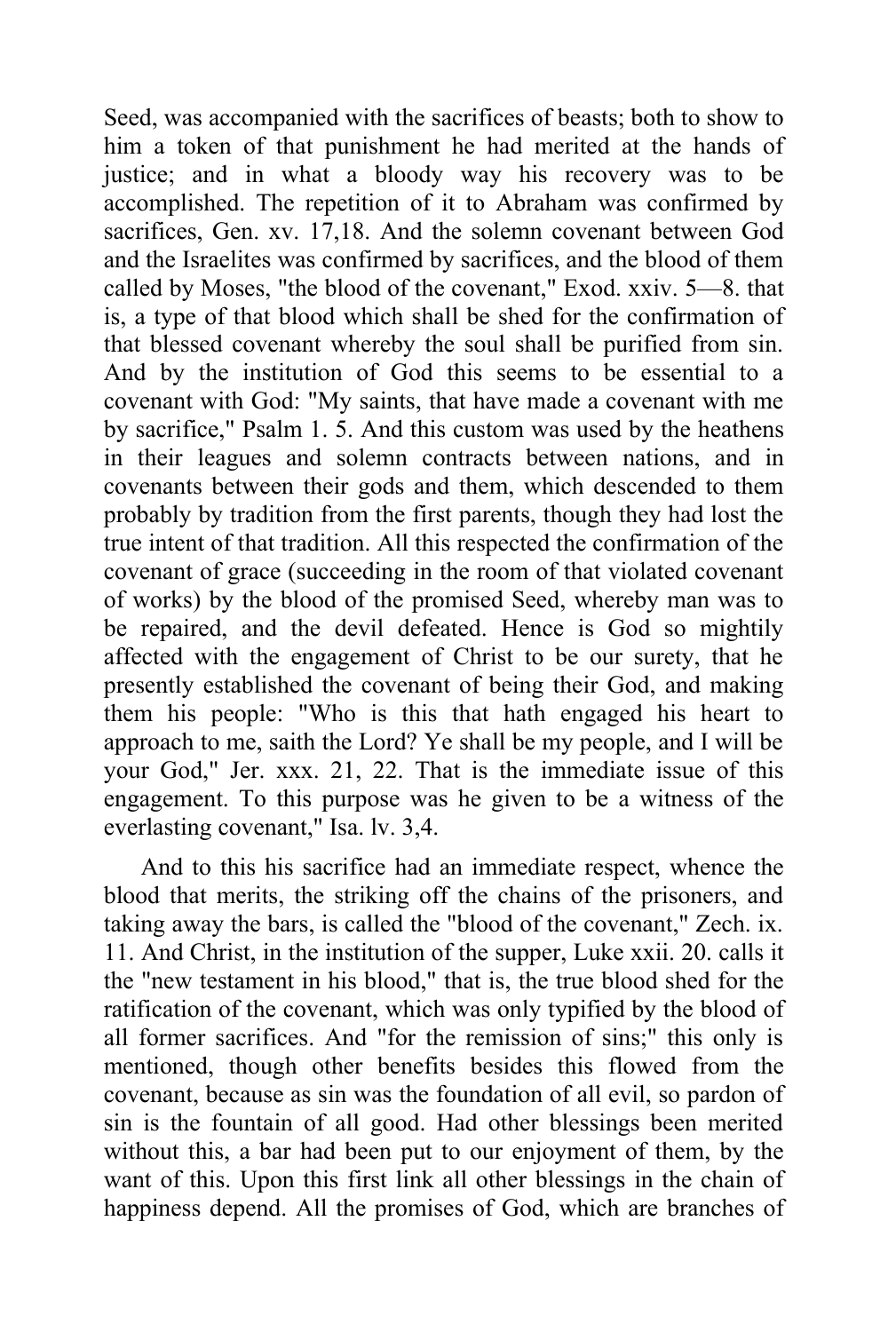Seed, was accompanied with the sacrifices of beasts; both to show to him a token of that punishment he had merited at the hands of justice; and in what a bloody way his recovery was to be accomplished. The repetition of it to Abraham was confirmed by sacrifices, Gen. xv. 17,18. And the solemn covenant between God and the Israelites was confirmed by sacrifices, and the blood of them called by Moses, "the blood of the covenant," Exod. xxiv. 5—8. that is, a type of that blood which shall be shed for the confirmation of that blessed covenant whereby the soul shall be purified from sin. And by the institution of God this seems to be essential to a covenant with God: "My saints, that have made a covenant with me by sacrifice," Psalm 1. 5. And this custom was used by the heathens in their leagues and solemn contracts between nations, and in covenants between their gods and them, which descended to them probably by tradition from the first parents, though they had lost the true intent of that tradition. All this respected the confirmation of the covenant of grace (succeeding in the room of that violated covenant of works) by the blood of the promised Seed, whereby man was to be repaired, and the devil defeated. Hence is God so mightily affected with the engagement of Christ to be our surety, that he presently established the covenant of being their God, and making them his people: "Who is this that hath engaged his heart to approach to me, saith the Lord? Ye shall be my people, and I will be your God," Jer. xxx. 21, 22. That is the immediate issue of this engagement. To this purpose was he given to be a witness of the everlasting covenant," Isa. lv. 3,4.

And to this his sacrifice had an immediate respect, whence the blood that merits, the striking off the chains of the prisoners, and taking away the bars, is called the "blood of the covenant," Zech. ix. 11. And Christ, in the institution of the supper, Luke xxii. 20. calls it the "new testament in his blood," that is, the true blood shed for the ratification of the covenant, which was only typified by the blood of all former sacrifices. And "for the remission of sins;" this only is mentioned, though other benefits besides this flowed from the covenant, because as sin was the foundation of all evil, so pardon of sin is the fountain of all good. Had other blessings been merited without this, a bar had been put to our enjoyment of them, by the want of this. Upon this first link all other blessings in the chain of happiness depend. All the promises of God, which are branches of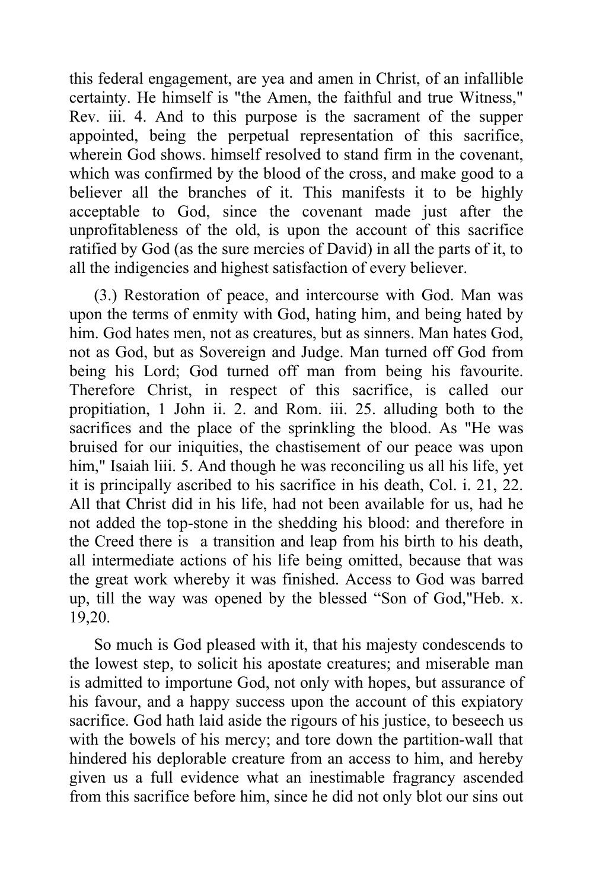this federal engagement, are yea and amen in Christ, of an infallible certainty. He himself is "the Amen, the faithful and true Witness," Rev. iii. 4. And to this purpose is the sacrament of the supper appointed, being the perpetual representation of this sacrifice, wherein God shows. himself resolved to stand firm in the covenant, which was confirmed by the blood of the cross, and make good to a believer all the branches of it. This manifests it to be highly acceptable to God, since the covenant made just after the unprofitableness of the old, is upon the account of this sacrifice ratified by God (as the sure mercies of David) in all the parts of it, to all the indigencies and highest satisfaction of every believer.

(3.) Restoration of peace, and intercourse with God. Man was upon the terms of enmity with God, hating him, and being hated by him. God hates men, not as creatures, but as sinners. Man hates God, not as God, but as Sovereign and Judge. Man turned off God from being his Lord; God turned off man from being his favourite. Therefore Christ, in respect of this sacrifice, is called our propitiation, 1 John ii. 2. and Rom. iii. 25. alluding both to the sacrifices and the place of the sprinkling the blood. As "He was bruised for our iniquities, the chastisement of our peace was upon him," Isaiah liii. 5. And though he was reconciling us all his life, yet it is principally ascribed to his sacrifice in his death, Col. i. 21, 22. All that Christ did in his life, had not been available for us, had he not added the top-stone in the shedding his blood: and therefore in the Creed there is a transition and leap from his birth to his death, all intermediate actions of his life being omitted, because that was the great work whereby it was finished. Access to God was barred up, till the way was opened by the blessed "Son of God,"Heb. x. 19,20.

So much is God pleased with it, that his majesty condescends to the lowest step, to solicit his apostate creatures; and miserable man is admitted to importune God, not only with hopes, but assurance of his favour, and a happy success upon the account of this expiatory sacrifice. God hath laid aside the rigours of his justice, to beseech us with the bowels of his mercy; and tore down the partition-wall that hindered his deplorable creature from an access to him, and hereby given us a full evidence what an inestimable fragrancy ascended from this sacrifice before him, since he did not only blot our sins out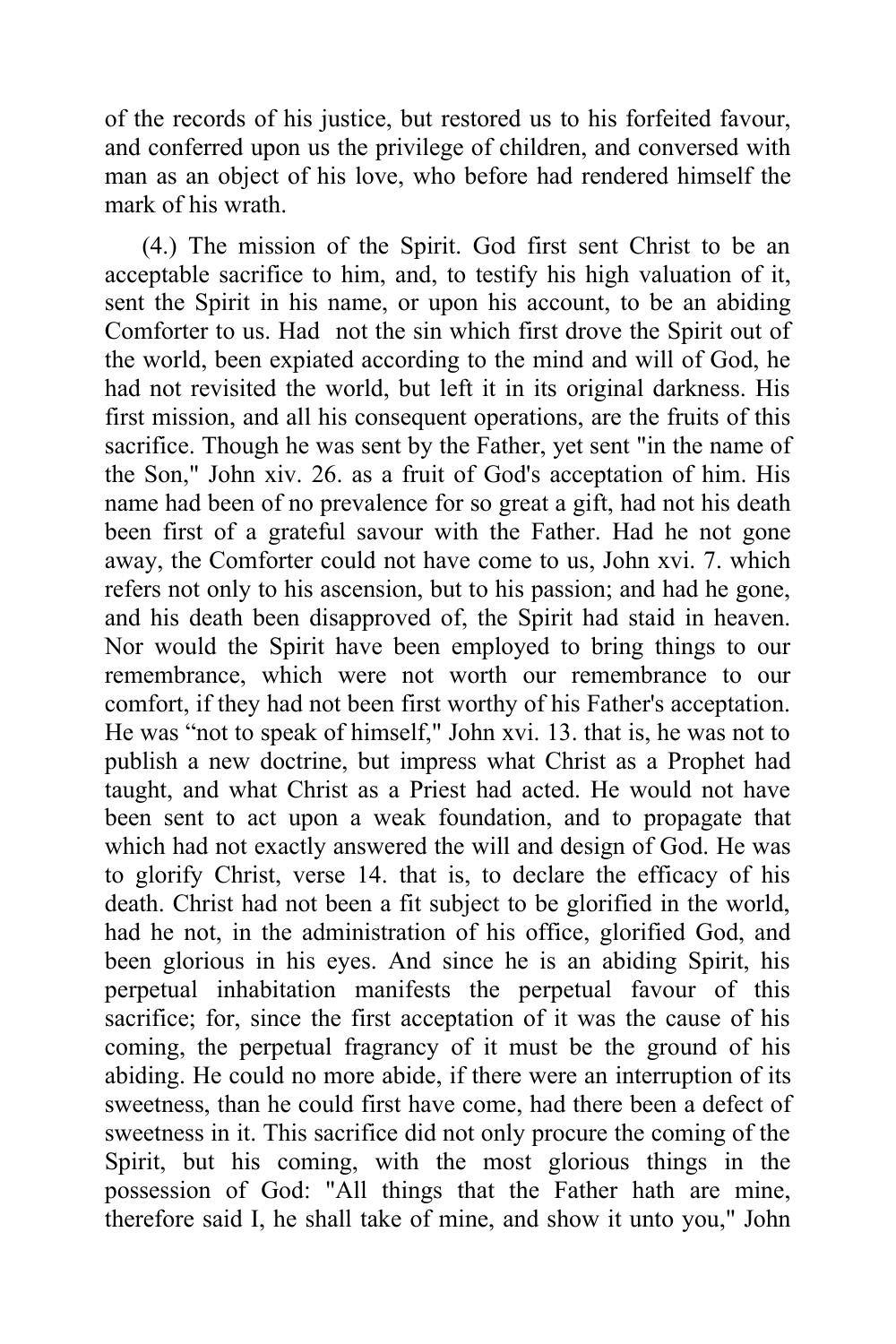of the records of his justice, but restored us to his forfeited favour, and conferred upon us the privilege of children, and conversed with man as an object of his love, who before had rendered himself the mark of his wrath.

(4.) The mission of the Spirit. God first sent Christ to be an acceptable sacrifice to him, and, to testify his high valuation of it, sent the Spirit in his name, or upon his account, to be an abiding Comforter to us. Had not the sin which first drove the Spirit out of the world, been expiated according to the mind and will of God, he had not revisited the world, but left it in its original darkness. His first mission, and all his consequent operations, are the fruits of this sacrifice. Though he was sent by the Father, yet sent "in the name of the Son," John xiv. 26. as a fruit of God's acceptation of him. His name had been of no prevalence for so great a gift, had not his death been first of a grateful savour with the Father. Had he not gone away, the Comforter could not have come to us, John xvi. 7. which refers not only to his ascension, but to his passion; and had he gone, and his death been disapproved of, the Spirit had staid in heaven. Nor would the Spirit have been employed to bring things to our remembrance, which were not worth our remembrance to our comfort, if they had not been first worthy of his Father's acceptation. He was "not to speak of himself," John xvi. 13. that is, he was not to publish a new doctrine, but impress what Christ as a Prophet had taught, and what Christ as a Priest had acted. He would not have been sent to act upon a weak foundation, and to propagate that which had not exactly answered the will and design of God. He was to glorify Christ, verse 14. that is, to declare the efficacy of his death. Christ had not been a fit subject to be glorified in the world, had he not, in the administration of his office, glorified God, and been glorious in his eyes. And since he is an abiding Spirit, his perpetual inhabitation manifests the perpetual favour of this sacrifice; for, since the first acceptation of it was the cause of his coming, the perpetual fragrancy of it must be the ground of his abiding. He could no more abide, if there were an interruption of its sweetness, than he could first have come, had there been a defect of sweetness in it. This sacrifice did not only procure the coming of the Spirit, but his coming, with the most glorious things in the possession of God: "All things that the Father hath are mine, therefore said I, he shall take of mine, and show it unto you," John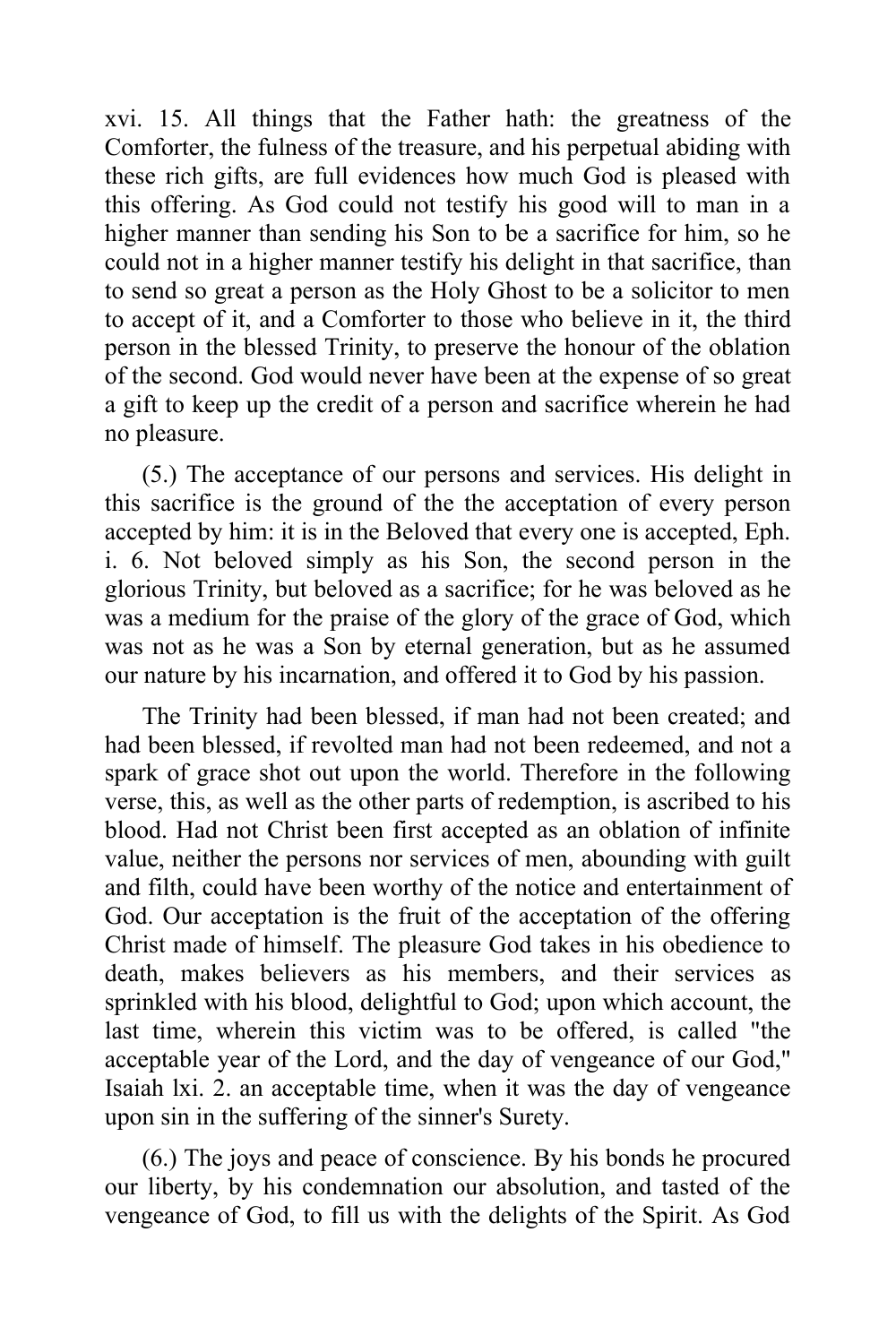xvi. 15. All things that the Father hath: the greatness of the Comforter, the fulness of the treasure, and his perpetual abiding with these rich gifts, are full evidences how much God is pleased with this offering. As God could not testify his good will to man in a higher manner than sending his Son to be a sacrifice for him, so he could not in a higher manner testify his delight in that sacrifice, than to send so great a person as the Holy Ghost to be a solicitor to men to accept of it, and a Comforter to those who believe in it, the third person in the blessed Trinity, to preserve the honour of the oblation of the second. God would never have been at the expense of so great a gift to keep up the credit of a person and sacrifice wherein he had no pleasure.

(5.) The acceptance of our persons and services. His delight in this sacrifice is the ground of the the acceptation of every person accepted by him: it is in the Beloved that every one is accepted, Eph. i. 6. Not beloved simply as his Son, the second person in the glorious Trinity, but beloved as a sacrifice; for he was beloved as he was a medium for the praise of the glory of the grace of God, which was not as he was a Son by eternal generation, but as he assumed our nature by his incarnation, and offered it to God by his passion.

The Trinity had been blessed, if man had not been created; and had been blessed, if revolted man had not been redeemed, and not a spark of grace shot out upon the world. Therefore in the following verse, this, as well as the other parts of redemption, is ascribed to his blood. Had not Christ been first accepted as an oblation of infinite value, neither the persons nor services of men, abounding with guilt and filth, could have been worthy of the notice and entertainment of God. Our acceptation is the fruit of the acceptation of the offering Christ made of himself. The pleasure God takes in his obedience to death, makes believers as his members, and their services as sprinkled with his blood, delightful to God; upon which account, the last time, wherein this victim was to be offered, is called "the acceptable year of the Lord, and the day of vengeance of our God," Isaiah lxi. 2. an acceptable time, when it was the day of vengeance upon sin in the suffering of the sinner's Surety.

(6.) The joys and peace of conscience. By his bonds he procured our liberty, by his condemnation our absolution, and tasted of the vengeance of God, to fill us with the delights of the Spirit. As God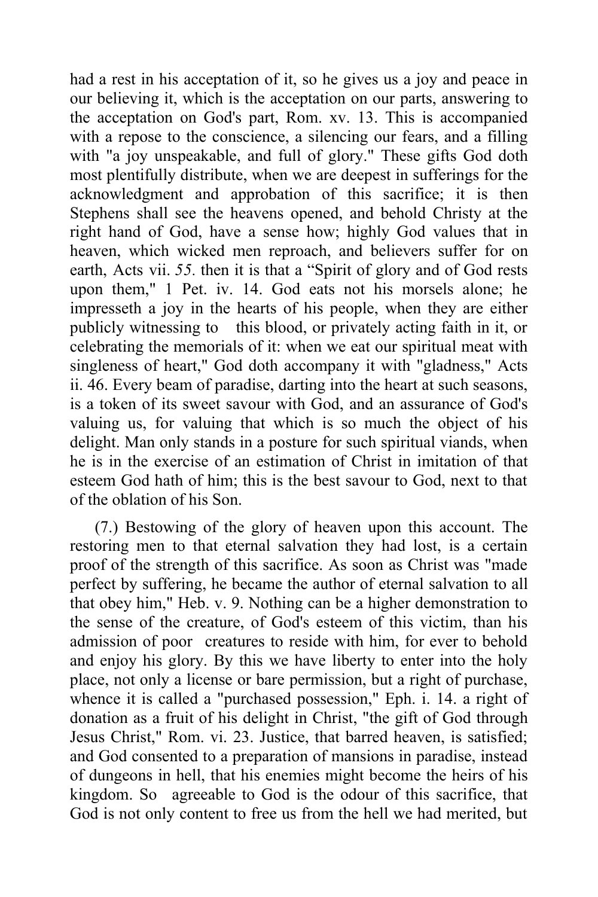had a rest in his acceptation of it, so he gives us a joy and peace in our believing it, which is the acceptation on our parts, answering to the acceptation on God's part, Rom. xv. 13. This is accompanied with a repose to the conscience, a silencing our fears, and a filling with "a joy unspeakable, and full of glory." These gifts God doth most plentifully distribute, when we are deepest in sufferings for the acknowledgment and approbation of this sacrifice; it is then Stephens shall see the heavens opened, and behold Christy at the right hand of God, have a sense how; highly God values that in heaven, which wicked men reproach, and believers suffer for on earth, Acts vii. *55.* then it is that a "Spirit of glory and of God rests upon them," 1 Pet. iv. 14. God eats not his morsels alone; he impresseth a joy in the hearts of his people, when they are either publicly witnessing to this blood, or privately acting faith in it, or celebrating the memorials of it: when we eat our spiritual meat with singleness of heart," God doth accompany it with "gladness," Acts ii. 46. Every beam of paradise, darting into the heart at such seasons, is a token of its sweet savour with God, and an assurance of God's valuing us, for valuing that which is so much the object of his delight. Man only stands in a posture for such spiritual viands, when he is in the exercise of an estimation of Christ in imitation of that esteem God hath of him; this is the best savour to God, next to that of the oblation of his Son.

(7.) Bestowing of the glory of heaven upon this account. The restoring men to that eternal salvation they had lost, is a certain proof of the strength of this sacrifice. As soon as Christ was "made perfect by suffering, he became the author of eternal salvation to all that obey him," Heb. v. 9. Nothing can be a higher demonstration to the sense of the creature, of God's esteem of this victim, than his admission of poor creatures to reside with him, for ever to behold and enjoy his glory. By this we have liberty to enter into the holy place, not only a license or bare permission, but a right of purchase, whence it is called a "purchased possession," Eph. i. 14. a right of donation as a fruit of his delight in Christ, "the gift of God through Jesus Christ," Rom. vi. 23. Justice, that barred heaven, is satisfied; and God consented to a preparation of mansions in paradise, instead of dungeons in hell, that his enemies might become the heirs of his kingdom. So agreeable to God is the odour of this sacrifice, that God is not only content to free us from the hell we had merited, but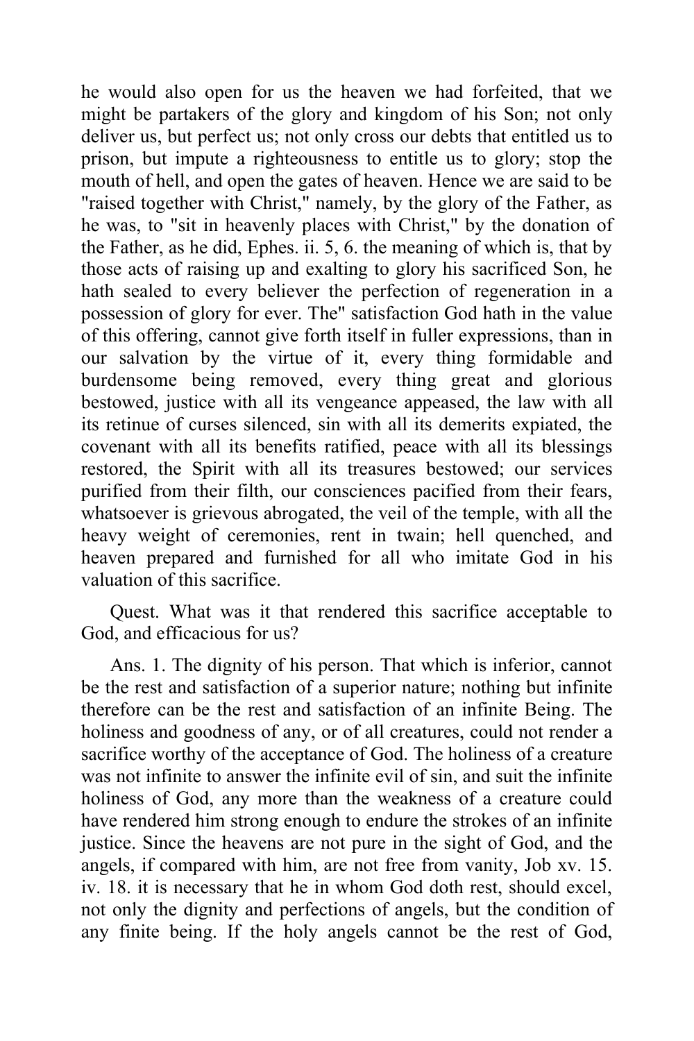he would also open for us the heaven we had forfeited, that we might be partakers of the glory and kingdom of his Son; not only deliver us, but perfect us; not only cross our debts that entitled us to prison, but impute a righteousness to entitle us to glory; stop the mouth of hell, and open the gates of heaven. Hence we are said to be "raised together with Christ," namely, by the glory of the Father, as he was, to "sit in heavenly places with Christ," by the donation of the Father, as he did, Ephes. ii. 5, 6. the meaning of which is, that by those acts of raising up and exalting to glory his sacrificed Son, he hath sealed to every believer the perfection of regeneration in a possession of glory for ever. The" satisfaction God hath in the value of this offering, cannot give forth itself in fuller expressions, than in our salvation by the virtue of it, every thing formidable and burdensome being removed, every thing great and glorious bestowed, justice with all its vengeance appeased, the law with all its retinue of curses silenced, sin with all its demerits expiated, the covenant with all its benefits ratified, peace with all its blessings restored, the Spirit with all its treasures bestowed; our services purified from their filth, our consciences pacified from their fears, whatsoever is grievous abrogated, the veil of the temple, with all the heavy weight of ceremonies, rent in twain; hell quenched, and heaven prepared and furnished for all who imitate God in his valuation of this sacrifice.

Quest. What was it that rendered this sacrifice acceptable to God, and efficacious for us?

Ans. 1. The dignity of his person. That which is inferior, cannot be the rest and satisfaction of a superior nature; nothing but infinite therefore can be the rest and satisfaction of an infinite Being. The holiness and goodness of any, or of all creatures, could not render a sacrifice worthy of the acceptance of God. The holiness of a creature was not infinite to answer the infinite evil of sin, and suit the infinite holiness of God, any more than the weakness of a creature could have rendered him strong enough to endure the strokes of an infinite justice. Since the heavens are not pure in the sight of God, and the angels, if compared with him, are not free from vanity, Job xv. 15. iv. 18. it is necessary that he in whom God doth rest, should excel, not only the dignity and perfections of angels, but the condition of any finite being. If the holy angels cannot be the rest of God,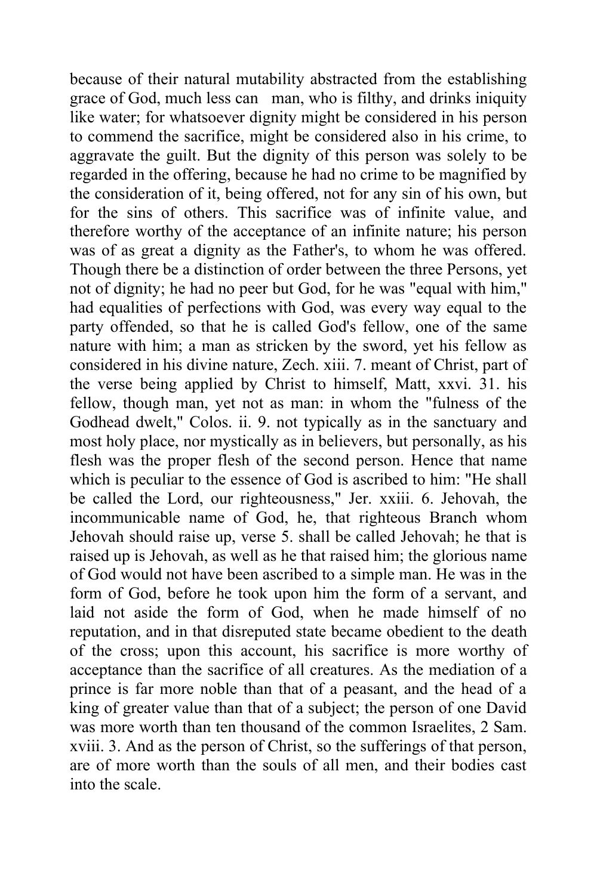because of their natural mutability abstracted from the establishing grace of God, much less can man, who is filthy, and drinks iniquity like water; for whatsoever dignity might be considered in his person to commend the sacrifice, might be considered also in his crime, to aggravate the guilt. But the dignity of this person was solely to be regarded in the offering, because he had no crime to be magnified by the consideration of it, being offered, not for any sin of his own, but for the sins of others. This sacrifice was of infinite value, and therefore worthy of the acceptance of an infinite nature; his person was of as great a dignity as the Father's, to whom he was offered. Though there be a distinction of order between the three Persons, yet not of dignity; he had no peer but God, for he was "equal with him," had equalities of perfections with God, was every way equal to the party offended, so that he is called God's fellow, one of the same nature with him; a man as stricken by the sword, yet his fellow as considered in his divine nature, Zech. xiii. 7. meant of Christ, part of the verse being applied by Christ to himself, Matt, xxvi. 31. his fellow, though man, yet not as man: in whom the "fulness of the Godhead dwelt," Colos. ii. 9. not typically as in the sanctuary and most holy place, nor mystically as in believers, but personally, as his flesh was the proper flesh of the second person. Hence that name which is peculiar to the essence of God is ascribed to him: "He shall be called the Lord, our righteousness," Jer. xxiii. 6. Jehovah, the incommunicable name of God, he, that righteous Branch whom Jehovah should raise up, verse 5. shall be called Jehovah; he that is raised up is Jehovah, as well as he that raised him; the glorious name of God would not have been ascribed to a simple man. He was in the form of God, before he took upon him the form of a servant, and laid not aside the form of God, when he made himself of no reputation, and in that disreputed state became obedient to the death of the cross; upon this account, his sacrifice is more worthy of acceptance than the sacrifice of all creatures. As the mediation of a prince is far more noble than that of a peasant, and the head of a king of greater value than that of a subject; the person of one David was more worth than ten thousand of the common Israelites, 2 Sam. xviii. 3. And as the person of Christ, so the sufferings of that person, are of more worth than the souls of all men, and their bodies cast into the scale.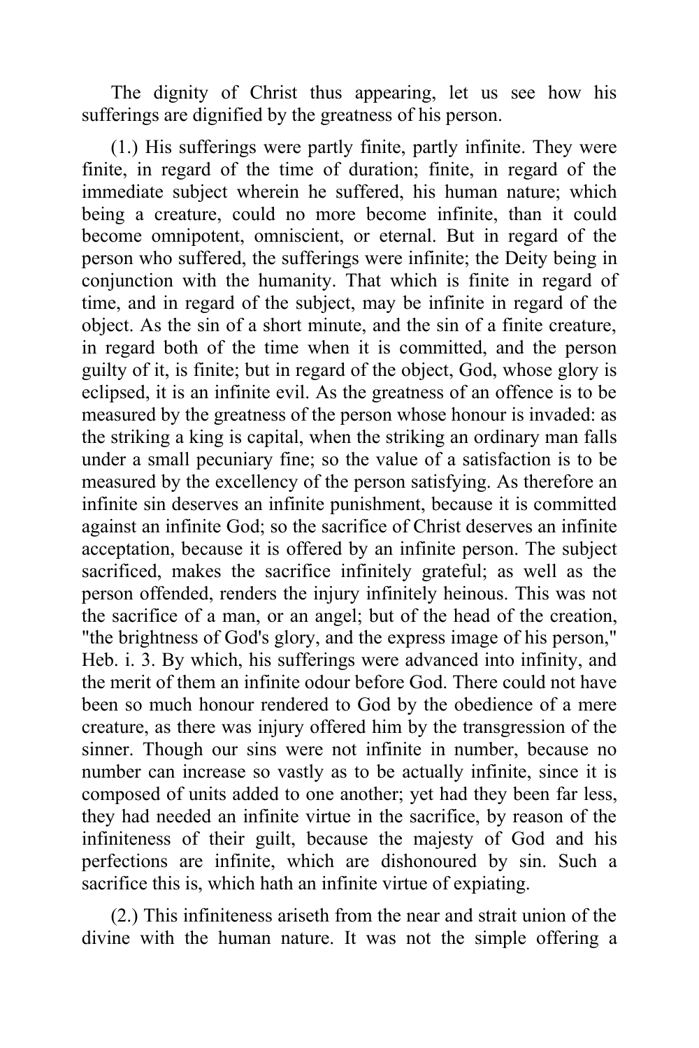The dignity of Christ thus appearing, let us see how his sufferings are dignified by the greatness of his person.

(1.) His sufferings were partly finite, partly infinite. They were finite, in regard of the time of duration; finite, in regard of the immediate subject wherein he suffered, his human nature; which being a creature, could no more become infinite, than it could become omnipotent, omniscient, or eternal. But in regard of the person who suffered, the sufferings were infinite; the Deity being in conjunction with the humanity. That which is finite in regard of time, and in regard of the subject, may be infinite in regard of the object. As the sin of a short minute, and the sin of a finite creature, in regard both of the time when it is committed, and the person guilty of it, is finite; but in regard of the object, God, whose glory is eclipsed, it is an infinite evil. As the greatness of an offence is to be measured by the greatness of the person whose honour is invaded: as the striking a king is capital, when the striking an ordinary man falls under a small pecuniary fine; so the value of a satisfaction is to be measured by the excellency of the person satisfying. As therefore an infinite sin deserves an infinite punishment, because it is committed against an infinite God; so the sacrifice of Christ deserves an infinite acceptation, because it is offered by an infinite person. The subject sacrificed, makes the sacrifice infinitely grateful; as well as the person offended, renders the injury infinitely heinous. This was not the sacrifice of a man, or an angel; but of the head of the creation, "the brightness of God's glory, and the express image of his person," Heb. i. 3. By which, his sufferings were advanced into infinity, and the merit of them an infinite odour before God. There could not have been so much honour rendered to God by the obedience of a mere creature, as there was injury offered him by the transgression of the sinner. Though our sins were not infinite in number, because no number can increase so vastly as to be actually infinite, since it is composed of units added to one another; yet had they been far less, they had needed an infinite virtue in the sacrifice, by reason of the infiniteness of their guilt, because the majesty of God and his perfections are infinite, which are dishonoured by sin. Such a sacrifice this is, which hath an infinite virtue of expiating.

(2.) This infiniteness ariseth from the near and strait union of the divine with the human nature. It was not the simple offering a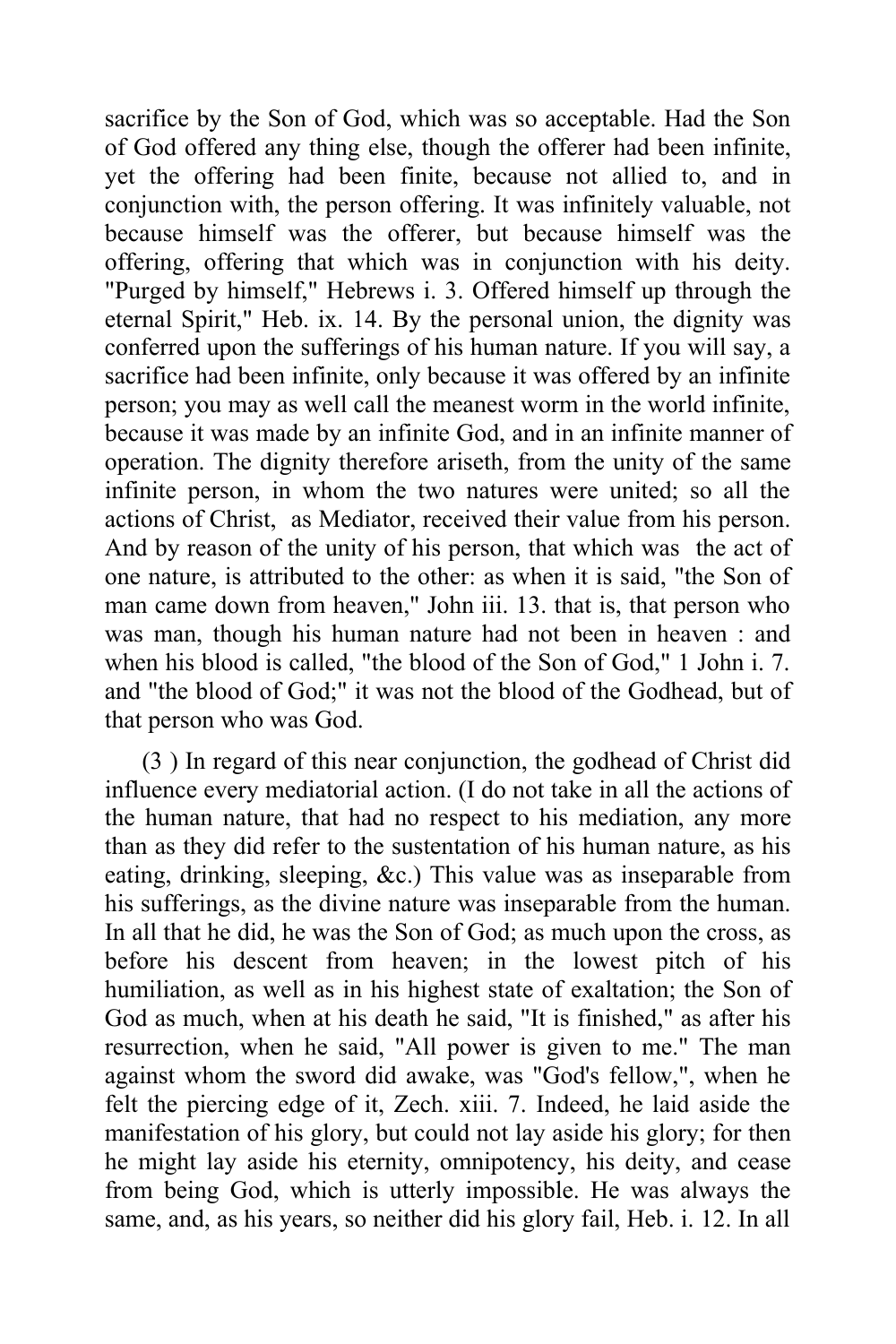sacrifice by the Son of God, which was so acceptable. Had the Son of God offered any thing else, though the offerer had been infinite, yet the offering had been finite, because not allied to, and in conjunction with, the person offering. It was infinitely valuable, not because himself was the offerer, but because himself was the offering, offering that which was in conjunction with his deity. "Purged by himself," Hebrews i. 3. Offered himself up through the eternal Spirit," Heb. ix. 14. By the personal union, the dignity was conferred upon the sufferings of his human nature. If you will say, a sacrifice had been infinite, only because it was offered by an infinite person; you may as well call the meanest worm in the world infinite, because it was made by an infinite God, and in an infinite manner of operation. The dignity therefore ariseth, from the unity of the same infinite person, in whom the two natures were united; so all the actions of Christ, as Mediator, received their value from his person. And by reason of the unity of his person, that which was the act of one nature, is attributed to the other: as when it is said, "the Son of man came down from heaven," John iii. 13. that is, that person who was man, though his human nature had not been in heaven : and when his blood is called, "the blood of the Son of God," 1 John i. 7. and "the blood of God;" it was not the blood of the Godhead, but of that person who was God.

(3 ) In regard of this near conjunction, the godhead of Christ did influence every mediatorial action. (I do not take in all the actions of the human nature, that had no respect to his mediation, any more than as they did refer to the sustentation of his human nature, as his eating, drinking, sleeping, &c.) This value was as inseparable from his sufferings, as the divine nature was inseparable from the human. In all that he did, he was the Son of God; as much upon the cross, as before his descent from heaven; in the lowest pitch of his humiliation, as well as in his highest state of exaltation; the Son of God as much, when at his death he said, "It is finished," as after his resurrection, when he said, "All power is given to me." The man against whom the sword did awake, was "God's fellow,", when he felt the piercing edge of it, Zech. xiii. 7. Indeed, he laid aside the manifestation of his glory, but could not lay aside his glory; for then he might lay aside his eternity, omnipotency, his deity, and cease from being God, which is utterly impossible. He was always the same, and, as his years, so neither did his glory fail, Heb. i. 12. In all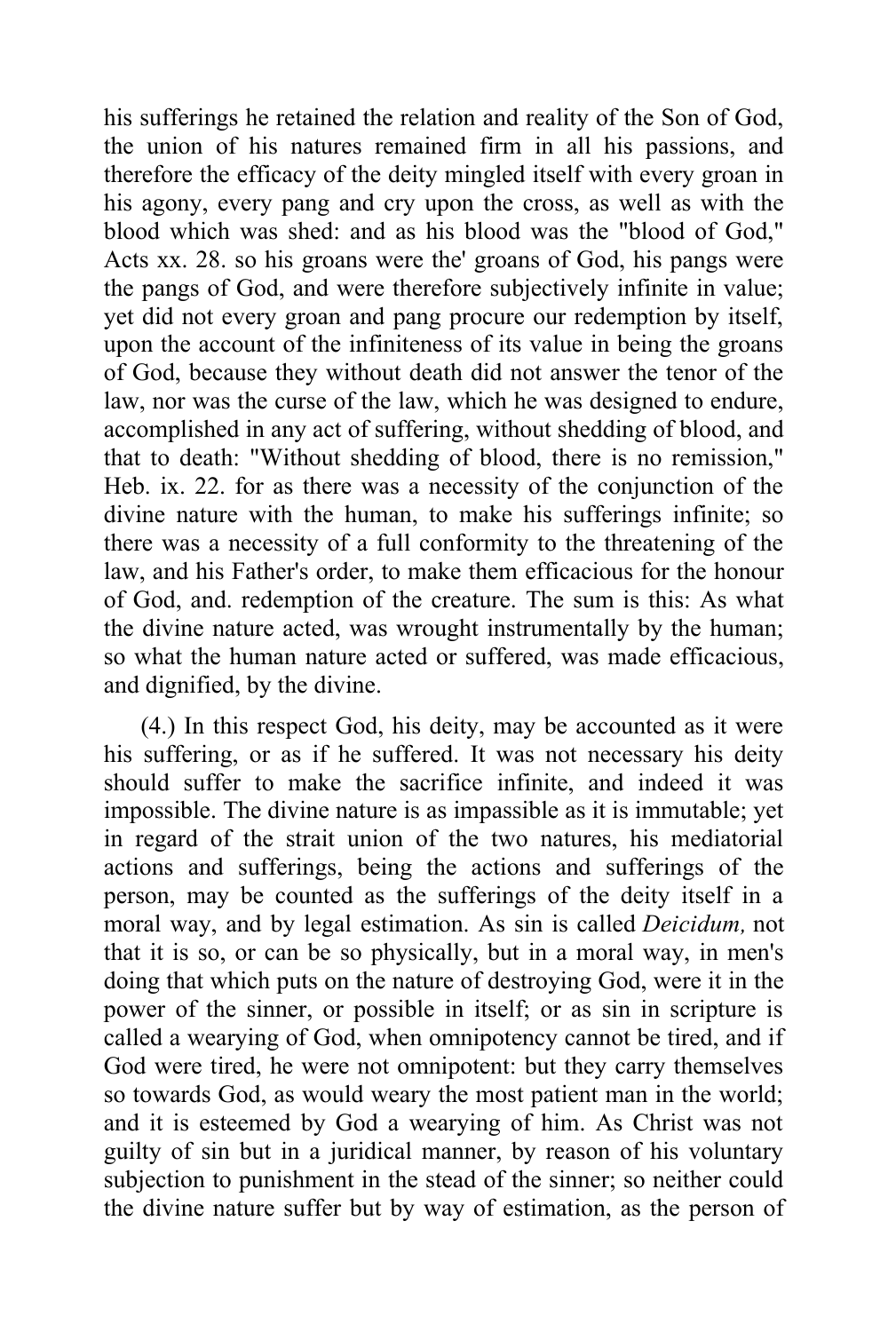his sufferings he retained the relation and reality of the Son of God, the union of his natures remained firm in all his passions, and therefore the efficacy of the deity mingled itself with every groan in his agony, every pang and cry upon the cross, as well as with the blood which was shed: and as his blood was the "blood of God," Acts xx. 28. so his groans were the' groans of God, his pangs were the pangs of God, and were therefore subjectively infinite in value; yet did not every groan and pang procure our redemption by itself, upon the account of the infiniteness of its value in being the groans of God, because they without death did not answer the tenor of the law, nor was the curse of the law, which he was designed to endure, accomplished in any act of suffering, without shedding of blood, and that to death: "Without shedding of blood, there is no remission," Heb. ix. 22. for as there was a necessity of the conjunction of the divine nature with the human, to make his sufferings infinite; so there was a necessity of a full conformity to the threatening of the law, and his Father's order, to make them efficacious for the honour of God, and. redemption of the creature. The sum is this: As what the divine nature acted, was wrought instrumentally by the human; so what the human nature acted or suffered, was made efficacious, and dignified, by the divine.

(4.) In this respect God, his deity, may be accounted as it were his suffering, or as if he suffered. It was not necessary his deity should suffer to make the sacrifice infinite, and indeed it was impossible. The divine nature is as impassible as it is immutable; yet in regard of the strait union of the two natures, his mediatorial actions and sufferings, being the actions and sufferings of the person, may be counted as the sufferings of the deity itself in a moral way, and by legal estimation. As sin is called *Deicidum,* not that it is so, or can be so physically, but in a moral way, in men's doing that which puts on the nature of destroying God, were it in the power of the sinner, or possible in itself; or as sin in scripture is called a wearying of God, when omnipotency cannot be tired, and if God were tired, he were not omnipotent: but they carry themselves so towards God, as would weary the most patient man in the world; and it is esteemed by God a wearying of him. As Christ was not guilty of sin but in a juridical manner, by reason of his voluntary subjection to punishment in the stead of the sinner; so neither could the divine nature suffer but by way of estimation, as the person of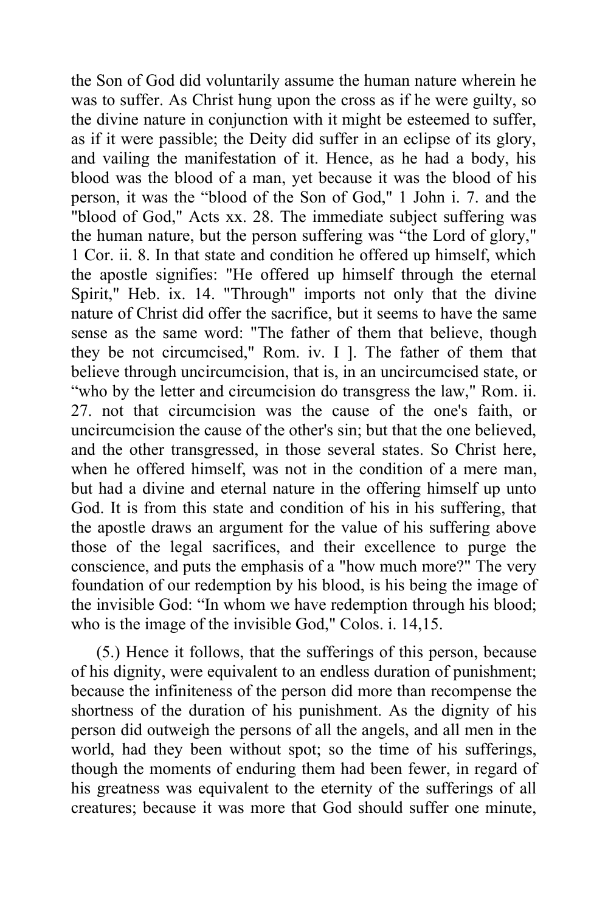the Son of God did voluntarily assume the human nature wherein he was to suffer. As Christ hung upon the cross as if he were guilty, so the divine nature in conjunction with it might be esteemed to suffer, as if it were passible; the Deity did suffer in an eclipse of its glory, and vailing the manifestation of it. Hence, as he had a body, his blood was the blood of a man, yet because it was the blood of his person, it was the "blood of the Son of God," 1 John i. 7. and the "blood of God," Acts xx. 28. The immediate subject suffering was the human nature, but the person suffering was "the Lord of glory," 1 Cor. ii. 8. In that state and condition he offered up himself, which the apostle signifies: "He offered up himself through the eternal Spirit," Heb. ix. 14. "Through" imports not only that the divine nature of Christ did offer the sacrifice, but it seems to have the same sense as the same word: "The father of them that believe, though they be not circumcised," Rom. iv. I ]. The father of them that believe through uncircumcision, that is, in an uncircumcised state, or "who by the letter and circumcision do transgress the law," Rom. ii. 27. not that circumcision was the cause of the one's faith, or uncircumcision the cause of the other's sin; but that the one believed, and the other transgressed, in those several states. So Christ here, when he offered himself, was not in the condition of a mere man, but had a divine and eternal nature in the offering himself up unto God. It is from this state and condition of his in his suffering, that the apostle draws an argument for the value of his suffering above those of the legal sacrifices, and their excellence to purge the conscience, and puts the emphasis of a "how much more?" The very foundation of our redemption by his blood, is his being the image of the invisible God: "In whom we have redemption through his blood; who is the image of the invisible God," Colos. i. 14,15.

(5.) Hence it follows, that the sufferings of this person, because of his dignity, were equivalent to an endless duration of punishment; because the infiniteness of the person did more than recompense the shortness of the duration of his punishment. As the dignity of his person did outweigh the persons of all the angels, and all men in the world, had they been without spot; so the time of his sufferings, though the moments of enduring them had been fewer, in regard of his greatness was equivalent to the eternity of the sufferings of all creatures; because it was more that God should suffer one minute,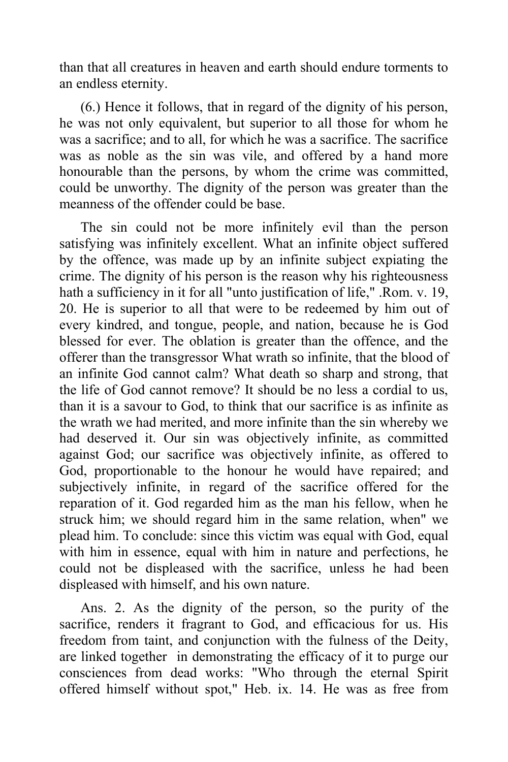than that all creatures in heaven and earth should endure torments to an endless eternity.

(6.) Hence it follows, that in regard of the dignity of his person, he was not only equivalent, but superior to all those for whom he was a sacrifice; and to all, for which he was a sacrifice. The sacrifice was as noble as the sin was vile, and offered by a hand more honourable than the persons, by whom the crime was committed, could be unworthy. The dignity of the person was greater than the meanness of the offender could be base.

The sin could not be more infinitely evil than the person satisfying was infinitely excellent. What an infinite object suffered by the offence, was made up by an infinite subject expiating the crime. The dignity of his person is the reason why his righteousness hath a sufficiency in it for all "unto justification of life," .Rom. v. 19, 20. He is superior to all that were to be redeemed by him out of every kindred, and tongue, people, and nation, because he is God blessed for ever. The oblation is greater than the offence, and the offerer than the transgressor What wrath so infinite, that the blood of an infinite God cannot calm? What death so sharp and strong, that the life of God cannot remove? It should be no less a cordial to us, than it is a savour to God, to think that our sacrifice is as infinite as the wrath we had merited, and more infinite than the sin whereby we had deserved it. Our sin was objectively infinite, as committed against God; our sacrifice was objectively infinite, as offered to God, proportionable to the honour he would have repaired; and subjectively infinite, in regard of the sacrifice offered for the reparation of it. God regarded him as the man his fellow, when he struck him; we should regard him in the same relation, when" we plead him. To conclude: since this victim was equal with God, equal with him in essence, equal with him in nature and perfections, he could not be displeased with the sacrifice, unless he had been displeased with himself, and his own nature.

Ans. 2. As the dignity of the person, so the purity of the sacrifice, renders it fragrant to God, and efficacious for us. His freedom from taint, and conjunction with the fulness of the Deity, are linked together in demonstrating the efficacy of it to purge our consciences from dead works: "Who through the eternal Spirit offered himself without spot," Heb. ix. 14. He was as free from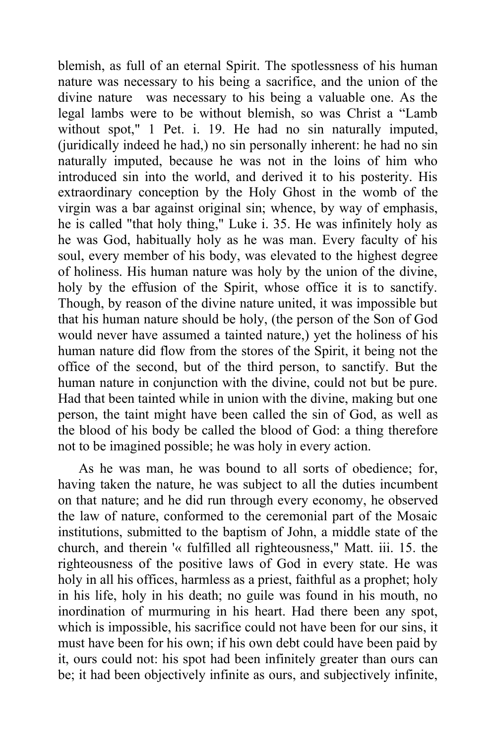blemish, as full of an eternal Spirit. The spotlessness of his human nature was necessary to his being a sacrifice, and the union of the divine nature was necessary to his being a valuable one. As the legal lambs were to be without blemish, so was Christ a "Lamb without spot," 1 Pet. i. 19. He had no sin naturally imputed, (juridically indeed he had,) no sin personally inherent: he had no sin naturally imputed, because he was not in the loins of him who introduced sin into the world, and derived it to his posterity. His extraordinary conception by the Holy Ghost in the womb of the virgin was a bar against original sin; whence, by way of emphasis, he is called "that holy thing," Luke i. 35. He was infinitely holy as he was God, habitually holy as he was man. Every faculty of his soul, every member of his body, was elevated to the highest degree of holiness. His human nature was holy by the union of the divine, holy by the effusion of the Spirit, whose office it is to sanctify. Though, by reason of the divine nature united, it was impossible but that his human nature should be holy, (the person of the Son of God would never have assumed a tainted nature,) yet the holiness of his human nature did flow from the stores of the Spirit, it being not the office of the second, but of the third person, to sanctify. But the human nature in conjunction with the divine, could not but be pure. Had that been tainted while in union with the divine, making but one person, the taint might have been called the sin of God, as well as the blood of his body be called the blood of God: a thing therefore not to be imagined possible; he was holy in every action.

As he was man, he was bound to all sorts of obedience; for, having taken the nature, he was subject to all the duties incumbent on that nature; and he did run through every economy, he observed the law of nature, conformed to the ceremonial part of the Mosaic institutions, submitted to the baptism of John, a middle state of the church, and therein '« fulfilled all righteousness," Matt. iii. 15. the righteousness of the positive laws of God in every state. He was holy in all his offices, harmless as a priest, faithful as a prophet; holy in his life, holy in his death; no guile was found in his mouth, no inordination of murmuring in his heart. Had there been any spot, which is impossible, his sacrifice could not have been for our sins, it must have been for his own; if his own debt could have been paid by it, ours could not: his spot had been infinitely greater than ours can be; it had been objectively infinite as ours, and subjectively infinite,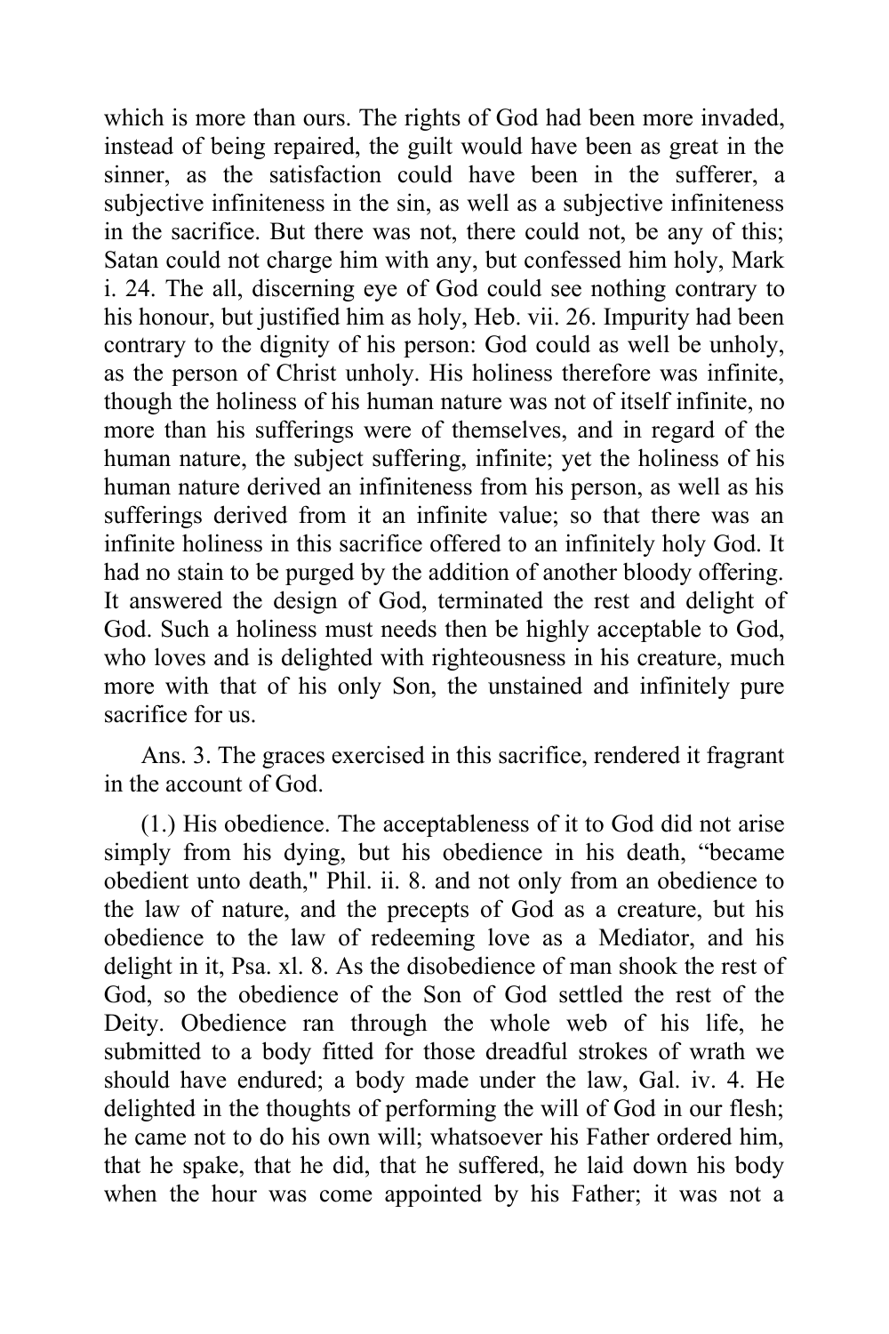which is more than ours. The rights of God had been more invaded, instead of being repaired, the guilt would have been as great in the sinner, as the satisfaction could have been in the sufferer, a subjective infiniteness in the sin, as well as a subjective infiniteness in the sacrifice. But there was not, there could not, be any of this; Satan could not charge him with any, but confessed him holy, Mark i. 24. The all, discerning eye of God could see nothing contrary to his honour, but justified him as holy, Heb. vii. 26. Impurity had been contrary to the dignity of his person: God could as well be unholy, as the person of Christ unholy. His holiness therefore was infinite, though the holiness of his human nature was not of itself infinite, no more than his sufferings were of themselves, and in regard of the human nature, the subject suffering, infinite; yet the holiness of his human nature derived an infiniteness from his person, as well as his sufferings derived from it an infinite value; so that there was an infinite holiness in this sacrifice offered to an infinitely holy God. It had no stain to be purged by the addition of another bloody offering. It answered the design of God, terminated the rest and delight of God. Such a holiness must needs then be highly acceptable to God, who loves and is delighted with righteousness in his creature, much more with that of his only Son, the unstained and infinitely pure sacrifice for us.

Ans. 3. The graces exercised in this sacrifice, rendered it fragrant in the account of God.

(1.) His obedience. The acceptableness of it to God did not arise simply from his dying, but his obedience in his death, "became obedient unto death," Phil. ii. 8. and not only from an obedience to the law of nature, and the precepts of God as a creature, but his obedience to the law of redeeming love as a Mediator, and his delight in it, Psa. xl. 8. As the disobedience of man shook the rest of God, so the obedience of the Son of God settled the rest of the Deity. Obedience ran through the whole web of his life, he submitted to a body fitted for those dreadful strokes of wrath we should have endured; a body made under the law, Gal. iv. 4. He delighted in the thoughts of performing the will of God in our flesh; he came not to do his own will; whatsoever his Father ordered him, that he spake, that he did, that he suffered, he laid down his body when the hour was come appointed by his Father; it was not a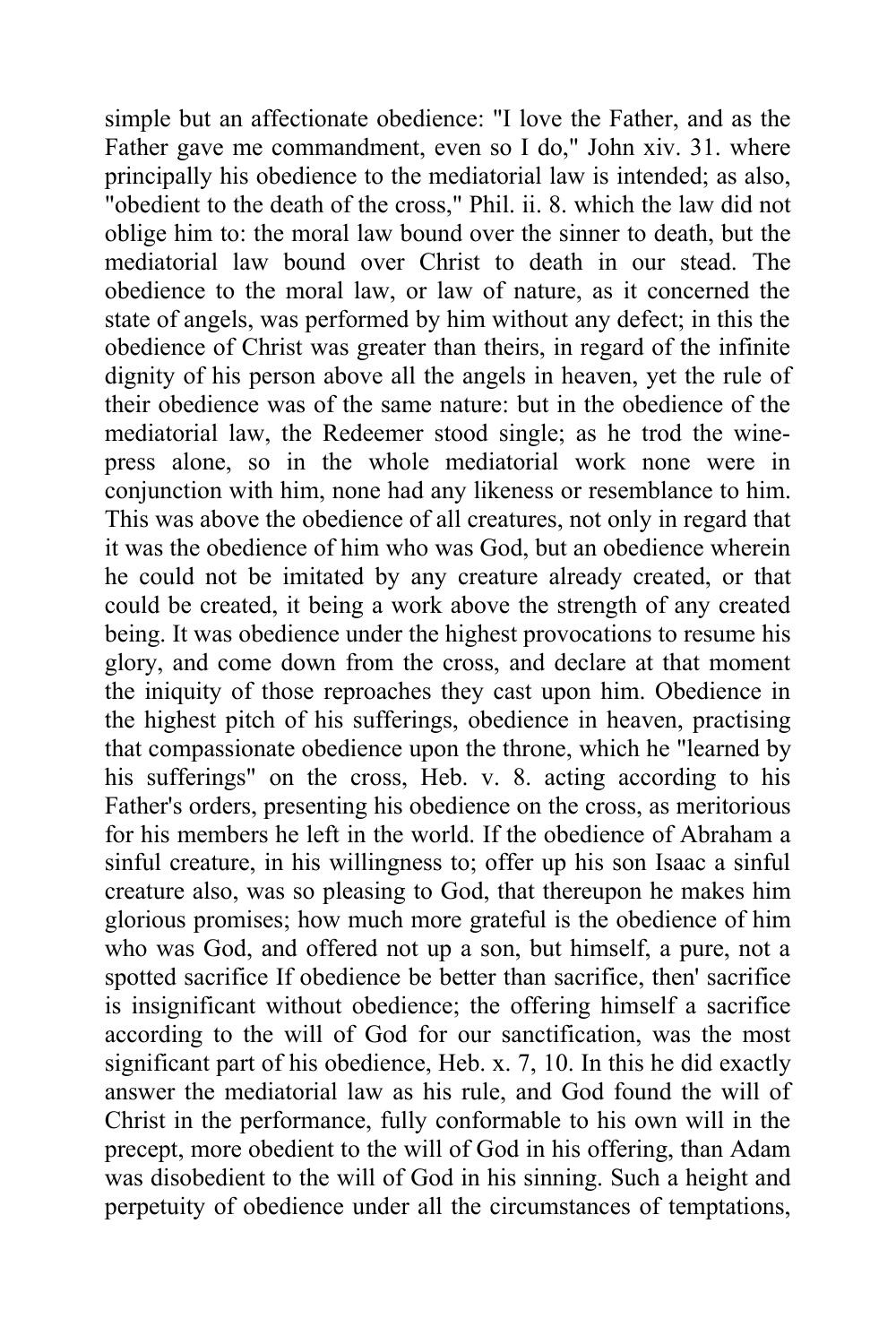simple but an affectionate obedience: "I love the Father, and as the Father gave me commandment, even so I do," John xiv. 31. where principally his obedience to the mediatorial law is intended; as also, "obedient to the death of the cross," Phil. ii. 8. which the law did not oblige him to: the moral law bound over the sinner to death, but the mediatorial law bound over Christ to death in our stead. The obedience to the moral law, or law of nature, as it concerned the state of angels, was performed by him without any defect; in this the obedience of Christ was greater than theirs, in regard of the infinite dignity of his person above all the angels in heaven, yet the rule of their obedience was of the same nature: but in the obedience of the mediatorial law, the Redeemer stood single; as he trod the wine-press alone, so in the whole mediatorial work none were in conjunction with him, none had any likeness or resemblance to him. This was above the obedience of all creatures, not only in regard that it was the obedience of him who was God, but an obedience wherein he could not be imitated by any creature already created, or that could be created, it being a work above the strength of any created being. It was obedience under the highest provocations to resume his glory, and come down from the cross, and declare at that moment the iniquity of those reproaches they cast upon him. Obedience in the highest pitch of his sufferings, obedience in heaven, practising that compassionate obedience upon the throne, which he "learned by his sufferings" on the cross, Heb. v. 8. acting according to his Father's orders, presenting his obedience on the cross, as meritorious for his members he left in the world. If the obedience of Abraham a sinful creature, in his willingness to; offer up his son Isaac a sinful creature also, was so pleasing to God, that thereupon he makes him glorious promises; how much more grateful is the obedience of him who was God, and offered not up a son, but himself, a pure, not a spotted sacrifice If obedience be better than sacrifice, then' sacrifice is insignificant without obedience; the offering himself a sacrifice according to the will of God for our sanctification, was the most significant part of his obedience, Heb. x. 7, 10. In this he did exactly answer the mediatorial law as his rule, and God found the will of Christ in the performance, fully conformable to his own will in the precept, more obedient to the will of God in his offering, than Adam was disobedient to the will of God in his sinning. Such a height and perpetuity of obedience under all the circumstances of temptations,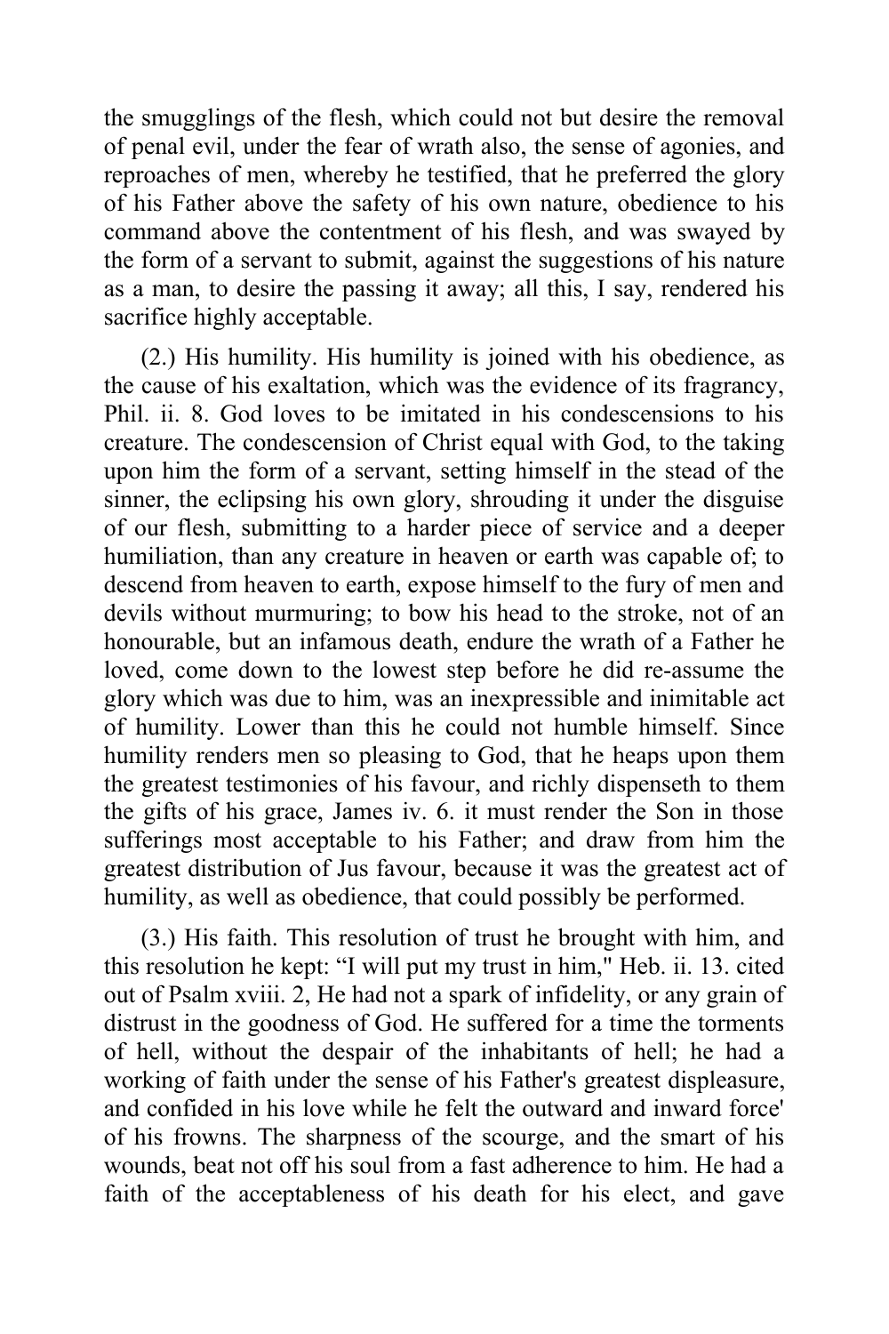the smugglings of the flesh, which could not but desire the removal of penal evil, under the fear of wrath also, the sense of agonies, and reproaches of men, whereby he testified, that he preferred the glory of his Father above the safety of his own nature, obedience to his command above the contentment of his flesh, and was swayed by the form of a servant to submit, against the suggestions of his nature as a man, to desire the passing it away; all this, I say, rendered his sacrifice highly acceptable.

(2.) His humility. His humility is joined with his obedience, as the cause of his exaltation, which was the evidence of its fragrancy, Phil. ii. 8. God loves to be imitated in his condescensions to his creature. The condescension of Christ equal with God, to the taking upon him the form of a servant, setting himself in the stead of the sinner, the eclipsing his own glory, shrouding it under the disguise of our flesh, submitting to a harder piece of service and a deeper humiliation, than any creature in heaven or earth was capable of; to descend from heaven to earth, expose himself to the fury of men and devils without murmuring; to bow his head to the stroke, not of an honourable, but an infamous death, endure the wrath of a Father he loved, come down to the lowest step before he did re-assume the glory which was due to him, was an inexpressible and inimitable act of humility. Lower than this he could not humble himself. Since humility renders men so pleasing to God, that he heaps upon them the greatest testimonies of his favour, and richly dispenseth to them the gifts of his grace, James iv. 6. it must render the Son in those sufferings most acceptable to his Father; and draw from him the greatest distribution of Jus favour, because it was the greatest act of humility, as well as obedience, that could possibly be performed.

(3.) His faith. This resolution of trust he brought with him, and this resolution he kept: "I will put my trust in him," Heb. ii. 13. cited out of Psalm xviii. 2, He had not a spark of infidelity, or any grain of distrust in the goodness of God. He suffered for a time the torments of hell, without the despair of the inhabitants of hell; he had a working of faith under the sense of his Father's greatest displeasure, and confided in his love while he felt the outward and inward force' of his frowns. The sharpness of the scourge, and the smart of his wounds, beat not off his soul from a fast adherence to him. He had a faith of the acceptableness of his death for his elect, and gave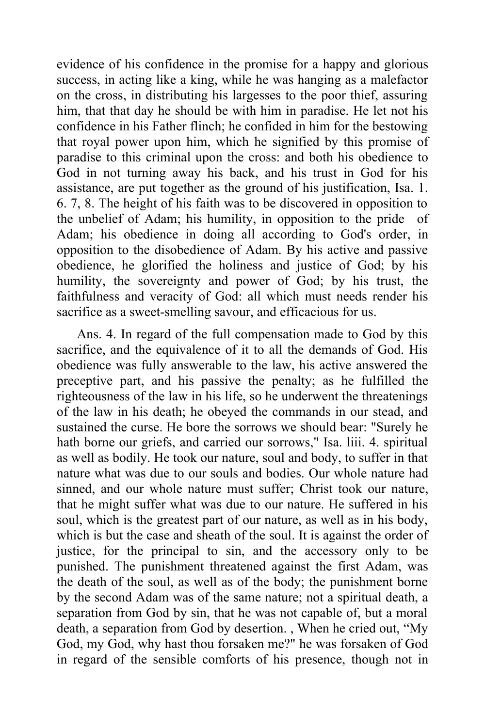evidence of his confidence in the promise for a happy and glorious success, in acting like a king, while he was hanging as a malefactor on the cross, in distributing his largesses to the poor thief, assuring him, that that day he should be with him in paradise. He let not his confidence in his Father flinch; he confided in him for the bestowing that royal power upon him, which he signified by this promise of paradise to this criminal upon the cross: and both his obedience to God in not turning away his back, and his trust in God for his assistance, are put together as the ground of his justification, Isa. 1. 6. 7, 8. The height of his faith was to be discovered in opposition to the unbelief of Adam; his humility, in opposition to the pride of Adam; his obedience in doing all according to God's order, in opposition to the disobedience of Adam. By his active and passive obedience, he glorified the holiness and justice of God; by his humility, the sovereignty and power of God; by his trust, the faithfulness and veracity of God: all which must needs render his sacrifice as a sweet-smelling savour, and efficacious for us.

Ans. 4. In regard of the full compensation made to God by this sacrifice, and the equivalence of it to all the demands of God. His obedience was fully answerable to the law, his active answered the preceptive part, and his passive the penalty; as he fulfilled the righteousness of the law in his life, so he underwent the threatenings of the law in his death; he obeyed the commands in our stead, and sustained the curse. He bore the sorrows we should bear: "Surely he hath borne our griefs, and carried our sorrows," Isa. liii. 4. spiritual as well as bodily. He took our nature, soul and body, to suffer in that nature what was due to our souls and bodies. Our whole nature had sinned, and our whole nature must suffer; Christ took our nature, that he might suffer what was due to our nature. He suffered in his soul, which is the greatest part of our nature, as well as in his body, which is but the case and sheath of the soul. It is against the order of justice, for the principal to sin, and the accessory only to be punished. The punishment threatened against the first Adam, was the death of the soul, as well as of the body; the punishment borne by the second Adam was of the same nature; not a spiritual death, a separation from God by sin, that he was not capable of, but a moral death, a separation from God by desertion. , When he cried out, "My God, my God, why hast thou forsaken me?" he was forsaken of God in regard of the sensible comforts of his presence, though not in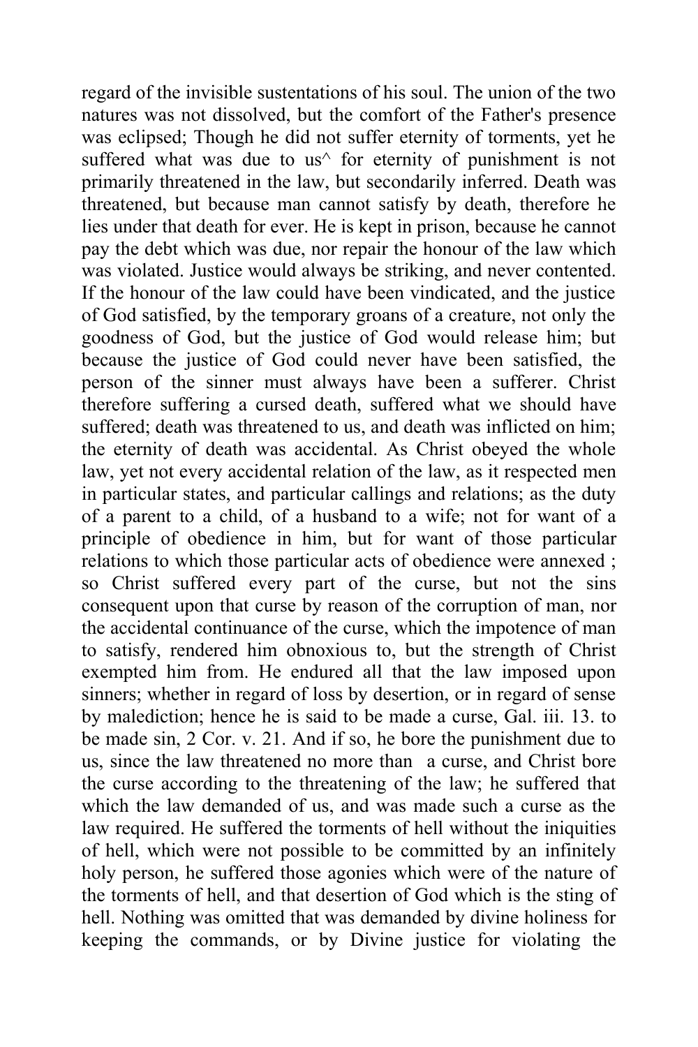regard of the invisible sustentations of his soul. The union of the two natures was not dissolved, but the comfort of the Father's presence was eclipsed; Though he did not suffer eternity of torments, yet he suffered what was due to us^ for eternity of punishment is not primarily threatened in the law, but secondarily inferred. Death was threatened, but because man cannot satisfy by death, therefore he lies under that death for ever. He is kept in prison, because he cannot pay the debt which was due, nor repair the honour of the law which was violated. Justice would always be striking, and never contented. If the honour of the law could have been vindicated, and the justice of God satisfied, by the temporary groans of a creature, not only the goodness of God, but the justice of God would release him; but because the justice of God could never have been satisfied, the person of the sinner must always have been a sufferer. Christ therefore suffering a cursed death, suffered what we should have suffered; death was threatened to us, and death was inflicted on him; the eternity of death was accidental. As Christ obeyed the whole law, yet not every accidental relation of the law, as it respected men in particular states, and particular callings and relations; as the duty of a parent to a child, of a husband to a wife; not for want of a principle of obedience in him, but for want of those particular relations to which those particular acts of obedience were annexed ; so Christ suffered every part of the curse, but not the sins consequent upon that curse by reason of the corruption of man, nor the accidental continuance of the curse, which the impotence of man to satisfy, rendered him obnoxious to, but the strength of Christ exempted him from. He endured all that the law imposed upon sinners; whether in regard of loss by desertion, or in regard of sense by malediction; hence he is said to be made a curse, Gal. iii. 13. to be made sin, 2 Cor. v. 21. And if so, he bore the punishment due to us, since the law threatened no more than a curse, and Christ bore the curse according to the threatening of the law; he suffered that which the law demanded of us, and was made such a curse as the law required. He suffered the torments of hell without the iniquities of hell, which were not possible to be committed by an infinitely holy person, he suffered those agonies which were of the nature of the torments of hell, and that desertion of God which is the sting of hell. Nothing was omitted that was demanded by divine holiness for keeping the commands, or by Divine justice for violating the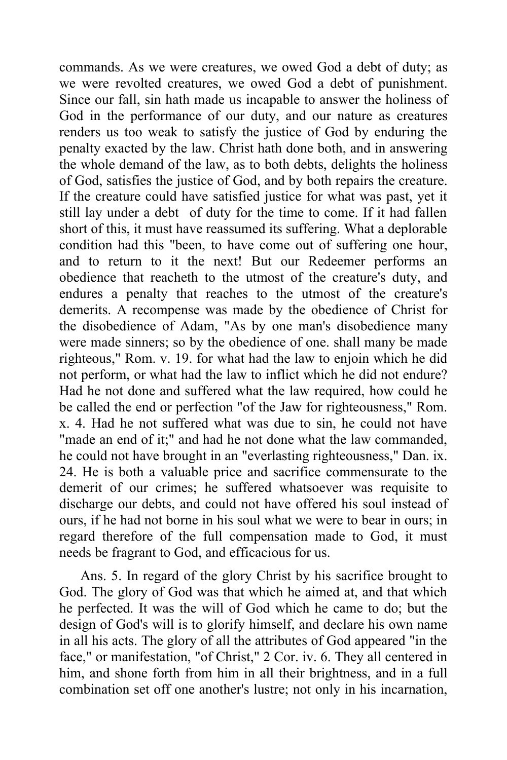commands. As we were creatures, we owed God a debt of duty; as we were revolted creatures, we owed God a debt of punishment. Since our fall, sin hath made us incapable to answer the holiness of God in the performance of our duty, and our nature as creatures renders us too weak to satisfy the justice of God by enduring the penalty exacted by the law. Christ hath done both, and in answering the whole demand of the law, as to both debts, delights the holiness of God, satisfies the justice of God, and by both repairs the creature. If the creature could have satisfied justice for what was past, yet it still lay under a debt of duty for the time to come. If it had fallen short of this, it must have reassumed its suffering. What a deplorable condition had this "been, to have come out of suffering one hour, and to return to it the next! But our Redeemer performs an obedience that reacheth to the utmost of the creature's duty, and endures a penalty that reaches to the utmost of the creature's demerits. A recompense was made by the obedience of Christ for the disobedience of Adam, "As by one man's disobedience many were made sinners; so by the obedience of one. shall many be made righteous," Rom. v. 19. for what had the law to enjoin which he did not perform, or what had the law to inflict which he did not endure? Had he not done and suffered what the law required, how could he be called the end or perfection "of the Jaw for righteousness," Rom. x. 4. Had he not suffered what was due to sin, he could not have "made an end of it;" and had he not done what the law commanded, he could not have brought in an "everlasting righteousness," Dan. ix. 24. He is both a valuable price and sacrifice commensurate to the demerit of our crimes; he suffered whatsoever was requisite to discharge our debts, and could not have offered his soul instead of ours, if he had not borne in his soul what we were to bear in ours; in regard therefore of the full compensation made to God, it must needs be fragrant to God, and efficacious for us.

Ans. 5. In regard of the glory Christ by his sacrifice brought to God. The glory of God was that which he aimed at, and that which he perfected. It was the will of God which he came to do; but the design of God's will is to glorify himself, and declare his own name in all his acts. The glory of all the attributes of God appeared "in the face," or manifestation, "of Christ," 2 Cor. iv. 6. They all centered in him, and shone forth from him in all their brightness, and in a full combination set off one another's lustre; not only in his incarnation,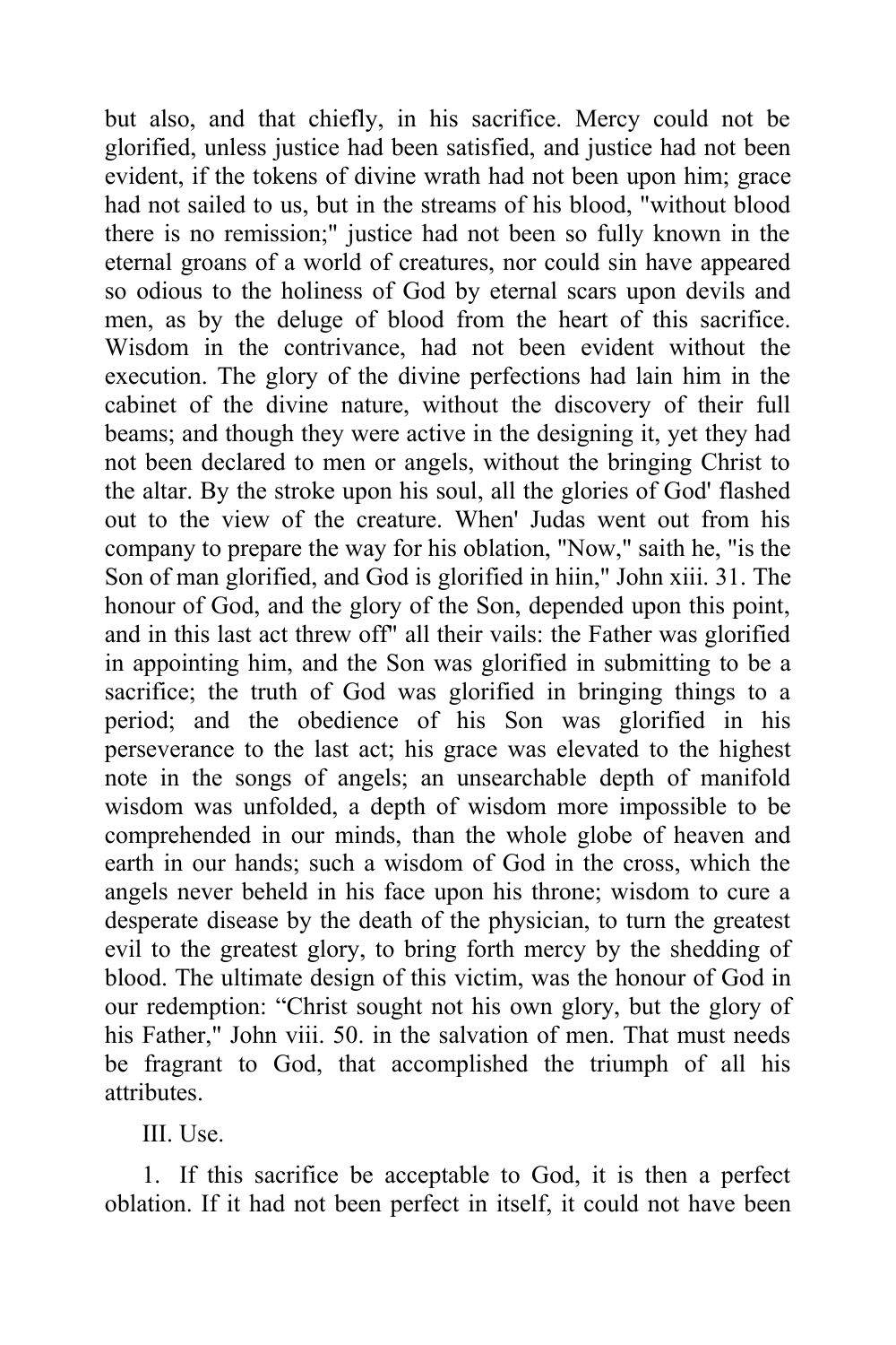but also, and that chiefly, in his sacrifice. Mercy could not be glorified, unless justice had been satisfied, and justice had not been evident, if the tokens of divine wrath had not been upon him; grace had not sailed to us, but in the streams of his blood, "without blood there is no remission;" justice had not been so fully known in the eternal groans of a world of creatures, nor could sin have appeared so odious to the holiness of God by eternal scars upon devils and men, as by the deluge of blood from the heart of this sacrifice. Wisdom in the contrivance, had not been evident without the execution. The glory of the divine perfections had lain him in the cabinet of the divine nature, without the discovery of their full beams; and though they were active in the designing it, yet they had not been declared to men or angels, without the bringing Christ to the altar. By the stroke upon his soul, all the glories of God' flashed out to the view of the creature. When' Judas went out from his company to prepare the way for his oblation, "Now," saith he, "is the Son of man glorified, and God is glorified in hiin," John xiii. 31. The honour of God, and the glory of the Son, depended upon this point, and in this last act threw off" all their vails: the Father was glorified in appointing him, and the Son was glorified in submitting to be a sacrifice; the truth of God was glorified in bringing things to a period; and the obedience of his Son was glorified in his perseverance to the last act; his grace was elevated to the highest note in the songs of angels; an unsearchable depth of manifold wisdom was unfolded, a depth of wisdom more impossible to be comprehended in our minds, than the whole globe of heaven and earth in our hands; such a wisdom of God in the cross, which the angels never beheld in his face upon his throne; wisdom to cure a desperate disease by the death of the physician, to turn the greatest evil to the greatest glory, to bring forth mercy by the shedding of blood. The ultimate design of this victim, was the honour of God in our redemption: “Christ sought not his own glory, but the glory of his Father," John viii. 50. in the salvation of men. That must needs be fragrant to God, that accomplished the triumph of all his attributes.

III. Use.

1. If this sacrifice be acceptable to God, it is then a perfect oblation. If it had not been perfect in itself, it could not have been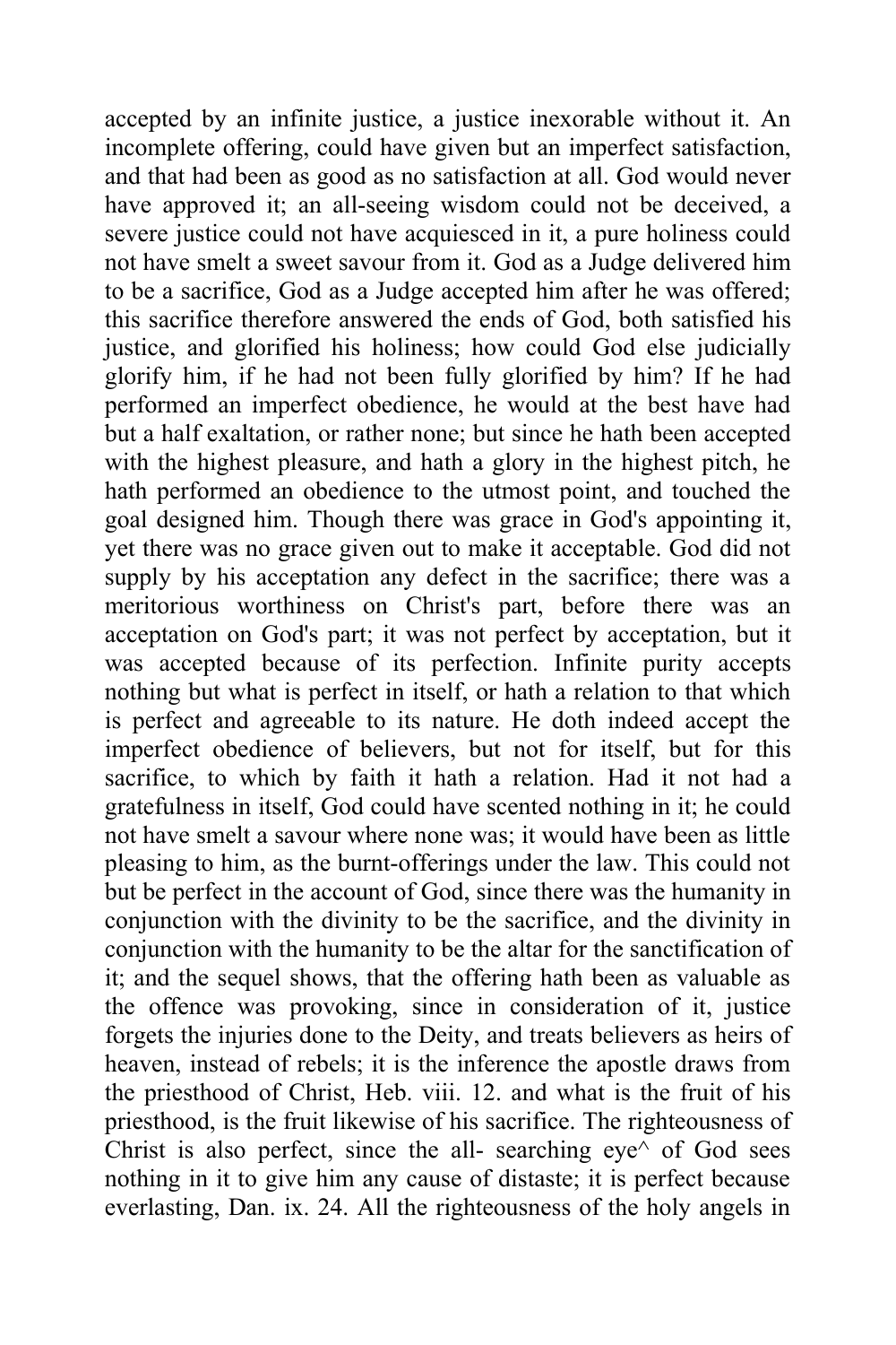accepted by an infinite justice, a justice inexorable without it. An incomplete offering, could have given but an imperfect satisfaction, and that had been as good as no satisfaction at all. God would never have approved it; an all-seeing wisdom could not be deceived, a severe justice could not have acquiesced in it, a pure holiness could not have smelt a sweet savour from it. God as a Judge delivered him to be a sacrifice, God as a Judge accepted him after he was offered; this sacrifice therefore answered the ends of God, both satisfied his justice, and glorified his holiness; how could God else judicially glorify him, if he had not been fully glorified by him? If he had performed an imperfect obedience, he would at the best have had but a half exaltation, or rather none; but since he hath been accepted with the highest pleasure, and hath a glory in the highest pitch, he hath performed an obedience to the utmost point, and touched the goal designed him. Though there was grace in God's appointing it, yet there was no grace given out to make it acceptable. God did not supply by his acceptation any defect in the sacrifice; there was a meritorious worthiness on Christ's part, before there was an acceptation on God's part; it was not perfect by acceptation, but it was accepted because of its perfection. Infinite purity accepts nothing but what is perfect in itself, or hath a relation to that which is perfect and agreeable to its nature. He doth indeed accept the imperfect obedience of believers, but not for itself, but for this sacrifice, to which by faith it hath a relation. Had it not had a gratefulness in itself, God could have scented nothing in it; he could not have smelt a savour where none was; it would have been as little pleasing to him, as the burnt-offerings under the law. This could not but be perfect in the account of God, since there was the humanity in conjunction with the divinity to be the sacrifice, and the divinity in conjunction with the humanity to be the altar for the sanctification of it; and the sequel shows, that the offering hath been as valuable as the offence was provoking, since in consideration of it, justice forgets the injuries done to the Deity, and treats believers as heirs of heaven, instead of rebels; it is the inference the apostle draws from the priesthood of Christ, Heb. viii. 12. and what is the fruit of his priesthood, is the fruit likewise of his sacrifice. The righteousness of Christ is also perfect, since the all- searching eye^ of God sees nothing in it to give him any cause of distaste; it is perfect because everlasting, Dan. ix. 24. All the righteousness of the holy angels in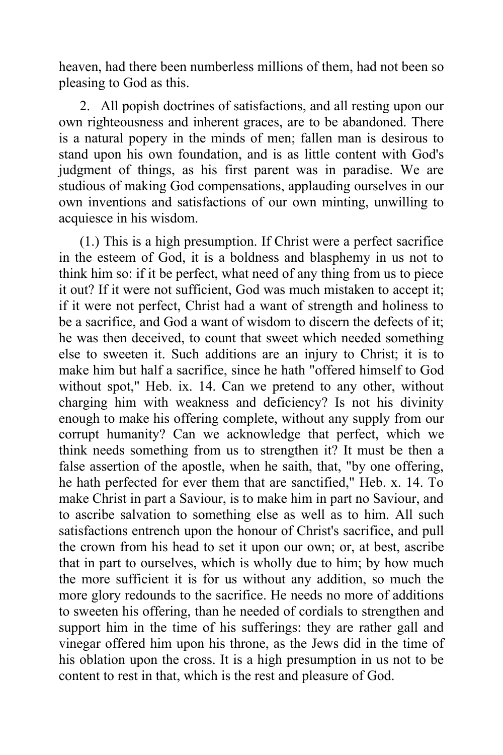heaven, had there been numberless millions of them, had not been so pleasing to God as this.

2. All popish doctrines of satisfactions, and all resting upon our own righteousness and inherent graces, are to be abandoned. There is a natural popery in the minds of men; fallen man is desirous to stand upon his own foundation, and is as little content with God's judgment of things, as his first parent was in paradise. We are studious of making God compensations, applauding ourselves in our own inventions and satisfactions of our own minting, unwilling to acquiesce in his wisdom.

(1.) This is a high presumption. If Christ were a perfect sacrifice in the esteem of God, it is a boldness and blasphemy in us not to think him so: if it be perfect, what need of any thing from us to piece it out? If it were not sufficient, God was much mistaken to accept it; if it were not perfect, Christ had a want of strength and holiness to be a sacrifice, and God a want of wisdom to discern the defects of it; he was then deceived, to count that sweet which needed something else to sweeten it. Such additions are an injury to Christ; it is to make him but half a sacrifice, since he hath "offered himself to God without spot," Heb. ix. 14. Can we pretend to any other, without charging him with weakness and deficiency? Is not his divinity enough to make his offering complete, without any supply from our corrupt humanity? Can we acknowledge that perfect, which we think needs something from us to strengthen it? It must be then a false assertion of the apostle, when he saith, that, "by one offering, he hath perfected for ever them that are sanctified," Heb. x. 14. To make Christ in part a Saviour, is to make him in part no Saviour, and to ascribe salvation to something else as well as to him. All such satisfactions entrench upon the honour of Christ's sacrifice, and pull the crown from his head to set it upon our own; or, at best, ascribe that in part to ourselves, which is wholly due to him; by how much the more sufficient it is for us without any addition, so much the more glory redounds to the sacrifice. He needs no more of additions to sweeten his offering, than he needed of cordials to strengthen and support him in the time of his sufferings: they are rather gall and vinegar offered him upon his throne, as the Jews did in the time of his oblation upon the cross. It is a high presumption in us not to be content to rest in that, which is the rest and pleasure of God.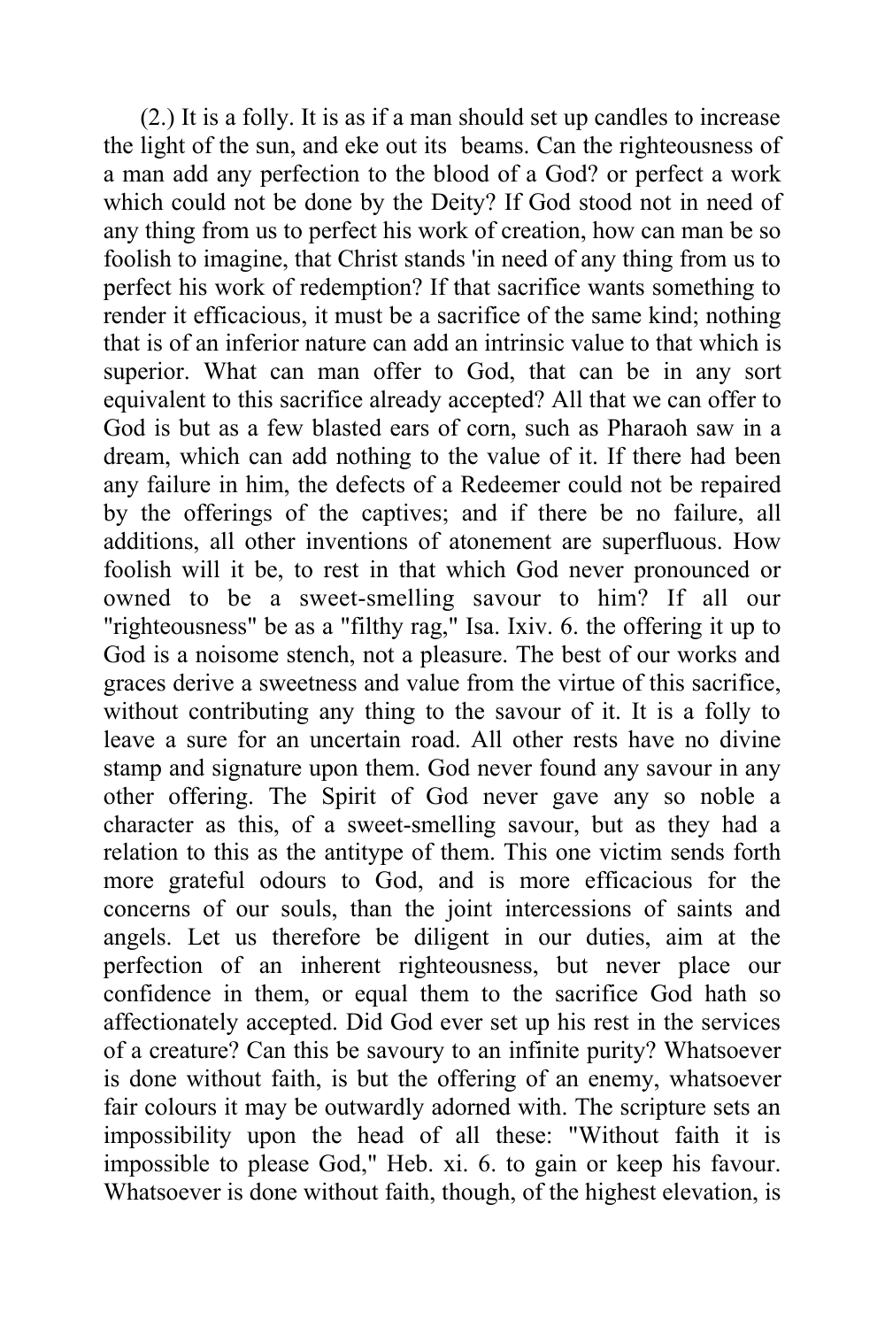(2.) It is a folly. It is as if a man should set up candles to increase the light of the sun, and eke out its beams. Can the righteousness of a man add any perfection to the blood of a God? or perfect a work which could not be done by the Deity? If God stood not in need of any thing from us to perfect his work of creation, how can man be so foolish to imagine, that Christ stands 'in need of any thing from us to perfect his work of redemption? If that sacrifice wants something to render it efficacious, it must be a sacrifice of the same kind; nothing that is of an inferior nature can add an intrinsic value to that which is superior. What can man offer to God, that can be in any sort equivalent to this sacrifice already accepted? All that we can offer to God is but as a few blasted ears of corn, such as Pharaoh saw in a dream, which can add nothing to the value of it. If there had been any failure in him, the defects of a Redeemer could not be repaired by the offerings of the captives; and if there be no failure, all additions, all other inventions of atonement are superfluous. How foolish will it be, to rest in that which God never pronounced or owned to be a sweet-smelling savour to him? If all our "righteousness" be as a "filthy rag," Isa. Ixiv. 6. the offering it up to God is a noisome stench, not a pleasure. The best of our works and graces derive a sweetness and value from the virtue of this sacrifice, without contributing any thing to the savour of it. It is a folly to leave a sure for an uncertain road. All other rests have no divine stamp and signature upon them. God never found any savour in any other offering. The Spirit of God never gave any so noble a character as this, of a sweet-smelling savour, but as they had a relation to this as the antitype of them. This one victim sends forth more grateful odours to God, and is more efficacious for the concerns of our souls, than the joint intercessions of saints and angels. Let us therefore be diligent in our duties, aim at the perfection of an inherent righteousness, but never place our confidence in them, or equal them to the sacrifice God hath so affectionately accepted. Did God ever set up his rest in the services of a creature? Can this be savoury to an infinite purity? Whatsoever is done without faith, is but the offering of an enemy, whatsoever fair colours it may be outwardly adorned with. The scripture sets an impossibility upon the head of all these: "Without faith it is impossible to please God," Heb. xi. 6. to gain or keep his favour. Whatsoever is done without faith, though, of the highest elevation, is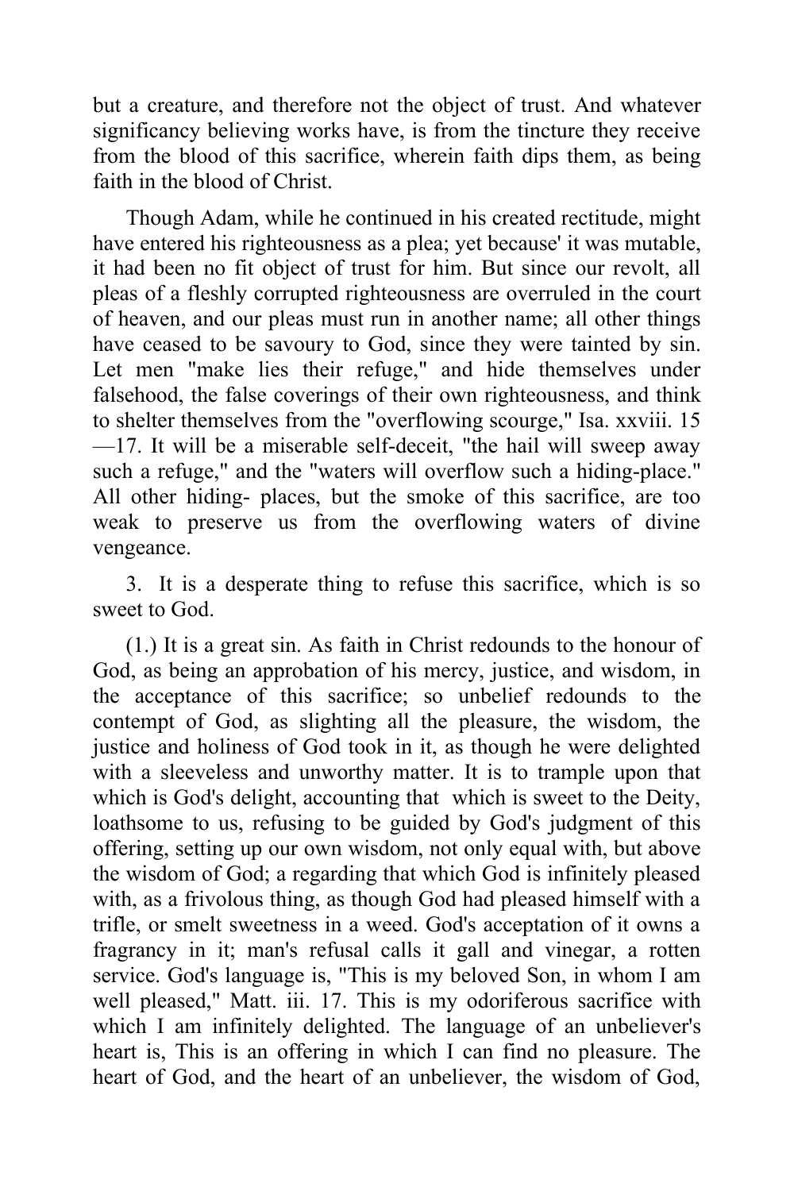but a creature, and therefore not the object of trust. And whatever significancy believing works have, is from the tincture they receive from the blood of this sacrifice, wherein faith dips them, as being faith in the blood of Christ.

Though Adam, while he continued in his created rectitude, might have entered his righteousness as a plea; yet because' it was mutable, it had been no fit object of trust for him. But since our revolt, all pleas of a fleshly corrupted righteousness are overruled in the court of heaven, and our pleas must run in another name; all other things have ceased to be savoury to God, since they were tainted by sin. Let men "make lies their refuge," and hide themselves under falsehood, the false coverings of their own righteousness, and think to shelter themselves from the "overflowing scourge," Isa. xxviii. 15—17. It will be a miserable self-deceit, "the hail will sweep away such a refuge," and the "waters will overflow such a hiding-place." All other hiding- places, but the smoke of this sacrifice, are too weak to preserve us from the overflowing waters of divine vengeance.

3. It is a desperate thing to refuse this sacrifice, which is so sweet to God.

(1.) It is a great sin. As faith in Christ redounds to the honour of God, as being an approbation of his mercy, justice, and wisdom, in the acceptance of this sacrifice; so unbelief redounds to the contempt of God, as slighting all the pleasure, the wisdom, the justice and holiness of God took in it, as though he were delighted with a sleeveless and unworthy matter. It is to trample upon that which is God's delight, accounting that which is sweet to the Deity, loathsome to us, refusing to be guided by God's judgment of this offering, setting up our own wisdom, not only equal with, but above the wisdom of God; a regarding that which God is infinitely pleased with, as a frivolous thing, as though God had pleased himself with a trifle, or smelt sweetness in a weed. God's acceptation of it owns a fragrancy in it; man's refusal calls it gall and vinegar, a rotten service. God's language is, "This is my beloved Son, in whom I am well pleased," Matt. iii. 17. This is my odoriferous sacrifice with which I am infinitely delighted. The language of an unbeliever's heart is, This is an offering in which I can find no pleasure. The heart of God, and the heart of an unbeliever, the wisdom of God,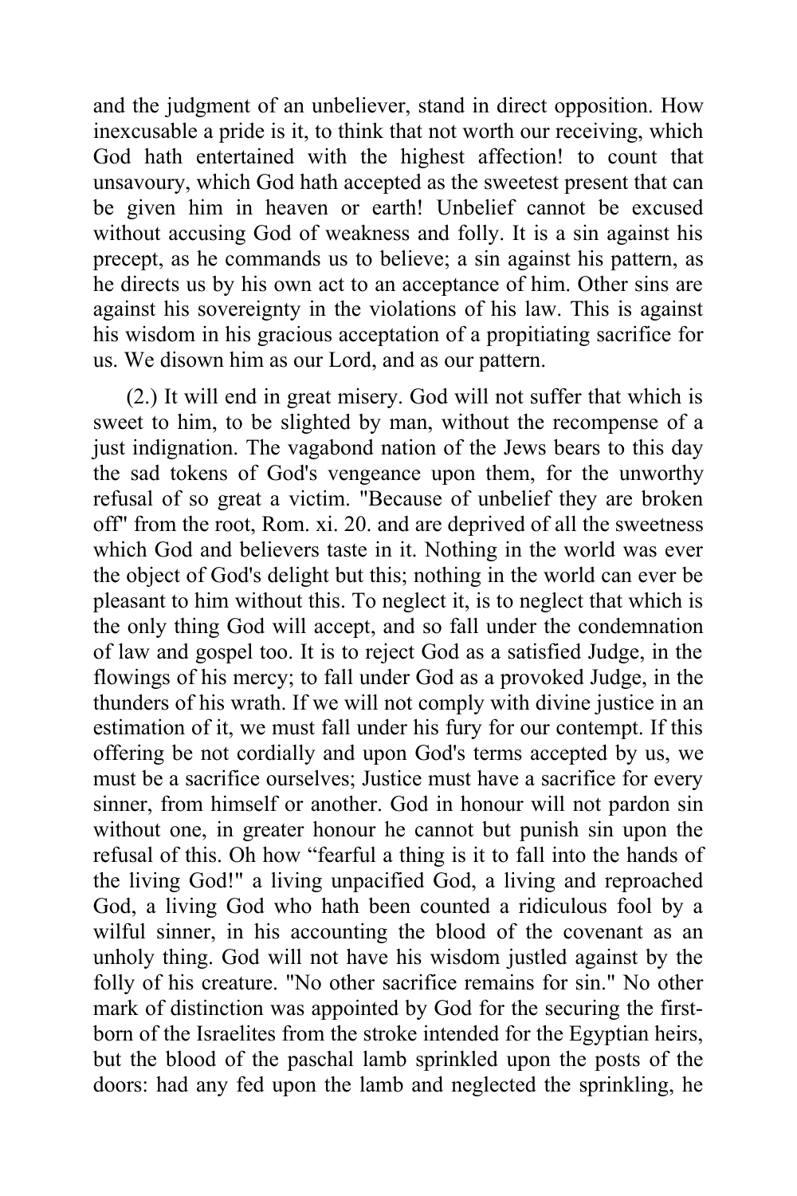and the judgment of an unbeliever, stand in direct opposition. How inexcusable a pride is it, to think that not worth our receiving, which God hath entertained with the highest affection! to count that unsavoury, which God hath accepted as the sweetest present that can be given him in heaven or earth! Unbelief cannot be excused without accusing God of weakness and folly. It is a sin against his precept, as he commands us to believe; a sin against his pattern, as he directs us by his own act to an acceptance of him. Other sins are against his sovereignty in the violations of his law. This is against his wisdom in his gracious acceptation of a propitiating sacrifice for us. We disown him as our Lord, and as our pattern.

(2.) It will end in great misery. God will not suffer that which is sweet to him, to be slighted by man, without the recompense of a just indignation. The vagabond nation of the Jews bears to this day the sad tokens of God's vengeance upon them, for the unworthy refusal of so great a victim. "Because of unbelief they are broken off" from the root, Rom. xi. 20. and are deprived of all the sweetness which God and believers taste in it. Nothing in the world was ever the object of God's delight but this; nothing in the world can ever be pleasant to him without this. To neglect it, is to neglect that which is the only thing God will accept, and so fall under the condemnation of law and gospel too. It is to reject God as a satisfied Judge, in the flowings of his mercy; to fall under God as a provoked Judge, in the thunders of his wrath. If we will not comply with divine justice in an estimation of it, we must fall under his fury for our contempt. If this offering be not cordially and upon God's terms accepted by us, we must be a sacrifice ourselves; Justice must have a sacrifice for every sinner, from himself or another. God in honour will not pardon sin without one, in greater honour he cannot but punish sin upon the refusal of this. Oh how "fearful a thing is it to fall into the hands of the living God!" a living unpacified God, a living and reproached God, a living God who hath been counted a ridiculous fool by a wilful sinner, in his accounting the blood of the covenant as an unholy thing. God will not have his wisdom justled against by the folly of his creature. "No other sacrifice remains for sin." No other mark of distinction was appointed by God for the securing the first-born of the Israelites from the stroke intended for the Egyptian heirs, but the blood of the paschal lamb sprinkled upon the posts of the doors: had any fed upon the lamb and neglected the sprinkling, he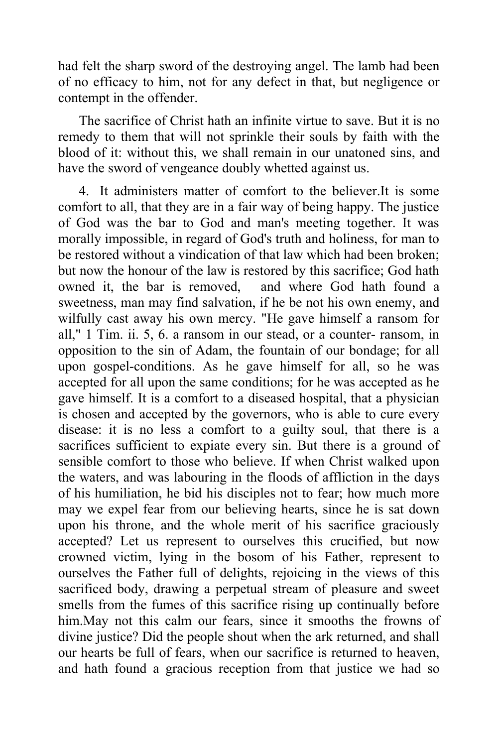had felt the sharp sword of the destroying angel. The lamb had been of no efficacy to him, not for any defect in that, but negligence or contempt in the offender.

The sacrifice of Christ hath an infinite virtue to save. But it is no remedy to them that will not sprinkle their souls by faith with the blood of it: without this, we shall remain in our unatoned sins, and have the sword of vengeance doubly whetted against us.

4. It administers matter of comfort to the believer.It is some comfort to all, that they are in a fair way of being happy. The justice of God was the bar to God and man's meeting together. It was morally impossible, in regard of God's truth and holiness, for man to be restored without a vindication of that law which had been broken; but now the honour of the law is restored by this sacrifice; God hath owned it, the bar is removed, and where God hath found a sweetness, man may find salvation, if he be not his own enemy, and wilfully cast away his own mercy. "He gave himself a ransom for all," 1 Tim. ii. 5, 6. a ransom in our stead, or a counter- ransom, in opposition to the sin of Adam, the fountain of our bondage; for all upon gospel-conditions. As he gave himself for all, so he was accepted for all upon the same conditions; for he was accepted as he gave himself. It is a comfort to a diseased hospital, that a physician is chosen and accepted by the governors, who is able to cure every disease: it is no less a comfort to a guilty soul, that there is a sacrifices sufficient to expiate every sin. But there is a ground of sensible comfort to those who believe. If when Christ walked upon the waters, and was labouring in the floods of affliction in the days of his humiliation, he bid his disciples not to fear; how much more may we expel fear from our believing hearts, since he is sat down upon his throne, and the whole merit of his sacrifice graciously accepted? Let us represent to ourselves this crucified, but now crowned victim, lying in the bosom of his Father, represent to ourselves the Father full of delights, rejoicing in the views of this sacrificed body, drawing a perpetual stream of pleasure and sweet smells from the fumes of this sacrifice rising up continually before him.May not this calm our fears, since it smooths the frowns of divine justice? Did the people shout when the ark returned, and shall our hearts be full of fears, when our sacrifice is returned to heaven, and hath found a gracious reception from that justice we had so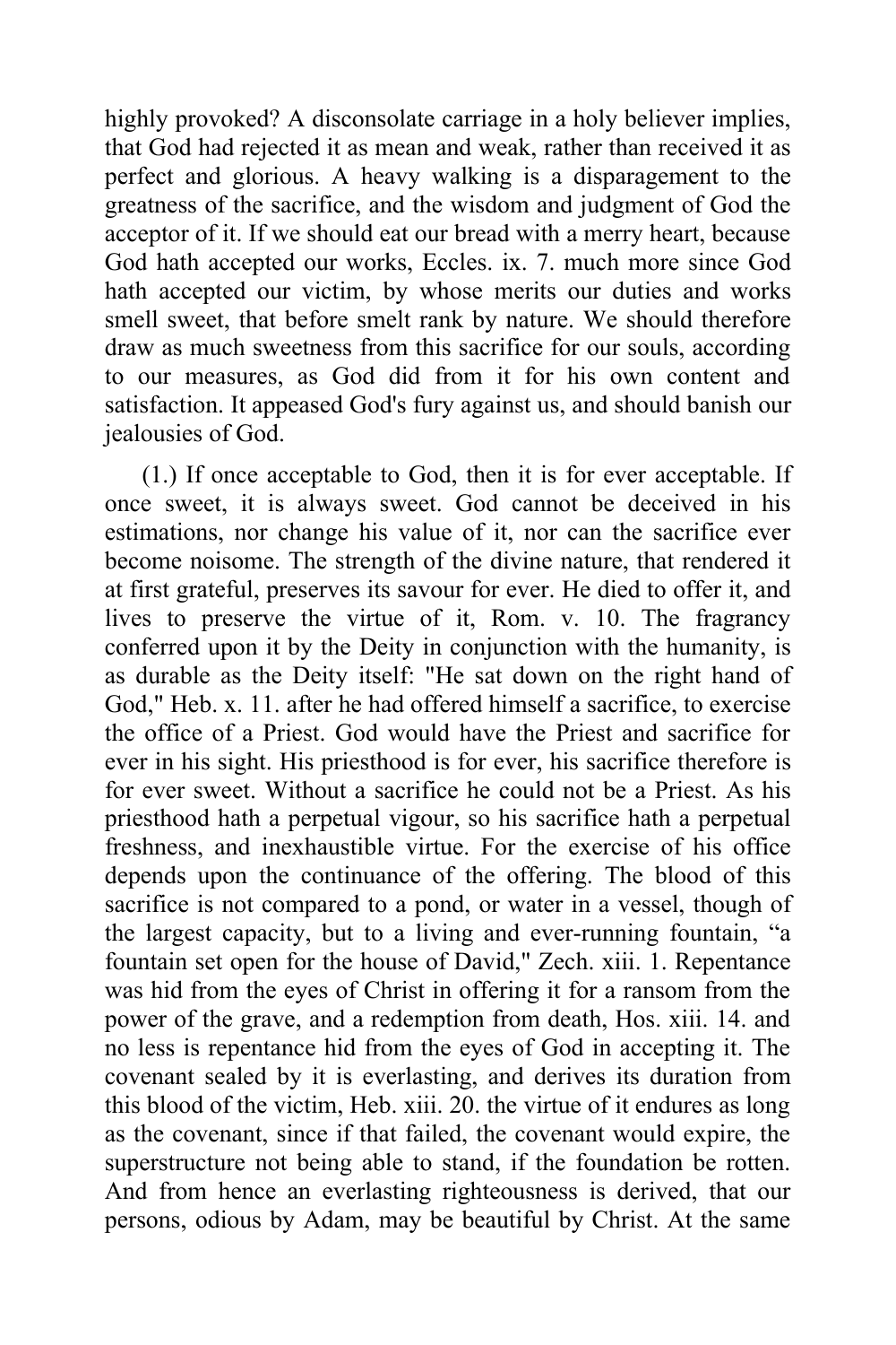highly provoked? A disconsolate carriage in a holy believer implies, that God had rejected it as mean and weak, rather than received it as perfect and glorious. A heavy walking is a disparagement to the greatness of the sacrifice, and the wisdom and judgment of God the acceptor of it. If we should eat our bread with a merry heart, because God hath accepted our works, Eccles. ix. 7. much more since God hath accepted our victim, by whose merits our duties and works smell sweet, that before smelt rank by nature. We should therefore draw as much sweetness from this sacrifice for our souls, according to our measures, as God did from it for his own content and satisfaction. It appeased God's fury against us, and should banish our jealousies of God.

(1.) If once acceptable to God, then it is for ever acceptable. If once sweet, it is always sweet. God cannot be deceived in his estimations, nor change his value of it, nor can the sacrifice ever become noisome. The strength of the divine nature, that rendered it at first grateful, preserves its savour for ever. He died to offer it, and lives to preserve the virtue of it, Rom. v. 10. The fragrancy conferred upon it by the Deity in conjunction with the humanity, is as durable as the Deity itself: "He sat down on the right hand of God," Heb. x. 11. after he had offered himself a sacrifice, to exercise the office of a Priest. God would have the Priest and sacrifice for ever in his sight. His priesthood is for ever, his sacrifice therefore is for ever sweet. Without a sacrifice he could not be a Priest. As his priesthood hath a perpetual vigour, so his sacrifice hath a perpetual freshness, and inexhaustible virtue. For the exercise of his office depends upon the continuance of the offering. The blood of this sacrifice is not compared to a pond, or water in a vessel, though of the largest capacity, but to a living and ever-running fountain, "a fountain set open for the house of David," Zech. xiii. 1. Repentance was hid from the eyes of Christ in offering it for a ransom from the power of the grave, and a redemption from death, Hos. xiii. 14. and no less is repentance hid from the eyes of God in accepting it. The covenant sealed by it is everlasting, and derives its duration from this blood of the victim, Heb. xiii. 20. the virtue of it endures as long as the covenant, since if that failed, the covenant would expire, the superstructure not being able to stand, if the foundation be rotten. And from hence an everlasting righteousness is derived, that our persons, odious by Adam, may be beautiful by Christ. At the same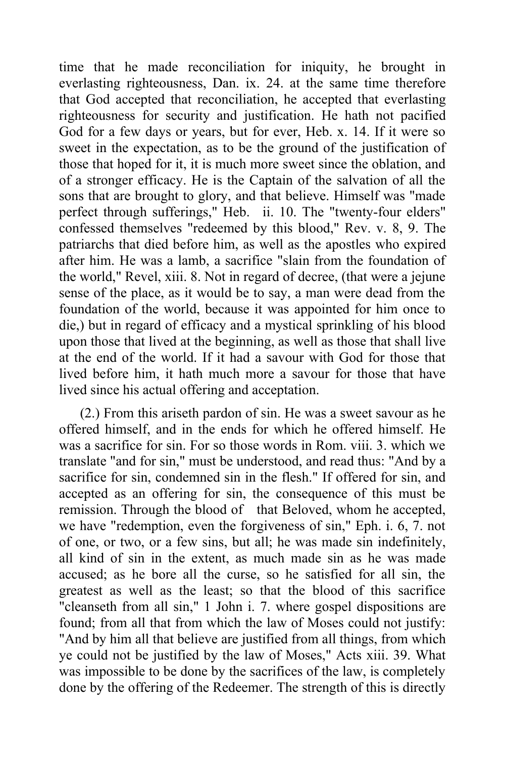time that he made reconciliation for iniquity, he brought in everlasting righteousness, Dan. ix. 24. at the same time therefore that God accepted that reconciliation, he accepted that everlasting righteousness for security and justification. He hath not pacified God for a few days or years, but for ever, Heb. x. 14. If it were so sweet in the expectation, as to be the ground of the justification of those that hoped for it, it is much more sweet since the oblation, and of a stronger efficacy. He is the Captain of the salvation of all the sons that are brought to glory, and that believe. Himself was "made perfect through sufferings," Heb. ii. 10. The "twenty-four elders" confessed themselves "redeemed by this blood," Rev. v. 8, 9. The patriarchs that died before him, as well as the apostles who expired after him. He was a lamb, a sacrifice "slain from the foundation of the world," Revel, xiii. 8. Not in regard of decree, (that were a jejune sense of the place, as it would be to say, a man were dead from the foundation of the world, because it was appointed for him once to die,) but in regard of efficacy and a mystical sprinkling of his blood upon those that lived at the beginning, as well as those that shall live at the end of the world. If it had a savour with God for those that lived before him, it hath much more a savour for those that have lived since his actual offering and acceptation.

(2.) From this ariseth pardon of sin. He was a sweet savour as he offered himself, and in the ends for which he offered himself. He was a sacrifice for sin. For so those words in Rom. viii. 3. which we translate "and for sin," must be understood, and read thus: "And by a sacrifice for sin, condemned sin in the flesh." If offered for sin, and accepted as an offering for sin, the consequence of this must be remission. Through the blood of that Beloved, whom he accepted, we have "redemption, even the forgiveness of sin," Eph. i. 6, 7. not of one, or two, or a few sins, but all; he was made sin indefinitely, all kind of sin in the extent, as much made sin as he was made accused; as he bore all the curse, so he satisfied for all sin, the greatest as well as the least; so that the blood of this sacrifice "cleanseth from all sin," 1 John i. 7. where gospel dispositions are found; from all that from which the law of Moses could not justify: "And by him all that believe are justified from all things, from which ye could not be justified by the law of Moses," Acts xiii. 39. What was impossible to be done by the sacrifices of the law, is completely done by the offering of the Redeemer. The strength of this is directly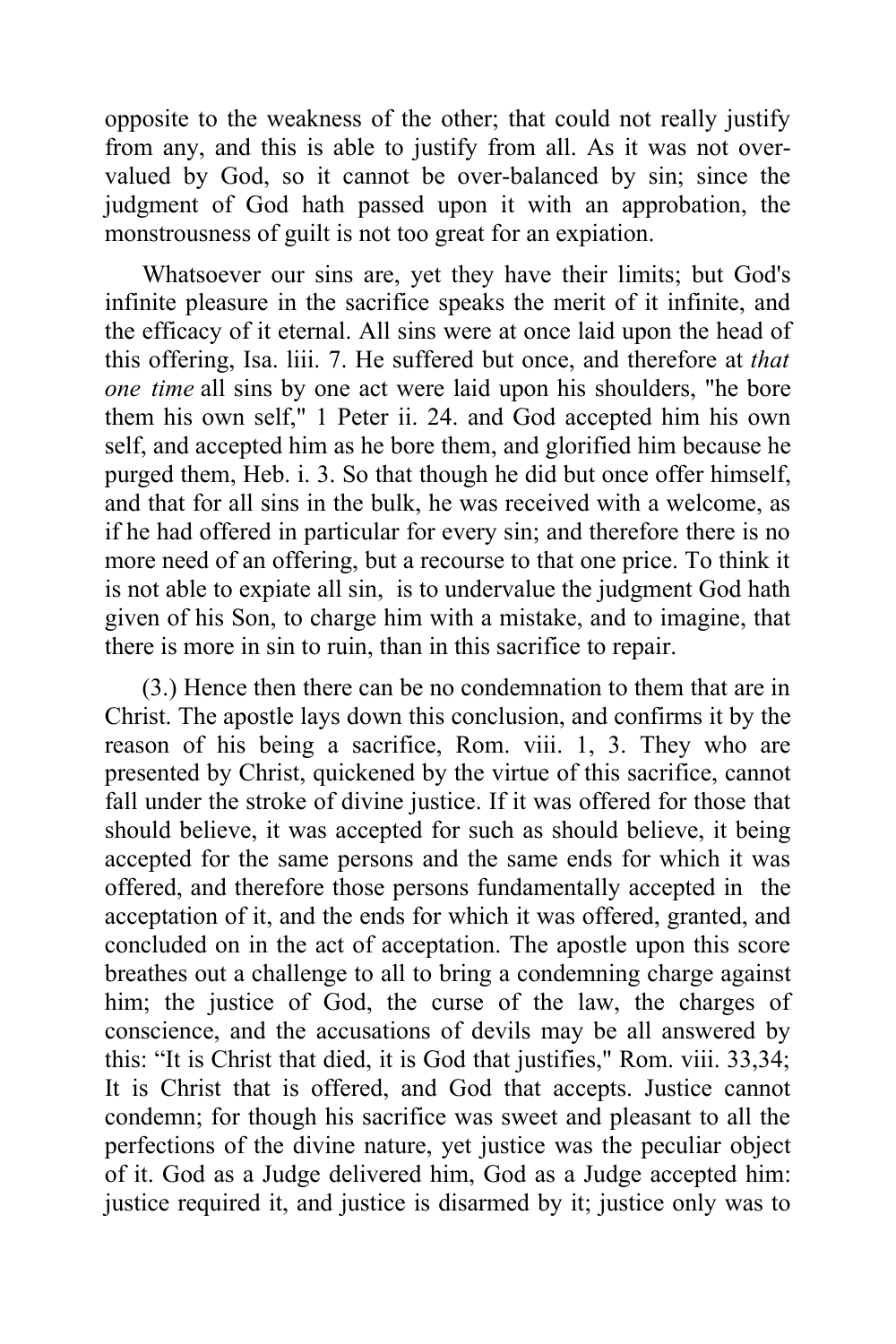opposite to the weakness of the other; that could not really justify from any, and this is able to justify from all. As it was not over-valued by God, so it cannot be over-balanced by sin; since the judgment of God hath passed upon it with an approbation, the monstrousness of guilt is not too great for an expiation.

Whatsoever our sins are, yet they have their limits; but God's infinite pleasure in the sacrifice speaks the merit of it infinite, and the efficacy of it eternal. All sins were at once laid upon the head of this offering, Isa. liii. 7. He suffered but once, and therefore at *that one time* all sins by one act were laid upon his shoulders, "he bore them his own self," 1 Peter ii. 24. and God accepted him his own self, and accepted him as he bore them, and glorified him because he purged them, Heb. i. 3. So that though he did but once offer himself, and that for all sins in the bulk, he was received with a welcome, as if he had offered in particular for every sin; and therefore there is no more need of an offering, but a recourse to that one price. To think it is not able to expiate all sin, is to undervalue the judgment God hath given of his Son, to charge him with a mistake, and to imagine, that there is more in sin to ruin, than in this sacrifice to repair.

(3.) Hence then there can be no condemnation to them that are in Christ. The apostle lays down this conclusion, and confirms it by the reason of his being a sacrifice, Rom. viii. 1, 3. They who are presented by Christ, quickened by the virtue of this sacrifice, cannot fall under the stroke of divine justice. If it was offered for those that should believe, it was accepted for such as should believe, it being accepted for the same persons and the same ends for which it was offered, and therefore those persons fundamentally accepted in the acceptation of it, and the ends for which it was offered, granted, and concluded on in the act of acceptation. The apostle upon this score breathes out a challenge to all to bring a condemning charge against him; the justice of God, the curse of the law, the charges of conscience, and the accusations of devils may be all answered by this: "It is Christ that died, it is God that justifies," Rom. viii. 33,34; It is Christ that is offered, and God that accepts. Justice cannot condemn; for though his sacrifice was sweet and pleasant to all the perfections of the divine nature, yet justice was the peculiar object of it. God as a Judge delivered him, God as a Judge accepted him: justice required it, and justice is disarmed by it; justice only was to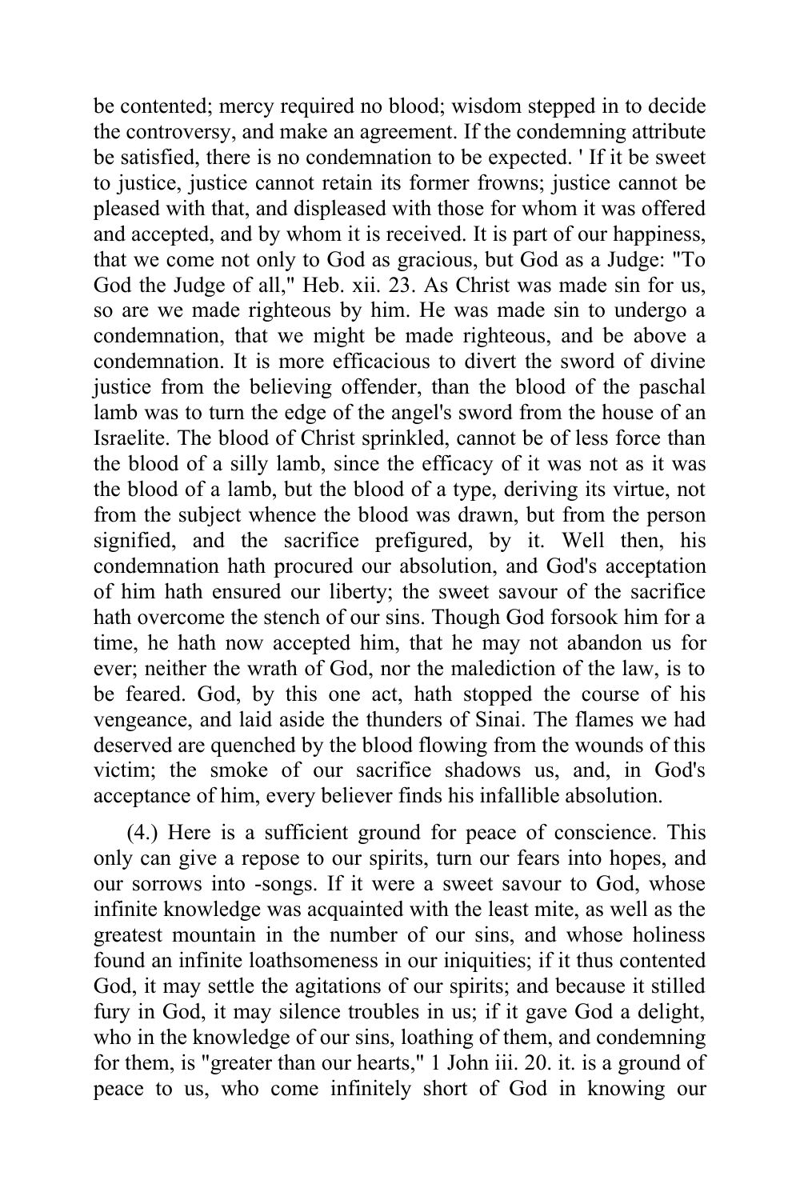be contented; mercy required no blood; wisdom stepped in to decide the controversy, and make an agreement. If the condemning attribute be satisfied, there is no condemnation to be expected. ' If it be sweet to justice, justice cannot retain its former frowns; justice cannot be pleased with that, and displeased with those for whom it was offered and accepted, and by whom it is received. It is part of our happiness, that we come not only to God as gracious, but God as a Judge: "To God the Judge of all," Heb. xii. 23. As Christ was made sin for us, so are we made righteous by him. He was made sin to undergo a condemnation, that we might be made righteous, and be above a condemnation. It is more efficacious to divert the sword of divine justice from the believing offender, than the blood of the paschal lamb was to turn the edge of the angel's sword from the house of an Israelite. The blood of Christ sprinkled, cannot be of less force than the blood of a silly lamb, since the efficacy of it was not as it was the blood of a lamb, but the blood of a type, deriving its virtue, not from the subject whence the blood was drawn, but from the person signified, and the sacrifice prefigured, by it. Well then, his condemnation hath procured our absolution, and God's acceptation of him hath ensured our liberty; the sweet savour of the sacrifice hath overcome the stench of our sins. Though God forsook him for a time, he hath now accepted him, that he may not abandon us for ever; neither the wrath of God, nor the malediction of the law, is to be feared. God, by this one act, hath stopped the course of his vengeance, and laid aside the thunders of Sinai. The flames we had deserved are quenched by the blood flowing from the wounds of this victim; the smoke of our sacrifice shadows us, and, in God's acceptance of him, every believer finds his infallible absolution.

(4.) Here is a sufficient ground for peace of conscience. This only can give a repose to our spirits, turn our fears into hopes, and our sorrows into -songs. If it were a sweet savour to God, whose infinite knowledge was acquainted with the least mite, as well as the greatest mountain in the number of our sins, and whose holiness found an infinite loathsomeness in our iniquities; if it thus contented God, it may settle the agitations of our spirits; and because it stilled fury in God, it may silence troubles in us; if it gave God a delight, who in the knowledge of our sins, loathing of them, and condemning for them, is "greater than our hearts," 1 John iii. 20. it. is a ground of peace to us, who come infinitely short of God in knowing our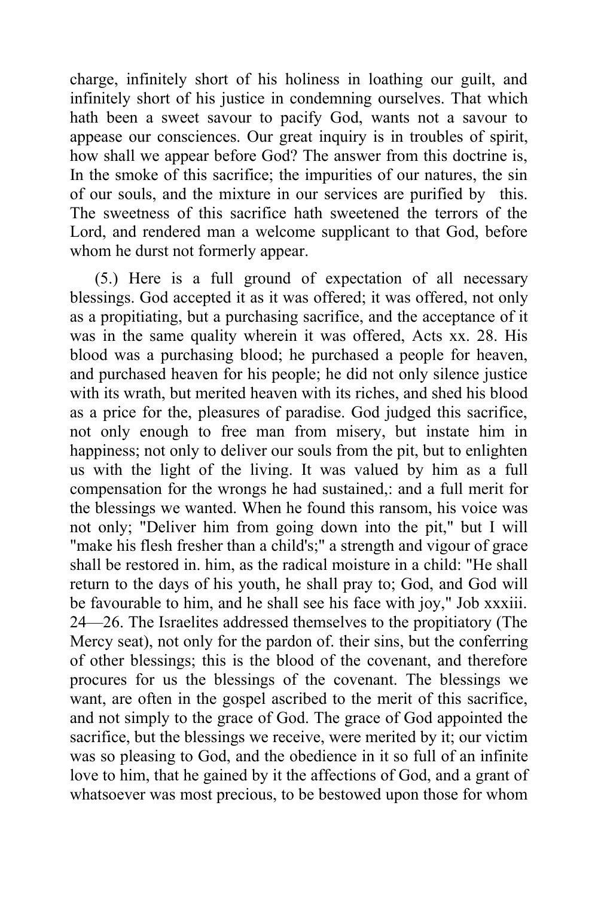charge, infinitely short of his holiness in loathing our guilt, and infinitely short of his justice in condemning ourselves. That which hath been a sweet savour to pacify God, wants not a savour to appease our consciences. Our great inquiry is in troubles of spirit, how shall we appear before God? The answer from this doctrine is, In the smoke of this sacrifice; the impurities of our natures, the sin of our souls, and the mixture in our services are purified by this. The sweetness of this sacrifice hath sweetened the terrors of the Lord, and rendered man a welcome supplicant to that God, before whom he durst not formerly appear.

(5.) Here is a full ground of expectation of all necessary blessings. God accepted it as it was offered; it was offered, not only as a propitiating, but a purchasing sacrifice, and the acceptance of it was in the same quality wherein it was offered, Acts xx. 28. His blood was a purchasing blood; he purchased a people for heaven, and purchased heaven for his people; he did not only silence justice with its wrath, but merited heaven with its riches, and shed his blood as a price for the, pleasures of paradise. God judged this sacrifice, not only enough to free man from misery, but instate him in happiness; not only to deliver our souls from the pit, but to enlighten us with the light of the living. It was valued by him as a full compensation for the wrongs he had sustained,: and a full merit for the blessings we wanted. When he found this ransom, his voice was not only; "Deliver him from going down into the pit," but I will "make his flesh fresher than a child's;" a strength and vigour of grace shall be restored in. him, as the radical moisture in a child: "He shall return to the days of his youth, he shall pray to; God, and God will be favourable to him, and he shall see his face with joy," Job xxxiii. 24—26. The Israelites addressed themselves to the propitiatory (The Mercy seat), not only for the pardon of. their sins, but the conferring of other blessings; this is the blood of the covenant, and therefore procures for us the blessings of the covenant. The blessings we want, are often in the gospel ascribed to the merit of this sacrifice, and not simply to the grace of God. The grace of God appointed the sacrifice, but the blessings we receive, were merited by it; our victim was so pleasing to God, and the obedience in it so full of an infinite love to him, that he gained by it the affections of God, and a grant of whatsoever was most precious, to be bestowed upon those for whom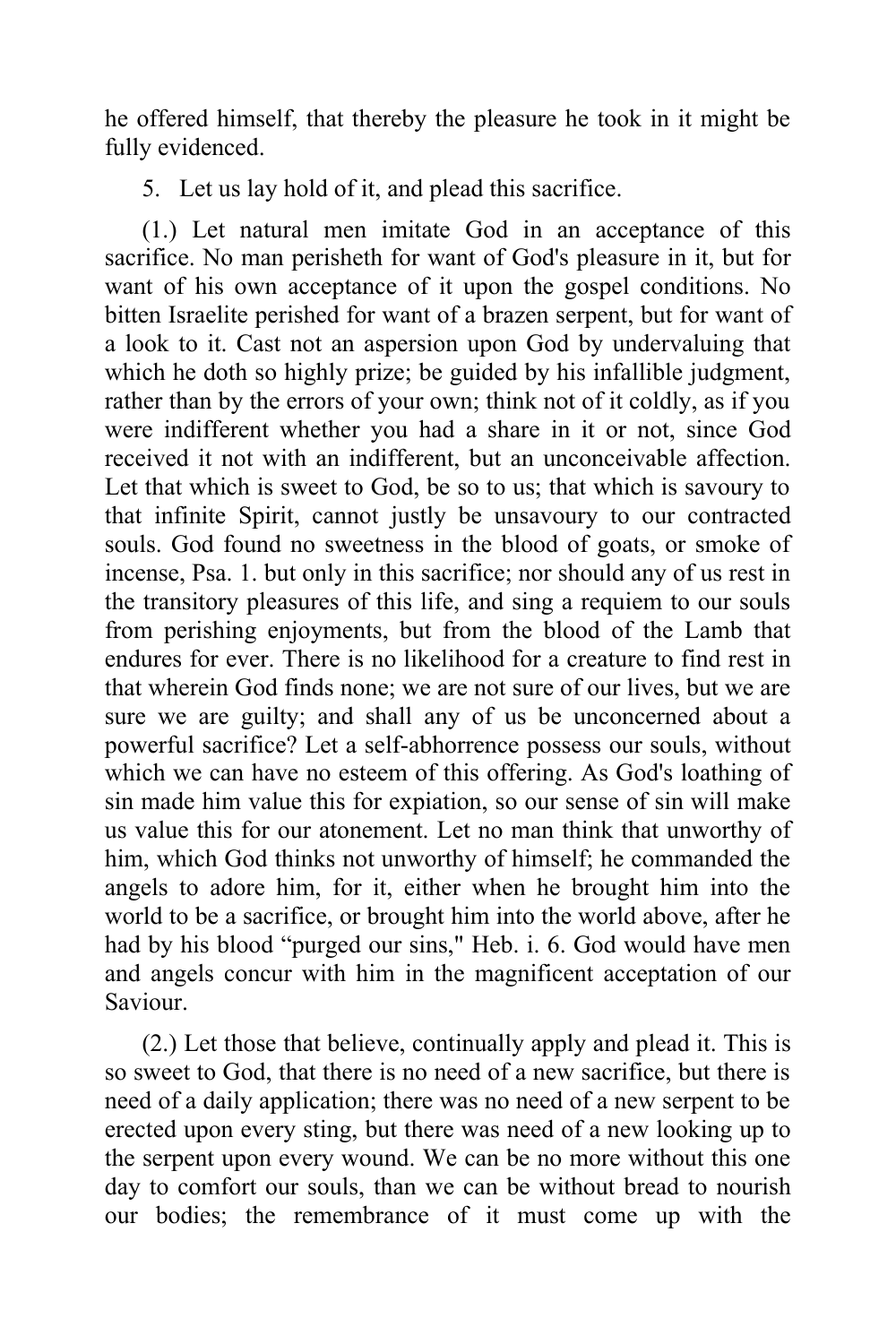he offered himself, that thereby the pleasure he took in it might be fully evidenced.

5. Let us lay hold of it, and plead this sacrifice.

(1.) Let natural men imitate God in an acceptance of this sacrifice. No man perisheth for want of God's pleasure in it, but for want of his own acceptance of it upon the gospel conditions. No bitten Israelite perished for want of a brazen serpent, but for want of a look to it. Cast not an aspersion upon God by undervaluing that which he doth so highly prize; be guided by his infallible judgment, rather than by the errors of your own; think not of it coldly, as if you were indifferent whether you had a share in it or not, since God received it not with an indifferent, but an unconceivable affection. Let that which is sweet to God, be so to us; that which is savoury to that infinite Spirit, cannot justly be unsavoury to our contracted souls. God found no sweetness in the blood of goats, or smoke of incense, Psa. 1. but only in this sacrifice; nor should any of us rest in the transitory pleasures of this life, and sing a requiem to our souls from perishing enjoyments, but from the blood of the Lamb that endures for ever. There is no likelihood for a creature to find rest in that wherein God finds none; we are not sure of our lives, but we are sure we are guilty; and shall any of us be unconcerned about a powerful sacrifice? Let a self-abhorrence possess our souls, without which we can have no esteem of this offering. As God's loathing of sin made him value this for expiation, so our sense of sin will make us value this for our atonement. Let no man think that unworthy of him, which God thinks not unworthy of himself; he commanded the angels to adore him, for it, either when he brought him into the world to be a sacrifice, or brought him into the world above, after he had by his blood "purged our sins," Heb. i. 6. God would have men and angels concur with him in the magnificent acceptation of our Saviour.

(2.) Let those that believe, continually apply and plead it. This is so sweet to God, that there is no need of a new sacrifice, but there is need of a daily application; there was no need of a new serpent to be erected upon every sting, but there was need of a new looking up to the serpent upon every wound. We can be no more without this one day to comfort our souls, than we can be without bread to nourish our bodies; the remembrance of it must come up with the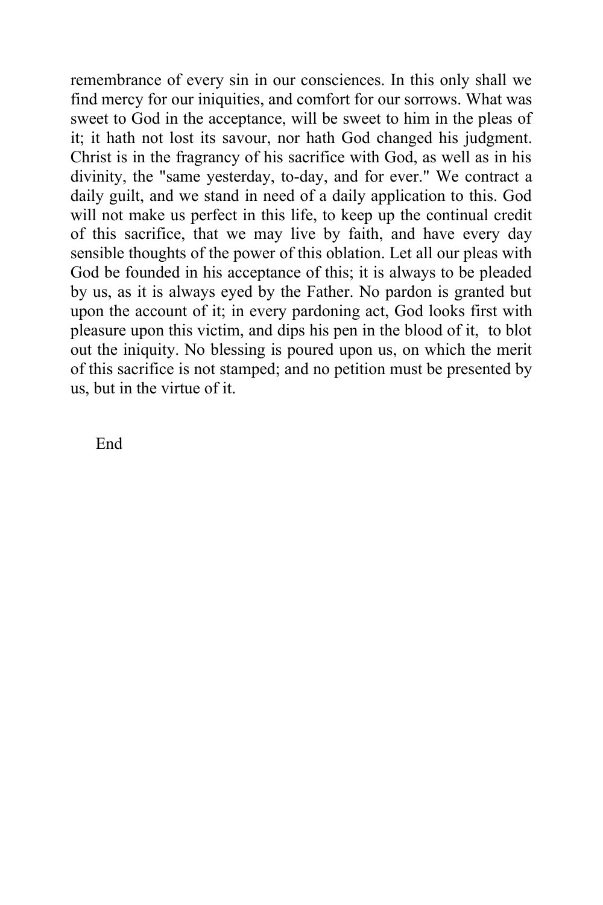remembrance of every sin in our consciences. In this only shall we find mercy for our iniquities, and comfort for our sorrows. What was sweet to God in the acceptance, will be sweet to him in the pleas of it; it hath not lost its savour, nor hath God changed his judgment. Christ is in the fragrancy of his sacrifice with God, as well as in his divinity, the "same yesterday, to-day, and for ever." We contract a daily guilt, and we stand in need of a daily application to this. God will not make us perfect in this life, to keep up the continual credit of this sacrifice, that we may live by faith, and have every day sensible thoughts of the power of this oblation. Let all our pleas with God be founded in his acceptance of this; it is always to be pleaded by us, as it is always eyed by the Father. No pardon is granted but upon the account of it; in every pardoning act, God looks first with pleasure upon this victim, and dips his pen in the blood of it, to blot out the iniquity. No blessing is poured upon us, on which the merit of this sacrifice is not stamped; and no petition must be presented by us, but in the virtue of it.

End